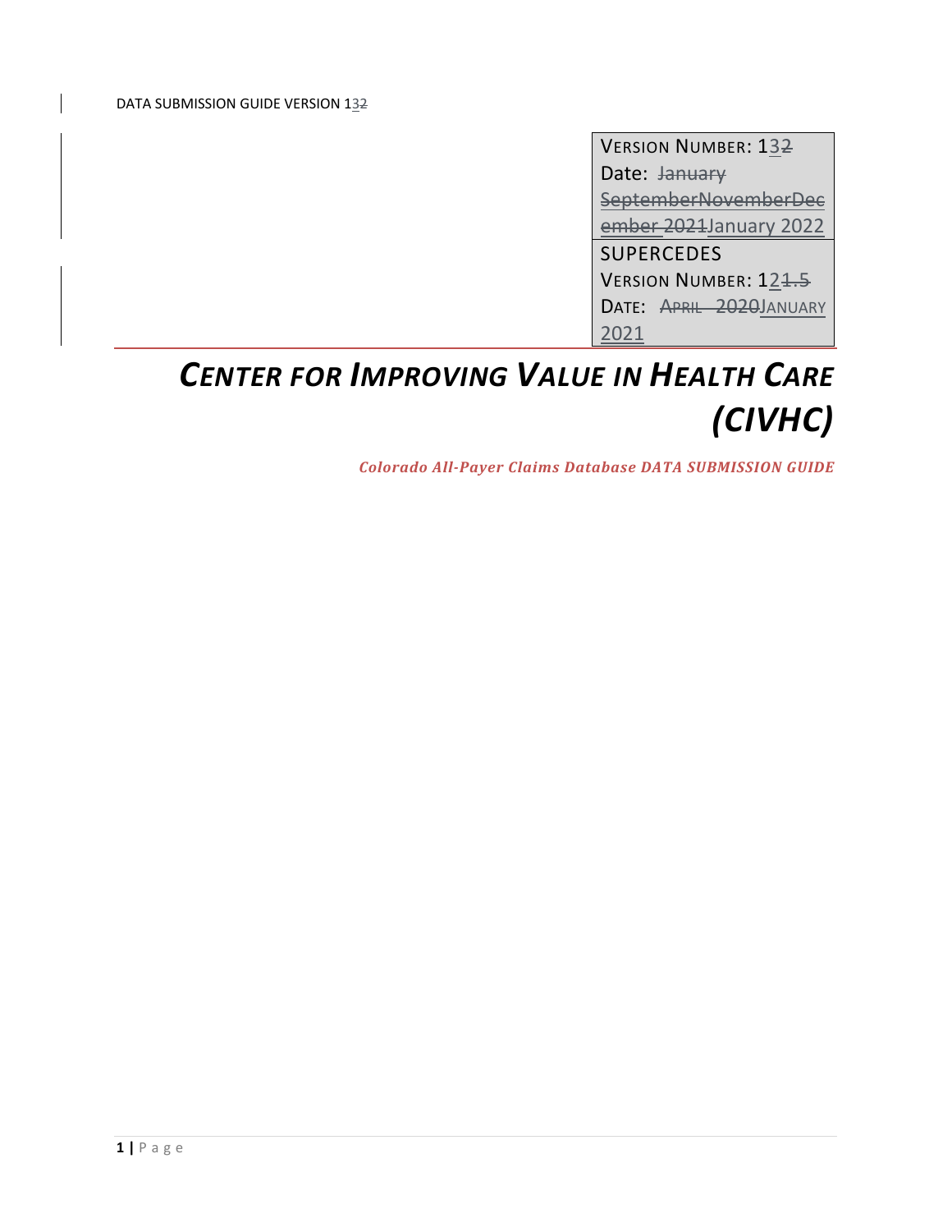| |
|---|
| VERSION NUMBER: 13~~2~~<br>Date: ~~January~~ ~~SeptemberNovemberDecember 2021~~January 2022 |
| SUPERCEDES<br>VERSION NUMBER: 12~~1.5~~<br>DATE: ~~APRIL 2020~~JANUARY 2021 |

# *CENTER FOR IMPROVING VALUE IN HEALTH CARE (CIVHC)*

***Colorado All-Payer Claims Database DATA SUBMISSION GUIDE***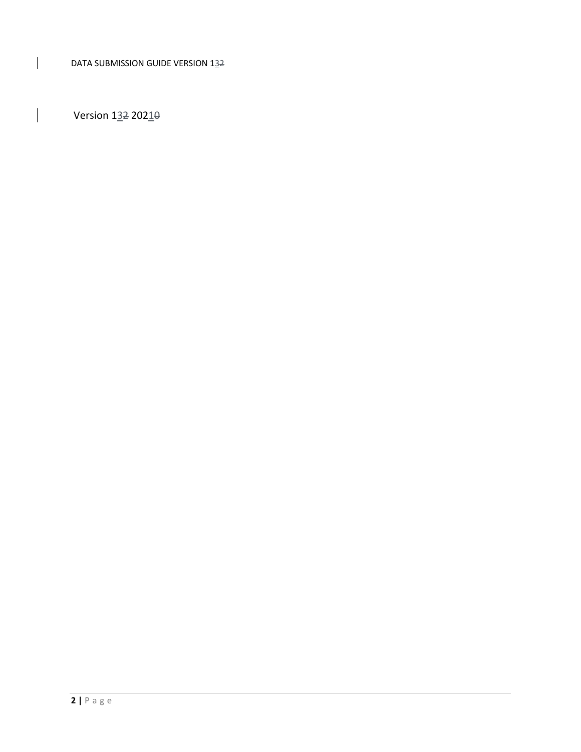Version 13~~2~~ 2021~~0~~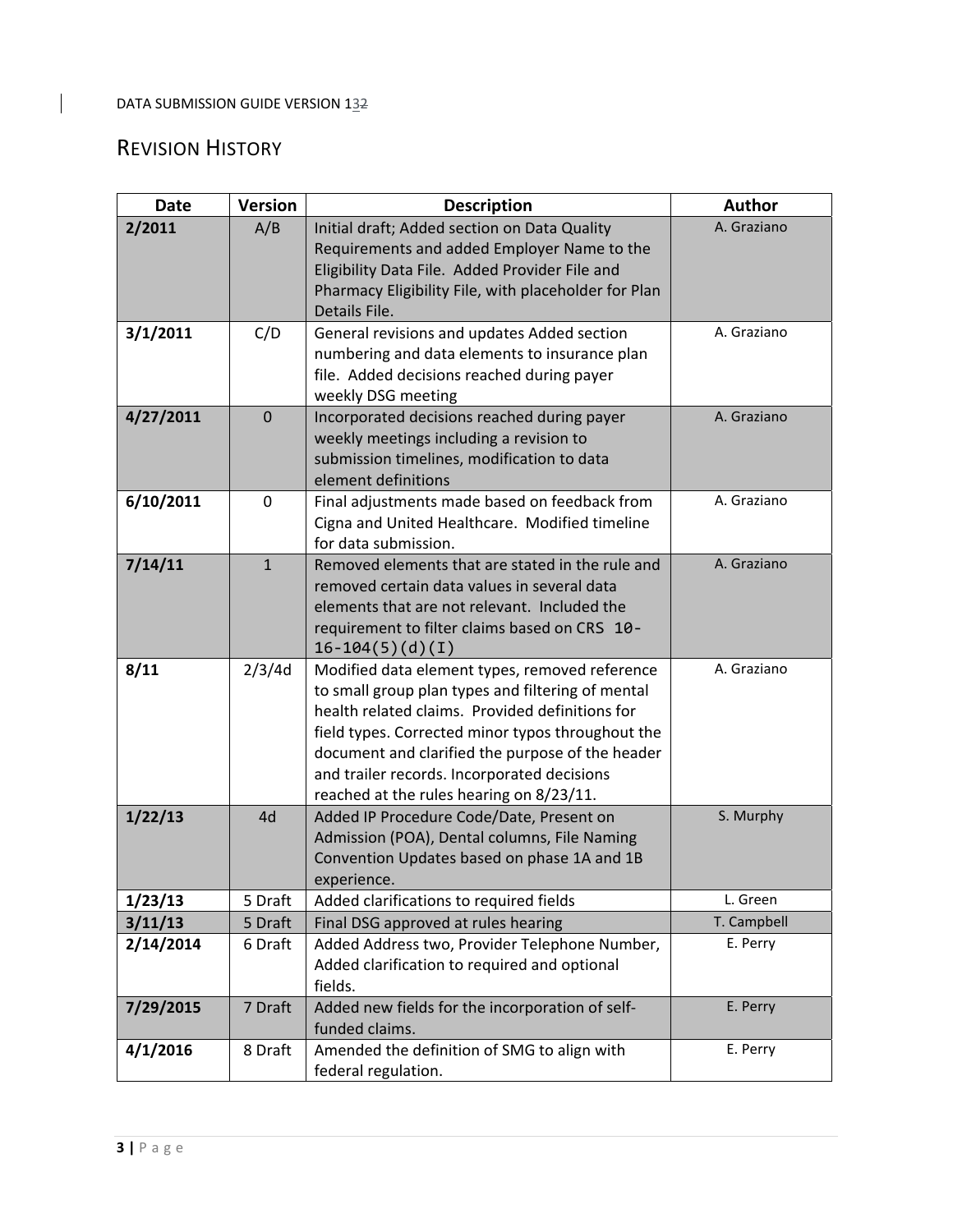## REVISION HISTORY

| Date | Version | Description | Author |
|---|---|---|---|
| **2/2011** | A/B | Initial draft; Added section on Data Quality Requirements and added Employer Name to the Eligibility Data File. Added Provider File and Pharmacy Eligibility File, with placeholder for Plan Details File. | A. Graziano |
| **3/1/2011** | C/D | General revisions and updates Added section numbering and data elements to insurance plan file. Added decisions reached during payer weekly DSG meeting | A. Graziano |
| **4/27/2011** | 0 | Incorporated decisions reached during payer weekly meetings including a revision to submission timelines, modification to data element definitions | A. Graziano |
| **6/10/2011** | 0 | Final adjustments made based on feedback from Cigna and United Healthcare. Modified timeline for data submission. | A. Graziano |
| **7/14/11** | 1 | Removed elements that are stated in the rule and removed certain data values in several data elements that are not relevant. Included the requirement to filter claims based on CRS 10-16-104(5)(d)(I) | A. Graziano |
| **8/11** | 2/3/4d | Modified data element types, removed reference to small group plan types and filtering of mental health related claims. Provided definitions for field types. Corrected minor typos throughout the document and clarified the purpose of the header and trailer records. Incorporated decisions reached at the rules hearing on 8/23/11. | A. Graziano |
| **1/22/13** | 4d | Added IP Procedure Code/Date, Present on Admission (POA), Dental columns, File Naming Convention Updates based on phase 1A and 1B experience. | S. Murphy |
| **1/23/13** | 5 Draft | Added clarifications to required fields | L. Green |
| **3/11/13** | 5 Draft | Final DSG approved at rules hearing | T. Campbell |
| **2/14/2014** | 6 Draft | Added Address two, Provider Telephone Number, Added clarification to required and optional fields. | E. Perry |
| **7/29/2015** | 7 Draft | Added new fields for the incorporation of self-funded claims. | E. Perry |
| **4/1/2016** | 8 Draft | Amended the definition of SMG to align with federal regulation. | E. Perry |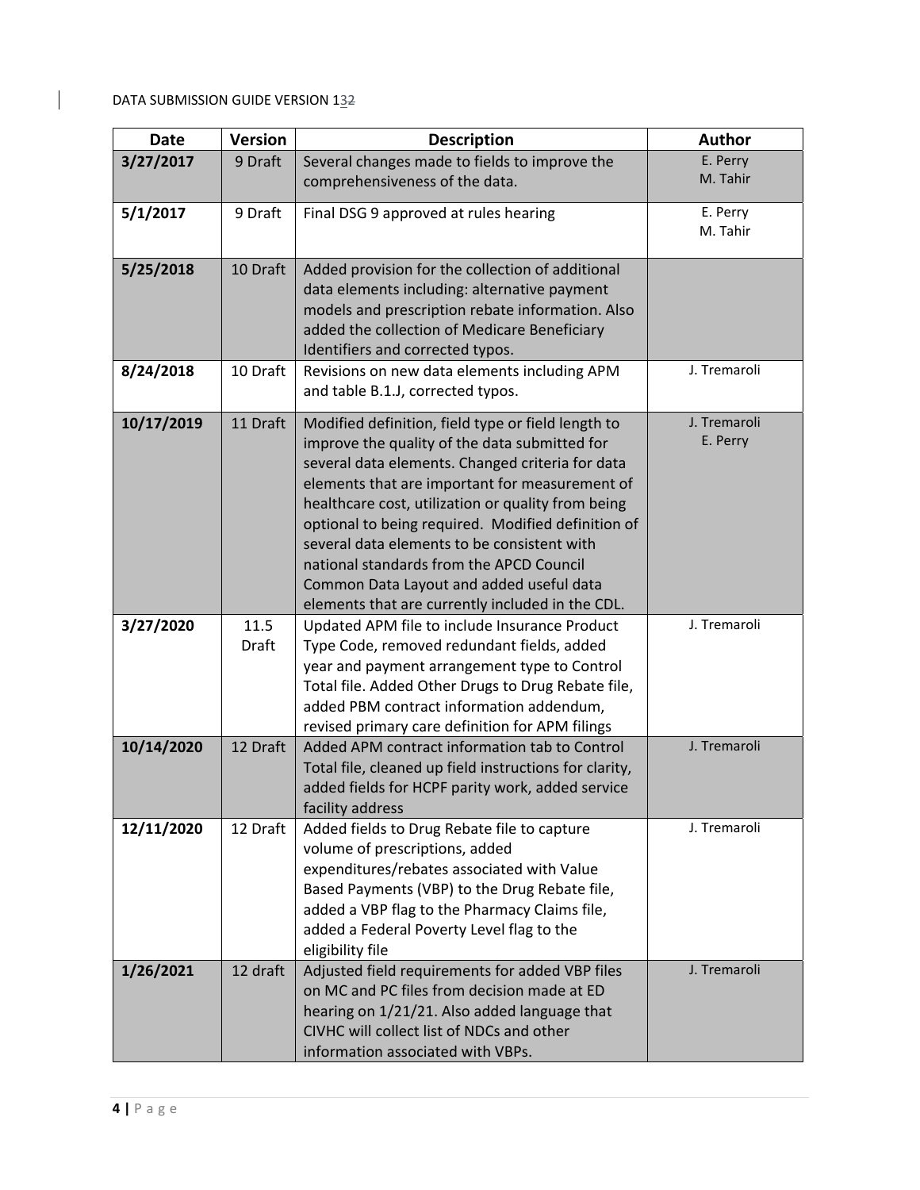| Date | Version | Description | Author |
|---|---|---|---|
| **3/27/2017** | 9 Draft | Several changes made to fields to improve the comprehensiveness of the data. | E. Perry M. Tahir |
| **5/1/2017** | 9 Draft | Final DSG 9 approved at rules hearing | E. Perry M. Tahir |
| **5/25/2018** | 10 Draft | Added provision for the collection of additional data elements including: alternative payment models and prescription rebate information. Also added the collection of Medicare Beneficiary Identifiers and corrected typos. | |
| **8/24/2018** | 10 Draft | Revisions on new data elements including APM and table B.1.J, corrected typos. | J. Tremaroli |
| **10/17/2019** | 11 Draft | Modified definition, field type or field length to improve the quality of the data submitted for several data elements. Changed criteria for data elements that are important for measurement of healthcare cost, utilization or quality from being optional to being required. Modified definition of several data elements to be consistent with national standards from the APCD Council Common Data Layout and added useful data elements that are currently included in the CDL. | J. Tremaroli E. Perry |
| **3/27/2020** | 11.5 Draft | Updated APM file to include Insurance Product Type Code, removed redundant fields, added year and payment arrangement type to Control Total file. Added Other Drugs to Drug Rebate file, added PBM contract information addendum, revised primary care definition for APM filings | J. Tremaroli |
| **10/14/2020** | 12 Draft | Added APM contract information tab to Control Total file, cleaned up field instructions for clarity, added fields for HCPF parity work, added service facility address | J. Tremaroli |
| **12/11/2020** | 12 Draft | Added fields to Drug Rebate file to capture volume of prescriptions, added expenditures/rebates associated with Value Based Payments (VBP) to the Drug Rebate file, added a VBP flag to the Pharmacy Claims file, added a Federal Poverty Level flag to the eligibility file | J. Tremaroli |
| **1/26/2021** | 12 draft | Adjusted field requirements for added VBP files on MC and PC files from decision made at ED hearing on 1/21/21. Also added language that CIVHC will collect list of NDCs and other information associated with VBPs. | J. Tremaroli |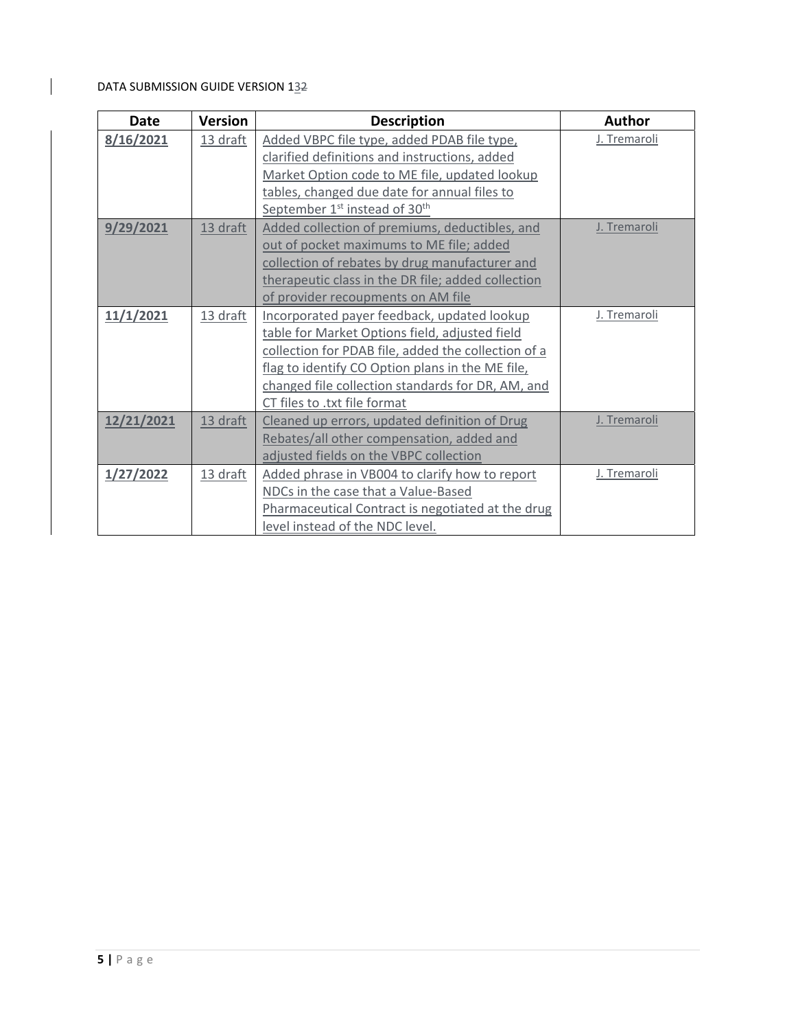| Date | Version | Description | Author |
|---|---|---|---|
| 8/16/2021 | 13 draft | Added VBPC file type, added PDAB file type, clarified definitions and instructions, added Market Option code to ME file, updated lookup tables, changed due date for annual files to September 1st instead of 30th | J. Tremaroli |
| 9/29/2021 | 13 draft | Added collection of premiums, deductibles, and out of pocket maximums to ME file; added collection of rebates by drug manufacturer and therapeutic class in the DR file; added collection of provider recoupments on AM file | J. Tremaroli |
| 11/1/2021 | 13 draft | Incorporated payer feedback, updated lookup table for Market Options field, adjusted field collection for PDAB file, added the collection of a flag to identify CO Option plans in the ME file, changed file collection standards for DR, AM, and CT files to .txt file format | J. Tremaroli |
| 12/21/2021 | 13 draft | Cleaned up errors, updated definition of Drug Rebates/all other compensation, added and adjusted fields on the VBPC collection | J. Tremaroli |
| 1/27/2022 | 13 draft | Added phrase in VB004 to clarify how to report NDCs in the case that a Value-Based Pharmaceutical Contract is negotiated at the drug level instead of the NDC level. | J. Tremaroli |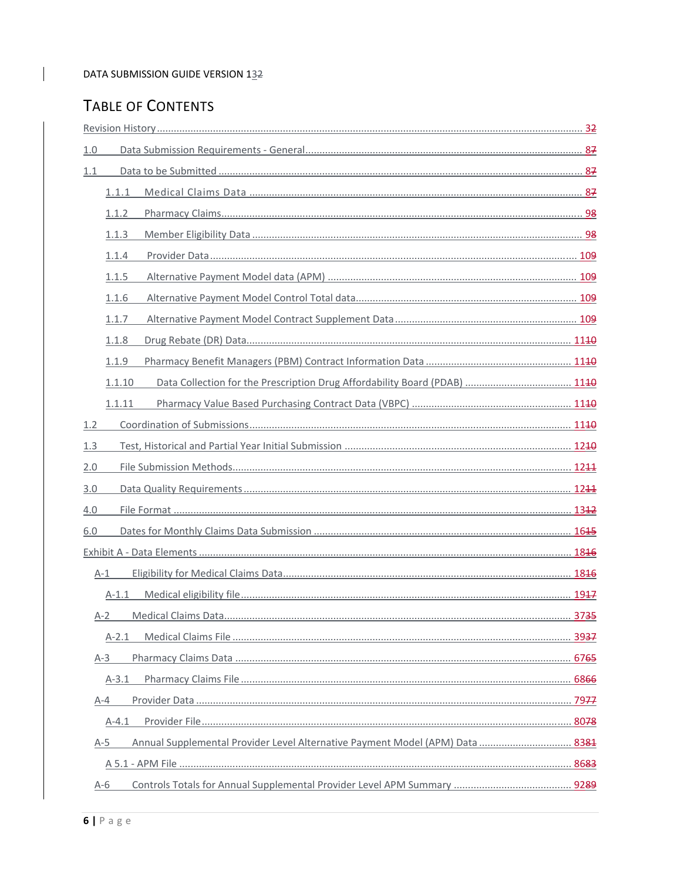# TABLE OF CONTENTS

Revision History .......... 3~~2~~

1.0 Data Submission Requirements - General .......... 8~~7~~

1.1 Data to be Submitted .......... 8~~7~~

- 1.1.1 Medical Claims Data .......... 8~~7~~
- 1.1.2 Pharmacy Claims .......... 9~~8~~
- 1.1.3 Member Eligibility Data .......... 9~~8~~
- 1.1.4 Provider Data .......... 10~~9~~
- 1.1.5 Alternative Payment Model data (APM) .......... 10~~9~~
- 1.1.6 Alternative Payment Model Control Total data .......... 10~~9~~
- 1.1.7 Alternative Payment Model Contract Supplement Data .......... 10~~9~~
- 1.1.8 Drug Rebate (DR) Data .......... 11~~10~~
- 1.1.9 Pharmacy Benefit Managers (PBM) Contract Information Data .......... 11~~10~~
- 1.1.10 Data Collection for the Prescription Drug Affordability Board (PDAB) .......... 11~~10~~
- 1.1.11 Pharmacy Value Based Purchasing Contract Data (VBPC) .......... 11~~10~~

1.2 Coordination of Submissions .......... 11~~10~~

1.3 Test, Historical and Partial Year Initial Submission .......... 12~~10~~

2.0 File Submission Methods .......... 12~~11~~

3.0 Data Quality Requirements .......... 12~~11~~

4.0 File Format .......... 13~~12~~

6.0 Dates for Monthly Claims Data Submission .......... 16~~15~~

Exhibit A - Data Elements .......... 18~~16~~

- A-1 Eligibility for Medical Claims Data .......... 18~~16~~
  - A-1.1 Medical eligibility file .......... 19~~17~~
- A-2 Medical Claims Data .......... 37~~35~~
  - A-2.1 Medical Claims File .......... 39~~37~~
- A-3 Pharmacy Claims Data .......... 67~~65~~
  - A-3.1 Pharmacy Claims File .......... 68~~66~~
- A-4 Provider Data .......... 79~~77~~
  - A-4.1 Provider File .......... 80~~78~~
- A-5 Annual Supplemental Provider Level Alternative Payment Model (APM) Data .......... 83~~81~~
  - A 5.1 - APM File .......... 86~~83~~
- A-6 Controls Totals for Annual Supplemental Provider Level APM Summary .......... 92~~89~~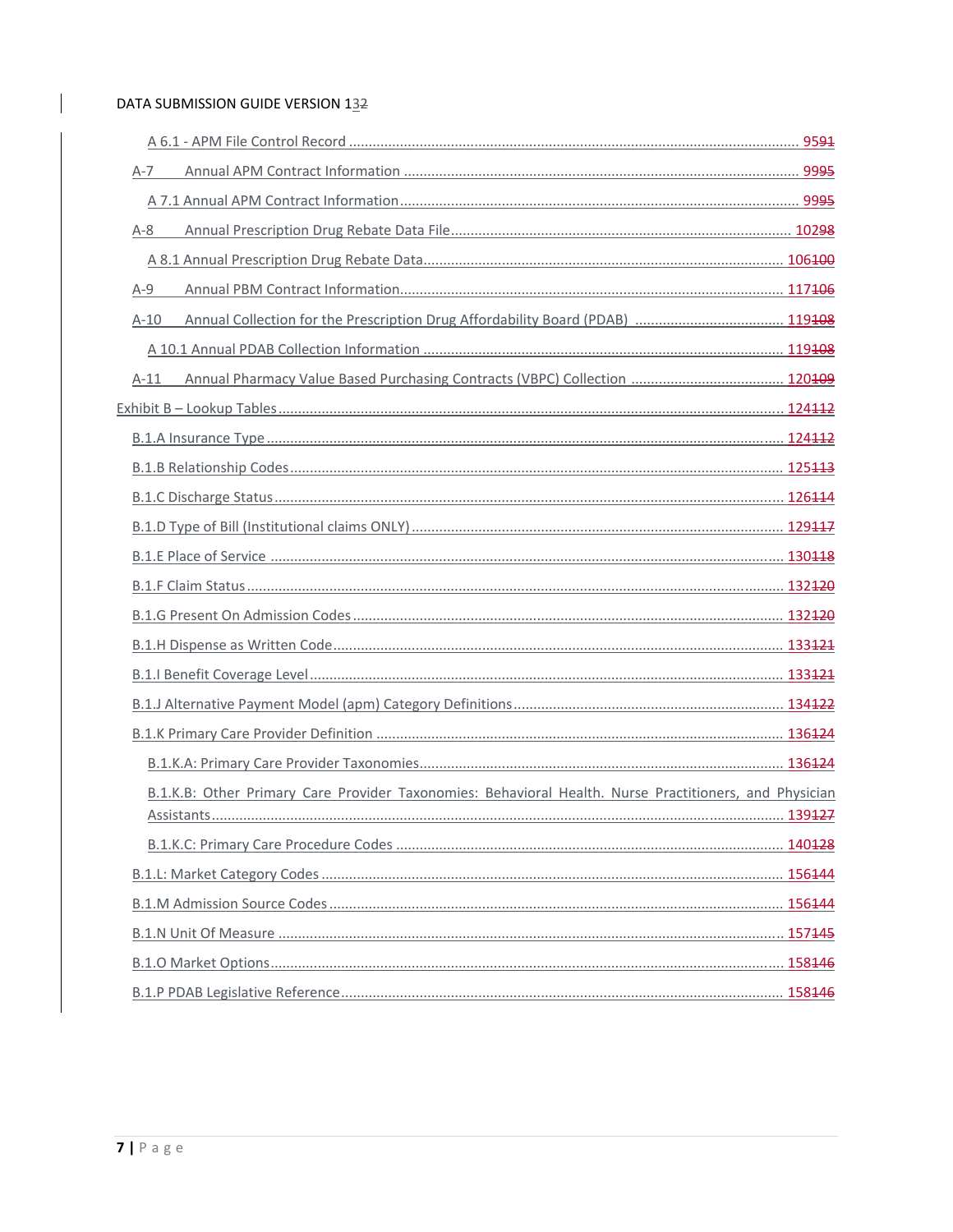- A 6.1 - APM File Control Record ..... 95~~91~~
- A-7 Annual APM Contract Information ..... 99~~95~~
  - A 7.1 Annual APM Contract Information ..... 99~~95~~
- A-8 Annual Prescription Drug Rebate Data File ..... 102~~98~~
  - A 8.1 Annual Prescription Drug Rebate Data ..... 106~~100~~
- A-9 Annual PBM Contract Information ..... 117~~106~~
- A-10 Annual Collection for the Prescription Drug Affordability Board (PDAB) ..... 119~~108~~
  - A 10.1 Annual PDAB Collection Information ..... 119~~108~~
- A-11 Annual Pharmacy Value Based Purchasing Contracts (VBPC) Collection ..... 120~~109~~

Exhibit B – Lookup Tables ..... 124~~112~~

- B.1.A Insurance Type ..... 124~~112~~
- B.1.B Relationship Codes ..... 125~~113~~
- B.1.C Discharge Status ..... 126~~114~~
- B.1.D Type of Bill (Institutional claims ONLY) ..... 129~~117~~
- B.1.E Place of Service ..... 130~~118~~
- B.1.F Claim Status ..... 132~~120~~
- B.1.G Present On Admission Codes ..... 132~~120~~
- B.1.H Dispense as Written Code ..... 133~~121~~
- B.1.I Benefit Coverage Level ..... 133~~121~~
- B.1.J Alternative Payment Model (apm) Category Definitions ..... 134~~122~~
- B.1.K Primary Care Provider Definition ..... 136~~124~~
  - B.1.K.A: Primary Care Provider Taxonomies ..... 136~~124~~
  - B.1.K.B: Other Primary Care Provider Taxonomies: Behavioral Health. Nurse Practitioners, and Physician Assistants ..... 139~~127~~
  - B.1.K.C: Primary Care Procedure Codes ..... 140~~128~~
- B.1.L: Market Category Codes ..... 156~~144~~
- B.1.M Admission Source Codes ..... 156~~144~~
- B.1.N Unit Of Measure ..... 157~~145~~
- B.1.O Market Options ..... 158~~146~~
- B.1.P PDAB Legislative Reference ..... 158~~146~~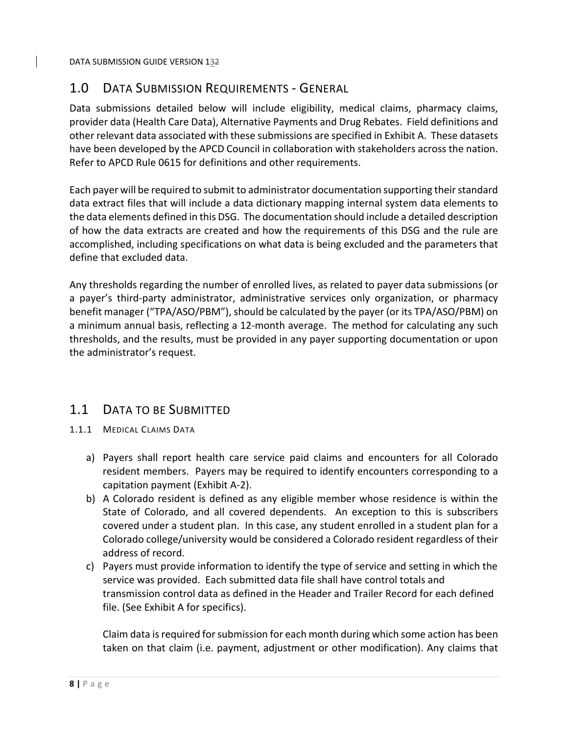## 1.0 Data Submission Requirements - General

Data submissions detailed below will include eligibility, medical claims, pharmacy claims, provider data (Health Care Data), Alternative Payments and Drug Rebates. Field definitions and other relevant data associated with these submissions are specified in Exhibit A. These datasets have been developed by the APCD Council in collaboration with stakeholders across the nation. Refer to APCD Rule 0615 for definitions and other requirements.

Each payer will be required to submit to administrator documentation supporting their standard data extract files that will include a data dictionary mapping internal system data elements to the data elements defined in this DSG. The documentation should include a detailed description of how the data extracts are created and how the requirements of this DSG and the rule are accomplished, including specifications on what data is being excluded and the parameters that define that excluded data.

Any thresholds regarding the number of enrolled lives, as related to payer data submissions (or a payer's third-party administrator, administrative services only organization, or pharmacy benefit manager ("TPA/ASO/PBM"), should be calculated by the payer (or its TPA/ASO/PBM) on a minimum annual basis, reflecting a 12-month average. The method for calculating any such thresholds, and the results, must be provided in any payer supporting documentation or upon the administrator's request.

## 1.1 Data to be Submitted

### 1.1.1 Medical Claims Data

a) Payers shall report health care service paid claims and encounters for all Colorado resident members. Payers may be required to identify encounters corresponding to a capitation payment (Exhibit A-2).
b) A Colorado resident is defined as any eligible member whose residence is within the State of Colorado, and all covered dependents. An exception to this is subscribers covered under a student plan. In this case, any student enrolled in a student plan for a Colorado college/university would be considered a Colorado resident regardless of their address of record.
c) Payers must provide information to identify the type of service and setting in which the service was provided. Each submitted data file shall have control totals and transmission control data as defined in the Header and Trailer Record for each defined file. (See Exhibit A for specifics).

   Claim data is required for submission for each month during which some action has been taken on that claim (i.e. payment, adjustment or other modification). Any claims that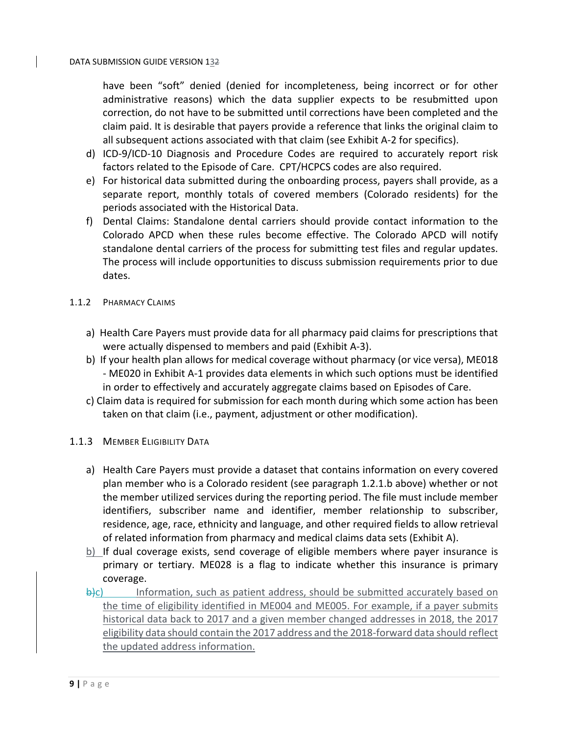have been "soft" denied (denied for incompleteness, being incorrect or for other administrative reasons) which the data supplier expects to be resubmitted upon correction, do not have to be submitted until corrections have been completed and the claim paid. It is desirable that payers provide a reference that links the original claim to all subsequent actions associated with that claim (see Exhibit A-2 for specifics).

d) ICD-9/ICD-10 Diagnosis and Procedure Codes are required to accurately report risk factors related to the Episode of Care. CPT/HCPCS codes are also required.

e) For historical data submitted during the onboarding process, payers shall provide, as a separate report, monthly totals of covered members (Colorado residents) for the periods associated with the Historical Data.

f) Dental Claims: Standalone dental carriers should provide contact information to the Colorado APCD when these rules become effective. The Colorado APCD will notify standalone dental carriers of the process for submitting test files and regular updates. The process will include opportunities to discuss submission requirements prior to due dates.

### 1.1.2 Pharmacy Claims

a) Health Care Payers must provide data for all pharmacy paid claims for prescriptions that were actually dispensed to members and paid (Exhibit A-3).

b) If your health plan allows for medical coverage without pharmacy (or vice versa), ME018 - ME020 in Exhibit A-1 provides data elements in which such options must be identified in order to effectively and accurately aggregate claims based on Episodes of Care.

c) Claim data is required for submission for each month during which some action has been taken on that claim (i.e., payment, adjustment or other modification).

### 1.1.3 Member Eligibility Data

a) Health Care Payers must provide a dataset that contains information on every covered plan member who is a Colorado resident (see paragraph 1.2.1.b above) whether or not the member utilized services during the reporting period. The file must include member identifiers, subscriber name and identifier, member relationship to subscriber, residence, age, race, ethnicity and language, and other required fields to allow retrieval of related information from pharmacy and medical claims data sets (Exhibit A).

b) If dual coverage exists, send coverage of eligible members where payer insurance is primary or tertiary. ME028 is a flag to indicate whether this insurance is primary coverage.

c) Information, such as patient address, should be submitted accurately based on the time of eligibility identified in ME004 and ME005. For example, if a payer submits historical data back to 2017 and a given member changed addresses in 2018, the 2017 eligibility data should contain the 2017 address and the 2018-forward data should reflect the updated address information.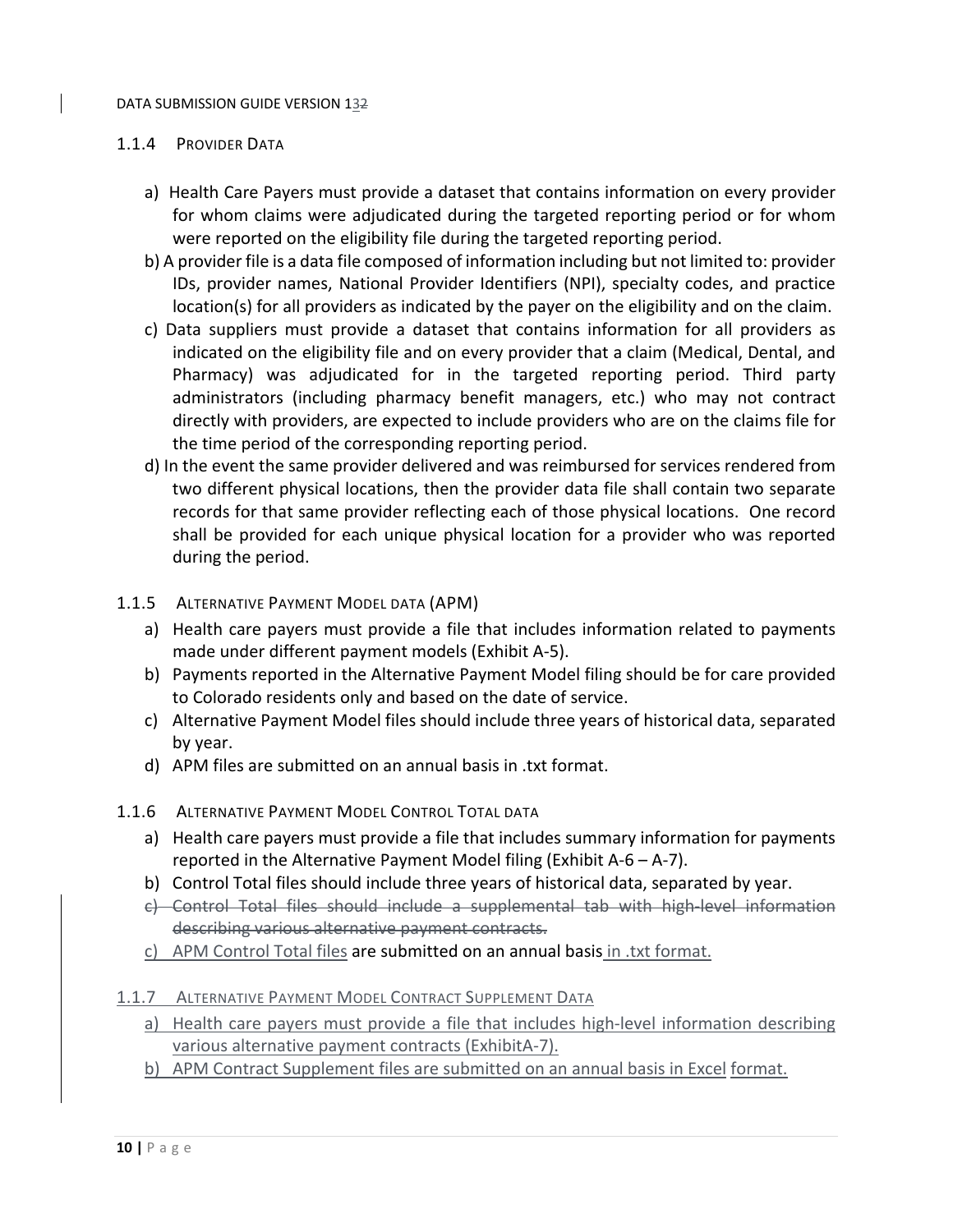### 1.1.4 Provider Data

a) Health Care Payers must provide a dataset that contains information on every provider for whom claims were adjudicated during the targeted reporting period or for whom were reported on the eligibility file during the targeted reporting period.

b) A provider file is a data file composed of information including but not limited to: provider IDs, provider names, National Provider Identifiers (NPI), specialty codes, and practice location(s) for all providers as indicated by the payer on the eligibility and on the claim.

c) Data suppliers must provide a dataset that contains information for all providers as indicated on the eligibility file and on every provider that a claim (Medical, Dental, and Pharmacy) was adjudicated for in the targeted reporting period. Third party administrators (including pharmacy benefit managers, etc.) who may not contract directly with providers, are expected to include providers who are on the claims file for the time period of the corresponding reporting period.

d) In the event the same provider delivered and was reimbursed for services rendered from two different physical locations, then the provider data file shall contain two separate records for that same provider reflecting each of those physical locations. One record shall be provided for each unique physical location for a provider who was reported during the period.

### 1.1.5 Alternative Payment Model data (APM)

a) Health care payers must provide a file that includes information related to payments made under different payment models (Exhibit A-5).

b) Payments reported in the Alternative Payment Model filing should be for care provided to Colorado residents only and based on the date of service.

c) Alternative Payment Model files should include three years of historical data, separated by year.

d) APM files are submitted on an annual basis in .txt format.

### 1.1.6 Alternative Payment Model Control Total data

a) Health care payers must provide a file that includes summary information for payments reported in the Alternative Payment Model filing (Exhibit A-6 – A-7).

b) Control Total files should include three years of historical data, separated by year.

~~c) Control Total files should include a supplemental tab with high-level information describing various alternative payment contracts.~~

c) APM Control Total files are submitted on an annual basis in .txt format.

### 1.1.7 Alternative Payment Model Contract Supplement Data

a) Health care payers must provide a file that includes high-level information describing various alternative payment contracts (ExhibitA-7).

b) APM Contract Supplement files are submitted on an annual basis in Excel format.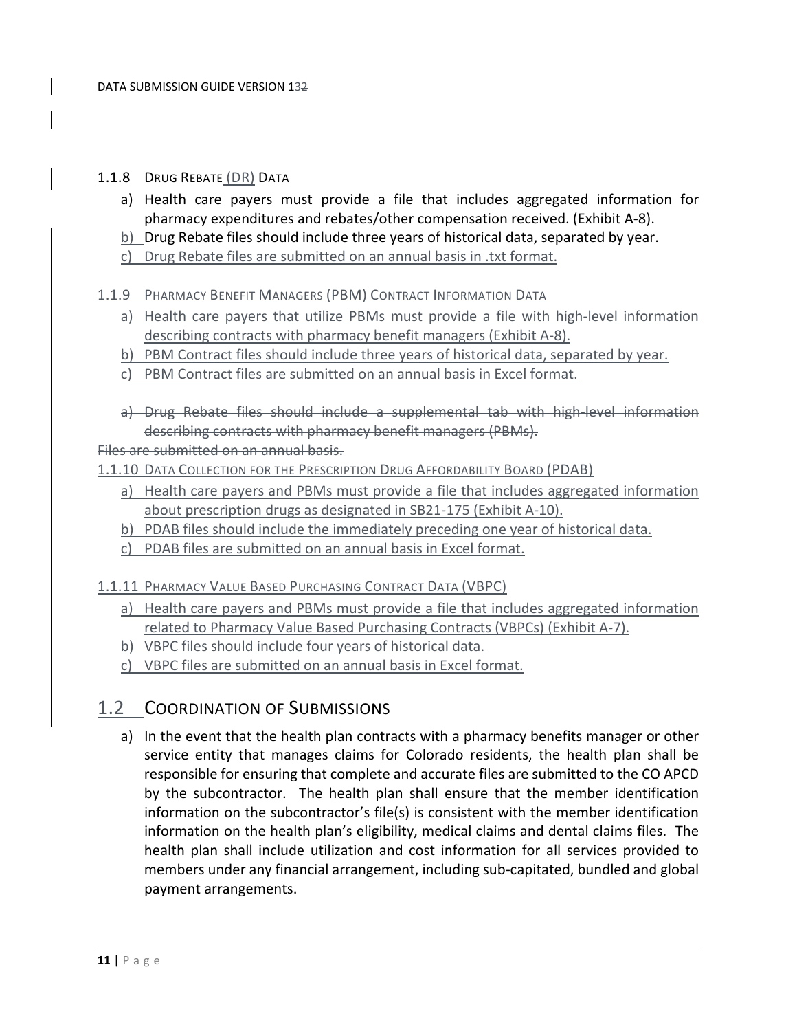#### 1.1.8 Drug Rebate (DR) Data

a) Health care payers must provide a file that includes aggregated information for pharmacy expenditures and rebates/other compensation received. (Exhibit A-8).

b) Drug Rebate files should include three years of historical data, separated by year.

c) Drug Rebate files are submitted on an annual basis in .txt format.

#### 1.1.9 Pharmacy Benefit Managers (PBM) Contract Information Data

a) Health care payers that utilize PBMs must provide a file with high-level information describing contracts with pharmacy benefit managers (Exhibit A-8).

b) PBM Contract files should include three years of historical data, separated by year.

c) PBM Contract files are submitted on an annual basis in Excel format.

~~a) Drug Rebate files should include a supplemental tab with high-level information describing contracts with pharmacy benefit managers (PBMs).~~

~~Files are submitted on an annual basis.~~

#### 1.1.10 Data Collection for the Prescription Drug Affordability Board (PDAB)

a) Health care payers and PBMs must provide a file that includes aggregated information about prescription drugs as designated in SB21-175 (Exhibit A-10).

b) PDAB files should include the immediately preceding one year of historical data.

c) PDAB files are submitted on an annual basis in Excel format.

#### 1.1.11 Pharmacy Value Based Purchasing Contract Data (VBPC)

a) Health care payers and PBMs must provide a file that includes aggregated information related to Pharmacy Value Based Purchasing Contracts (VBPCs) (Exhibit A-7).

b) VBPC files should include four years of historical data.

c) VBPC files are submitted on an annual basis in Excel format.

## 1.2 Coordination of Submissions

a) In the event that the health plan contracts with a pharmacy benefits manager or other service entity that manages claims for Colorado residents, the health plan shall be responsible for ensuring that complete and accurate files are submitted to the CO APCD by the subcontractor. The health plan shall ensure that the member identification information on the subcontractor's file(s) is consistent with the member identification information on the health plan's eligibility, medical claims and dental claims files. The health plan shall include utilization and cost information for all services provided to members under any financial arrangement, including sub-capitated, bundled and global payment arrangements.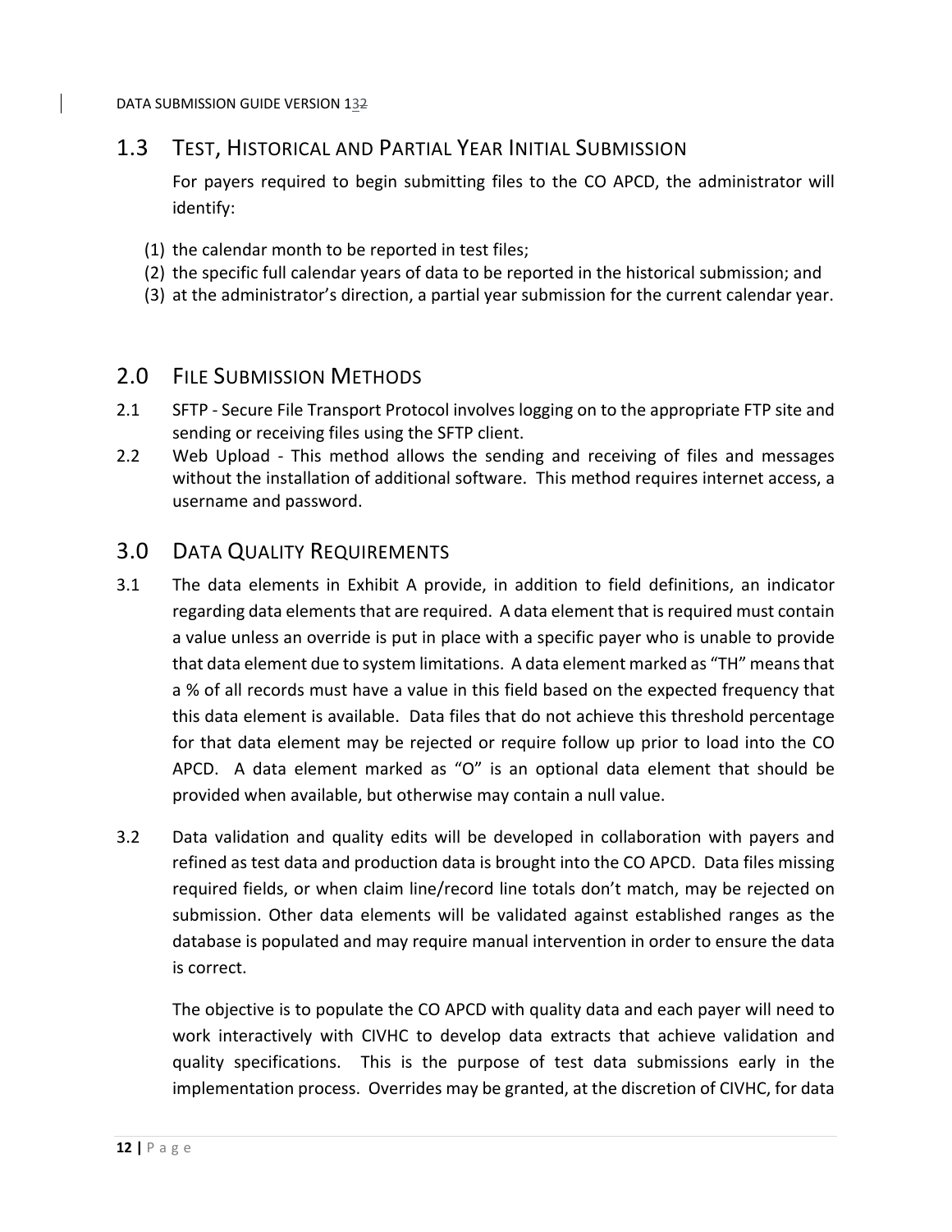## 1.3 Test, Historical and Partial Year Initial Submission

For payers required to begin submitting files to the CO APCD, the administrator will identify:

(1) the calendar month to be reported in test files;
(2) the specific full calendar years of data to be reported in the historical submission; and
(3) at the administrator's direction, a partial year submission for the current calendar year.

# 2.0 File Submission Methods

2.1 SFTP - Secure File Transport Protocol involves logging on to the appropriate FTP site and sending or receiving files using the SFTP client.

2.2 Web Upload - This method allows the sending and receiving of files and messages without the installation of additional software. This method requires internet access, a username and password.

# 3.0 Data Quality Requirements

3.1 The data elements in Exhibit A provide, in addition to field definitions, an indicator regarding data elements that are required. A data element that is required must contain a value unless an override is put in place with a specific payer who is unable to provide that data element due to system limitations. A data element marked as "TH" means that a % of all records must have a value in this field based on the expected frequency that this data element is available. Data files that do not achieve this threshold percentage for that data element may be rejected or require follow up prior to load into the CO APCD. A data element marked as "O" is an optional data element that should be provided when available, but otherwise may contain a null value.

3.2 Data validation and quality edits will be developed in collaboration with payers and refined as test data and production data is brought into the CO APCD. Data files missing required fields, or when claim line/record line totals don't match, may be rejected on submission. Other data elements will be validated against established ranges as the database is populated and may require manual intervention in order to ensure the data is correct.

The objective is to populate the CO APCD with quality data and each payer will need to work interactively with CIVHC to develop data extracts that achieve validation and quality specifications. This is the purpose of test data submissions early in the implementation process. Overrides may be granted, at the discretion of CIVHC, for data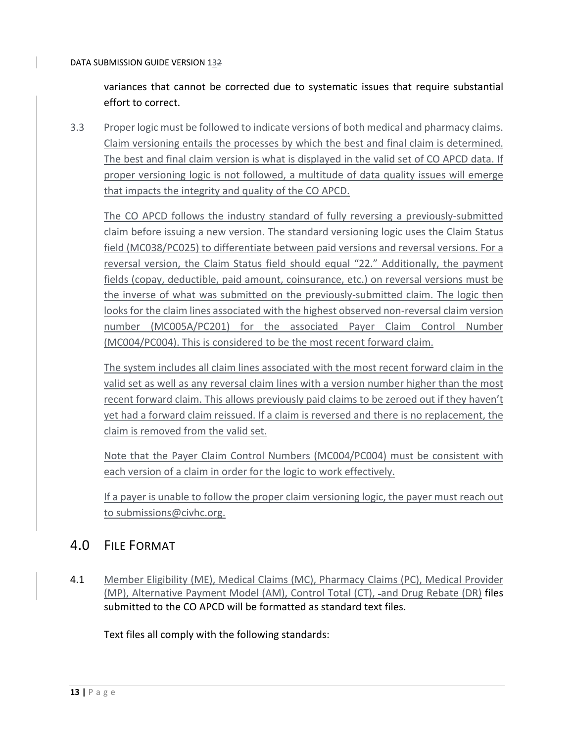variances that cannot be corrected due to systematic issues that require substantial effort to correct.

3.3 Proper logic must be followed to indicate versions of both medical and pharmacy claims. Claim versioning entails the processes by which the best and final claim is determined. The best and final claim version is what is displayed in the valid set of CO APCD data. If proper versioning logic is not followed, a multitude of data quality issues will emerge that impacts the integrity and quality of the CO APCD.

The CO APCD follows the industry standard of fully reversing a previously-submitted claim before issuing a new version. The standard versioning logic uses the Claim Status field (MC038/PC025) to differentiate between paid versions and reversal versions. For a reversal version, the Claim Status field should equal "22." Additionally, the payment fields (copay, deductible, paid amount, coinsurance, etc.) on reversal versions must be the inverse of what was submitted on the previously-submitted claim. The logic then looks for the claim lines associated with the highest observed non-reversal claim version number (MC005A/PC201) for the associated Payer Claim Control Number (MC004/PC004). This is considered to be the most recent forward claim.

The system includes all claim lines associated with the most recent forward claim in the valid set as well as any reversal claim lines with a version number higher than the most recent forward claim. This allows previously paid claims to be zeroed out if they haven't yet had a forward claim reissued. If a claim is reversed and there is no replacement, the claim is removed from the valid set.

Note that the Payer Claim Control Numbers (MC004/PC004) must be consistent with each version of a claim in order for the logic to work effectively.

If a payer is unable to follow the proper claim versioning logic, the payer must reach out to submissions@civhc.org.

## 4.0 File Format

4.1 Member Eligibility (ME), Medical Claims (MC), Pharmacy Claims (PC), Medical Provider (MP), Alternative Payment Model (AM), Control Total (CT), and Drug Rebate (DR) files submitted to the CO APCD will be formatted as standard text files.

Text files all comply with the following standards: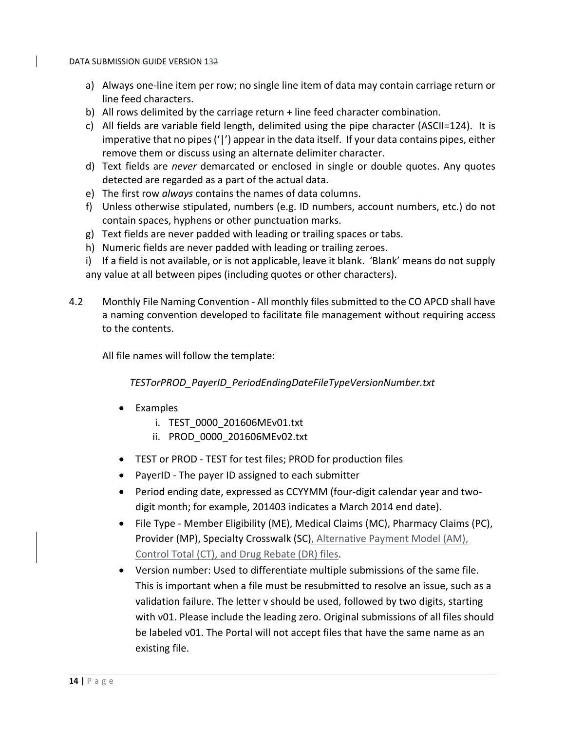a) Always one-line item per row; no single line item of data may contain carriage return or line feed characters.
b) All rows delimited by the carriage return + line feed character combination.
c) All fields are variable field length, delimited using the pipe character (ASCII=124). It is imperative that no pipes (‘|’) appear in the data itself. If your data contains pipes, either remove them or discuss using an alternate delimiter character.
d) Text fields are *never* demarcated or enclosed in single or double quotes. Any quotes detected are regarded as a part of the actual data.
e) The first row *always* contains the names of data columns.
f) Unless otherwise stipulated, numbers (e.g. ID numbers, account numbers, etc.) do not contain spaces, hyphens or other punctuation marks.
g) Text fields are never padded with leading or trailing spaces or tabs.
h) Numeric fields are never padded with leading or trailing zeroes.
i) If a field is not available, or is not applicable, leave it blank. ‘Blank’ means do not supply any value at all between pipes (including quotes or other characters).

4.2 Monthly File Naming Convention - All monthly files submitted to the CO APCD shall have a naming convention developed to facilitate file management without requiring access to the contents.

All file names will follow the template:

*TESTorPROD_PayerID_PeriodEndingDateFileTypeVersionNumber.txt*

- Examples
  i. TEST_0000_201606MEv01.txt
  ii. PROD_0000_201606MEv02.txt
- TEST or PROD - TEST for test files; PROD for production files
- PayerID - The payer ID assigned to each submitter
- Period ending date, expressed as CCYYMM (four-digit calendar year and two-digit month; for example, 201403 indicates a March 2014 end date).
- File Type - Member Eligibility (ME), Medical Claims (MC), Pharmacy Claims (PC), Provider (MP), Specialty Crosswalk (SC), Alternative Payment Model (AM), Control Total (CT), and Drug Rebate (DR) files.
- Version number: Used to differentiate multiple submissions of the same file. This is important when a file must be resubmitted to resolve an issue, such as a validation failure. The letter v should be used, followed by two digits, starting with v01. Please include the leading zero. Original submissions of all files should be labeled v01. The Portal will not accept files that have the same name as an existing file.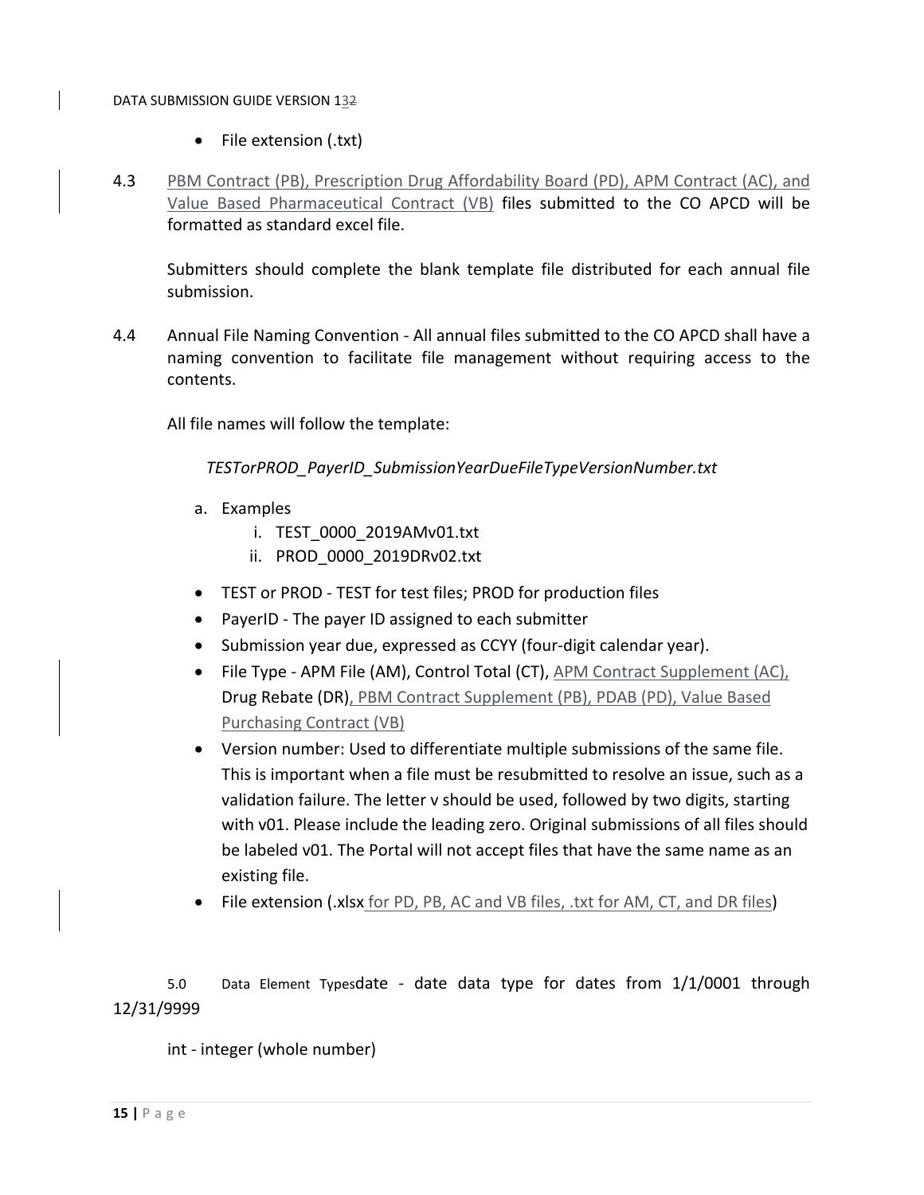- File extension (.txt)

4.3 PBM Contract (PB), Prescription Drug Affordability Board (PD), APM Contract (AC), and Value Based Pharmaceutical Contract (VB) files submitted to the CO APCD will be formatted as standard excel file.

Submitters should complete the blank template file distributed for each annual file submission.

4.4 Annual File Naming Convention - All annual files submitted to the CO APCD shall have a naming convention to facilitate file management without requiring access to the contents.

All file names will follow the template:

*TESTorPROD_PayerID_SubmissionYearDueFileTypeVersionNumber.txt*

a. Examples
   i. TEST_0000_2019AMv01.txt
   ii. PROD_0000_2019DRv02.txt

- TEST or PROD - TEST for test files; PROD for production files
- PayerID - The payer ID assigned to each submitter
- Submission year due, expressed as CCYY (four-digit calendar year).
- File Type - APM File (AM), Control Total (CT), APM Contract Supplement (AC), Drug Rebate (DR), PBM Contract Supplement (PB), PDAB (PD), Value Based Purchasing Contract (VB)
- Version number: Used to differentiate multiple submissions of the same file. This is important when a file must be resubmitted to resolve an issue, such as a validation failure. The letter v should be used, followed by two digits, starting with v01. Please include the leading zero. Original submissions of all files should be labeled v01. The Portal will not accept files that have the same name as an existing file.
- File extension (.xlsx for PD, PB, AC and VB files, .txt for AM, CT, and DR files)

5.0 Data Element Types date - date data type for dates from 1/1/0001 through 12/31/9999

int - integer (whole number)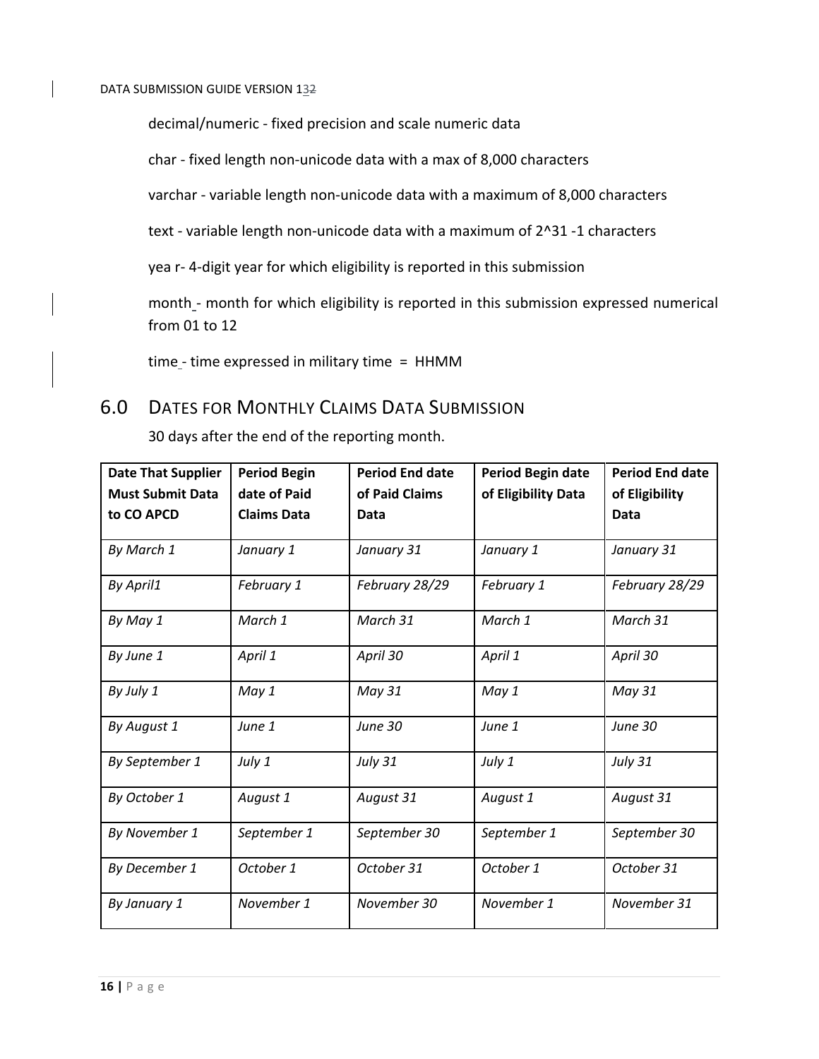decimal/numeric - fixed precision and scale numeric data

char - fixed length non-unicode data with a max of 8,000 characters

varchar - variable length non-unicode data with a maximum of 8,000 characters

text - variable length non-unicode data with a maximum of 2^31 -1 characters

yea r- 4-digit year for which eligibility is reported in this submission

month - month for which eligibility is reported in this submission expressed numerical from 01 to 12

time - time expressed in military time = HHMM

## 6.0 Dates for Monthly Claims Data Submission

30 days after the end of the reporting month.

| Date That Supplier Must Submit Data to CO APCD | Period Begin date of Paid Claims Data | Period End date of Paid Claims Data | Period Begin date of Eligibility Data | Period End date of Eligibility Data |
|---|---|---|---|---|
| *By March 1* | *January 1* | *January 31* | *January 1* | *January 31* |
| *By April1* | *February 1* | *February 28/29* | *February 1* | *February 28/29* |
| *By May 1* | *March 1* | *March 31* | *March 1* | *March 31* |
| *By June 1* | *April 1* | *April 30* | *April 1* | *April 30* |
| *By July 1* | *May 1* | *May 31* | *May 1* | *May 31* |
| *By August 1* | *June 1* | *June 30* | *June 1* | *June 30* |
| *By September 1* | *July 1* | *July 31* | *July 1* | *July 31* |
| *By October 1* | *August 1* | *August 31* | *August 1* | *August 31* |
| *By November 1* | *September 1* | *September 30* | *September 1* | *September 30* |
| *By December 1* | *October 1* | *October 31* | *October 1* | *October 31* |
| *By January 1* | *November 1* | *November 30* | *November 1* | *November 31* |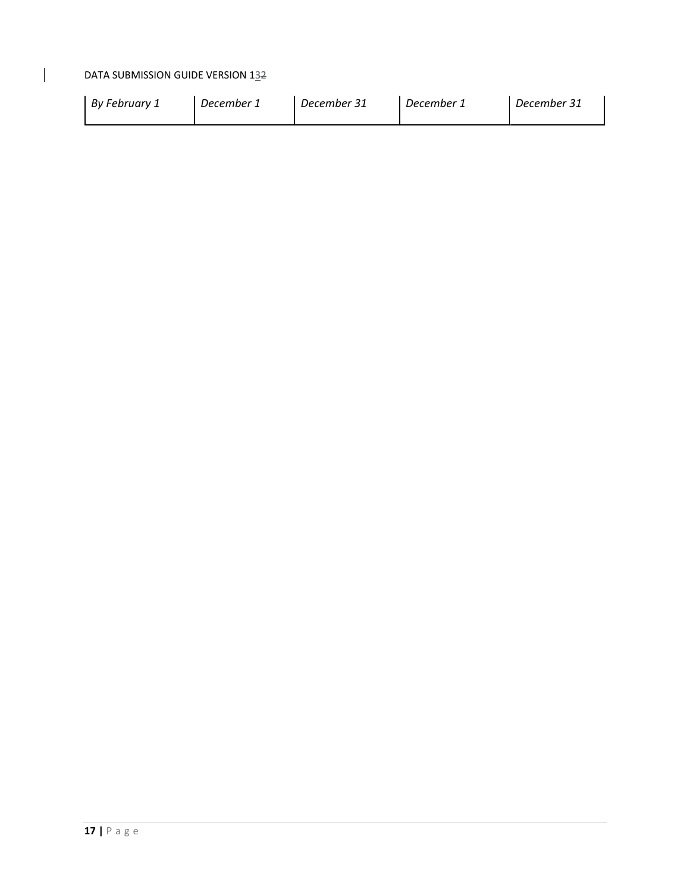| *By February 1* | *December 1* | *December 31* | *December 1* | *December 31* |
|---|---|---|---|---|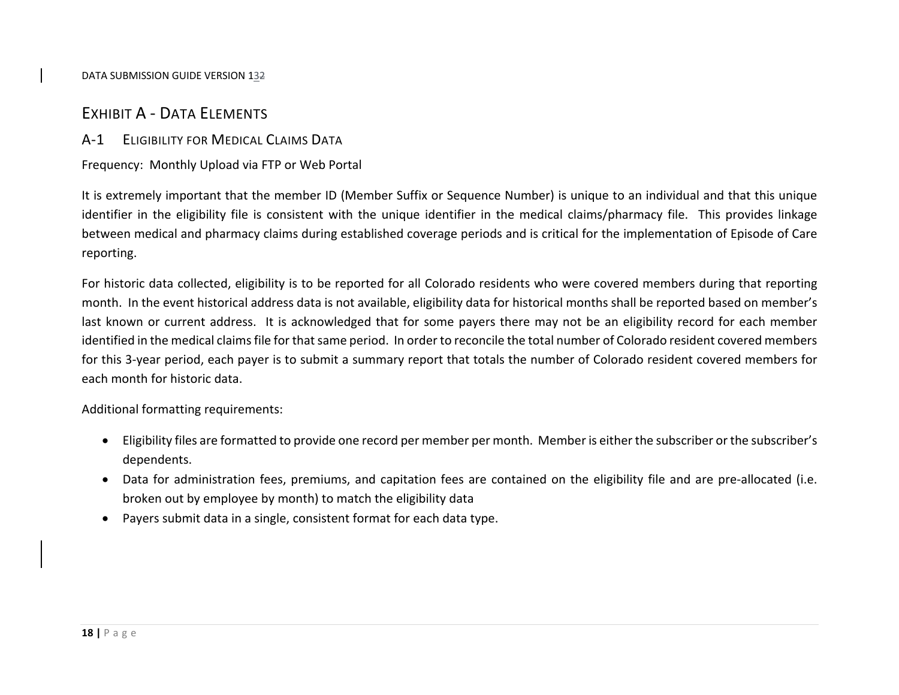# Exhibit A - Data Elements

## A-1 Eligibility for Medical Claims Data

Frequency: Monthly Upload via FTP or Web Portal

It is extremely important that the member ID (Member Suffix or Sequence Number) is unique to an individual and that this unique identifier in the eligibility file is consistent with the unique identifier in the medical claims/pharmacy file. This provides linkage between medical and pharmacy claims during established coverage periods and is critical for the implementation of Episode of Care reporting.

For historic data collected, eligibility is to be reported for all Colorado residents who were covered members during that reporting month. In the event historical address data is not available, eligibility data for historical months shall be reported based on member's last known or current address. It is acknowledged that for some payers there may not be an eligibility record for each member identified in the medical claims file for that same period. In order to reconcile the total number of Colorado resident covered members for this 3-year period, each payer is to submit a summary report that totals the number of Colorado resident covered members for each month for historic data.

Additional formatting requirements:

- Eligibility files are formatted to provide one record per member per month. Member is either the subscriber or the subscriber's dependents.
- Data for administration fees, premiums, and capitation fees are contained on the eligibility file and are pre-allocated (i.e. broken out by employee by month) to match the eligibility data
- Payers submit data in a single, consistent format for each data type.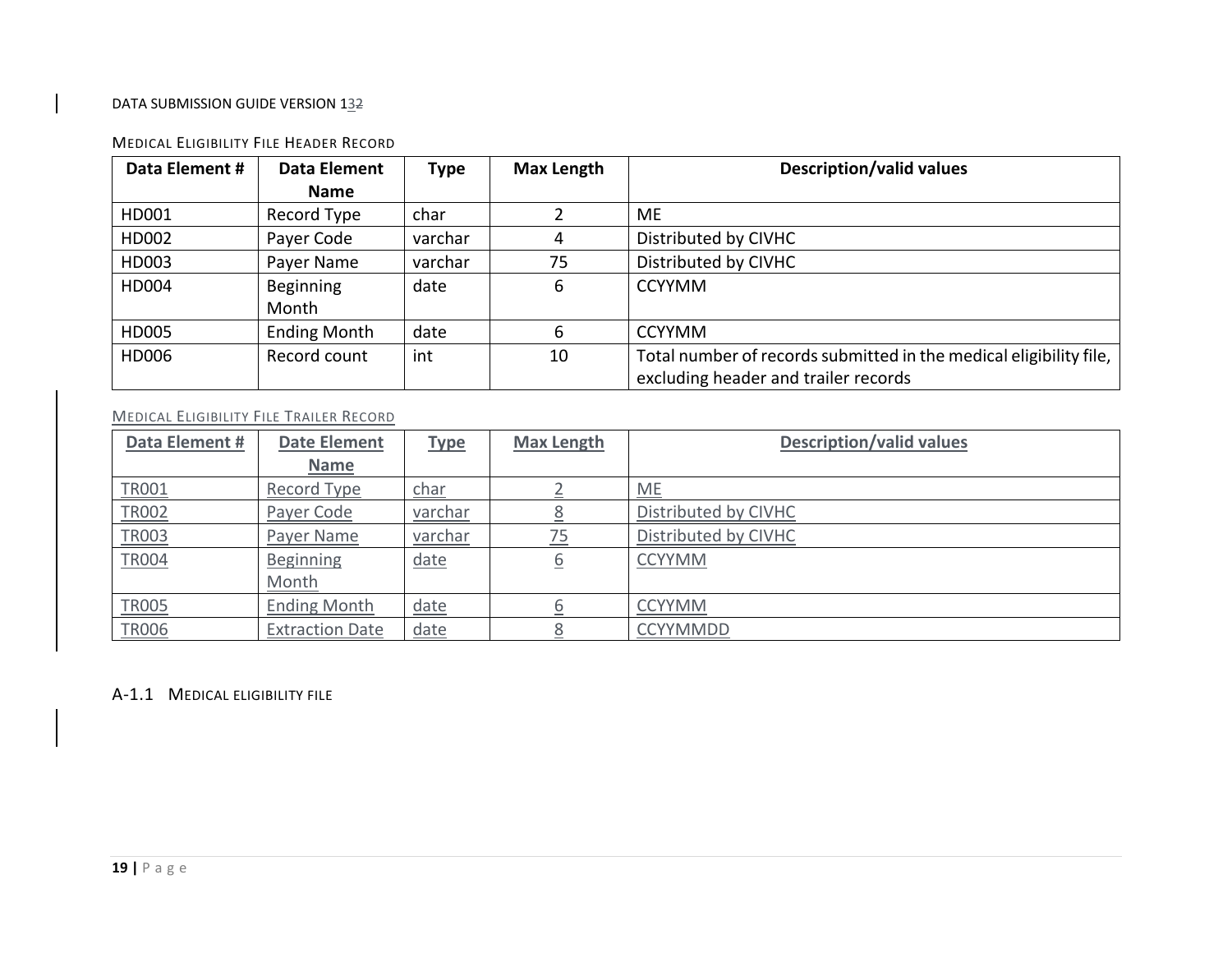MEDICAL ELIGIBILITY FILE HEADER RECORD

| Data Element # | Data Element Name | Type | Max Length | Description/valid values |
|---|---|---|---|---|
| HD001 | Record Type | char | 2 | ME |
| HD002 | Payer Code | varchar | 4 | Distributed by CIVHC |
| HD003 | Payer Name | varchar | 75 | Distributed by CIVHC |
| HD004 | Beginning Month | date | 6 | CCYYMM |
| HD005 | Ending Month | date | 6 | CCYYMM |
| HD006 | Record count | int | 10 | Total number of records submitted in the medical eligibility file, excluding header and trailer records |

MEDICAL ELIGIBILITY FILE TRAILER RECORD

| Data Element # | Date Element Name | Type | Max Length | Description/valid values |
|---|---|---|---|---|
| TR001 | Record Type | char | 2 | ME |
| TR002 | Payer Code | varchar | 8 | Distributed by CIVHC |
| TR003 | Payer Name | varchar | 75 | Distributed by CIVHC |
| TR004 | Beginning Month | date | 6 | CCYYMM |
| TR005 | Ending Month | date | 6 | CCYYMM |
| TR006 | Extraction Date | date | 8 | CCYYMMDD |

### A-1.1 MEDICAL ELIGIBILITY FILE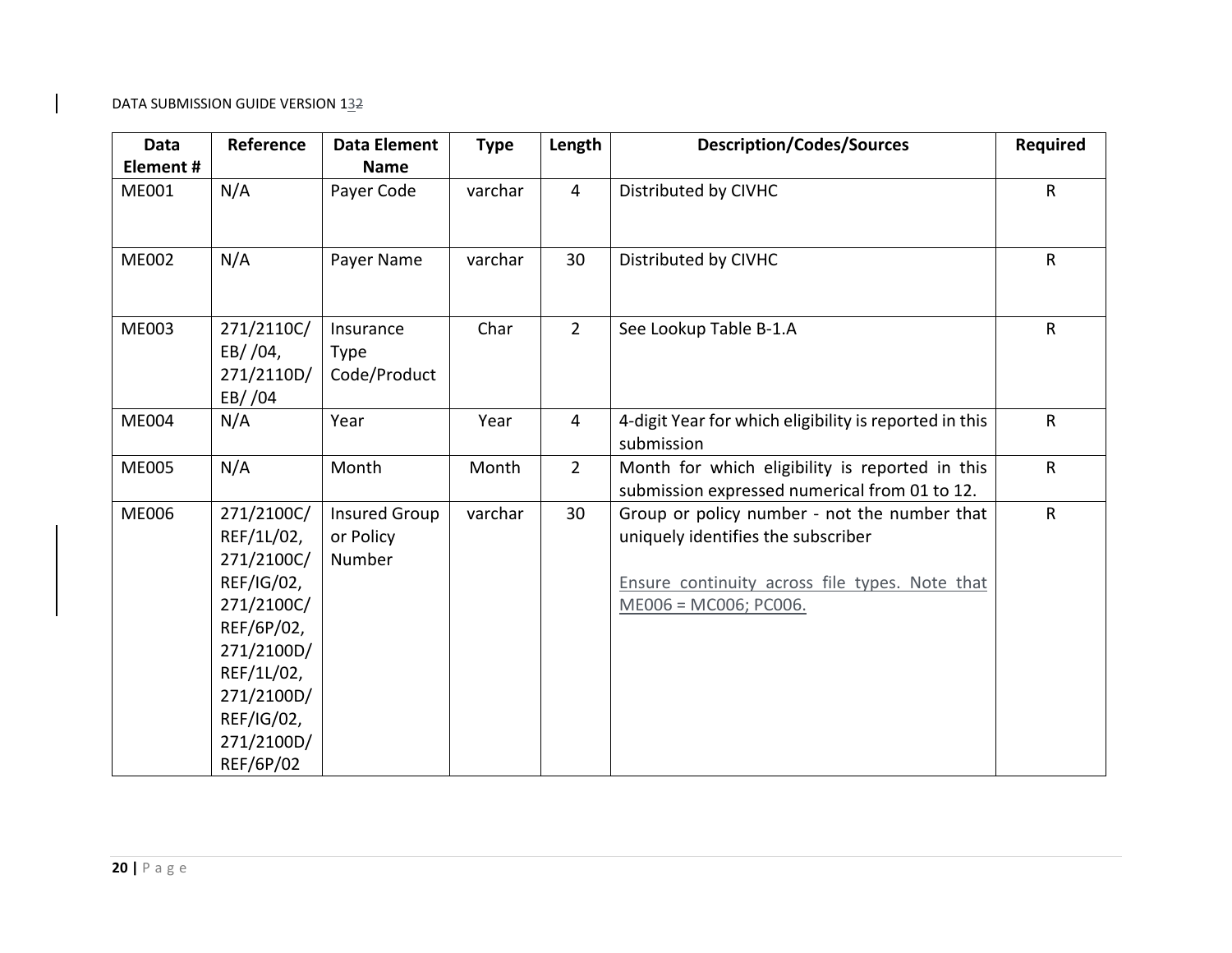| Data Element # | Reference | Data Element Name | Type | Length | Description/Codes/Sources | Required |
|---|---|---|---|---|---|---|
| ME001 | N/A | Payer Code | varchar | 4 | Distributed by CIVHC | R |
| ME002 | N/A | Payer Name | varchar | 30 | Distributed by CIVHC | R |
| ME003 | 271/2110C/EB/ /04, 271/2110D/EB/ /04 | Insurance Type Code/Product | Char | 2 | See Lookup Table B-1.A | R |
| ME004 | N/A | Year | Year | 4 | 4-digit Year for which eligibility is reported in this submission | R |
| ME005 | N/A | Month | Month | 2 | Month for which eligibility is reported in this submission expressed numerical from 01 to 12. | R |
| ME006 | 271/2100C/REF/1L/02, 271/2100C/REF/IG/02, 271/2100C/REF/6P/02, 271/2100D/REF/1L/02, 271/2100D/REF/IG/02, 271/2100D/REF/6P/02 | Insured Group or Policy Number | varchar | 30 | Group or policy number - not the number that uniquely identifies the subscriber<br><br>Ensure continuity across file types. Note that ME006 = MC006; PC006. | R |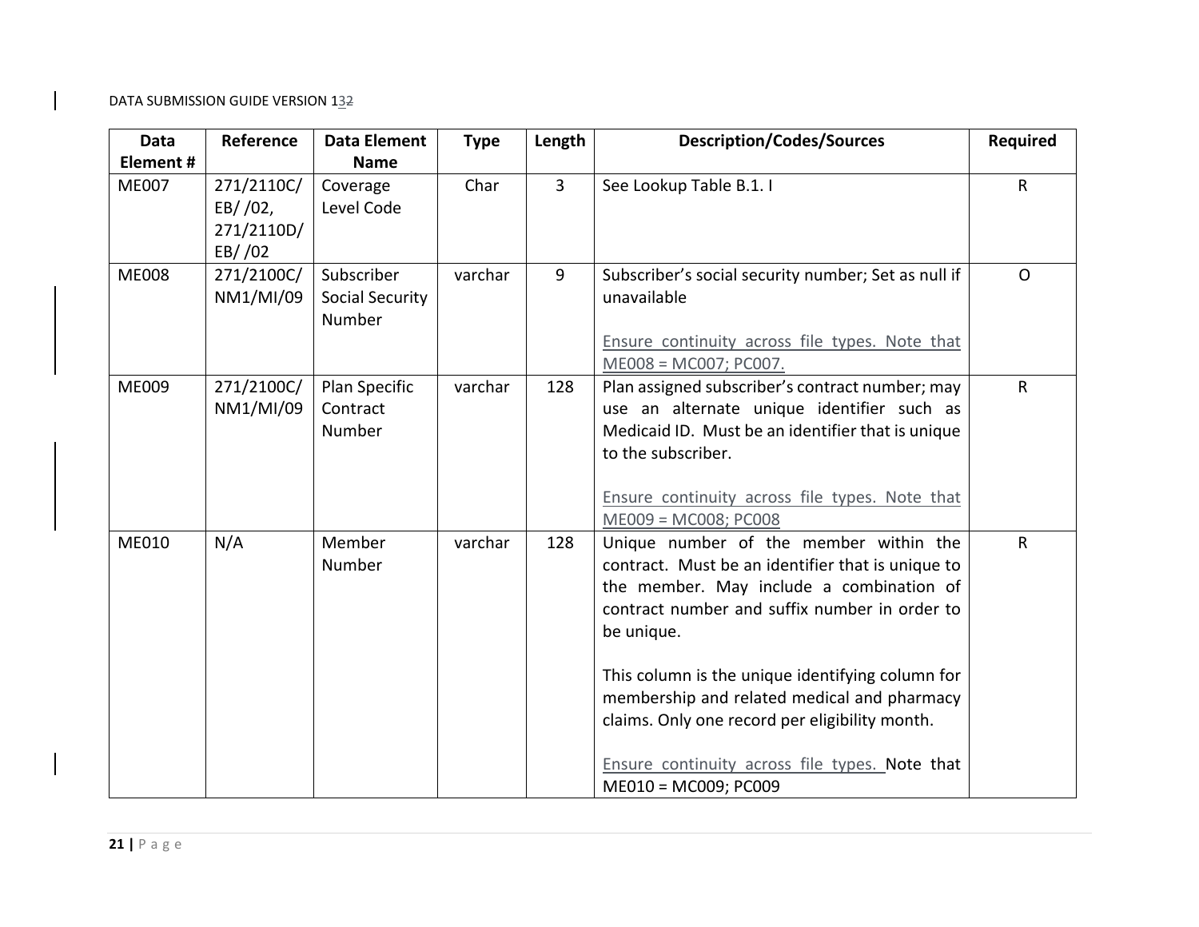| Data Element # | Reference | Data Element Name | Type | Length | Description/Codes/Sources | Required |
|---|---|---|---|---|---|---|
| ME007 | 271/2110C/ EB/ /02, 271/2110D/ EB/ /02 | Coverage Level Code | Char | 3 | See Lookup Table B.1. I | R |
| ME008 | 271/2100C/ NM1/MI/09 | Subscriber Social Security Number | varchar | 9 | Subscriber's social security number; Set as null if unavailable<br><br>Ensure continuity across file types. Note that ME008 = MC007; PC007. | O |
| ME009 | 271/2100C/ NM1/MI/09 | Plan Specific Contract Number | varchar | 128 | Plan assigned subscriber's contract number; may use an alternate unique identifier such as Medicaid ID. Must be an identifier that is unique to the subscriber.<br><br>Ensure continuity across file types. Note that ME009 = MC008; PC008 | R |
| ME010 | N/A | Member Number | varchar | 128 | Unique number of the member within the contract. Must be an identifier that is unique to the member. May include a combination of contract number and suffix number in order to be unique.<br><br>This column is the unique identifying column for membership and related medical and pharmacy claims. Only one record per eligibility month.<br><br>Ensure continuity across file types. Note that ME010 = MC009; PC009 | R |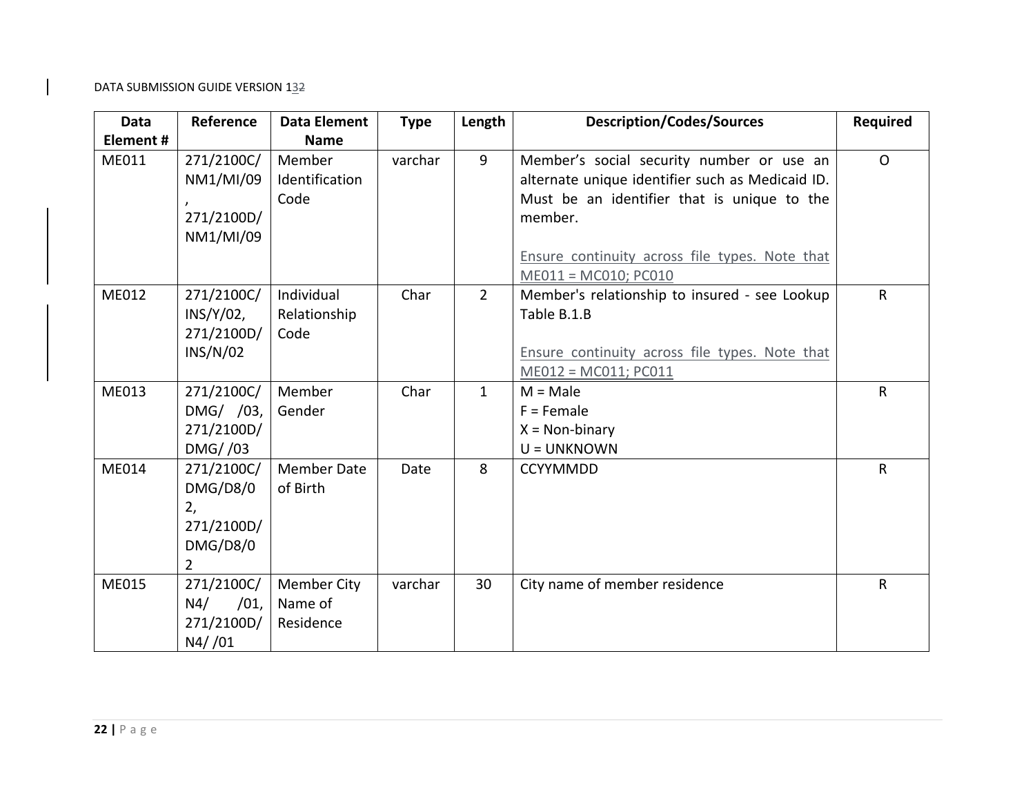| Data Element # | Reference | Data Element Name | Type | Length | Description/Codes/Sources | Required |
|---|---|---|---|---|---|---|
| ME011 | 271/2100C/ NM1/MI/09, 271/2100D/ NM1/MI/09 | Member Identification Code | varchar | 9 | Member's social security number or use an alternate unique identifier such as Medicaid ID. Must be an identifier that is unique to the member.<br><br>Ensure continuity across file types. Note that ME011 = MC010; PC010 | O |
| ME012 | 271/2100C/ INS/Y/02, 271/2100D/ INS/N/02 | Individual Relationship Code | Char | 2 | Member's relationship to insured - see Lookup Table B.1.B<br><br>Ensure continuity across file types. Note that ME012 = MC011; PC011 | R |
| ME013 | 271/2100C/ DMG/ /03, 271/2100D/ DMG/ /03 | Member Gender | Char | 1 | M = Male<br>F = Female<br>X = Non-binary<br>U = UNKNOWN | R |
| ME014 | 271/2100C/ DMG/D8/02, 271/2100D/ DMG/D8/02 | Member Date of Birth | Date | 8 | CCYYMMDD | R |
| ME015 | 271/2100C/ N4/ /01, 271/2100D/ N4/ /01 | Member City Name of Residence | varchar | 30 | City name of member residence | R |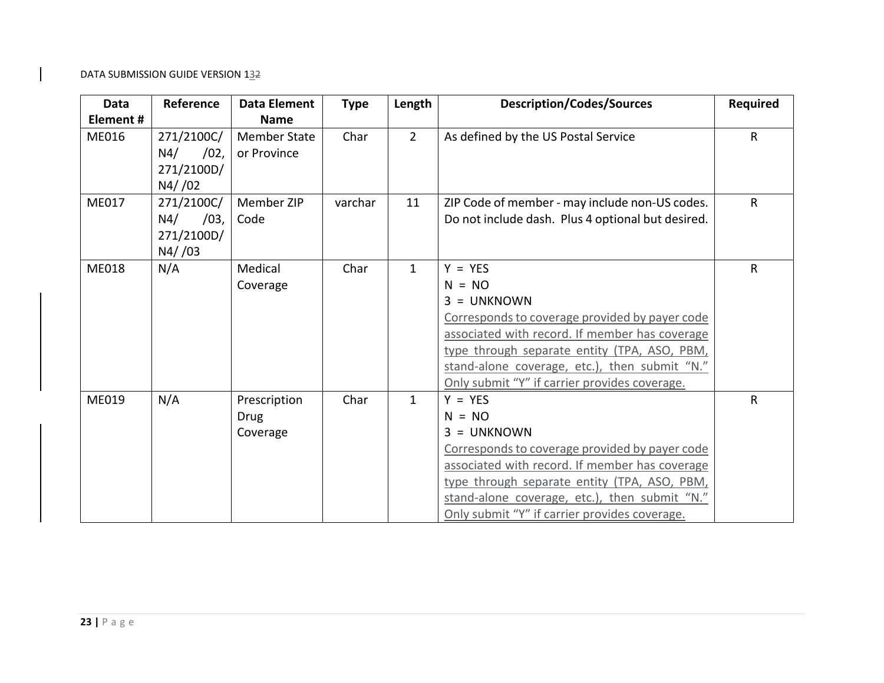| Data Element # | Reference | Data Element Name | Type | Length | Description/Codes/Sources | Required |
|---|---|---|---|---|---|---|
| ME016 | 271/2100C/ N4/ /02, 271/2100D/ N4/ /02 | Member State or Province | Char | 2 | As defined by the US Postal Service | R |
| ME017 | 271/2100C/ N4/ /03, 271/2100D/ N4/ /03 | Member ZIP Code | varchar | 11 | ZIP Code of member - may include non-US codes. Do not include dash. Plus 4 optional but desired. | R |
| ME018 | N/A | Medical Coverage | Char | 1 | Y = YES<br>N = NO<br>3 = UNKNOWN<br>Corresponds to coverage provided by payer code associated with record. If member has coverage type through separate entity (TPA, ASO, PBM, stand-alone coverage, etc.), then submit "N." Only submit "Y" if carrier provides coverage. | R |
| ME019 | N/A | Prescription Drug Coverage | Char | 1 | Y = YES<br>N = NO<br>3 = UNKNOWN<br>Corresponds to coverage provided by payer code associated with record. If member has coverage type through separate entity (TPA, ASO, PBM, stand-alone coverage, etc.), then submit "N." Only submit "Y" if carrier provides coverage. | R |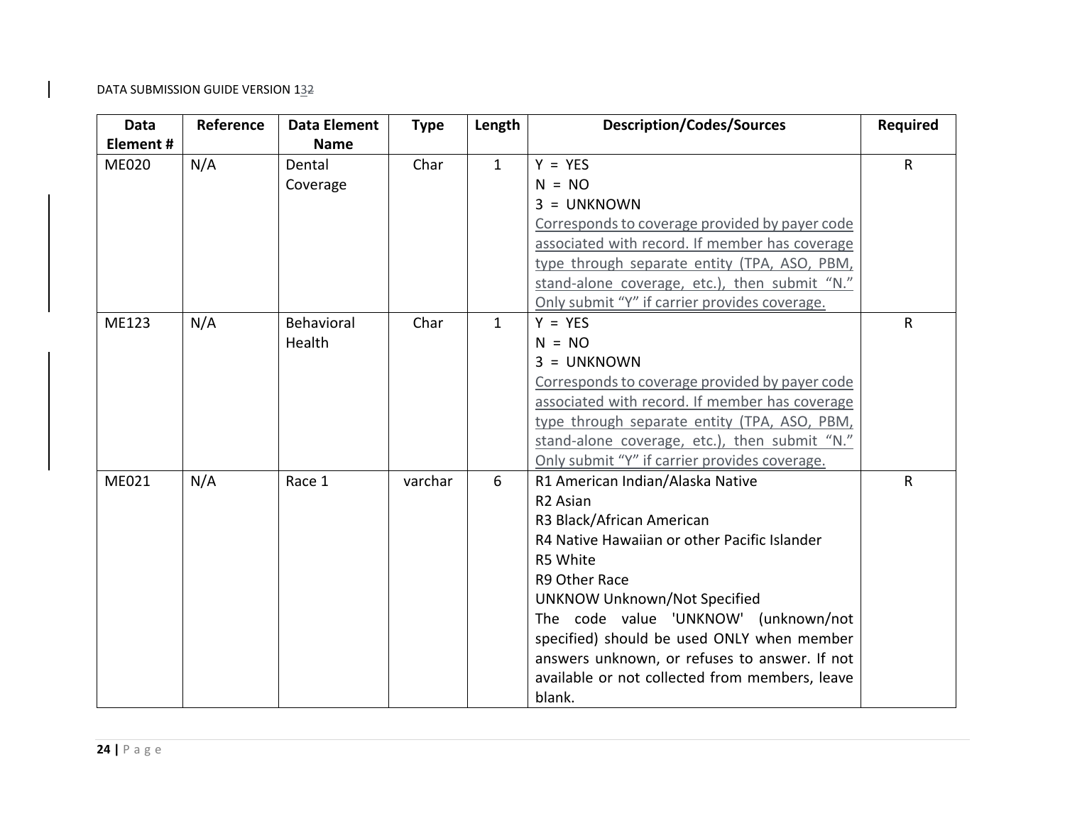| Data Element # | Reference | Data Element Name | Type | Length | Description/Codes/Sources | Required |
|---|---|---|---|---|---|---|
| ME020 | N/A | Dental Coverage | Char | 1 | Y = YES<br>N = NO<br>3 = UNKNOWN<br>Corresponds to coverage provided by payer code associated with record. If member has coverage type through separate entity (TPA, ASO, PBM, stand-alone coverage, etc.), then submit "N." Only submit "Y" if carrier provides coverage. | R |
| ME123 | N/A | Behavioral Health | Char | 1 | Y = YES<br>N = NO<br>3 = UNKNOWN<br>Corresponds to coverage provided by payer code associated with record. If member has coverage type through separate entity (TPA, ASO, PBM, stand-alone coverage, etc.), then submit "N." Only submit "Y" if carrier provides coverage. | R |
| ME021 | N/A | Race 1 | varchar | 6 | R1 American Indian/Alaska Native<br>R2 Asian<br>R3 Black/African American<br>R4 Native Hawaiian or other Pacific Islander<br>R5 White<br>R9 Other Race<br>UNKNOW Unknown/Not Specified<br>The code value 'UNKNOW' (unknown/not specified) should be used ONLY when member answers unknown, or refuses to answer. If not available or not collected from members, leave blank. | R |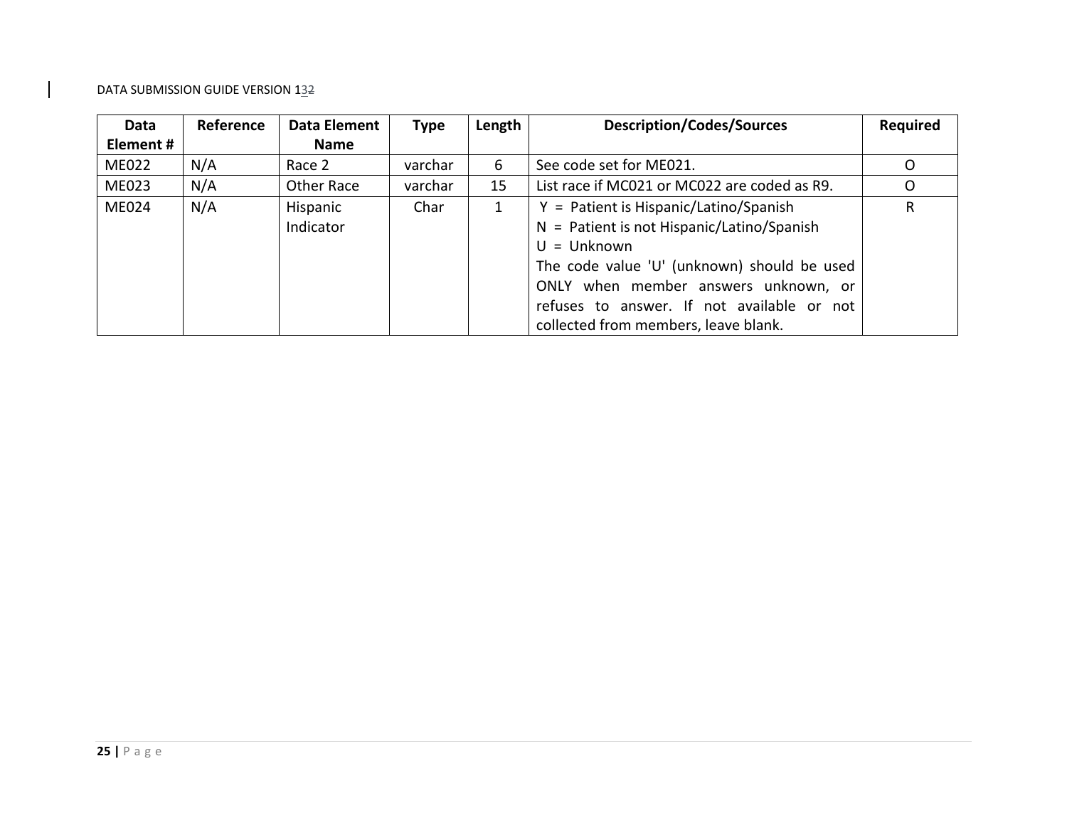| Data Element # | Reference | Data Element Name | Type | Length | Description/Codes/Sources | Required |
|---|---|---|---|---|---|---|
| ME022 | N/A | Race 2 | varchar | 6 | See code set for ME021. | O |
| ME023 | N/A | Other Race | varchar | 15 | List race if MC021 or MC022 are coded as R9. | O |
| ME024 | N/A | Hispanic Indicator | Char | 1 | Y = Patient is Hispanic/Latino/Spanish<br>N = Patient is not Hispanic/Latino/Spanish<br>U = Unknown<br>The code value 'U' (unknown) should be used ONLY when member answers unknown, or refuses to answer. If not available or not collected from members, leave blank. | R |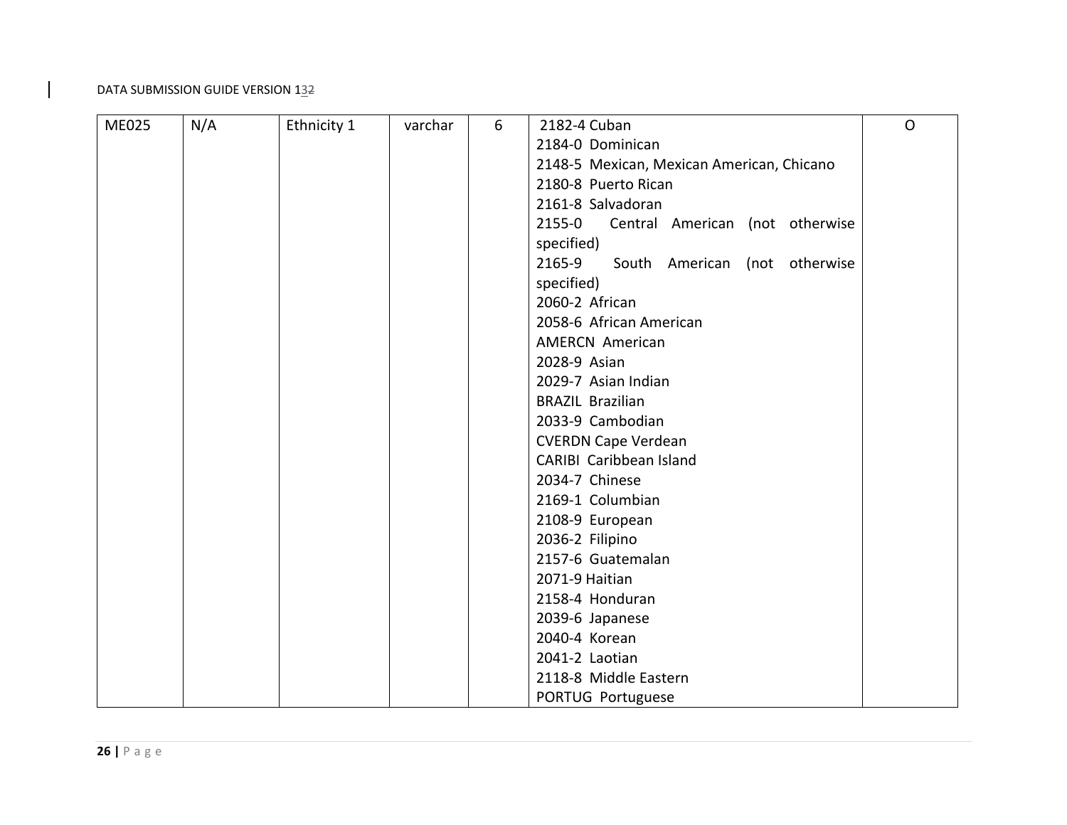| ME025 | N/A | Ethnicity 1 | varchar | 6 | 2182-4 Cuban<br>2184-0 Dominican<br>2148-5 Mexican, Mexican American, Chicano<br>2180-8 Puerto Rican<br>2161-8 Salvadoran<br>2155-0 Central American (not otherwise specified)<br>2165-9 South American (not otherwise specified)<br>2060-2 African<br>2058-6 African American<br>AMERCN American<br>2028-9 Asian<br>2029-7 Asian Indian<br>BRAZIL Brazilian<br>2033-9 Cambodian<br>CVERDN Cape Verdean<br>CARIBI Caribbean Island<br>2034-7 Chinese<br>2169-1 Columbian<br>2108-9 European<br>2036-2 Filipino<br>2157-6 Guatemalan<br>2071-9 Haitian<br>2158-4 Honduran<br>2039-6 Japanese<br>2040-4 Korean<br>2041-2 Laotian<br>2118-8 Middle Eastern<br>PORTUG Portuguese | O |
|---|---|---|---|---|---|---|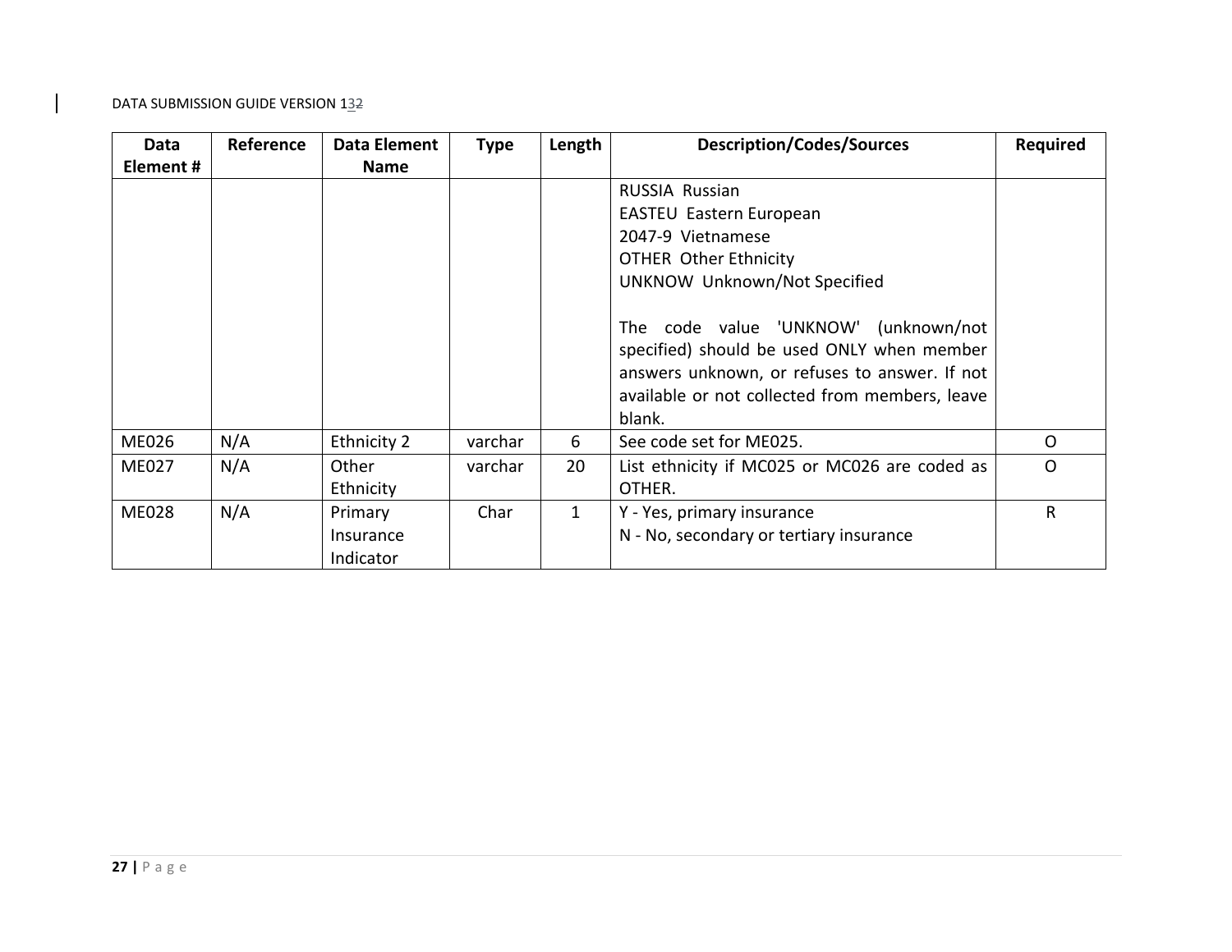| Data Element # | Reference | Data Element Name | Type | Length | Description/Codes/Sources | Required |
|---|---|---|---|---|---|---|
| | | | | | RUSSIA Russian<br>EASTEU Eastern European<br>2047-9 Vietnamese<br>OTHER Other Ethnicity<br>UNKNOW Unknown/Not Specified<br><br>The code value 'UNKNOW' (unknown/not specified) should be used ONLY when member answers unknown, or refuses to answer. If not available or not collected from members, leave blank. | |
| ME026 | N/A | Ethnicity 2 | varchar | 6 | See code set for ME025. | O |
| ME027 | N/A | Other Ethnicity | varchar | 20 | List ethnicity if MC025 or MC026 are coded as OTHER. | O |
| ME028 | N/A | Primary Insurance Indicator | Char | 1 | Y - Yes, primary insurance<br>N - No, secondary or tertiary insurance | R |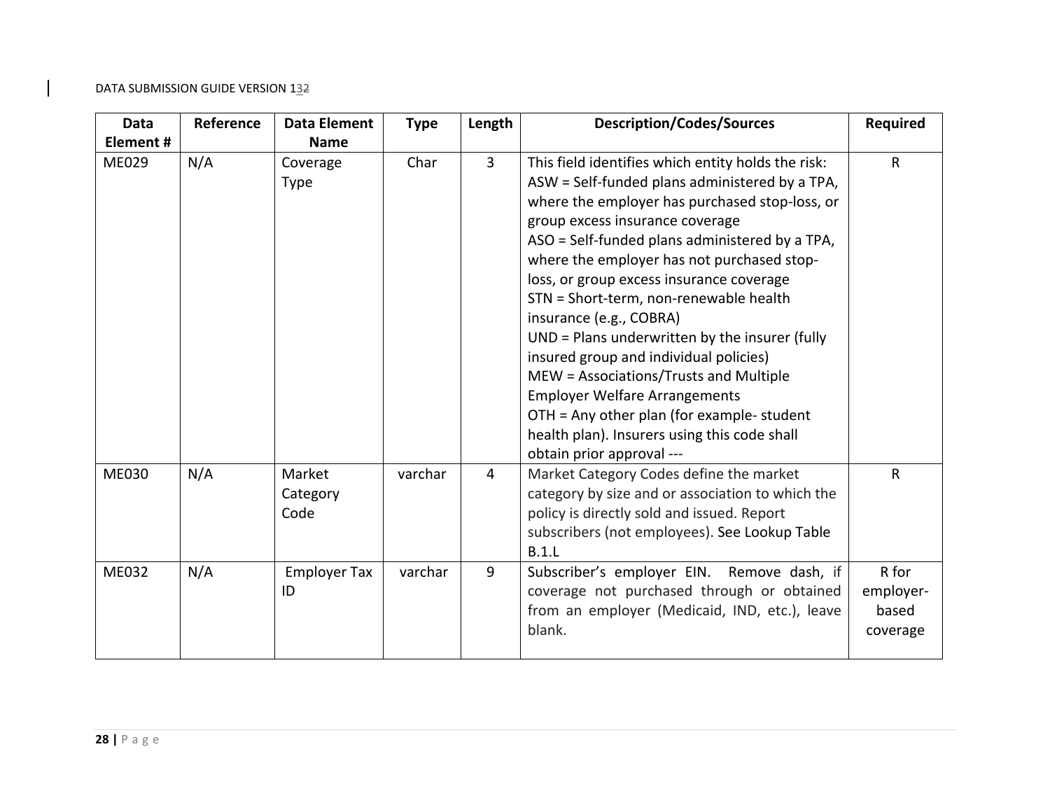| Data Element # | Reference | Data Element Name | Type | Length | Description/Codes/Sources | Required |
|---|---|---|---|---|---|---|
| ME029 | N/A | Coverage Type | Char | 3 | This field identifies which entity holds the risk: ASW = Self-funded plans administered by a TPA, where the employer has purchased stop-loss, or group excess insurance coverage ASO = Self-funded plans administered by a TPA, where the employer has not purchased stop-loss, or group excess insurance coverage STN = Short-term, non-renewable health insurance (e.g., COBRA) UND = Plans underwritten by the insurer (fully insured group and individual policies) MEW = Associations/Trusts and Multiple Employer Welfare Arrangements OTH = Any other plan (for example- student health plan). Insurers using this code shall obtain prior approval --- | R |
| ME030 | N/A | Market Category Code | varchar | 4 | Market Category Codes define the market category by size and or association to which the policy is directly sold and issued. Report subscribers (not employees). See Lookup Table B.1.L | R |
| ME032 | N/A | Employer Tax ID | varchar | 9 | Subscriber's employer EIN. Remove dash, if coverage not purchased through or obtained from an employer (Medicaid, IND, etc.), leave blank. | R for employer-based coverage |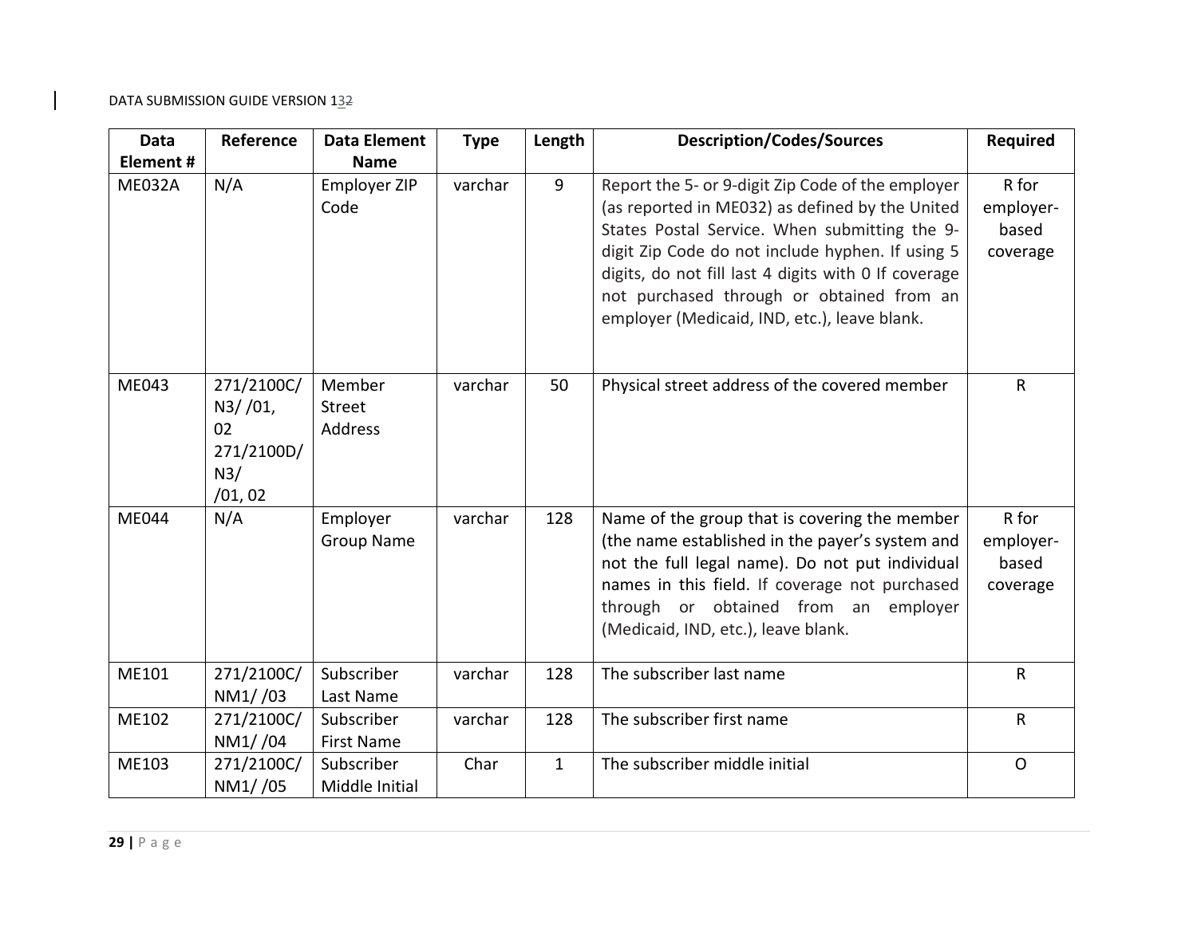| Data Element # | Reference | Data Element Name | Type | Length | Description/Codes/Sources | Required |
|---|---|---|---|---|---|---|
| ME032A | N/A | Employer ZIP Code | varchar | 9 | Report the 5- or 9-digit Zip Code of the employer (as reported in ME032) as defined by the United States Postal Service. When submitting the 9-digit Zip Code do not include hyphen. If using 5 digits, do not fill last 4 digits with 0 If coverage not purchased through or obtained from an employer (Medicaid, IND, etc.), leave blank. | R for employer-based coverage |
| ME043 | 271/2100C/ N3/ /01, 02 271/2100D/ N3/ /01, 02 | Member Street Address | varchar | 50 | Physical street address of the covered member | R |
| ME044 | N/A | Employer Group Name | varchar | 128 | Name of the group that is covering the member (the name established in the payer's system and not the full legal name). Do not put individual names in this field. If coverage not purchased through or obtained from an employer (Medicaid, IND, etc.), leave blank. | R for employer-based coverage |
| ME101 | 271/2100C/ NM1/ /03 | Subscriber Last Name | varchar | 128 | The subscriber last name | R |
| ME102 | 271/2100C/ NM1/ /04 | Subscriber First Name | varchar | 128 | The subscriber first name | R |
| ME103 | 271/2100C/ NM1/ /05 | Subscriber Middle Initial | Char | 1 | The subscriber middle initial | O |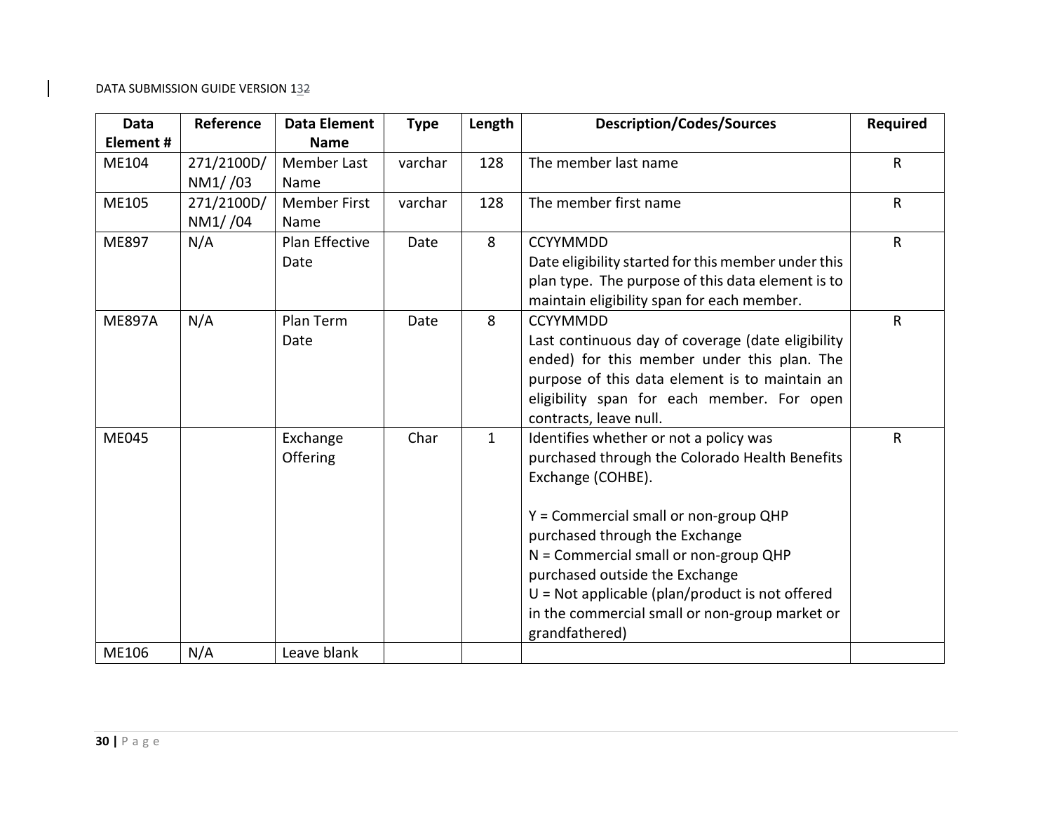| Data Element # | Reference | Data Element Name | Type | Length | Description/Codes/Sources | Required |
|---|---|---|---|---|---|---|
| ME104 | 271/2100D/ NM1/ /03 | Member Last Name | varchar | 128 | The member last name | R |
| ME105 | 271/2100D/ NM1/ /04 | Member First Name | varchar | 128 | The member first name | R |
| ME897 | N/A | Plan Effective Date | Date | 8 | CCYYMMDD<br>Date eligibility started for this member under this plan type. The purpose of this data element is to maintain eligibility span for each member. | R |
| ME897A | N/A | Plan Term Date | Date | 8 | CCYYMMDD<br>Last continuous day of coverage (date eligibility ended) for this member under this plan. The purpose of this data element is to maintain an eligibility span for each member. For open contracts, leave null. | R |
| ME045 | | Exchange Offering | Char | 1 | Identifies whether or not a policy was purchased through the Colorado Health Benefits Exchange (COHBE).<br><br>Y = Commercial small or non-group QHP purchased through the Exchange<br>N = Commercial small or non-group QHP purchased outside the Exchange<br>U = Not applicable (plan/product is not offered in the commercial small or non-group market or grandfathered) | R |
| ME106 | N/A | Leave blank | | | | |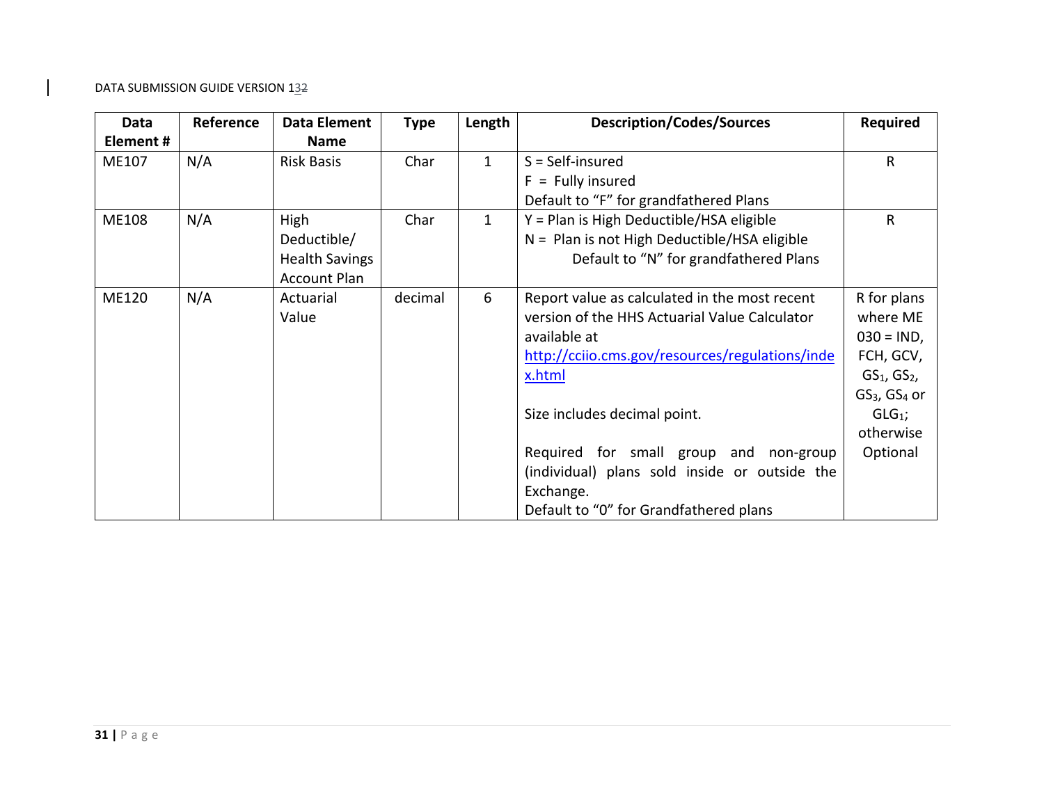| Data Element # | Reference | Data Element Name | Type | Length | Description/Codes/Sources | Required |
|---|---|---|---|---|---|---|
| ME107 | N/A | Risk Basis | Char | 1 | S = Self-insured<br>F = Fully insured<br>Default to "F" for grandfathered Plans | R |
| ME108 | N/A | High Deductible/ Health Savings Account Plan | Char | 1 | Y = Plan is High Deductible/HSA eligible<br>N = Plan is not High Deductible/HSA eligible<br>Default to "N" for grandfathered Plans | R |
| ME120 | N/A | Actuarial Value | decimal | 6 | Report value as calculated in the most recent version of the HHS Actuarial Value Calculator available at [http://cciio.cms.gov/resources/regulations/index.html](http://cciio.cms.gov/resources/regulations/index.html)<br><br>Size includes decimal point.<br><br>Required for small group and non-group (individual) plans sold inside or outside the Exchange.<br>Default to "0" for Grandfathered plans | R for plans where ME 030 = IND, FCH, GCV, $GS_1$, $GS_2$, $GS_3$, $GS_4$ or $GLG_1$; otherwise Optional |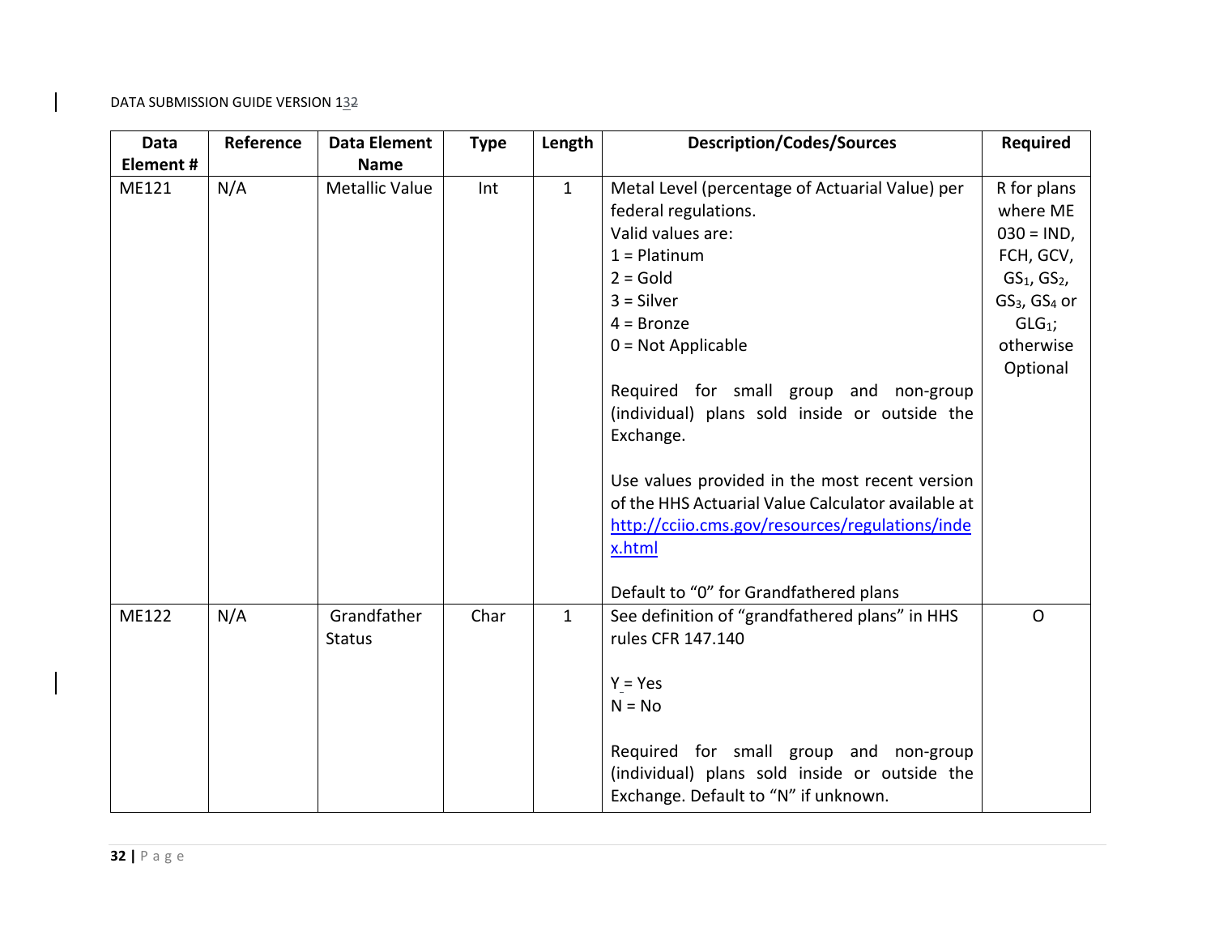| Data Element # | Reference | Data Element Name | Type | Length | Description/Codes/Sources | Required |
|---|---|---|---|---|---|---|
| ME121 | N/A | Metallic Value | Int | 1 | Metal Level (percentage of Actuarial Value) per federal regulations.<br>Valid values are:<br>1 = Platinum<br>2 = Gold<br>3 = Silver<br>4 = Bronze<br>0 = Not Applicable<br><br>Required for small group and non-group (individual) plans sold inside or outside the Exchange.<br><br>Use values provided in the most recent version of the HHS Actuarial Value Calculator available at http://cciio.cms.gov/resources/regulations/index.html<br><br>Default to "0" for Grandfathered plans | R for plans where ME 030 = IND, FCH, GCV, $GS_1$, $GS_2$, $GS_3$, $GS_4$ or $GLG_1$; otherwise Optional |
| ME122 | N/A | Grandfather Status | Char | 1 | See definition of "grandfathered plans" in HHS rules CFR 147.140<br><br>Y = Yes<br>N = No<br><br>Required for small group and non-group (individual) plans sold inside or outside the Exchange. Default to "N" if unknown. | O |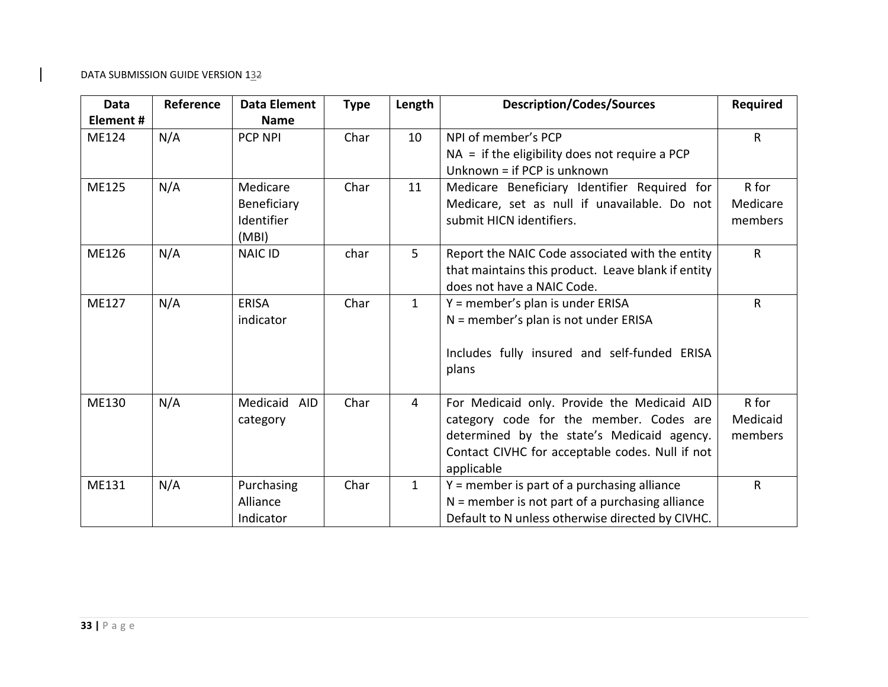| Data Element # | Reference | Data Element Name | Type | Length | Description/Codes/Sources | Required |
|---|---|---|---|---|---|---|
| ME124 | N/A | PCP NPI | Char | 10 | NPI of member's PCP<br>NA = if the eligibility does not require a PCP<br>Unknown = if PCP is unknown | R |
| ME125 | N/A | Medicare Beneficiary Identifier (MBI) | Char | 11 | Medicare Beneficiary Identifier Required for Medicare, set as null if unavailable. Do not submit HICN identifiers. | R for Medicare members |
| ME126 | N/A | NAIC ID | char | 5 | Report the NAIC Code associated with the entity that maintains this product. Leave blank if entity does not have a NAIC Code. | R |
| ME127 | N/A | ERISA indicator | Char | 1 | Y = member's plan is under ERISA<br>N = member's plan is not under ERISA<br><br>Includes fully insured and self-funded ERISA plans | R |
| ME130 | N/A | Medicaid AID category | Char | 4 | For Medicaid only. Provide the Medicaid AID category code for the member. Codes are determined by the state's Medicaid agency. Contact CIVHC for acceptable codes. Null if not applicable | R for Medicaid members |
| ME131 | N/A | Purchasing Alliance Indicator | Char | 1 | Y = member is part of a purchasing alliance<br>N = member is not part of a purchasing alliance<br>Default to N unless otherwise directed by CIVHC. | R |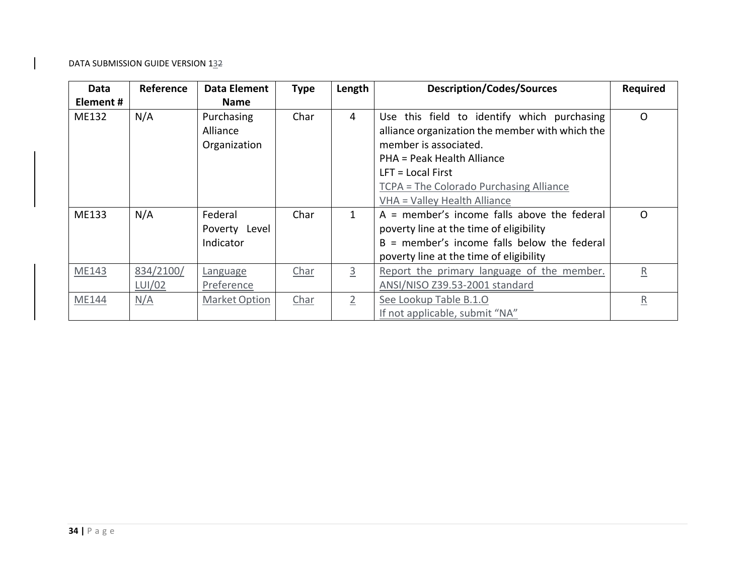| Data Element # | Reference | Data Element Name | Type | Length | Description/Codes/Sources | Required |
|---|---|---|---|---|---|---|
| ME132 | N/A | Purchasing Alliance Organization | Char | 4 | Use this field to identify which purchasing alliance organization the member with which the member is associated.<br>PHA = Peak Health Alliance<br>LFT = Local First<br>TCPA = The Colorado Purchasing Alliance<br>VHA = Valley Health Alliance | O |
| ME133 | N/A | Federal Poverty Level Indicator | Char | 1 | A = member's income falls above the federal poverty line at the time of eligibility<br>B = member's income falls below the federal poverty line at the time of eligibility | O |
| ME143 | 834/2100/LUI/02 | Language Preference | Char | 3 | Report the primary language of the member. ANSI/NISO Z39.53-2001 standard | R |
| ME144 | N/A | Market Option | Char | 2 | See Lookup Table B.1.O<br>If not applicable, submit "NA" | R |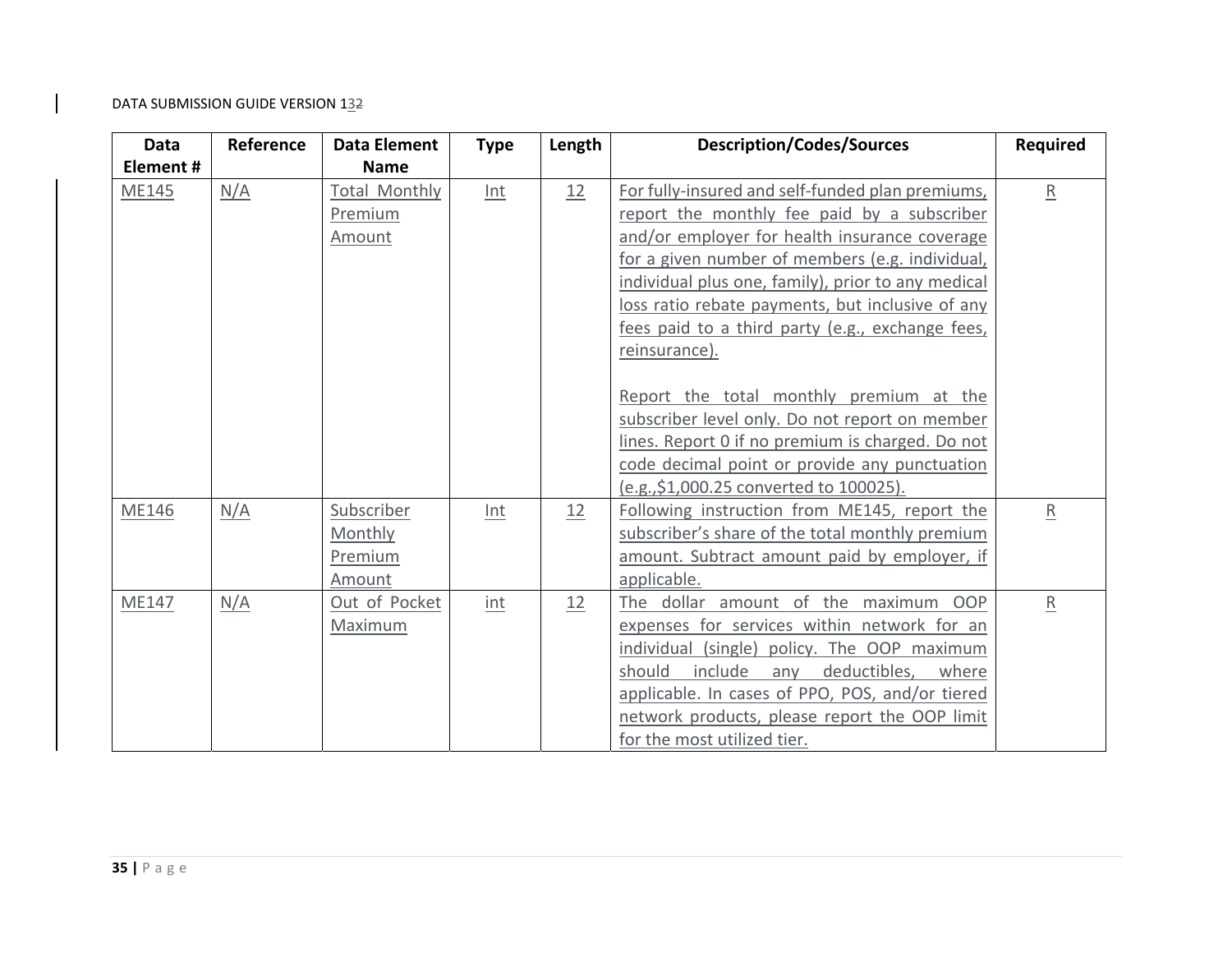| Data Element # | Reference | Data Element Name | Type | Length | Description/Codes/Sources | Required |
|---|---|---|---|---|---|---|
| ME145 | N/A | Total Monthly Premium Amount | Int | 12 | For fully-insured and self-funded plan premiums, report the monthly fee paid by a subscriber and/or employer for health insurance coverage for a given number of members (e.g. individual, individual plus one, family), prior to any medical loss ratio rebate payments, but inclusive of any fees paid to a third party (e.g., exchange fees, reinsurance).<br><br>Report the total monthly premium at the subscriber level only. Do not report on member lines. Report 0 if no premium is charged. Do not code decimal point or provide any punctuation (e.g.,$1,000.25 converted to 100025). | R |
| ME146 | N/A | Subscriber Monthly Premium Amount | Int | 12 | Following instruction from ME145, report the subscriber's share of the total monthly premium amount. Subtract amount paid by employer, if applicable. | R |
| ME147 | N/A | Out of Pocket Maximum | int | 12 | The dollar amount of the maximum OOP expenses for services within network for an individual (single) policy. The OOP maximum should include any deductibles, where applicable. In cases of PPO, POS, and/or tiered network products, please report the OOP limit for the most utilized tier. | R |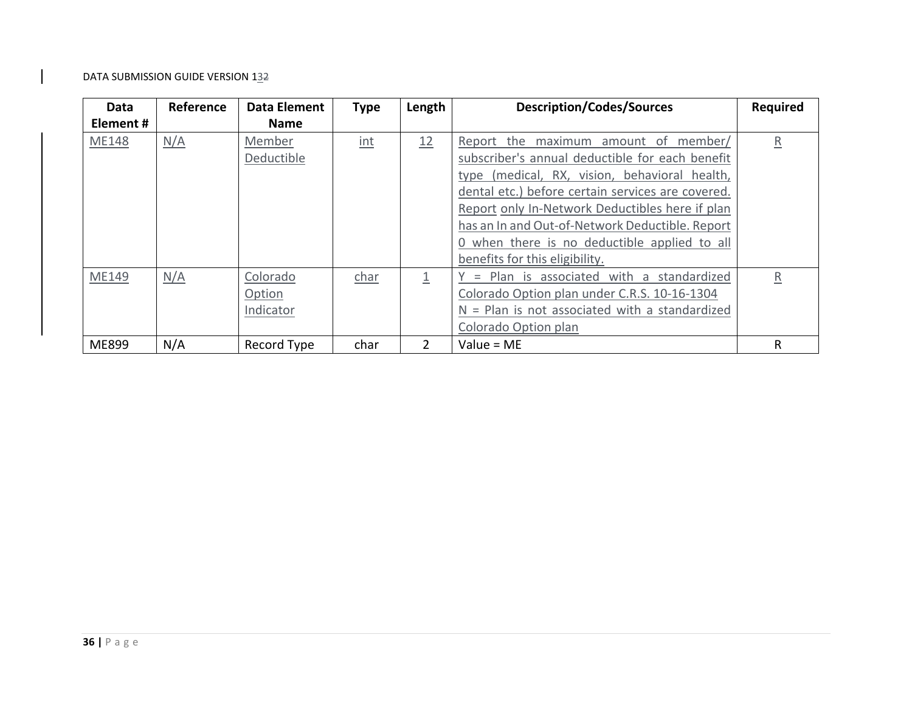| Data Element # | Reference | Data Element Name | Type | Length | Description/Codes/Sources | Required |
|---|---|---|---|---|---|---|
| ME148 | N/A | Member Deductible | int | 12 | Report the maximum amount of member/ subscriber's annual deductible for each benefit type (medical, RX, vision, behavioral health, dental etc.) before certain services are covered. Report only In-Network Deductibles here if plan has an In and Out-of-Network Deductible. Report 0 when there is no deductible applied to all benefits for this eligibility. | R |
| ME149 | N/A | Colorado Option Indicator | char | 1 | Y = Plan is associated with a standardized Colorado Option plan under C.R.S. 10-16-1304<br>N = Plan is not associated with a standardized Colorado Option plan | R |
| ME899 | N/A | Record Type | char | 2 | Value = ME | R |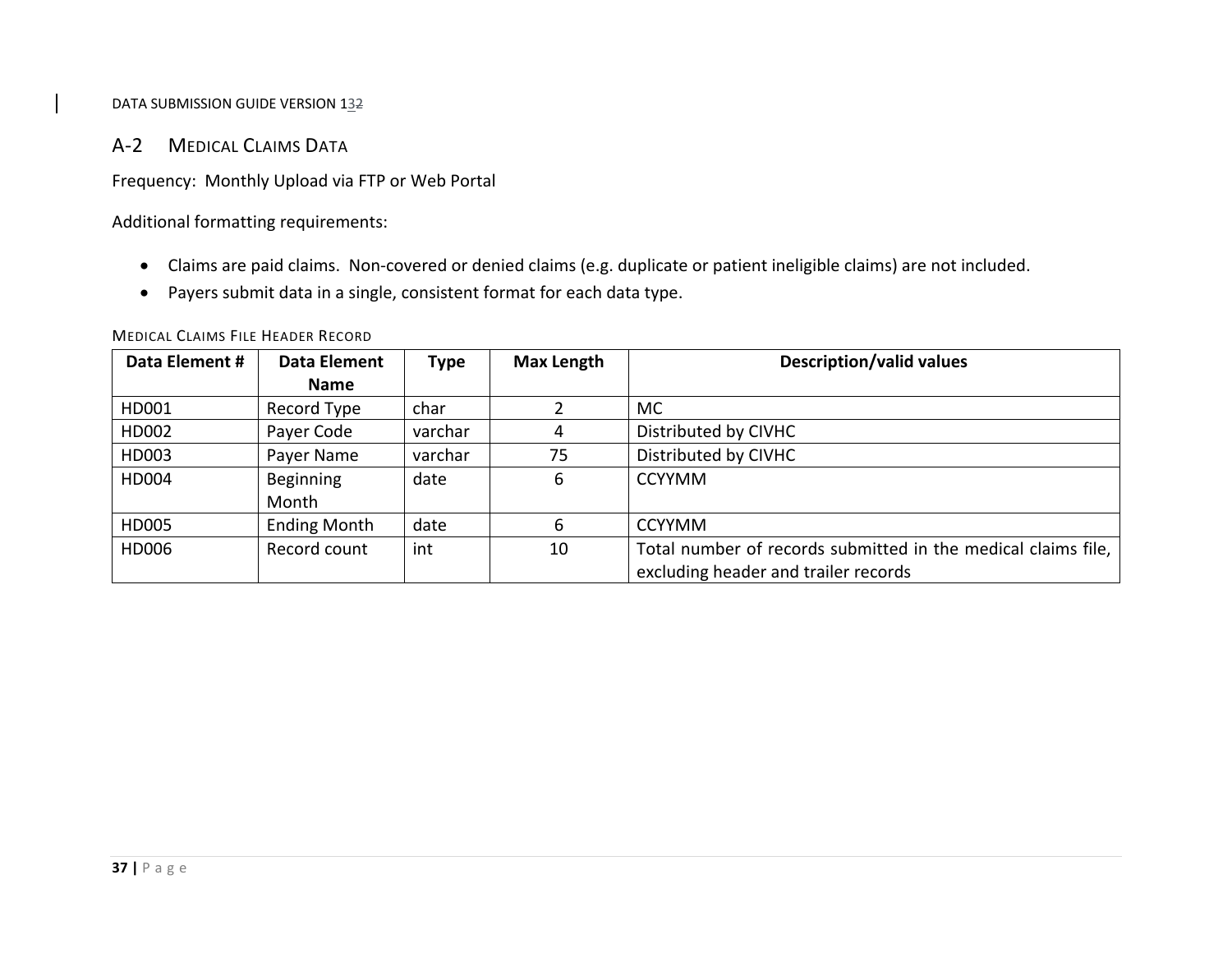## A-2 Medical Claims Data

Frequency: Monthly Upload via FTP or Web Portal

Additional formatting requirements:

- Claims are paid claims. Non-covered or denied claims (e.g. duplicate or patient ineligible claims) are not included.
- Payers submit data in a single, consistent format for each data type.

Medical Claims File Header Record

| Data Element # | Data Element Name | Type | Max Length | Description/valid values |
|---|---|---|---|---|
| HD001 | Record Type | char | 2 | MC |
| HD002 | Payer Code | varchar | 4 | Distributed by CIVHC |
| HD003 | Payer Name | varchar | 75 | Distributed by CIVHC |
| HD004 | Beginning Month | date | 6 | CCYYMM |
| HD005 | Ending Month | date | 6 | CCYYMM |
| HD006 | Record count | int | 10 | Total number of records submitted in the medical claims file, excluding header and trailer records |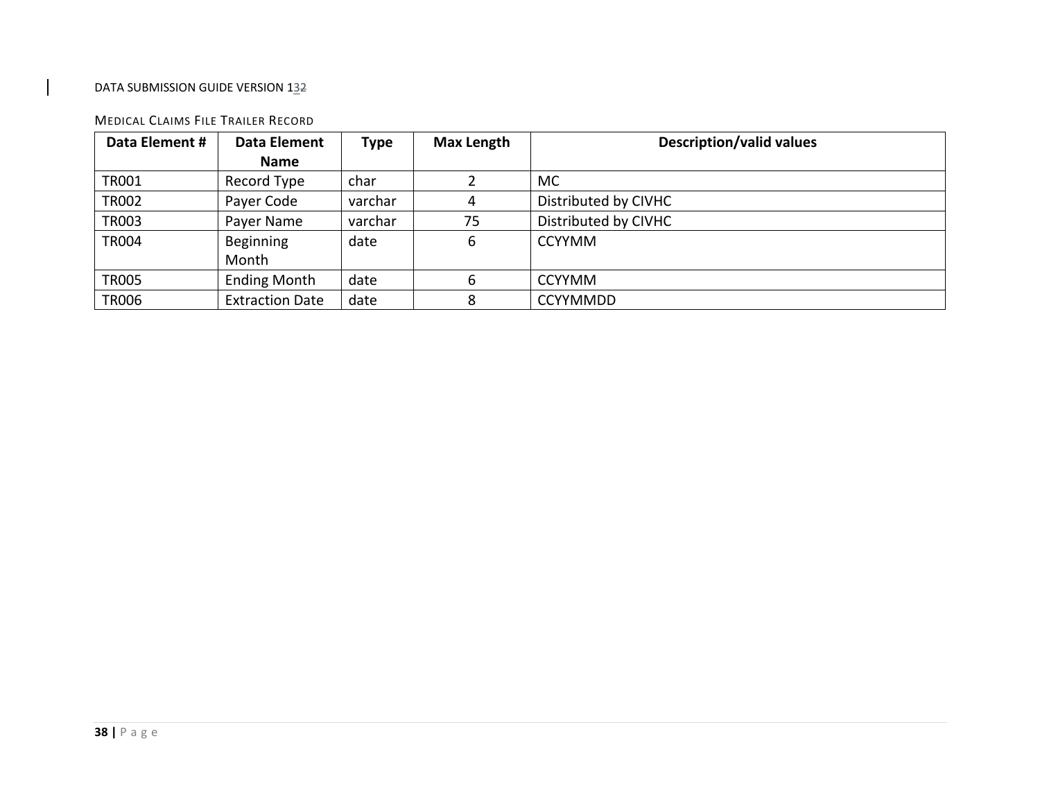MEDICAL CLAIMS FILE TRAILER RECORD

| Data Element # | Data Element Name | Type | Max Length | Description/valid values |
|---|---|---|---|---|
| TR001 | Record Type | char | 2 | MC |
| TR002 | Payer Code | varchar | 4 | Distributed by CIVHC |
| TR003 | Payer Name | varchar | 75 | Distributed by CIVHC |
| TR004 | Beginning Month | date | 6 | CCYYMM |
| TR005 | Ending Month | date | 6 | CCYYMM |
| TR006 | Extraction Date | date | 8 | CCYYMMDD |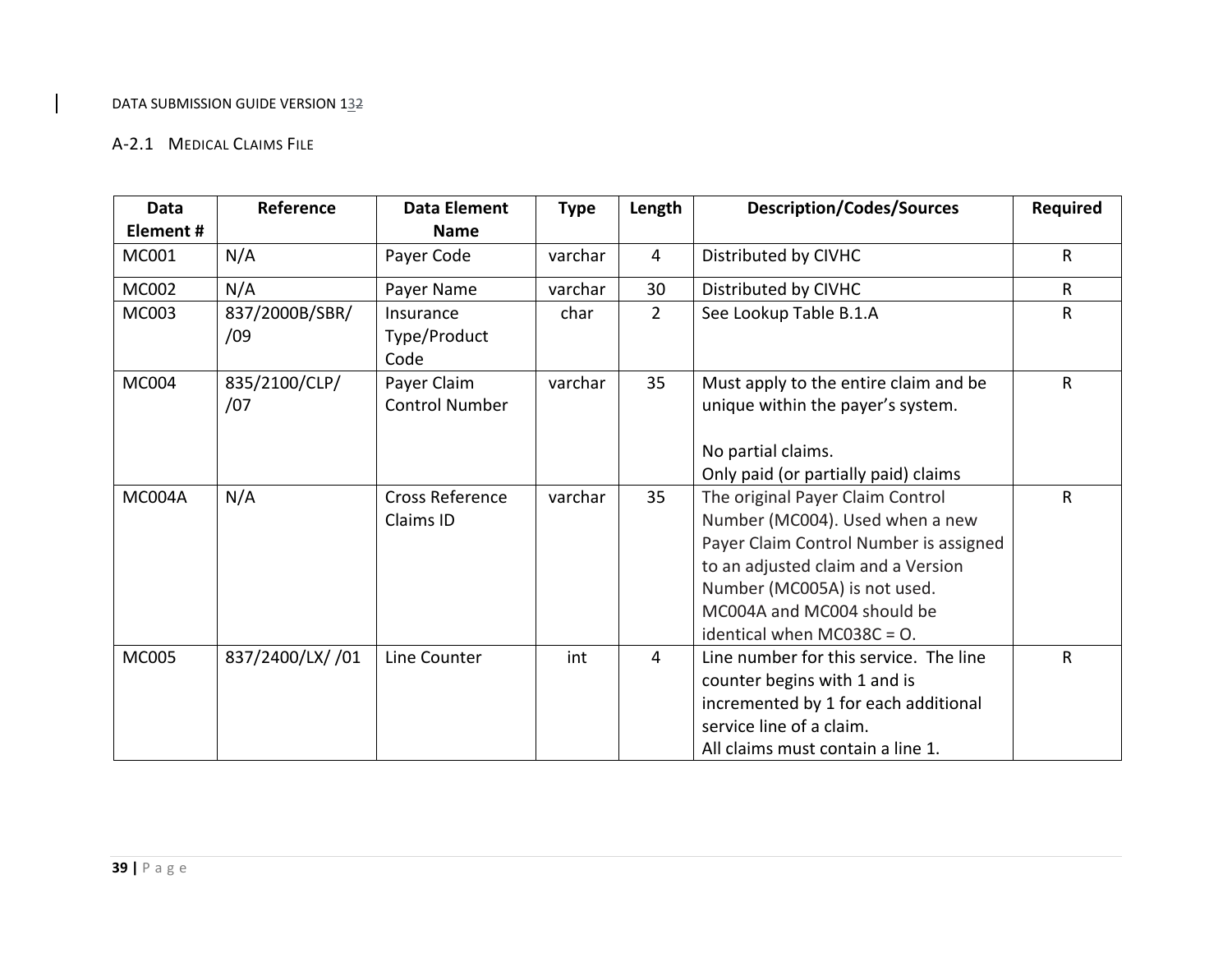## A-2.1 Medical Claims File

| Data Element # | Reference | Data Element Name | Type | Length | Description/Codes/Sources | Required |
|---|---|---|---|---|---|---|
| MC001 | N/A | Payer Code | varchar | 4 | Distributed by CIVHC | R |
| MC002 | N/A | Payer Name | varchar | 30 | Distributed by CIVHC | R |
| MC003 | 837/2000B/SBR/ /09 | Insurance Type/Product Code | char | 2 | See Lookup Table B.1.A | R |
| MC004 | 835/2100/CLP/ /07 | Payer Claim Control Number | varchar | 35 | Must apply to the entire claim and be unique within the payer's system.<br><br>No partial claims.<br>Only paid (or partially paid) claims | R |
| MC004A | N/A | Cross Reference Claims ID | varchar | 35 | The original Payer Claim Control Number (MC004). Used when a new Payer Claim Control Number is assigned to an adjusted claim and a Version Number (MC005A) is not used. MC004A and MC004 should be identical when MC038C = O. | R |
| MC005 | 837/2400/LX/ /01 | Line Counter | int | 4 | Line number for this service. The line counter begins with 1 and is incremented by 1 for each additional service line of a claim.<br>All claims must contain a line 1. | R |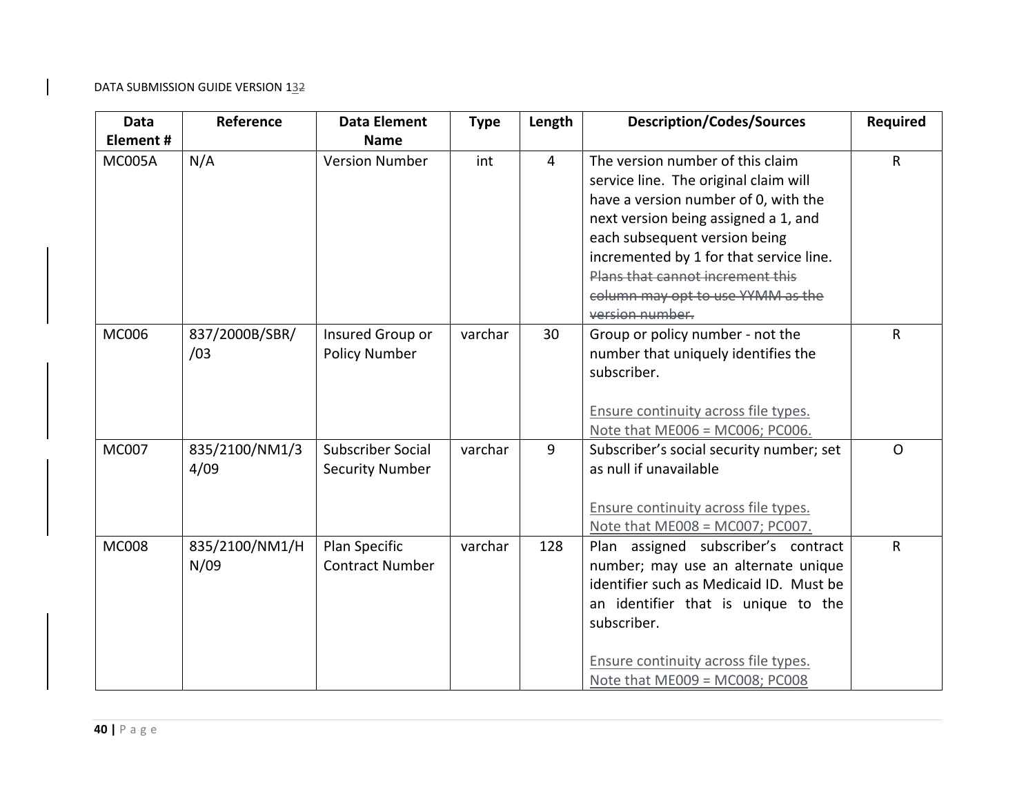| Data Element # | Reference | Data Element Name | Type | Length | Description/Codes/Sources | Required |
|---|---|---|---|---|---|---|
| MC005A | N/A | Version Number | int | 4 | The version number of this claim service line. The original claim will have a version number of 0, with the next version being assigned a 1, and each subsequent version being incremented by 1 for that service line. ~~Plans that cannot increment this column may opt to use YYMM as the version number.~~ | R |
| MC006 | 837/2000B/SBR/ /03 | Insured Group or Policy Number | varchar | 30 | Group or policy number - not the number that uniquely identifies the subscriber.<br><br>Ensure continuity across file types. Note that ME006 = MC006; PC006. | R |
| MC007 | 835/2100/NM1/34/09 | Subscriber Social Security Number | varchar | 9 | Subscriber's social security number; set as null if unavailable<br><br>Ensure continuity across file types. Note that ME008 = MC007; PC007. | O |
| MC008 | 835/2100/NM1/HN/09 | Plan Specific Contract Number | varchar | 128 | Plan assigned subscriber's contract number; may use an alternate unique identifier such as Medicaid ID. Must be an identifier that is unique to the subscriber.<br><br>Ensure continuity across file types. Note that ME009 = MC008; PC008 | R |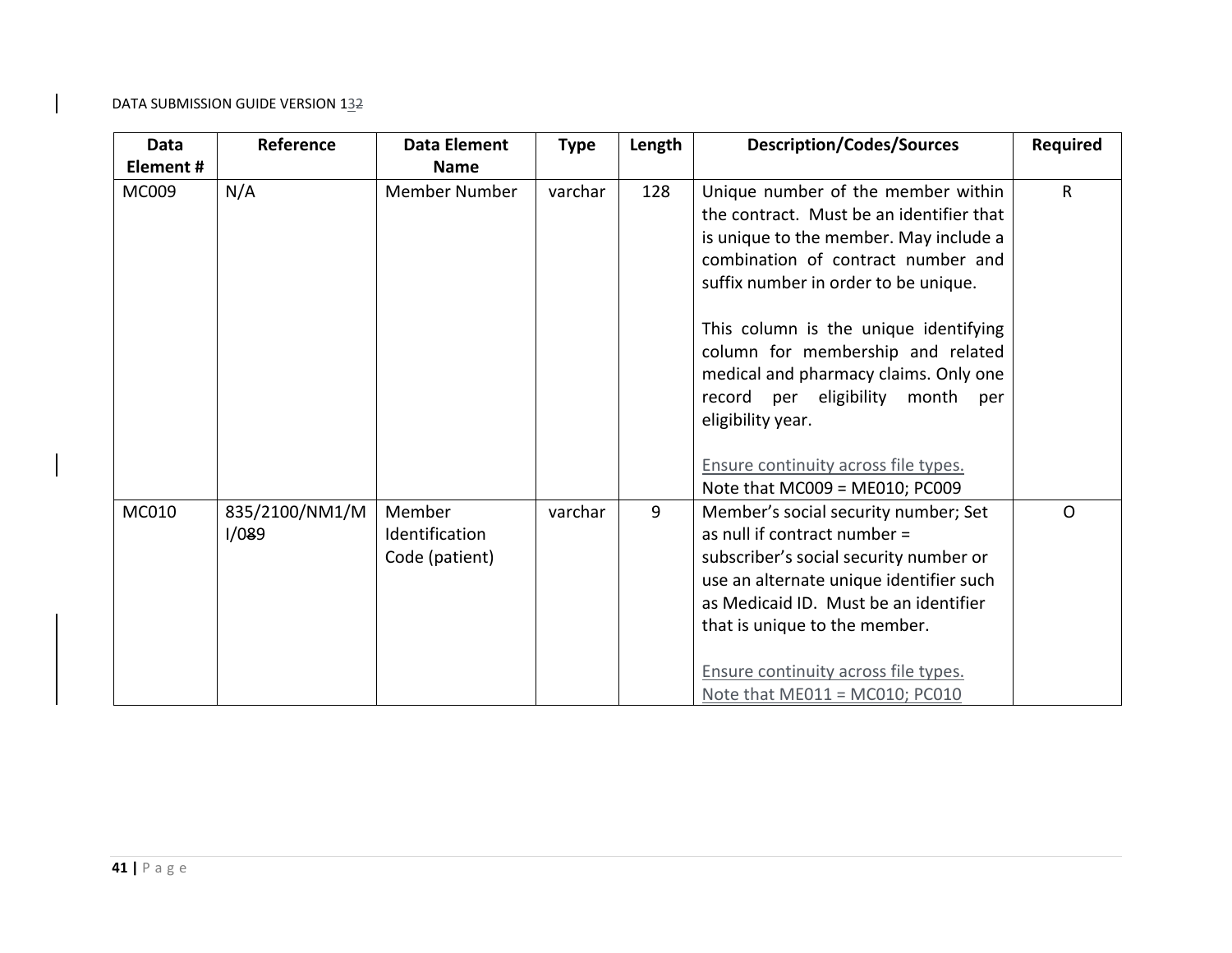| Data Element # | Reference | Data Element Name | Type | Length | Description/Codes/Sources | Required |
|---|---|---|---|---|---|---|
| MC009 | N/A | Member Number | varchar | 128 | Unique number of the member within the contract. Must be an identifier that is unique to the member. May include a combination of contract number and suffix number in order to be unique.<br><br>This column is the unique identifying column for membership and related medical and pharmacy claims. Only one record per eligibility month per eligibility year.<br><br>Ensure continuity across file types.<br>Note that MC009 = ME010; PC009 | R |
| MC010 | 835/2100/NM1/MI/09 | Member Identification Code (patient) | varchar | 9 | Member's social security number; Set as null if contract number = subscriber's social security number or use an alternate unique identifier such as Medicaid ID. Must be an identifier that is unique to the member.<br><br>Ensure continuity across file types.<br>Note that ME011 = MC010; PC010 | O |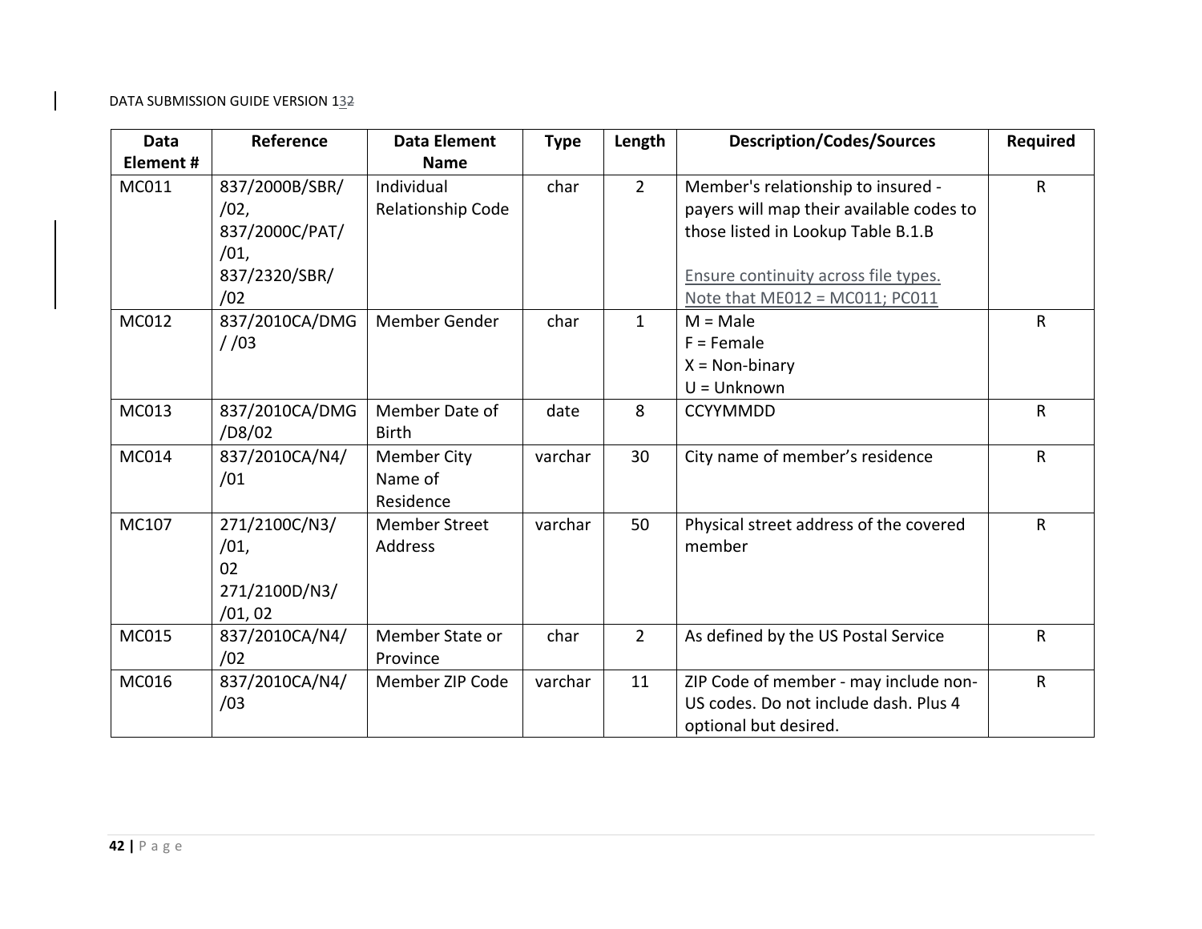| Data Element # | Reference | Data Element Name | Type | Length | Description/Codes/Sources | Required |
|---|---|---|---|---|---|---|
| MC011 | 837/2000B/SBR/ /02, 837/2000C/PAT/ /01, 837/2320/SBR/ /02 | Individual Relationship Code | char | 2 | Member's relationship to insured - payers will map their available codes to those listed in Lookup Table B.1.B<br><br>Ensure continuity across file types. Note that ME012 = MC011; PC011 | R |
| MC012 | 837/2010CA/DMG / /03 | Member Gender | char | 1 | M = Male<br>F = Female<br>X = Non-binary<br>U = Unknown | R |
| MC013 | 837/2010CA/DMG /D8/02 | Member Date of Birth | date | 8 | CCYYMMDD | R |
| MC014 | 837/2010CA/N4/ /01 | Member City Name of Residence | varchar | 30 | City name of member's residence | R |
| MC107 | 271/2100C/N3/ /01, 02 271/2100D/N3/ /01, 02 | Member Street Address | varchar | 50 | Physical street address of the covered member | R |
| MC015 | 837/2010CA/N4/ /02 | Member State or Province | char | 2 | As defined by the US Postal Service | R |
| MC016 | 837/2010CA/N4/ /03 | Member ZIP Code | varchar | 11 | ZIP Code of member - may include non-US codes. Do not include dash. Plus 4 optional but desired. | R |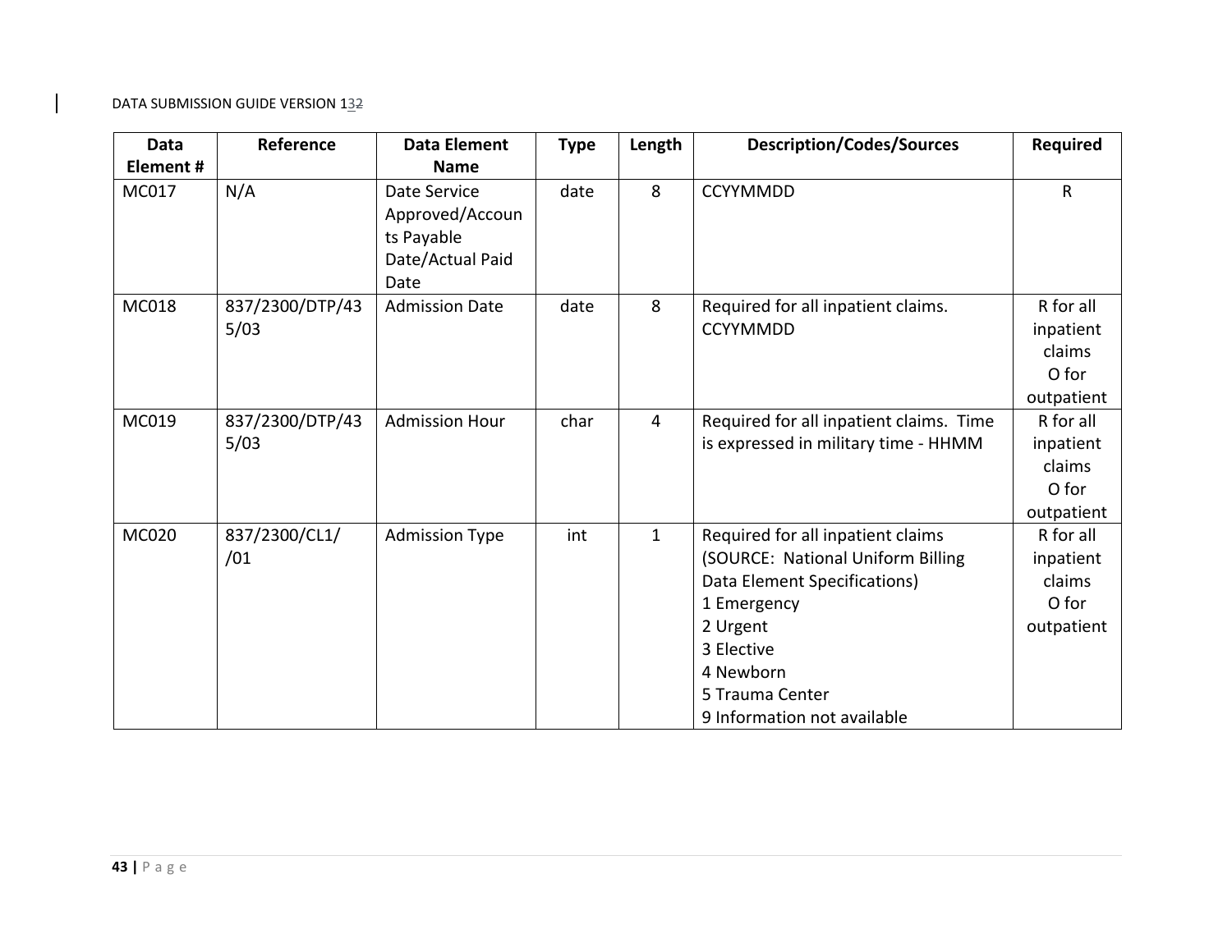| Data Element # | Reference | Data Element Name | Type | Length | Description/Codes/Sources | Required |
|---|---|---|---|---|---|---|
| MC017 | N/A | Date Service Approved/Accounts Payable Date/Actual Paid Date | date | 8 | CCYYMMDD | R |
| MC018 | 837/2300/DTP/435/03 | Admission Date | date | 8 | Required for all inpatient claims. CCYYMMDD | R for all inpatient claims O for outpatient |
| MC019 | 837/2300/DTP/435/03 | Admission Hour | char | 4 | Required for all inpatient claims. Time is expressed in military time - HHMM | R for all inpatient claims O for outpatient |
| MC020 | 837/2300/CL1/ /01 | Admission Type | int | 1 | Required for all inpatient claims (SOURCE: National Uniform Billing Data Element Specifications)<br>1 Emergency<br>2 Urgent<br>3 Elective<br>4 Newborn<br>5 Trauma Center<br>9 Information not available | R for all inpatient claims O for outpatient |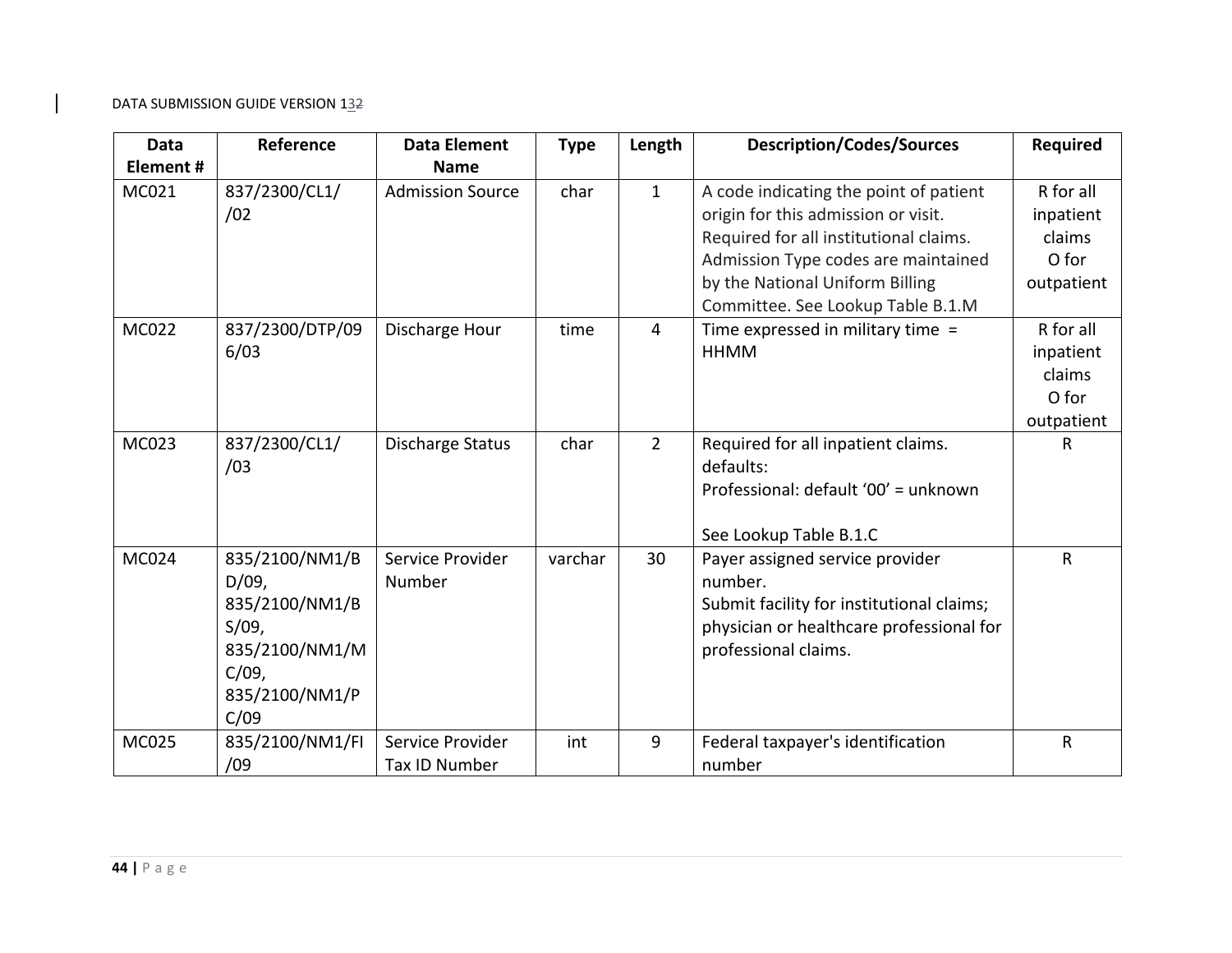| Data Element # | Reference | Data Element Name | Type | Length | Description/Codes/Sources | Required |
|---|---|---|---|---|---|---|
| MC021 | 837/2300/CL1//02 | Admission Source | char | 1 | A code indicating the point of patient origin for this admission or visit. Required for all institutional claims. Admission Type codes are maintained by the National Uniform Billing Committee. See Lookup Table B.1.M | R for all inpatient claims O for outpatient |
| MC022 | 837/2300/DTP/096/03 | Discharge Hour | time | 4 | Time expressed in military time = HHMM | R for all inpatient claims O for outpatient |
| MC023 | 837/2300/CL1//03 | Discharge Status | char | 2 | Required for all inpatient claims. defaults: Professional: default '00' = unknown<br><br>See Lookup Table B.1.C | R |
| MC024 | 835/2100/NM1/BD/09, 835/2100/NM1/BS/09, 835/2100/NM1/MC/09, 835/2100/NM1/PC/09 | Service Provider Number | varchar | 30 | Payer assigned service provider number. Submit facility for institutional claims; physician or healthcare professional for professional claims. | R |
| MC025 | 835/2100/NM1/FI/09 | Service Provider Tax ID Number | int | 9 | Federal taxpayer's identification number | R |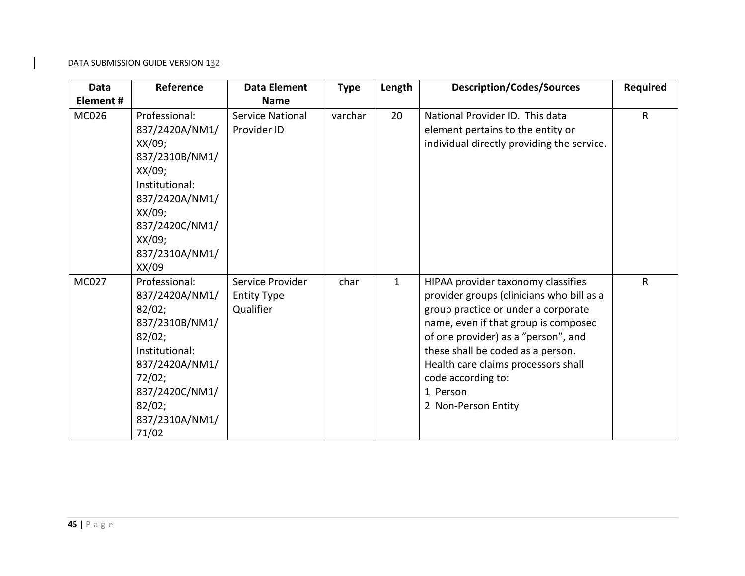| Data Element # | Reference | Data Element Name | Type | Length | Description/Codes/Sources | Required |
|---|---|---|---|---|---|---|
| MC026 | Professional: 837/2420A/NM1/XX/09; 837/2310B/NM1/XX/09; Institutional: 837/2420A/NM1/XX/09; 837/2420C/NM1/XX/09; 837/2310A/NM1/XX/09 | Service National Provider ID | varchar | 20 | National Provider ID. This data element pertains to the entity or individual directly providing the service. | R |
| MC027 | Professional: 837/2420A/NM1/82/02; 837/2310B/NM1/82/02; Institutional: 837/2420A/NM1/72/02; 837/2420C/NM1/82/02; 837/2310A/NM1/71/02 | Service Provider Entity Type Qualifier | char | 1 | HIPAA provider taxonomy classifies provider groups (clinicians who bill as a group practice or under a corporate name, even if that group is composed of one provider) as a "person", and these shall be coded as a person. Health care claims processors shall code according to:<br>1 Person<br>2 Non-Person Entity | R |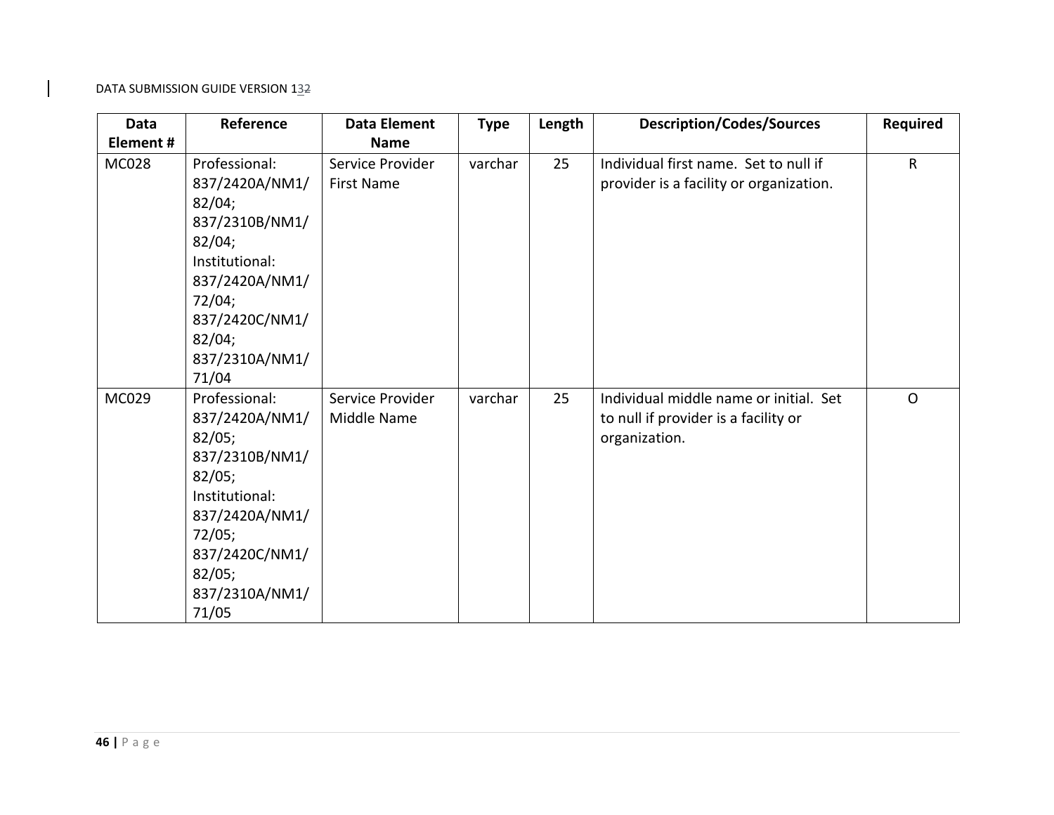| Data Element # | Reference | Data Element Name | Type | Length | Description/Codes/Sources | Required |
|---|---|---|---|---|---|---|
| MC028 | Professional: 837/2420A/NM1/82/04; 837/2310B/NM1/82/04; Institutional: 837/2420A/NM1/72/04; 837/2420C/NM1/82/04; 837/2310A/NM1/71/04 | Service Provider First Name | varchar | 25 | Individual first name. Set to null if provider is a facility or organization. | R |
| MC029 | Professional: 837/2420A/NM1/82/05; 837/2310B/NM1/82/05; Institutional: 837/2420A/NM1/72/05; 837/2420C/NM1/82/05; 837/2310A/NM1/71/05 | Service Provider Middle Name | varchar | 25 | Individual middle name or initial. Set to null if provider is a facility or organization. | O |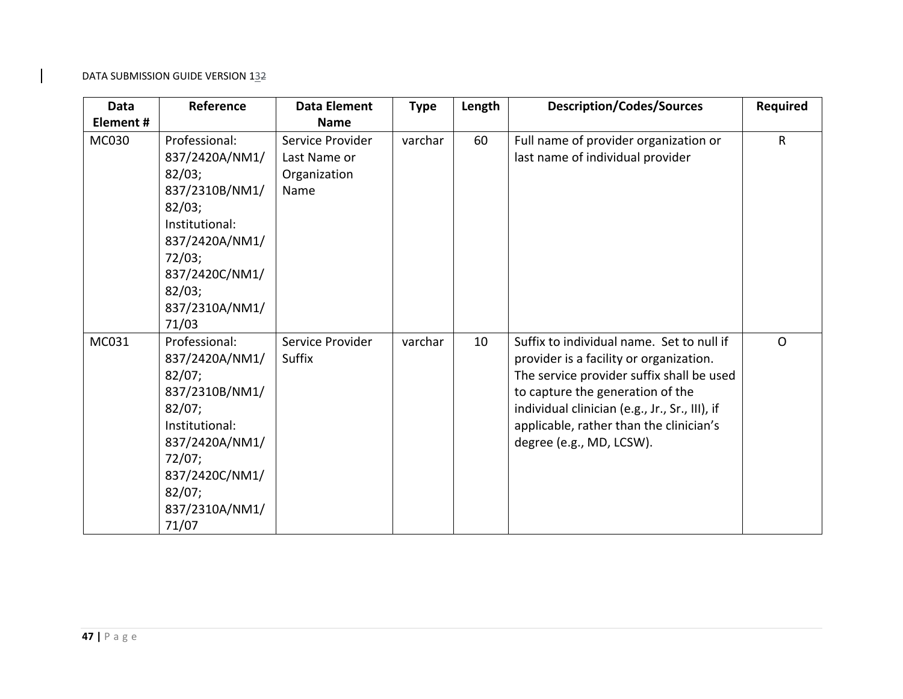| Data Element # | Reference | Data Element Name | Type | Length | Description/Codes/Sources | Required |
|---|---|---|---|---|---|---|
| MC030 | Professional: 837/2420A/NM1/82/03; 837/2310B/NM1/82/03; Institutional: 837/2420A/NM1/72/03; 837/2420C/NM1/82/03; 837/2310A/NM1/71/03 | Service Provider Last Name or Organization Name | varchar | 60 | Full name of provider organization or last name of individual provider | R |
| MC031 | Professional: 837/2420A/NM1/82/07; 837/2310B/NM1/82/07; Institutional: 837/2420A/NM1/72/07; 837/2420C/NM1/82/07; 837/2310A/NM1/71/07 | Service Provider Suffix | varchar | 10 | Suffix to individual name. Set to null if provider is a facility or organization. The service provider suffix shall be used to capture the generation of the individual clinician (e.g., Jr., Sr., III), if applicable, rather than the clinician's degree (e.g., MD, LCSW). | O |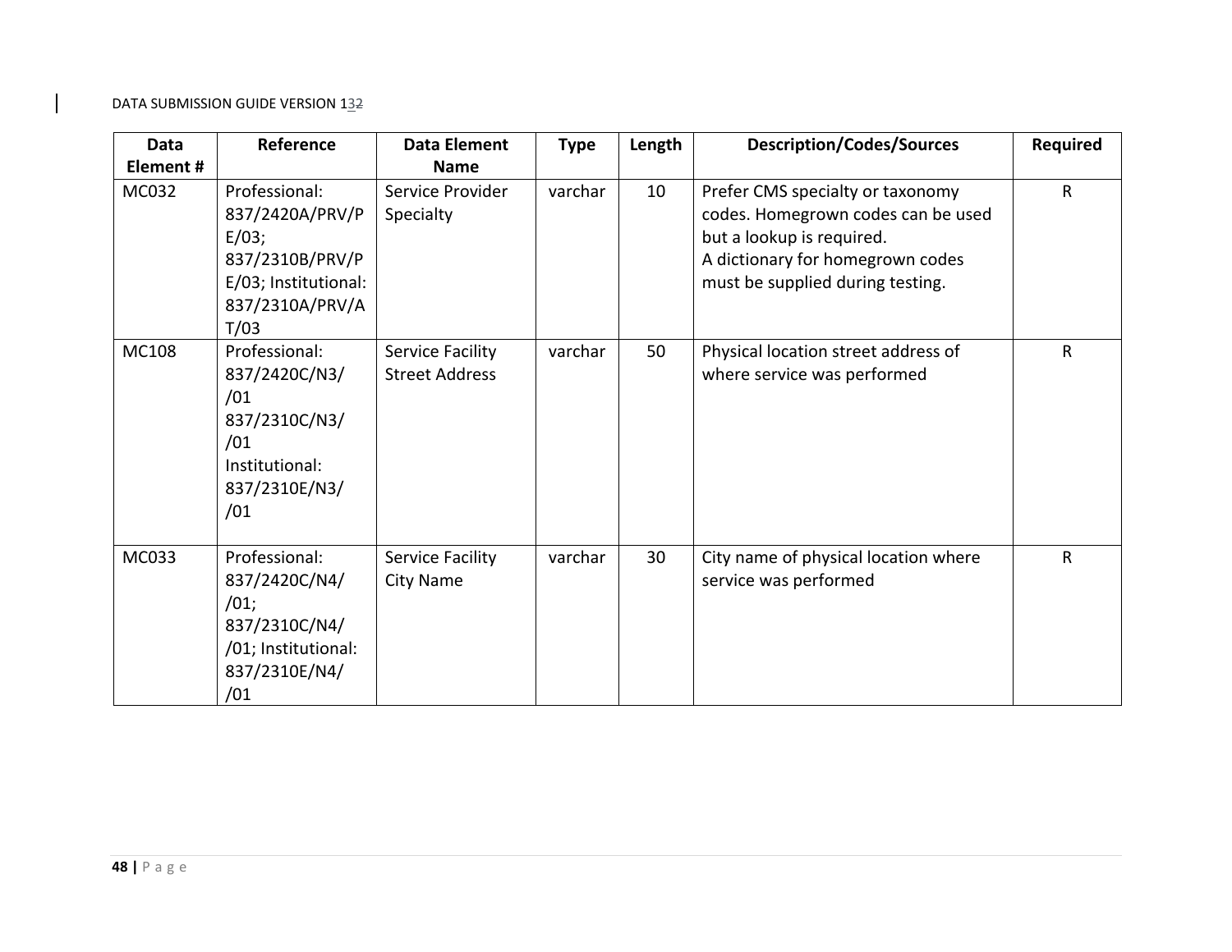| Data Element # | Reference | Data Element Name | Type | Length | Description/Codes/Sources | Required |
|---|---|---|---|---|---|---|
| MC032 | Professional: 837/2420A/PRV/PE/03; 837/2310B/PRV/PE/03; Institutional: 837/2310A/PRV/AT/03 | Service Provider Specialty | varchar | 10 | Prefer CMS specialty or taxonomy codes. Homegrown codes can be used but a lookup is required. A dictionary for homegrown codes must be supplied during testing. | R |
| MC108 | Professional: 837/2420C/N3//01 837/2310C/N3//01 Institutional: 837/2310E/N3//01 | Service Facility Street Address | varchar | 50 | Physical location street address of where service was performed | R |
| MC033 | Professional: 837/2420C/N4//01; 837/2310C/N4//01; Institutional: 837/2310E/N4//01 | Service Facility City Name | varchar | 30 | City name of physical location where service was performed | R |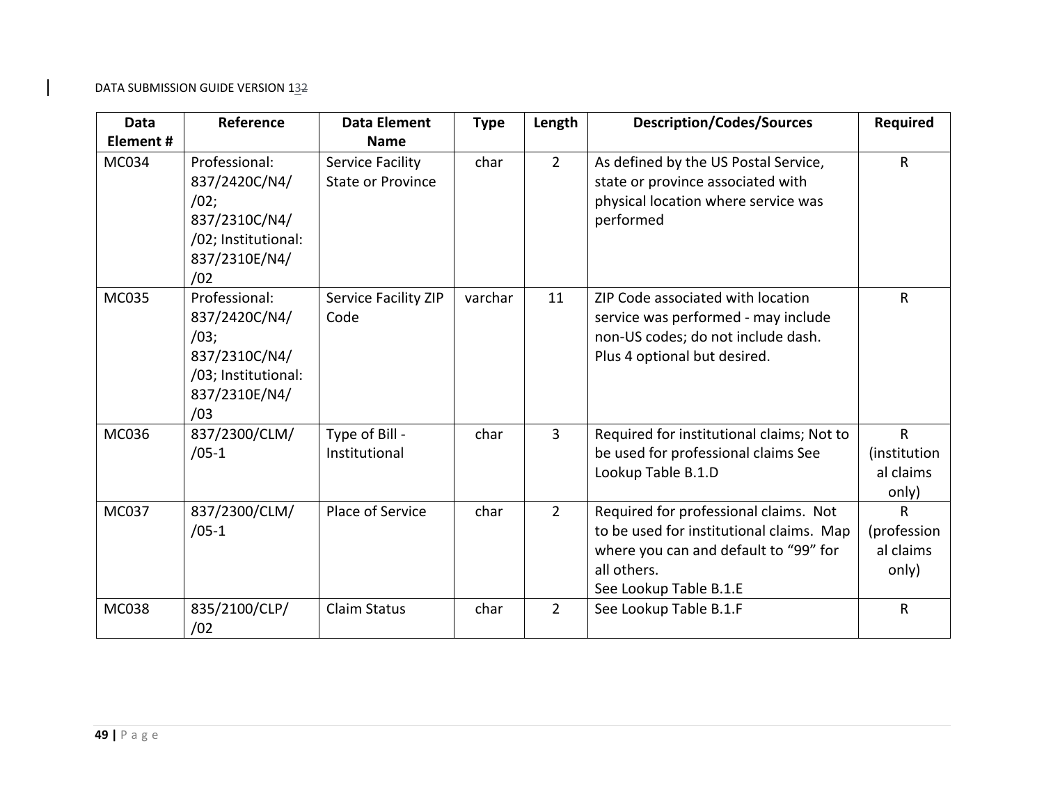| Data Element # | Reference | Data Element Name | Type | Length | Description/Codes/Sources | Required |
|---|---|---|---|---|---|---|
| MC034 | Professional: 837/2420C/N4/ /02; 837/2310C/N4/ /02; Institutional: 837/2310E/N4/ /02 | Service Facility State or Province | char | 2 | As defined by the US Postal Service, state or province associated with physical location where service was performed | R |
| MC035 | Professional: 837/2420C/N4/ /03; 837/2310C/N4/ /03; Institutional: 837/2310E/N4/ /03 | Service Facility ZIP Code | varchar | 11 | ZIP Code associated with location service was performed - may include non-US codes; do not include dash. Plus 4 optional but desired. | R |
| MC036 | 837/2300/CLM/ /05-1 | Type of Bill - Institutional | char | 3 | Required for institutional claims; Not to be used for professional claims See Lookup Table B.1.D | R (institutional claims only) |
| MC037 | 837/2300/CLM/ /05-1 | Place of Service | char | 2 | Required for professional claims. Not to be used for institutional claims. Map where you can and default to “99” for all others.<br>See Lookup Table B.1.E | R (professional claims only) |
| MC038 | 835/2100/CLP/ /02 | Claim Status | char | 2 | See Lookup Table B.1.F | R |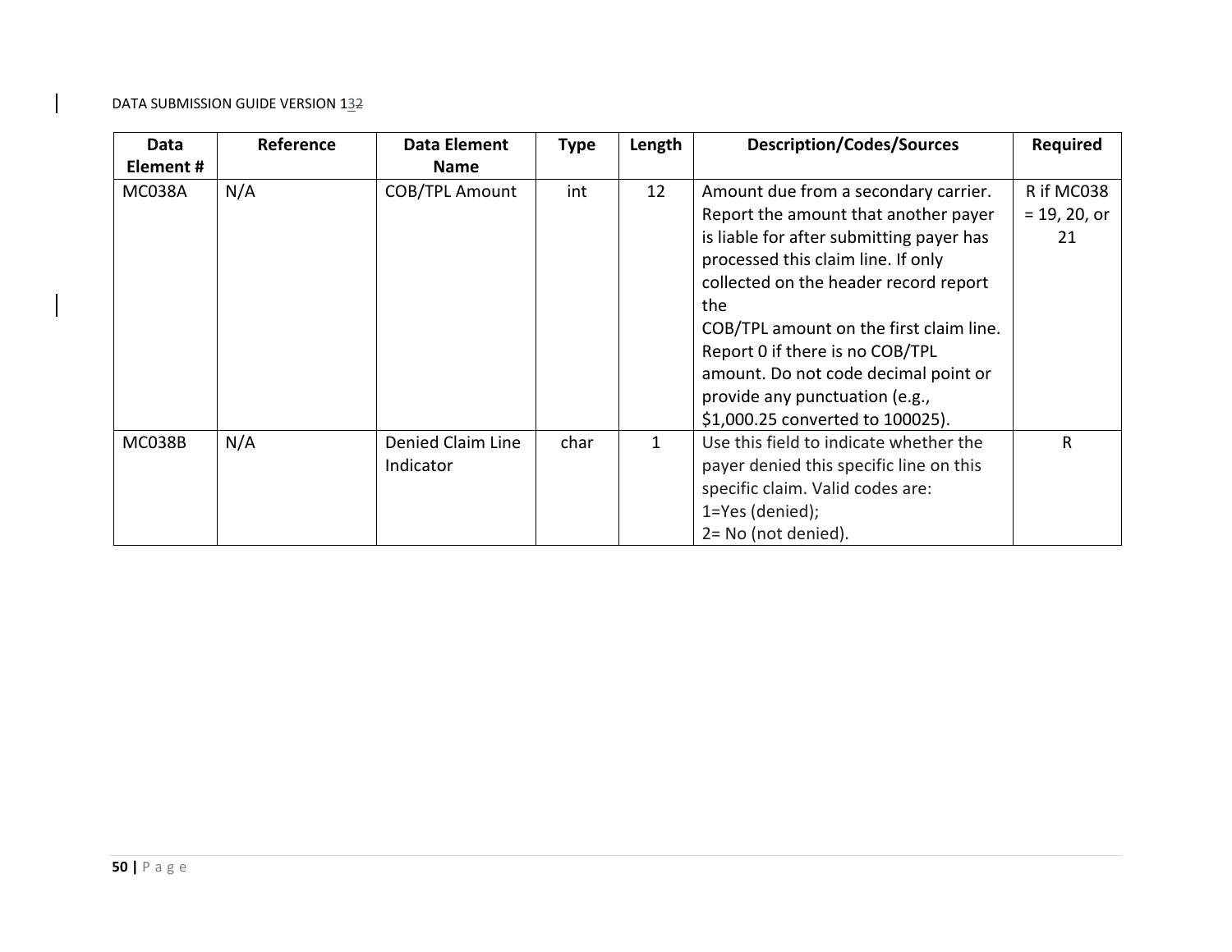| Data Element # | Reference | Data Element Name | Type | Length | Description/Codes/Sources | Required |
|---|---|---|---|---|---|---|
| MC038A | N/A | COB/TPL Amount | int | 12 | Amount due from a secondary carrier. Report the amount that another payer is liable for after submitting payer has processed this claim line. If only collected on the header record report the COB/TPL amount on the first claim line. Report 0 if there is no COB/TPL amount. Do not code decimal point or provide any punctuation (e.g., $1,000.25 converted to 100025). | R if MC038 = 19, 20, or 21 |
| MC038B | N/A | Denied Claim Line Indicator | char | 1 | Use this field to indicate whether the payer denied this specific line on this specific claim. Valid codes are:<br>1=Yes (denied);<br>2= No (not denied). | R |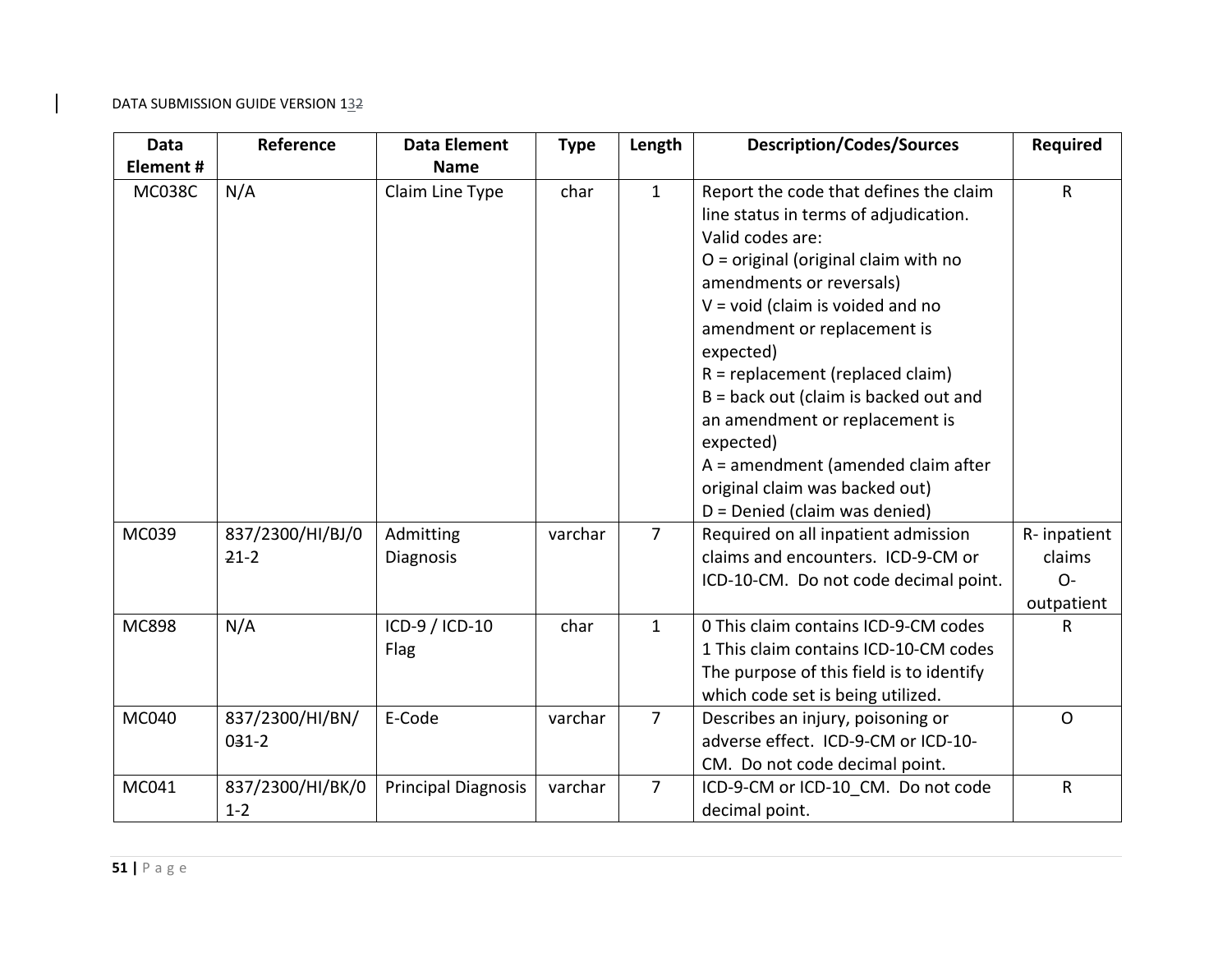| Data Element # | Reference | Data Element Name | Type | Length | Description/Codes/Sources | Required |
|---|---|---|---|---|---|---|
| MC038C | N/A | Claim Line Type | char | 1 | Report the code that defines the claim line status in terms of adjudication. Valid codes are:<br>O = original (original claim with no amendments or reversals)<br>V = void (claim is voided and no amendment or replacement is expected)<br>R = replacement (replaced claim)<br>B = back out (claim is backed out and an amendment or replacement is expected)<br>A = amendment (amended claim after original claim was backed out)<br>D = Denied (claim was denied) | R |
| MC039 | 837/2300/HI/BJ/021-2 | Admitting Diagnosis | varchar | 7 | Required on all inpatient admission claims and encounters. ICD-9-CM or ICD-10-CM. Do not code decimal point. | R- inpatient claims<br>O- outpatient |
| MC898 | N/A | ICD-9 / ICD-10 Flag | char | 1 | 0 This claim contains ICD-9-CM codes<br>1 This claim contains ICD-10-CM codes<br>The purpose of this field is to identify which code set is being utilized. | R |
| MC040 | 837/2300/HI/BN/031-2 | E-Code | varchar | 7 | Describes an injury, poisoning or adverse effect. ICD-9-CM or ICD-10-CM. Do not code decimal point. | O |
| MC041 | 837/2300/HI/BK/01-2 | Principal Diagnosis | varchar | 7 | ICD-9-CM or ICD-10_CM. Do not code decimal point. | R |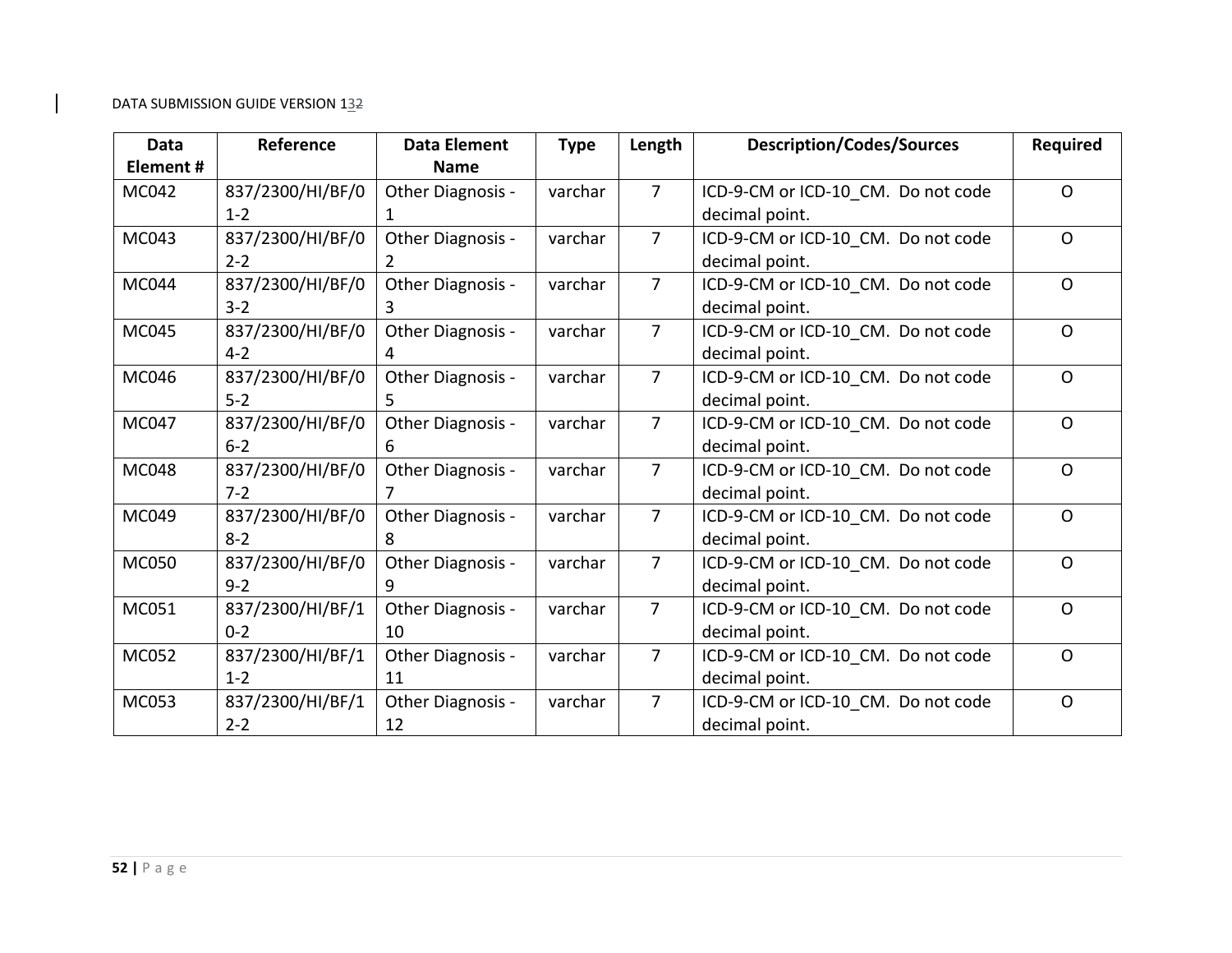| Data Element # | Reference | Data Element Name | Type | Length | Description/Codes/Sources | Required |
|---|---|---|---|---|---|---|
| MC042 | 837/2300/HI/BF/01-2 | Other Diagnosis - 1 | varchar | 7 | ICD-9-CM or ICD-10_CM. Do not code decimal point. | O |
| MC043 | 837/2300/HI/BF/02-2 | Other Diagnosis - 2 | varchar | 7 | ICD-9-CM or ICD-10_CM. Do not code decimal point. | O |
| MC044 | 837/2300/HI/BF/03-2 | Other Diagnosis - 3 | varchar | 7 | ICD-9-CM or ICD-10_CM. Do not code decimal point. | O |
| MC045 | 837/2300/HI/BF/04-2 | Other Diagnosis - 4 | varchar | 7 | ICD-9-CM or ICD-10_CM. Do not code decimal point. | O |
| MC046 | 837/2300/HI/BF/05-2 | Other Diagnosis - 5 | varchar | 7 | ICD-9-CM or ICD-10_CM. Do not code decimal point. | O |
| MC047 | 837/2300/HI/BF/06-2 | Other Diagnosis - 6 | varchar | 7 | ICD-9-CM or ICD-10_CM. Do not code decimal point. | O |
| MC048 | 837/2300/HI/BF/07-2 | Other Diagnosis - 7 | varchar | 7 | ICD-9-CM or ICD-10_CM. Do not code decimal point. | O |
| MC049 | 837/2300/HI/BF/08-2 | Other Diagnosis - 8 | varchar | 7 | ICD-9-CM or ICD-10_CM. Do not code decimal point. | O |
| MC050 | 837/2300/HI/BF/09-2 | Other Diagnosis - 9 | varchar | 7 | ICD-9-CM or ICD-10_CM. Do not code decimal point. | O |
| MC051 | 837/2300/HI/BF/10-2 | Other Diagnosis - 10 | varchar | 7 | ICD-9-CM or ICD-10_CM. Do not code decimal point. | O |
| MC052 | 837/2300/HI/BF/11-2 | Other Diagnosis - 11 | varchar | 7 | ICD-9-CM or ICD-10_CM. Do not code decimal point. | O |
| MC053 | 837/2300/HI/BF/12-2 | Other Diagnosis - 12 | varchar | 7 | ICD-9-CM or ICD-10_CM. Do not code decimal point. | O |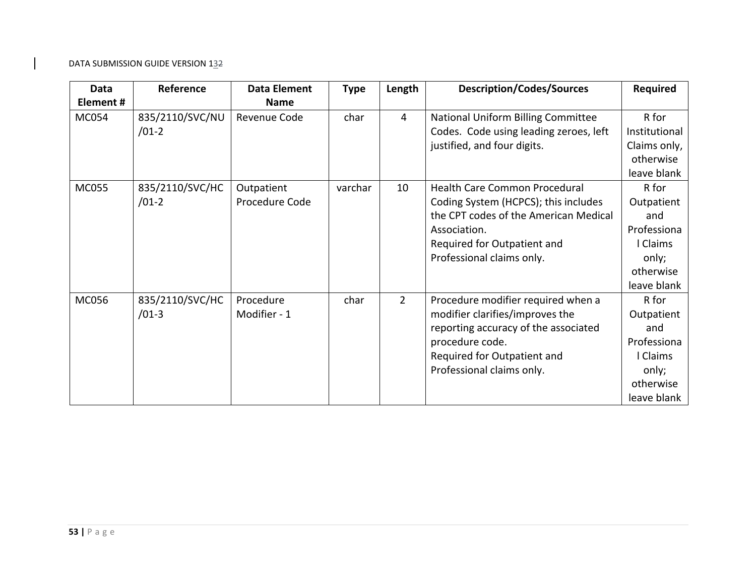| Data Element # | Reference | Data Element Name | Type | Length | Description/Codes/Sources | Required |
|---|---|---|---|---|---|---|
| MC054 | 835/2110/SVC/NU/01-2 | Revenue Code | char | 4 | National Uniform Billing Committee Codes. Code using leading zeroes, left justified, and four digits. | R for Institutional Claims only, otherwise leave blank |
| MC055 | 835/2110/SVC/HC/01-2 | Outpatient Procedure Code | varchar | 10 | Health Care Common Procedural Coding System (HCPCS); this includes the CPT codes of the American Medical Association.<br>Required for Outpatient and Professional claims only. | R for Outpatient and Professional Claims only; otherwise leave blank |
| MC056 | 835/2110/SVC/HC/01-3 | Procedure Modifier - 1 | char | 2 | Procedure modifier required when a modifier clarifies/improves the reporting accuracy of the associated procedure code.<br>Required for Outpatient and Professional claims only. | R for Outpatient and Professional Claims only; otherwise leave blank |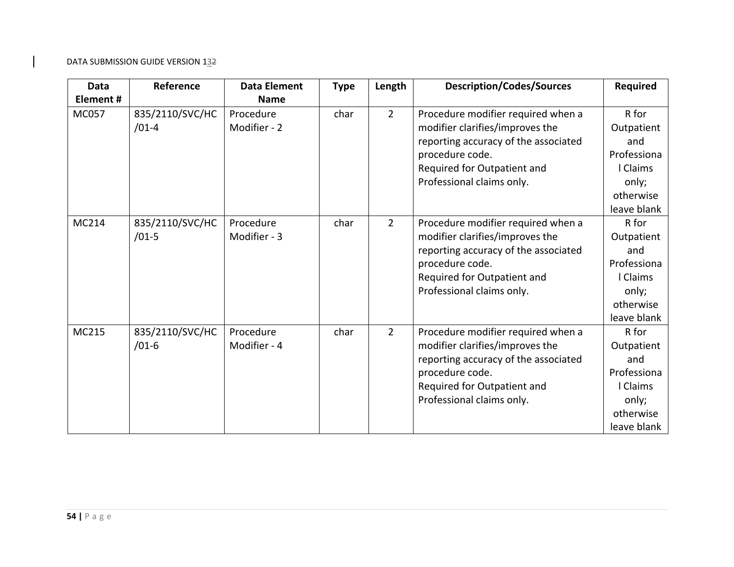| Data Element # | Reference | Data Element Name | Type | Length | Description/Codes/Sources | Required |
|---|---|---|---|---|---|---|
| MC057 | 835/2110/SVC/HC/01-4 | Procedure Modifier - 2 | char | 2 | Procedure modifier required when a modifier clarifies/improves the reporting accuracy of the associated procedure code. Required for Outpatient and Professional claims only. | R for Outpatient and Professional Claims only; otherwise leave blank |
| MC214 | 835/2110/SVC/HC/01-5 | Procedure Modifier - 3 | char | 2 | Procedure modifier required when a modifier clarifies/improves the reporting accuracy of the associated procedure code. Required for Outpatient and Professional claims only. | R for Outpatient and Professional Claims only; otherwise leave blank |
| MC215 | 835/2110/SVC/HC/01-6 | Procedure Modifier - 4 | char | 2 | Procedure modifier required when a modifier clarifies/improves the reporting accuracy of the associated procedure code. Required for Outpatient and Professional claims only. | R for Outpatient and Professional Claims only; otherwise leave blank |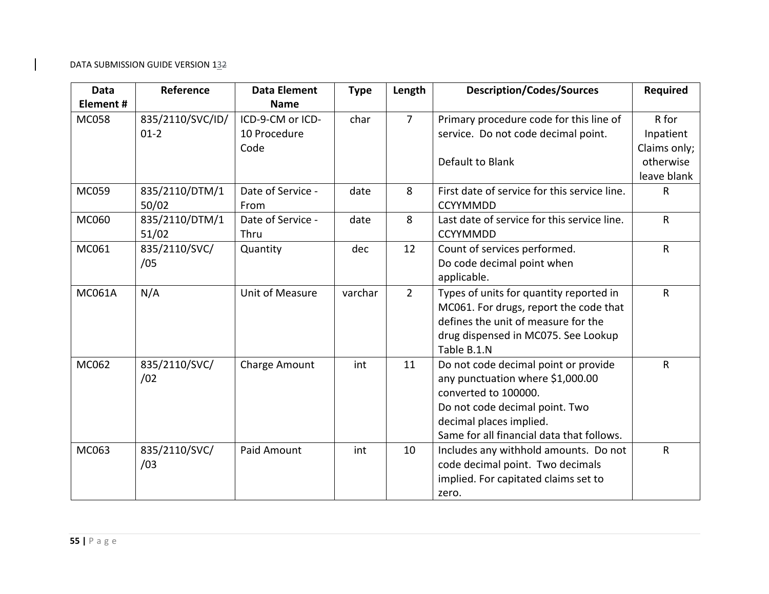| Data Element # | Reference | Data Element Name | Type | Length | Description/Codes/Sources | Required |
|---|---|---|---|---|---|---|
| MC058 | 835/2110/SVC/ID/01-2 | ICD-9-CM or ICD-10 Procedure Code | char | 7 | Primary procedure code for this line of service. Do not code decimal point.<br><br>Default to Blank | R for Inpatient Claims only; otherwise leave blank |
| MC059 | 835/2110/DTM/150/02 | Date of Service - From | date | 8 | First date of service for this service line. CCYYMMDD | R |
| MC060 | 835/2110/DTM/151/02 | Date of Service - Thru | date | 8 | Last date of service for this service line. CCYYMMDD | R |
| MC061 | 835/2110/SVC//05 | Quantity | dec | 12 | Count of services performed.<br>Do code decimal point when applicable. | R |
| MC061A | N/A | Unit of Measure | varchar | 2 | Types of units for quantity reported in MC061. For drugs, report the code that defines the unit of measure for the drug dispensed in MC075. See Lookup Table B.1.N | R |
| MC062 | 835/2110/SVC//02 | Charge Amount | int | 11 | Do not code decimal point or provide any punctuation where $1,000.00 converted to 100000.<br>Do not code decimal point. Two decimal places implied.<br>Same for all financial data that follows. | R |
| MC063 | 835/2110/SVC//03 | Paid Amount | int | 10 | Includes any withhold amounts. Do not code decimal point. Two decimals implied. For capitated claims set to zero. | R |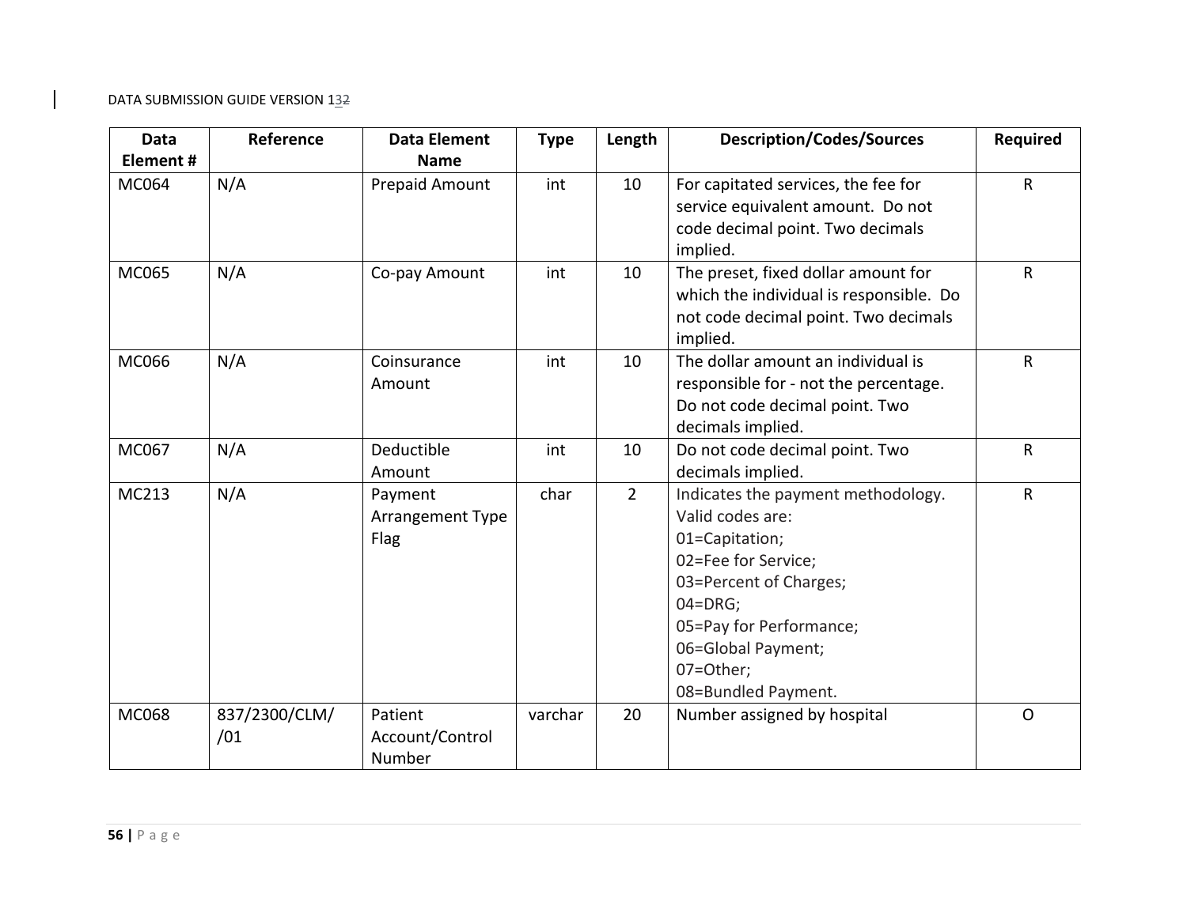| Data Element # | Reference | Data Element Name | Type | Length | Description/Codes/Sources | Required |
|---|---|---|---|---|---|---|
| MC064 | N/A | Prepaid Amount | int | 10 | For capitated services, the fee for service equivalent amount. Do not code decimal point. Two decimals implied. | R |
| MC065 | N/A | Co-pay Amount | int | 10 | The preset, fixed dollar amount for which the individual is responsible. Do not code decimal point. Two decimals implied. | R |
| MC066 | N/A | Coinsurance Amount | int | 10 | The dollar amount an individual is responsible for - not the percentage. Do not code decimal point. Two decimals implied. | R |
| MC067 | N/A | Deductible Amount | int | 10 | Do not code decimal point. Two decimals implied. | R |
| MC213 | N/A | Payment Arrangement Type Flag | char | 2 | Indicates the payment methodology. Valid codes are:<br>01=Capitation;<br>02=Fee for Service;<br>03=Percent of Charges;<br>04=DRG;<br>05=Pay for Performance;<br>06=Global Payment;<br>07=Other;<br>08=Bundled Payment. | R |
| MC068 | 837/2300/CLM//01 | Patient Account/Control Number | varchar | 20 | Number assigned by hospital | O |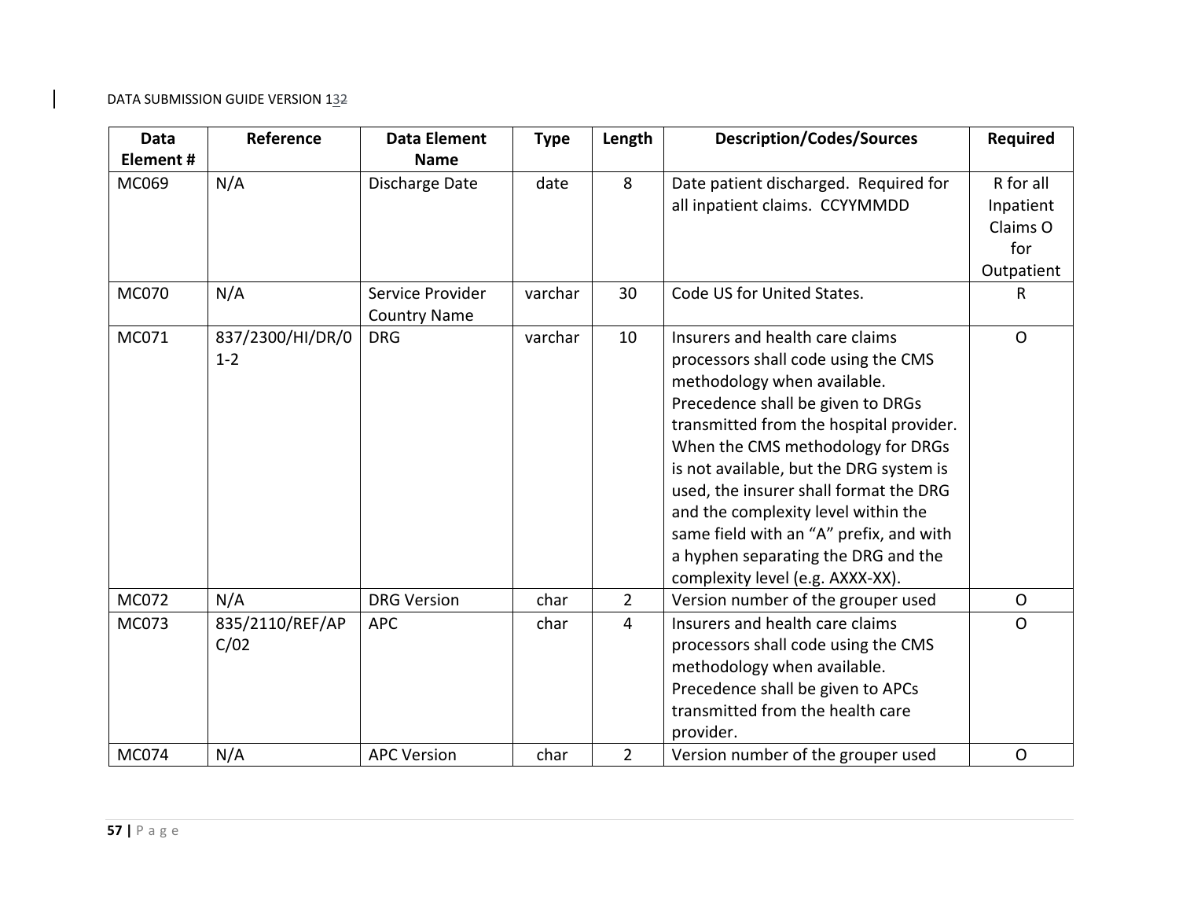| Data Element # | Reference | Data Element Name | Type | Length | Description/Codes/Sources | Required |
|---|---|---|---|---|---|---|
| MC069 | N/A | Discharge Date | date | 8 | Date patient discharged. Required for all inpatient claims. CCYYMMDD | R for all Inpatient Claims O for Outpatient |
| MC070 | N/A | Service Provider Country Name | varchar | 30 | Code US for United States. | R |
| MC071 | 837/2300/HI/DR/01-2 | DRG | varchar | 10 | Insurers and health care claims processors shall code using the CMS methodology when available. Precedence shall be given to DRGs transmitted from the hospital provider. When the CMS methodology for DRGs is not available, but the DRG system is used, the insurer shall format the DRG and the complexity level within the same field with an "A" prefix, and with a hyphen separating the DRG and the complexity level (e.g. AXXX-XX). | O |
| MC072 | N/A | DRG Version | char | 2 | Version number of the grouper used | O |
| MC073 | 835/2110/REF/APC/02 | APC | char | 4 | Insurers and health care claims processors shall code using the CMS methodology when available. Precedence shall be given to APCs transmitted from the health care provider. | O |
| MC074 | N/A | APC Version | char | 2 | Version number of the grouper used | O |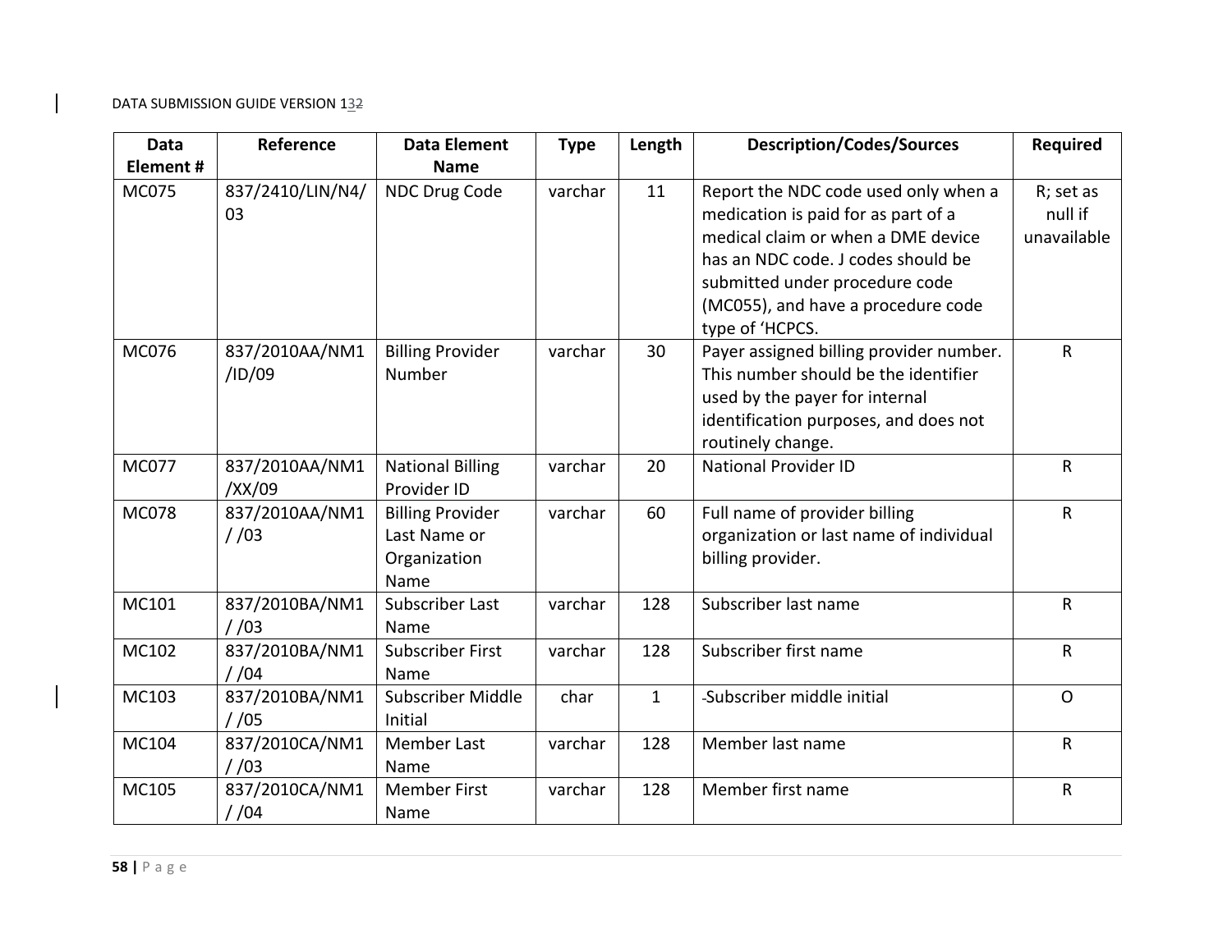| Data Element # | Reference | Data Element Name | Type | Length | Description/Codes/Sources | Required |
|---|---|---|---|---|---|---|
| MC075 | 837/2410/LIN/N4/03 | NDC Drug Code | varchar | 11 | Report the NDC code used only when a medication is paid for as part of a medical claim or when a DME device has an NDC code. J codes should be submitted under procedure code (MC055), and have a procedure code type of 'HCPCS. | R; set as null if unavailable |
| MC076 | 837/2010AA/NM1/ID/09 | Billing Provider Number | varchar | 30 | Payer assigned billing provider number. This number should be the identifier used by the payer for internal identification purposes, and does not routinely change. | R |
| MC077 | 837/2010AA/NM1/XX/09 | National Billing Provider ID | varchar | 20 | National Provider ID | R |
| MC078 | 837/2010AA/NM1/ /03 | Billing Provider Last Name or Organization Name | varchar | 60 | Full name of provider billing organization or last name of individual billing provider. | R |
| MC101 | 837/2010BA/NM1/ /03 | Subscriber Last Name | varchar | 128 | Subscriber last name | R |
| MC102 | 837/2010BA/NM1/ /04 | Subscriber First Name | varchar | 128 | Subscriber first name | R |
| MC103 | 837/2010BA/NM1/ /05 | Subscriber Middle Initial | char | 1 | Subscriber middle initial | O |
| MC104 | 837/2010CA/NM1/ /03 | Member Last Name | varchar | 128 | Member last name | R |
| MC105 | 837/2010CA/NM1/ /04 | Member First Name | varchar | 128 | Member first name | R |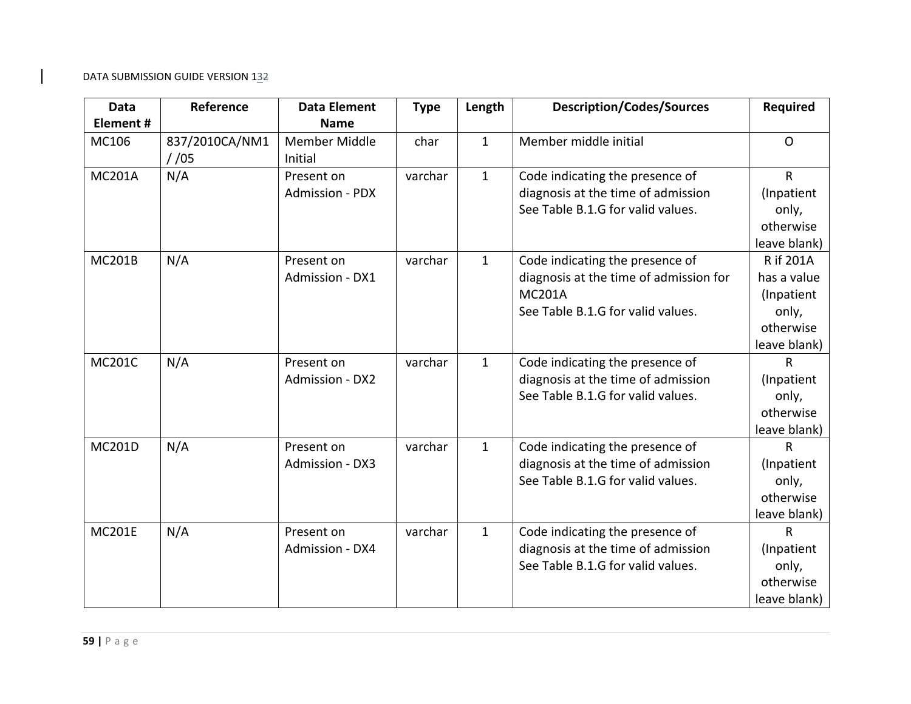| Data Element # | Reference | Data Element Name | Type | Length | Description/Codes/Sources | Required |
|---|---|---|---|---|---|---|
| MC106 | 837/2010CA/NM1 / /05 | Member Middle Initial | char | 1 | Member middle initial | O |
| MC201A | N/A | Present on Admission - PDX | varchar | 1 | Code indicating the presence of diagnosis at the time of admission See Table B.1.G for valid values. | R (Inpatient only, otherwise leave blank) |
| MC201B | N/A | Present on Admission - DX1 | varchar | 1 | Code indicating the presence of diagnosis at the time of admission for MC201A See Table B.1.G for valid values. | R if 201A has a value (Inpatient only, otherwise leave blank) |
| MC201C | N/A | Present on Admission - DX2 | varchar | 1 | Code indicating the presence of diagnosis at the time of admission See Table B.1.G for valid values. | R (Inpatient only, otherwise leave blank) |
| MC201D | N/A | Present on Admission - DX3 | varchar | 1 | Code indicating the presence of diagnosis at the time of admission See Table B.1.G for valid values. | R (Inpatient only, otherwise leave blank) |
| MC201E | N/A | Present on Admission - DX4 | varchar | 1 | Code indicating the presence of diagnosis at the time of admission See Table B.1.G for valid values. | R (Inpatient only, otherwise leave blank) |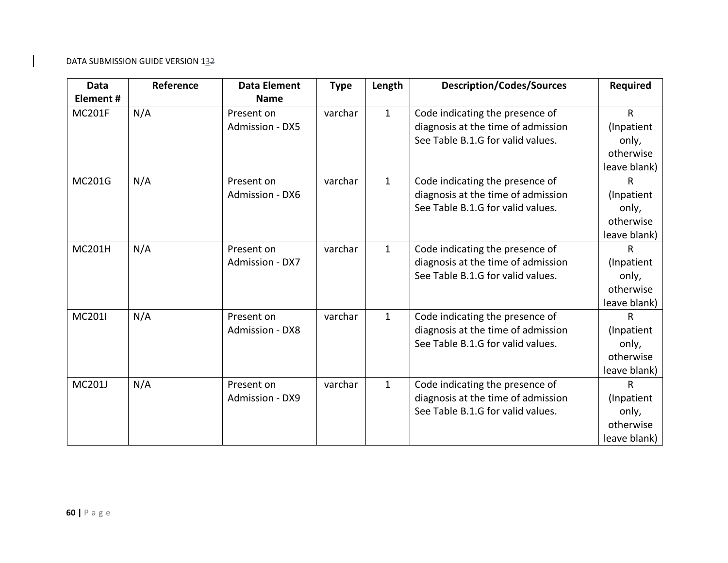| Data Element # | Reference | Data Element Name | Type | Length | Description/Codes/Sources | Required |
|---|---|---|---|---|---|---|
| MC201F | N/A | Present on Admission - DX5 | varchar | 1 | Code indicating the presence of diagnosis at the time of admission See Table B.1.G for valid values. | R (Inpatient only, otherwise leave blank) |
| MC201G | N/A | Present on Admission - DX6 | varchar | 1 | Code indicating the presence of diagnosis at the time of admission See Table B.1.G for valid values. | R (Inpatient only, otherwise leave blank) |
| MC201H | N/A | Present on Admission - DX7 | varchar | 1 | Code indicating the presence of diagnosis at the time of admission See Table B.1.G for valid values. | R (Inpatient only, otherwise leave blank) |
| MC201I | N/A | Present on Admission - DX8 | varchar | 1 | Code indicating the presence of diagnosis at the time of admission See Table B.1.G for valid values. | R (Inpatient only, otherwise leave blank) |
| MC201J | N/A | Present on Admission - DX9 | varchar | 1 | Code indicating the presence of diagnosis at the time of admission See Table B.1.G for valid values. | R (Inpatient only, otherwise leave blank) |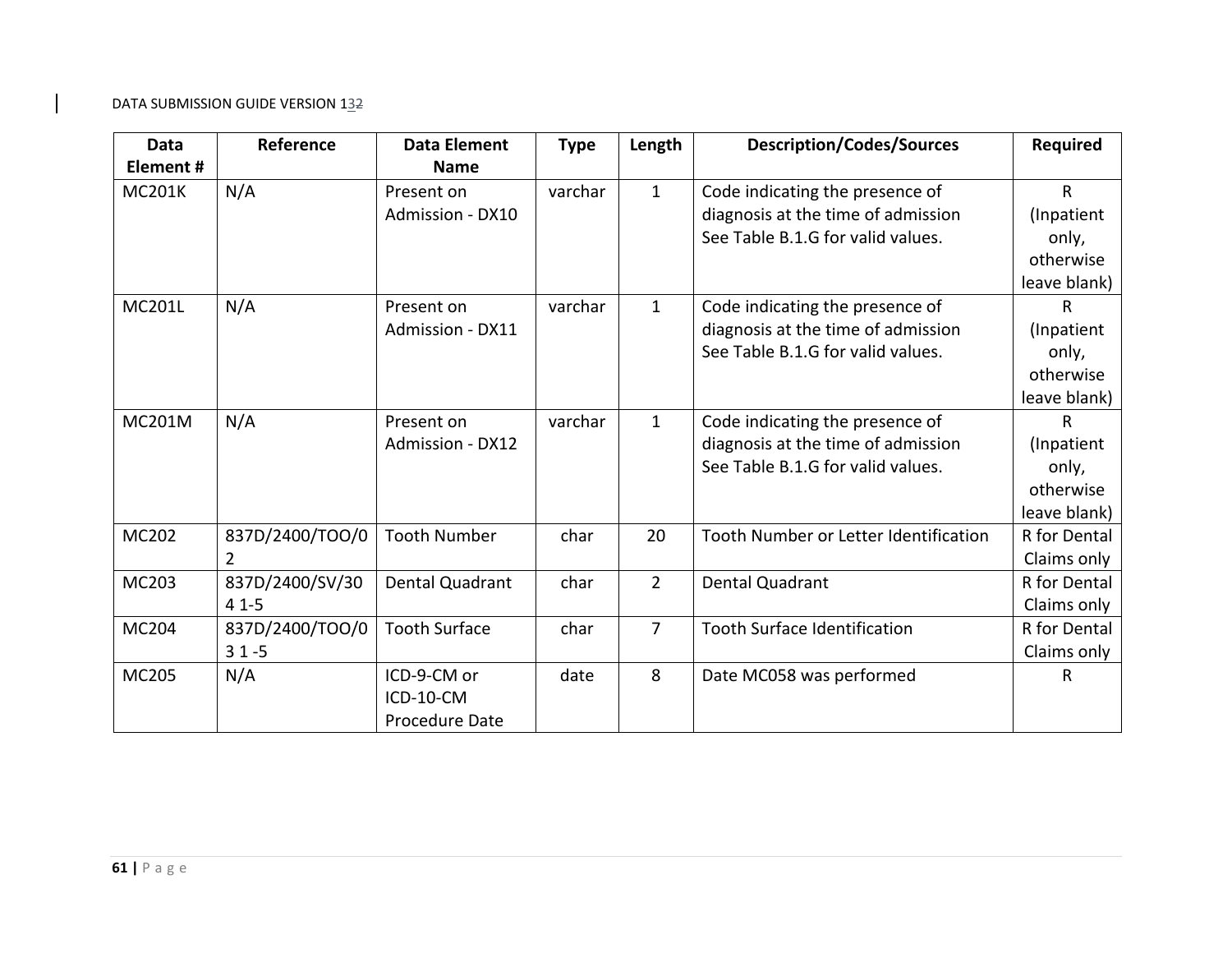| Data Element # | Reference | Data Element Name | Type | Length | Description/Codes/Sources | Required |
|---|---|---|---|---|---|---|
| MC201K | N/A | Present on Admission - DX10 | varchar | 1 | Code indicating the presence of diagnosis at the time of admission See Table B.1.G for valid values. | R (Inpatient only, otherwise leave blank) |
| MC201L | N/A | Present on Admission - DX11 | varchar | 1 | Code indicating the presence of diagnosis at the time of admission See Table B.1.G for valid values. | R (Inpatient only, otherwise leave blank) |
| MC201M | N/A | Present on Admission - DX12 | varchar | 1 | Code indicating the presence of diagnosis at the time of admission See Table B.1.G for valid values. | R (Inpatient only, otherwise leave blank) |
| MC202 | 837D/2400/TOO/02 | Tooth Number | char | 20 | Tooth Number or Letter Identification | R for Dental Claims only |
| MC203 | 837D/2400/SV/304 1-5 | Dental Quadrant | char | 2 | Dental Quadrant | R for Dental Claims only |
| MC204 | 837D/2400/TOO/03 1 -5 | Tooth Surface | char | 7 | Tooth Surface Identification | R for Dental Claims only |
| MC205 | N/A | ICD-9-CM or ICD-10-CM Procedure Date | date | 8 | Date MC058 was performed | R |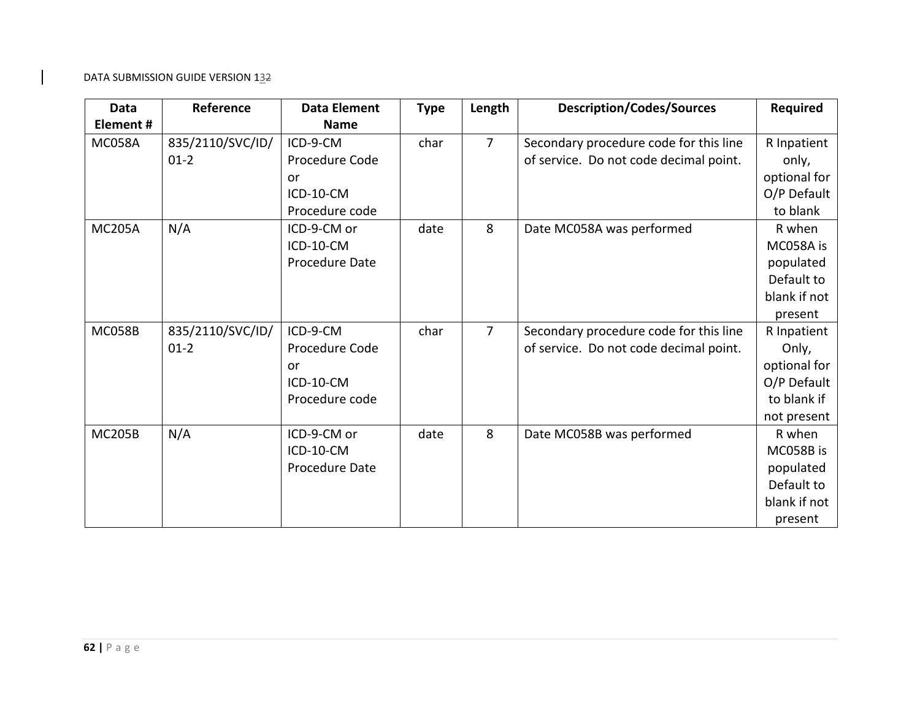| Data Element # | Reference | Data Element Name | Type | Length | Description/Codes/Sources | Required |
|---|---|---|---|---|---|---|
| MC058A | 835/2110/SVC/ID/01-2 | ICD-9-CM Procedure Code or ICD-10-CM Procedure code | char | 7 | Secondary procedure code for this line of service. Do not code decimal point. | R Inpatient only, optional for O/P Default to blank |
| MC205A | N/A | ICD-9-CM or ICD-10-CM Procedure Date | date | 8 | Date MC058A was performed | R when MC058A is populated Default to blank if not present |
| MC058B | 835/2110/SVC/ID/01-2 | ICD-9-CM Procedure Code or ICD-10-CM Procedure code | char | 7 | Secondary procedure code for this line of service. Do not code decimal point. | R Inpatient Only, optional for O/P Default to blank if not present |
| MC205B | N/A | ICD-9-CM or ICD-10-CM Procedure Date | date | 8 | Date MC058B was performed | R when MC058B is populated Default to blank if not present |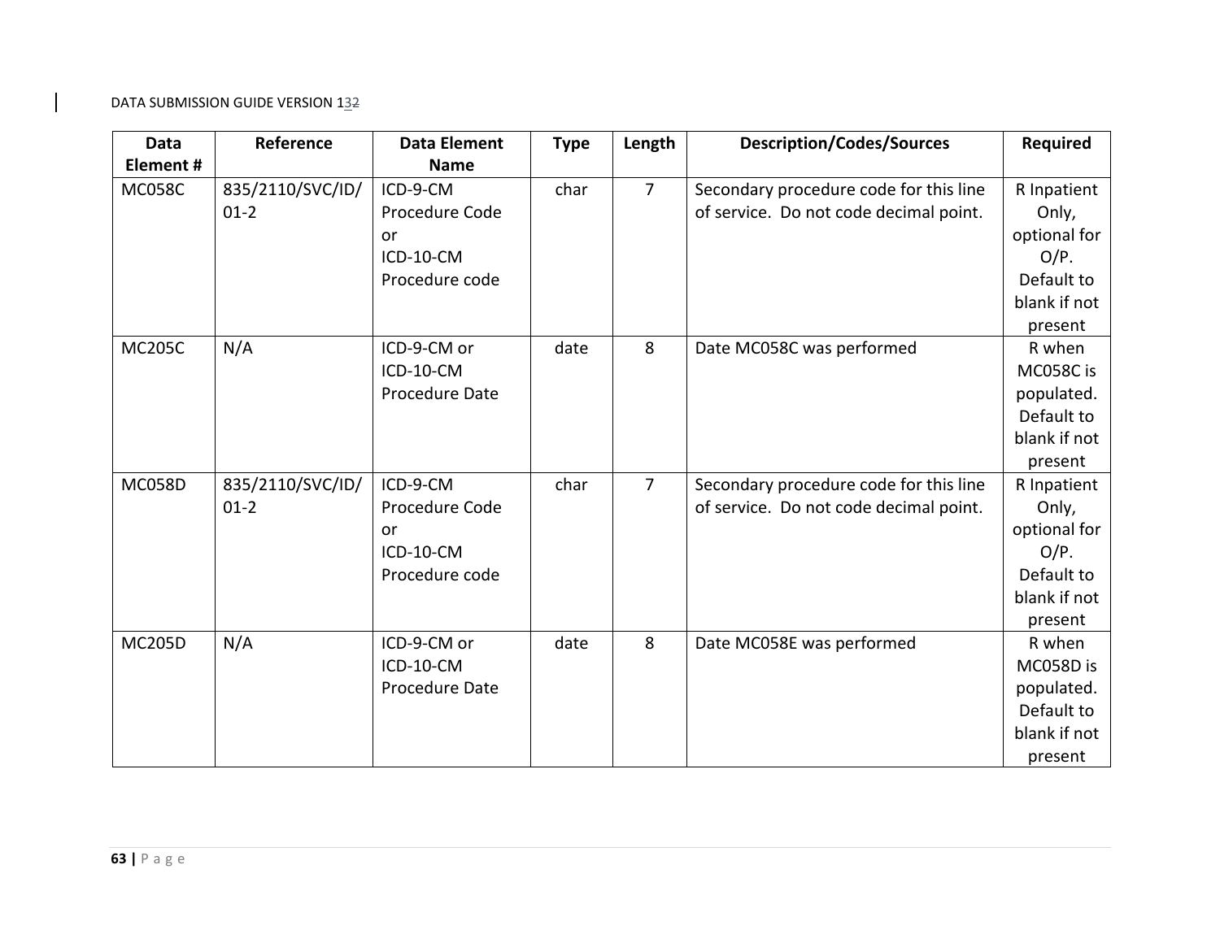| Data Element # | Reference | Data Element Name | Type | Length | Description/Codes/Sources | Required |
|---|---|---|---|---|---|---|
| MC058C | 835/2110/SVC/ID/01-2 | ICD-9-CM Procedure Code or ICD-10-CM Procedure code | char | 7 | Secondary procedure code for this line of service. Do not code decimal point. | R Inpatient Only, optional for O/P. Default to blank if not present |
| MC205C | N/A | ICD-9-CM or ICD-10-CM Procedure Date | date | 8 | Date MC058C was performed | R when MC058C is populated. Default to blank if not present |
| MC058D | 835/2110/SVC/ID/01-2 | ICD-9-CM Procedure Code or ICD-10-CM Procedure code | char | 7 | Secondary procedure code for this line of service. Do not code decimal point. | R Inpatient Only, optional for O/P. Default to blank if not present |
| MC205D | N/A | ICD-9-CM or ICD-10-CM Procedure Date | date | 8 | Date MC058E was performed | R when MC058D is populated. Default to blank if not present |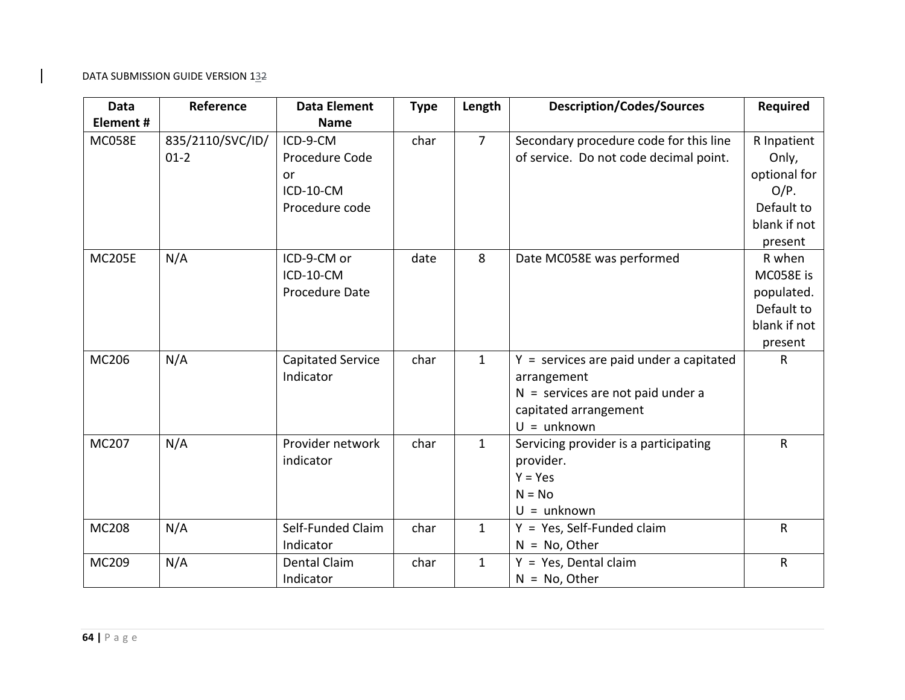| Data Element # | Reference | Data Element Name | Type | Length | Description/Codes/Sources | Required |
|---|---|---|---|---|---|---|
| MC058E | 835/2110/SVC/ID/01-2 | ICD-9-CM Procedure Code or ICD-10-CM Procedure code | char | 7 | Secondary procedure code for this line of service. Do not code decimal point. | R Inpatient Only, optional for O/P. Default to blank if not present |
| MC205E | N/A | ICD-9-CM or ICD-10-CM Procedure Date | date | 8 | Date MC058E was performed | R when MC058E is populated. Default to blank if not present |
| MC206 | N/A | Capitated Service Indicator | char | 1 | Y = services are paid under a capitated arrangement<br>N = services are not paid under a capitated arrangement<br>U = unknown | R |
| MC207 | N/A | Provider network indicator | char | 1 | Servicing provider is a participating provider.<br>Y = Yes<br>N = No<br>U = unknown | R |
| MC208 | N/A | Self-Funded Claim Indicator | char | 1 | Y = Yes, Self-Funded claim<br>N = No, Other | R |
| MC209 | N/A | Dental Claim Indicator | char | 1 | Y = Yes, Dental claim<br>N = No, Other | R |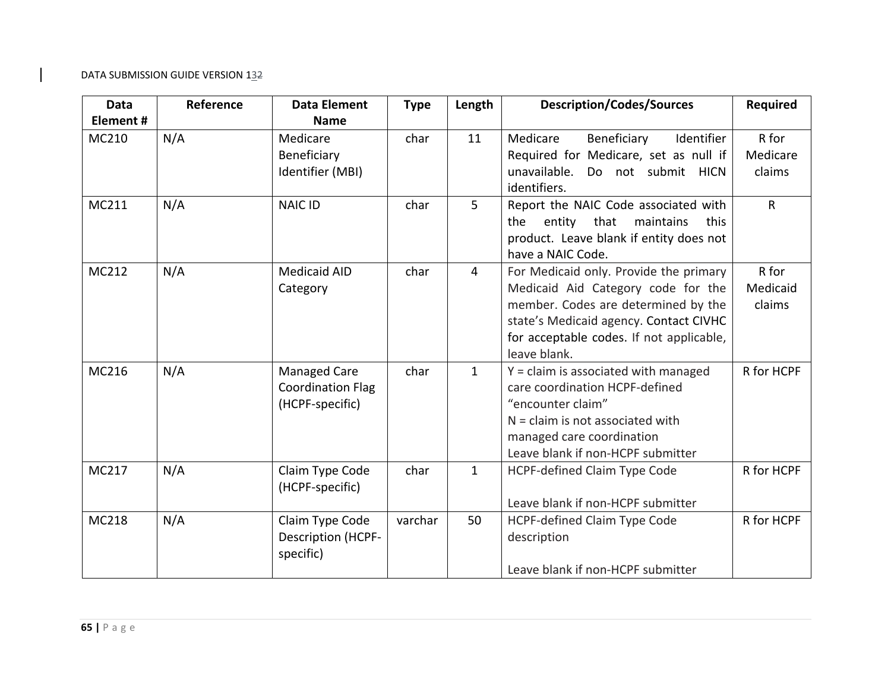| Data Element # | Reference | Data Element Name | Type | Length | Description/Codes/Sources | Required |
|---|---|---|---|---|---|---|
| MC210 | N/A | Medicare Beneficiary Identifier (MBI) | char | 11 | Medicare Beneficiary Identifier Required for Medicare, set as null if unavailable. Do not submit HICN identifiers. | R for Medicare claims |
| MC211 | N/A | NAIC ID | char | 5 | Report the NAIC Code associated with the entity that maintains this product. Leave blank if entity does not have a NAIC Code. | R |
| MC212 | N/A | Medicaid AID Category | char | 4 | For Medicaid only. Provide the primary Medicaid Aid Category code for the member. Codes are determined by the state's Medicaid agency. Contact CIVHC for acceptable codes. If not applicable, leave blank. | R for Medicaid claims |
| MC216 | N/A | Managed Care Coordination Flag (HCPF-specific) | char | 1 | Y = claim is associated with managed care coordination HCPF-defined "encounter claim"<br>N = claim is not associated with managed care coordination<br>Leave blank if non-HCPF submitter | R for HCPF |
| MC217 | N/A | Claim Type Code (HCPF-specific) | char | 1 | HCPF-defined Claim Type Code<br><br>Leave blank if non-HCPF submitter | R for HCPF |
| MC218 | N/A | Claim Type Code Description (HCPF-specific) | varchar | 50 | HCPF-defined Claim Type Code description<br><br>Leave blank if non-HCPF submitter | R for HCPF |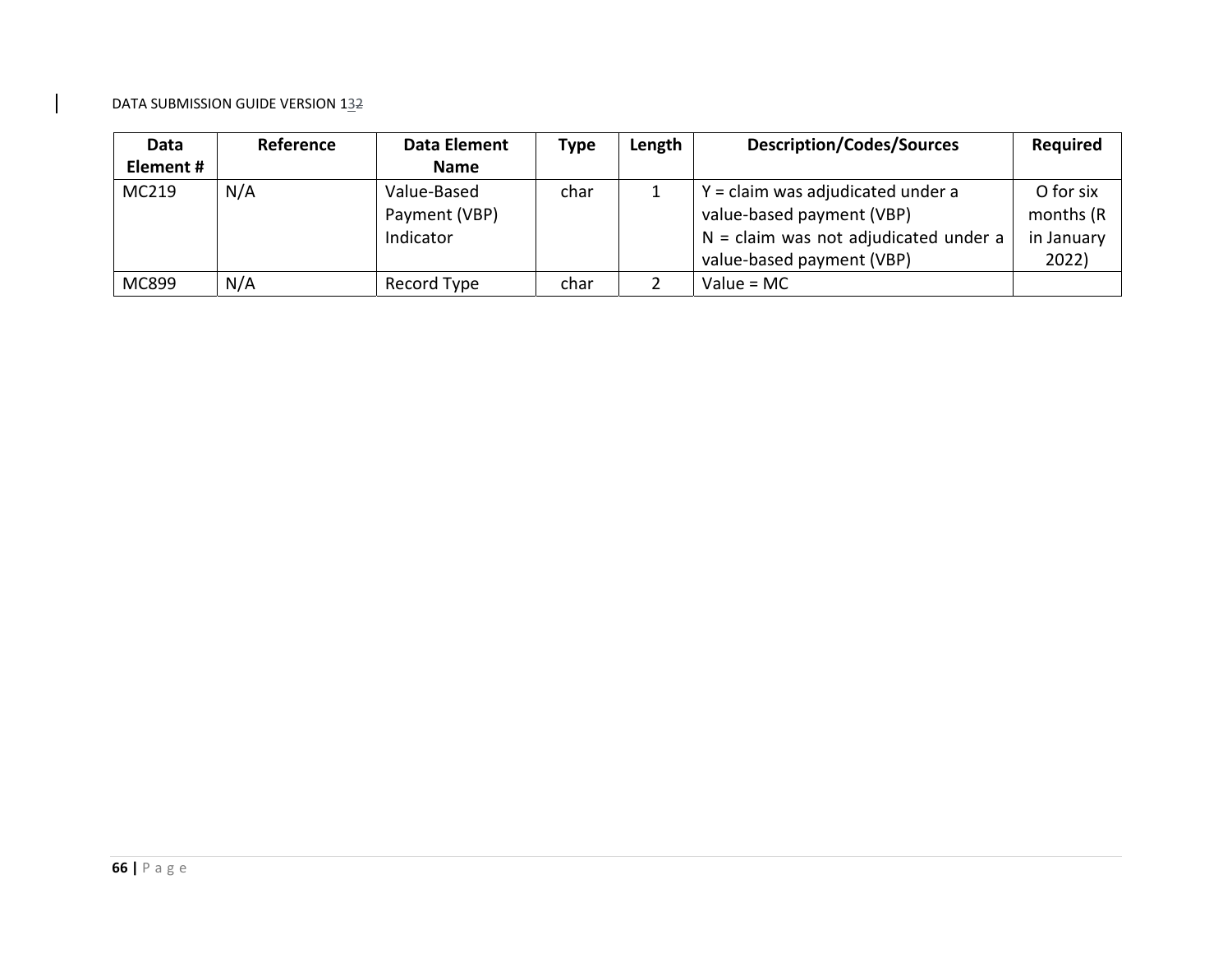| Data Element # | Reference | Data Element Name | Type | Length | Description/Codes/Sources | Required |
|---|---|---|---|---|---|---|
| MC219 | N/A | Value-Based Payment (VBP) Indicator | char | 1 | Y = claim was adjudicated under a value-based payment (VBP)<br>N = claim was not adjudicated under a value-based payment (VBP) | O for six months (R in January 2022) |
| MC899 | N/A | Record Type | char | 2 | Value = MC | |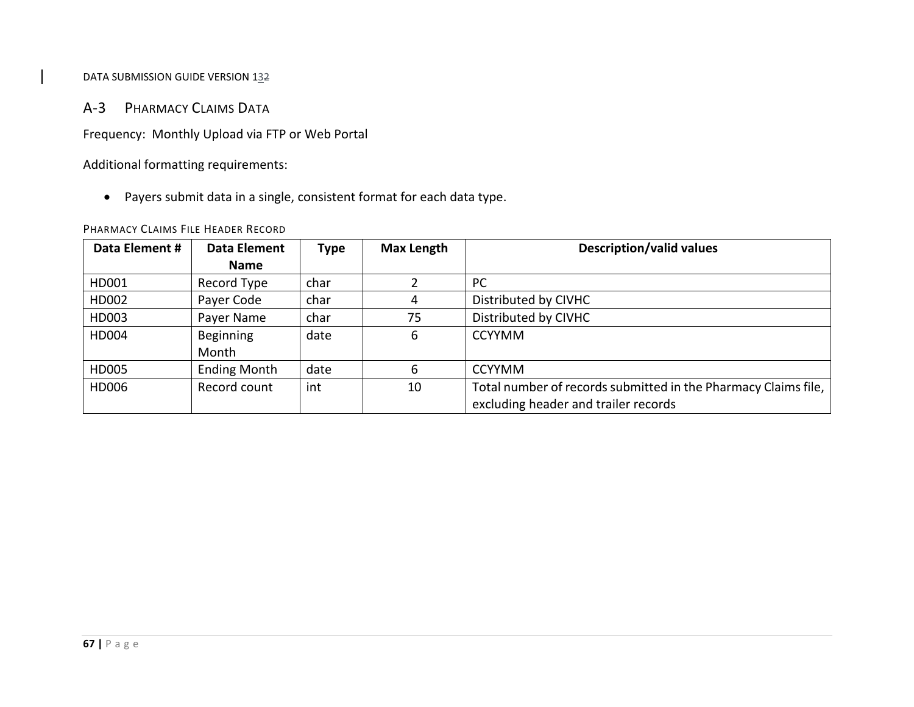## A-3 Pharmacy Claims Data

Frequency: Monthly Upload via FTP or Web Portal

Additional formatting requirements:

- Payers submit data in a single, consistent format for each data type.

PHARMACY CLAIMS FILE HEADER RECORD

| Data Element # | Data Element Name | Type | Max Length | Description/valid values |
|---|---|---|---|---|
| HD001 | Record Type | char | 2 | PC |
| HD002 | Payer Code | char | 4 | Distributed by CIVHC |
| HD003 | Payer Name | char | 75 | Distributed by CIVHC |
| HD004 | Beginning Month | date | 6 | CCYYMM |
| HD005 | Ending Month | date | 6 | CCYYMM |
| HD006 | Record count | int | 10 | Total number of records submitted in the Pharmacy Claims file, excluding header and trailer records |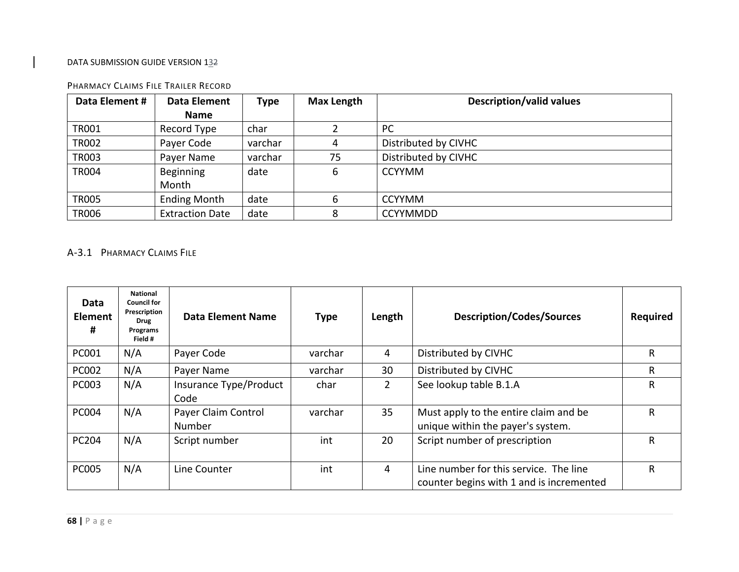PHARMACY CLAIMS FILE TRAILER RECORD

| Data Element # | Data Element Name | Type | Max Length | Description/valid values |
|---|---|---|---|---|
| TR001 | Record Type | char | 2 | PC |
| TR002 | Payer Code | varchar | 4 | Distributed by CIVHC |
| TR003 | Payer Name | varchar | 75 | Distributed by CIVHC |
| TR004 | Beginning Month | date | 6 | CCYYMM |
| TR005 | Ending Month | date | 6 | CCYYMM |
| TR006 | Extraction Date | date | 8 | CCYYMMDD |

## A-3.1 PHARMACY CLAIMS FILE

| Data Element # | National Council for Prescription Drug Programs Field # | Data Element Name | Type | Length | Description/Codes/Sources | Required |
|---|---|---|---|---|---|---|
| PC001 | N/A | Payer Code | varchar | 4 | Distributed by CIVHC | R |
| PC002 | N/A | Payer Name | varchar | 30 | Distributed by CIVHC | R |
| PC003 | N/A | Insurance Type/Product Code | char | 2 | See lookup table B.1.A | R |
| PC004 | N/A | Payer Claim Control Number | varchar | 35 | Must apply to the entire claim and be unique within the payer's system. | R |
| PC204 | N/A | Script number | int | 20 | Script number of prescription | R |
| PC005 | N/A | Line Counter | int | 4 | Line number for this service. The line counter begins with 1 and is incremented | R |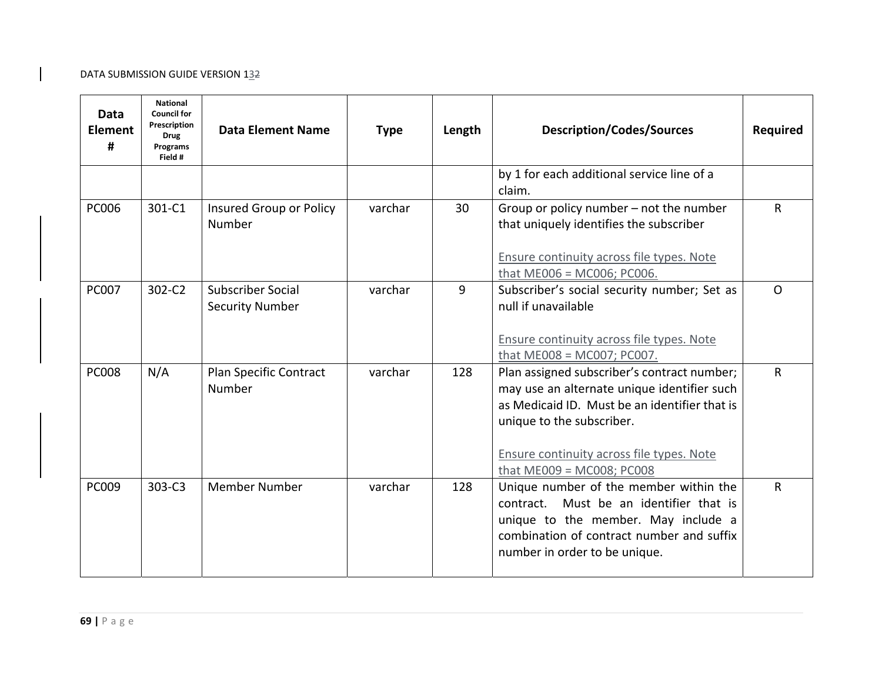| Data Element # | National Council for Prescription Drug Programs Field # | Data Element Name | Type | Length | Description/Codes/Sources | Required |
|---|---|---|---|---|---|---|
| | | | | | by 1 for each additional service line of a claim. | |
| PC006 | 301-C1 | Insured Group or Policy Number | varchar | 30 | Group or policy number – not the number that uniquely identifies the subscriber<br><br>Ensure continuity across file types. Note that ME006 = MC006; PC006. | R |
| PC007 | 302-C2 | Subscriber Social Security Number | varchar | 9 | Subscriber's social security number; Set as null if unavailable<br><br>Ensure continuity across file types. Note that ME008 = MC007; PC007. | O |
| PC008 | N/A | Plan Specific Contract Number | varchar | 128 | Plan assigned subscriber's contract number; may use an alternate unique identifier such as Medicaid ID. Must be an identifier that is unique to the subscriber.<br><br>Ensure continuity across file types. Note that ME009 = MC008; PC008 | R |
| PC009 | 303-C3 | Member Number | varchar | 128 | Unique number of the member within the contract. Must be an identifier that is unique to the member. May include a combination of contract number and suffix number in order to be unique. | R |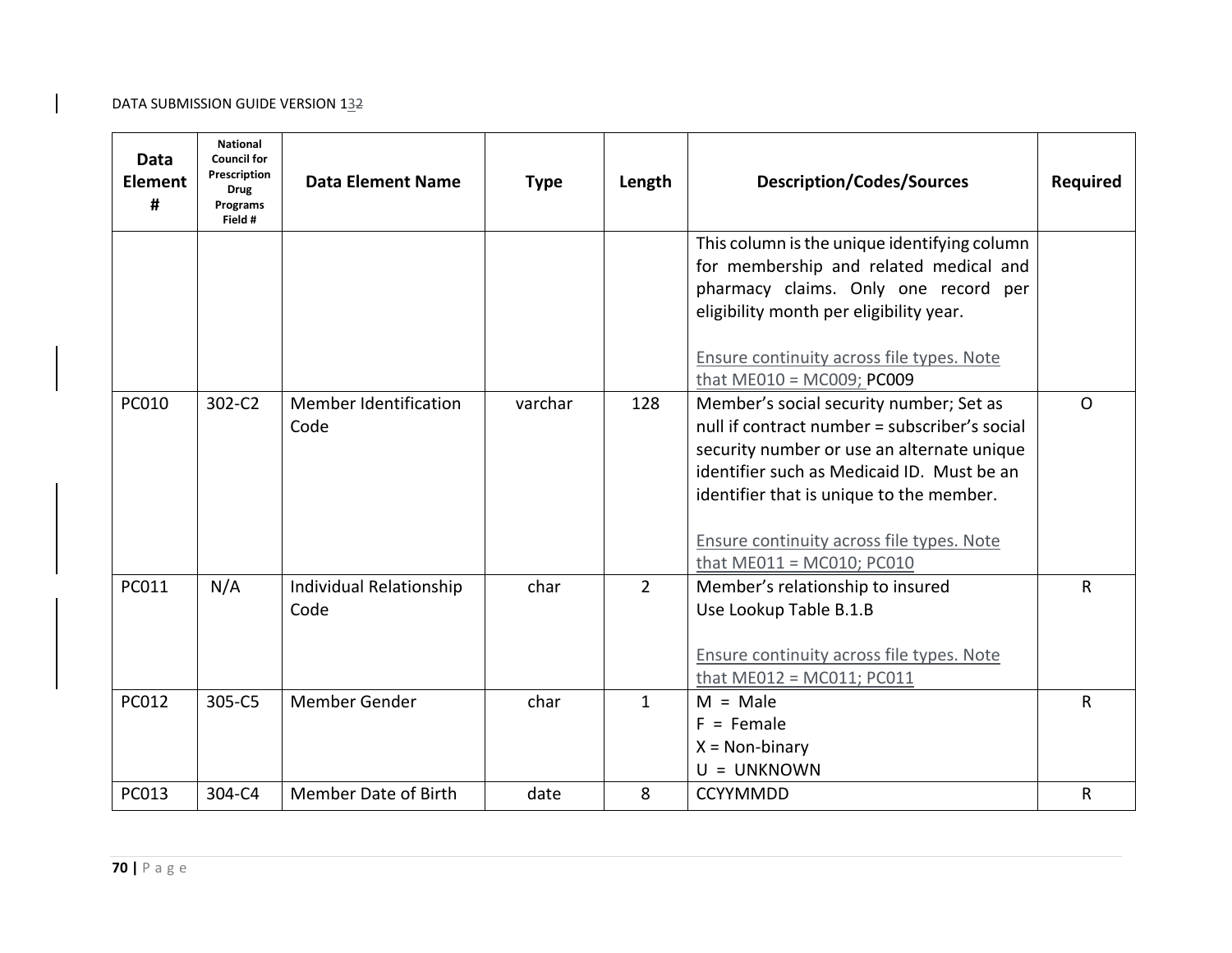| Data Element # | National Council for Prescription Drug Programs Field # | Data Element Name | Type | Length | Description/Codes/Sources | Required |
|---|---|---|---|---|---|---|
| | | | | | This column is the unique identifying column for membership and related medical and pharmacy claims. Only one record per eligibility month per eligibility year.<br><br>Ensure continuity across file types. Note that ME010 = MC009; PC009 | |
| PC010 | 302-C2 | Member Identification Code | varchar | 128 | Member's social security number; Set as null if contract number = subscriber's social security number or use an alternate unique identifier such as Medicaid ID. Must be an identifier that is unique to the member.<br><br>Ensure continuity across file types. Note that ME011 = MC010; PC010 | O |
| PC011 | N/A | Individual Relationship Code | char | 2 | Member's relationship to insured<br>Use Lookup Table B.1.B<br><br>Ensure continuity across file types. Note that ME012 = MC011; PC011 | R |
| PC012 | 305-C5 | Member Gender | char | 1 | M = Male<br>F = Female<br>X = Non-binary<br>U = UNKNOWN | R |
| PC013 | 304-C4 | Member Date of Birth | date | 8 | CCYYMMDD | R |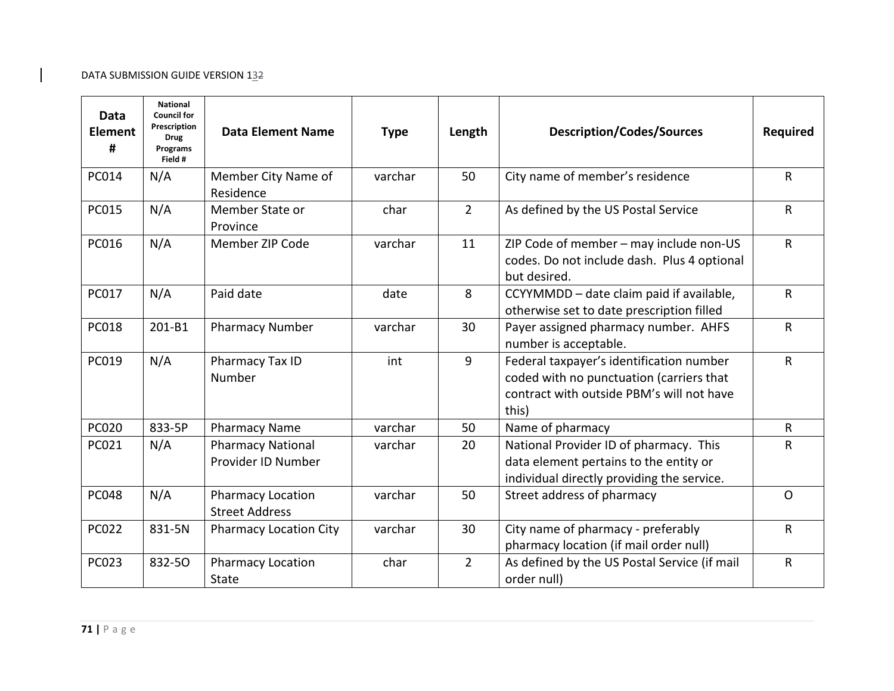| Data Element # | National Council for Prescription Drug Programs Field # | Data Element Name | Type | Length | Description/Codes/Sources | Required |
|---|---|---|---|---|---|---|
| PC014 | N/A | Member City Name of Residence | varchar | 50 | City name of member's residence | R |
| PC015 | N/A | Member State or Province | char | 2 | As defined by the US Postal Service | R |
| PC016 | N/A | Member ZIP Code | varchar | 11 | ZIP Code of member – may include non-US codes. Do not include dash. Plus 4 optional but desired. | R |
| PC017 | N/A | Paid date | date | 8 | CCYYMMDD – date claim paid if available, otherwise set to date prescription filled | R |
| PC018 | 201-B1 | Pharmacy Number | varchar | 30 | Payer assigned pharmacy number. AHFS number is acceptable. | R |
| PC019 | N/A | Pharmacy Tax ID Number | int | 9 | Federal taxpayer's identification number coded with no punctuation (carriers that contract with outside PBM's will not have this) | R |
| PC020 | 833-5P | Pharmacy Name | varchar | 50 | Name of pharmacy | R |
| PC021 | N/A | Pharmacy National Provider ID Number | varchar | 20 | National Provider ID of pharmacy. This data element pertains to the entity or individual directly providing the service. | R |
| PC048 | N/A | Pharmacy Location Street Address | varchar | 50 | Street address of pharmacy | O |
| PC022 | 831-5N | Pharmacy Location City | varchar | 30 | City name of pharmacy - preferably pharmacy location (if mail order null) | R |
| PC023 | 832-5O | Pharmacy Location State | char | 2 | As defined by the US Postal Service (if mail order null) | R |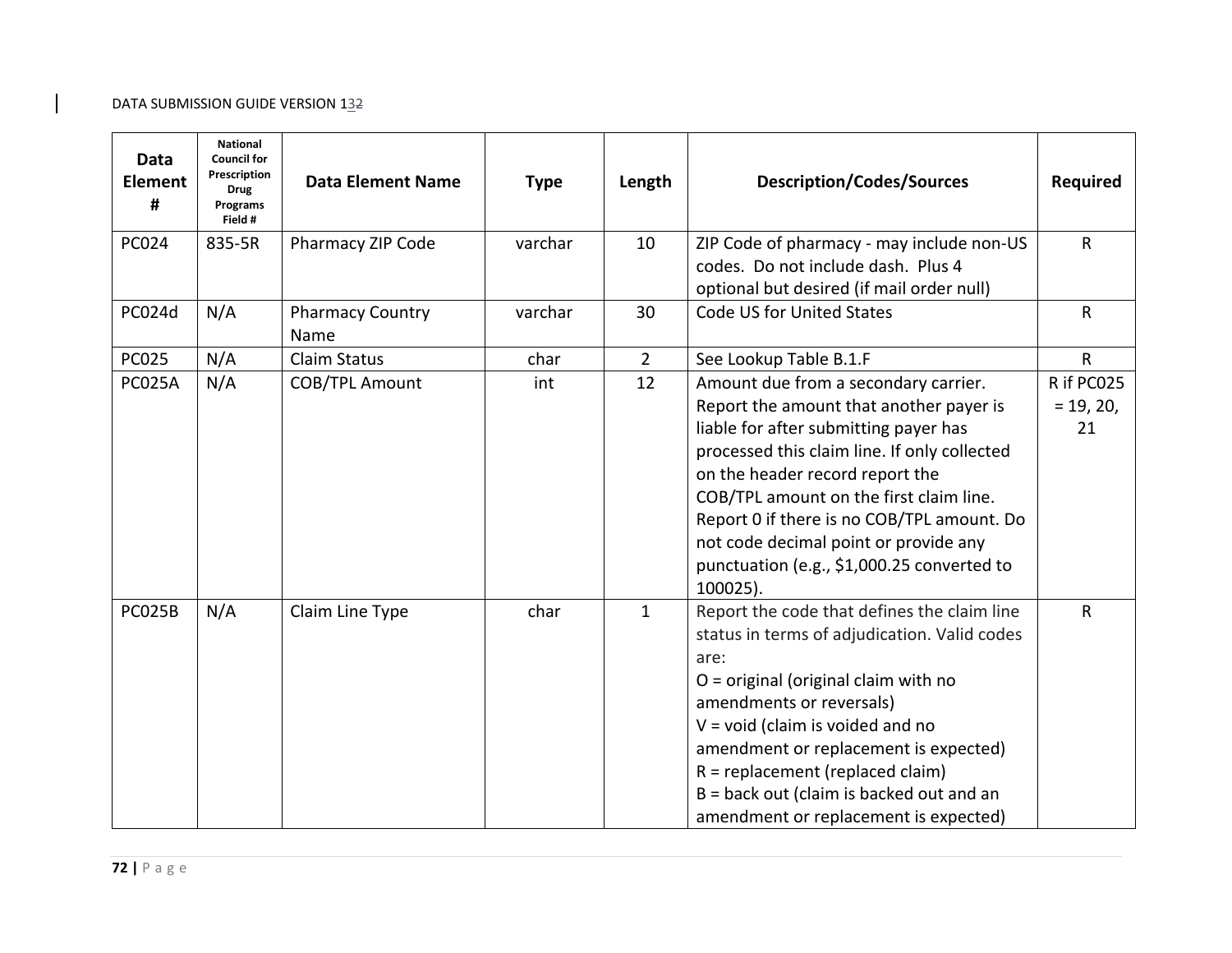| Data Element # | National Council for Prescription Drug Programs Field # | Data Element Name | Type | Length | Description/Codes/Sources | Required |
|---|---|---|---|---|---|---|
| PC024 | 835-5R | Pharmacy ZIP Code | varchar | 10 | ZIP Code of pharmacy - may include non-US codes. Do not include dash. Plus 4 optional but desired (if mail order null) | R |
| PC024d | N/A | Pharmacy Country Name | varchar | 30 | Code US for United States | R |
| PC025 | N/A | Claim Status | char | 2 | See Lookup Table B.1.F | R |
| PC025A | N/A | COB/TPL Amount | int | 12 | Amount due from a secondary carrier. Report the amount that another payer is liable for after submitting payer has processed this claim line. If only collected on the header record report the COB/TPL amount on the first claim line. Report 0 if there is no COB/TPL amount. Do not code decimal point or provide any punctuation (e.g., $1,000.25 converted to 100025). | R if PC025 = 19, 20, 21 |
| PC025B | N/A | Claim Line Type | char | 1 | Report the code that defines the claim line status in terms of adjudication. Valid codes are:<br>O = original (original claim with no amendments or reversals)<br>V = void (claim is voided and no amendment or replacement is expected)<br>R = replacement (replaced claim)<br>B = back out (claim is backed out and an amendment or replacement is expected) | R |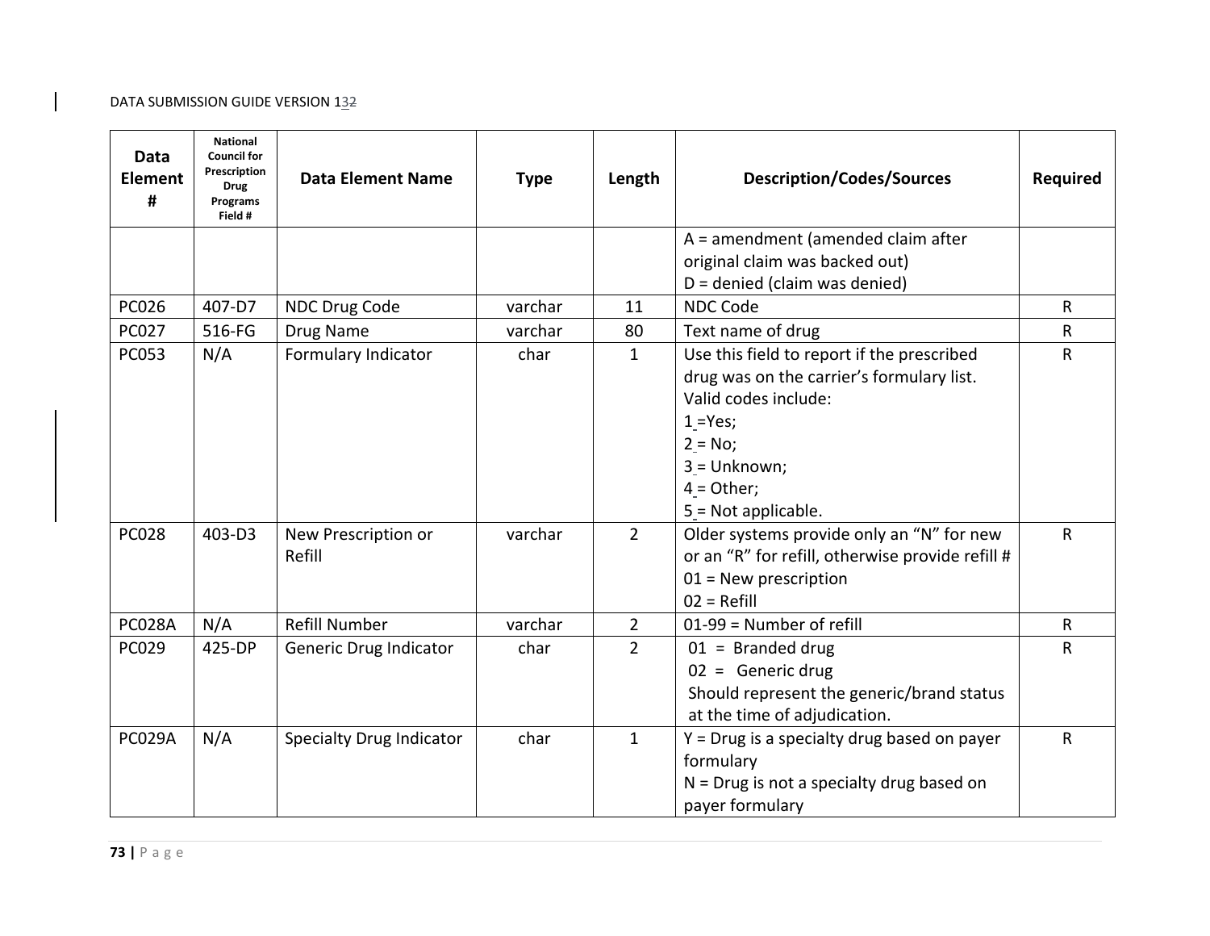| Data Element # | National Council for Prescription Drug Programs Field # | Data Element Name | Type | Length | Description/Codes/Sources | Required |
|---|---|---|---|---|---|---|
| | | | | | A = amendment (amended claim after original claim was backed out)<br>D = denied (claim was denied) | |
| PC026 | 407-D7 | NDC Drug Code | varchar | 11 | NDC Code | R |
| PC027 | 516-FG | Drug Name | varchar | 80 | Text name of drug | R |
| PC053 | N/A | Formulary Indicator | char | 1 | Use this field to report if the prescribed drug was on the carrier's formulary list. Valid codes include:<br>1 =Yes;<br>2 = No;<br>3 = Unknown;<br>4 = Other;<br>5 = Not applicable. | R |
| PC028 | 403-D3 | New Prescription or Refill | varchar | 2 | Older systems provide only an "N" for new or an "R" for refill, otherwise provide refill #<br>01 = New prescription<br>02 = Refill | R |
| PC028A | N/A | Refill Number | varchar | 2 | 01-99 = Number of refill | R |
| PC029 | 425-DP | Generic Drug Indicator | char | 2 | 01 = Branded drug<br>02 = Generic drug<br>Should represent the generic/brand status at the time of adjudication. | R |
| PC029A | N/A | Specialty Drug Indicator | char | 1 | Y = Drug is a specialty drug based on payer formulary<br>N = Drug is not a specialty drug based on payer formulary | R |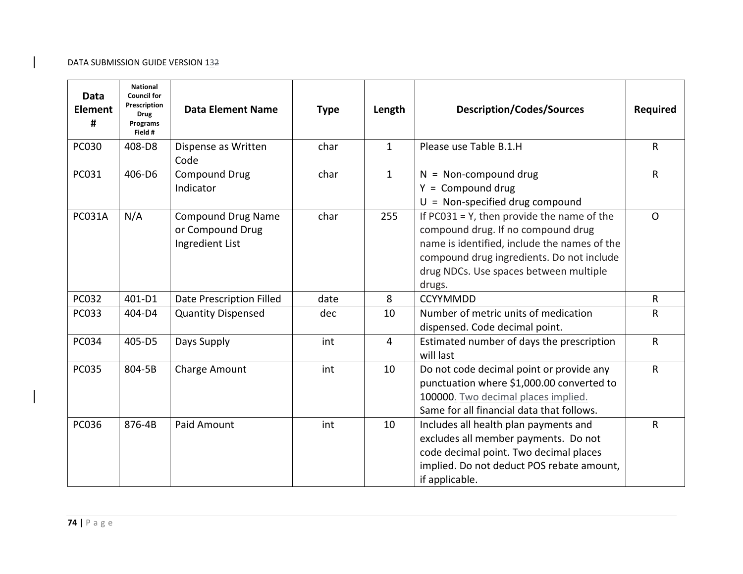| Data Element # | National Council for Prescription Drug Programs Field # | Data Element Name | Type | Length | Description/Codes/Sources | Required |
|---|---|---|---|---|---|---|
| PC030 | 408-D8 | Dispense as Written Code | char | 1 | Please use Table B.1.H | R |
| PC031 | 406-D6 | Compound Drug Indicator | char | 1 | N = Non-compound drug<br>Y = Compound drug<br>U = Non-specified drug compound | R |
| PC031A | N/A | Compound Drug Name or Compound Drug Ingredient List | char | 255 | If PC031 = Y, then provide the name of the compound drug. If no compound drug name is identified, include the names of the compound drug ingredients. Do not include drug NDCs. Use spaces between multiple drugs. | O |
| PC032 | 401-D1 | Date Prescription Filled | date | 8 | CCYYMMDD | R |
| PC033 | 404-D4 | Quantity Dispensed | dec | 10 | Number of metric units of medication dispensed. Code decimal point. | R |
| PC034 | 405-D5 | Days Supply | int | 4 | Estimated number of days the prescription will last | R |
| PC035 | 804-5B | Charge Amount | int | 10 | Do not code decimal point or provide any punctuation where $1,000.00 converted to 100000. Two decimal places implied.<br>Same for all financial data that follows. | R |
| PC036 | 876-4B | Paid Amount | int | 10 | Includes all health plan payments and excludes all member payments. Do not code decimal point. Two decimal places implied. Do not deduct POS rebate amount, if applicable. | R |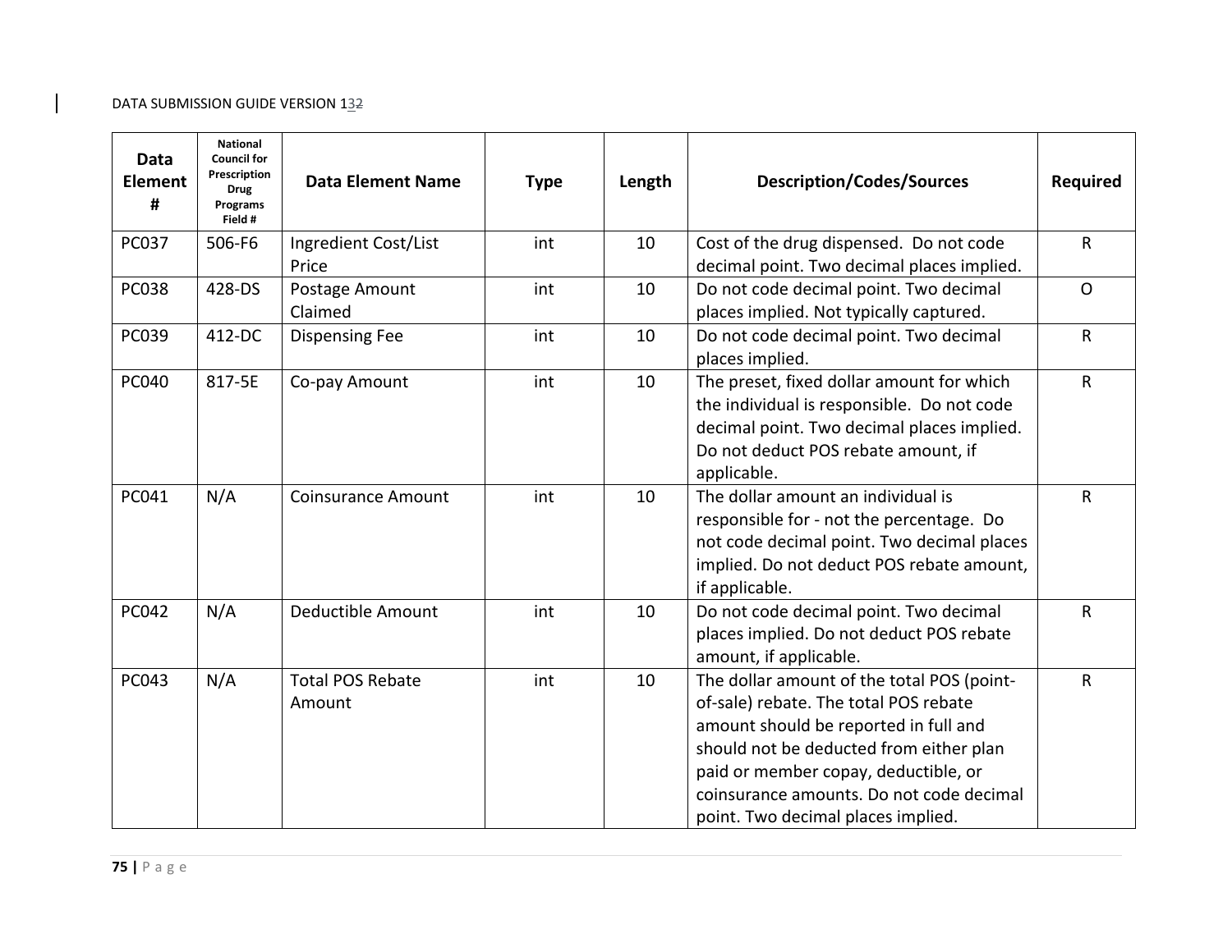| Data Element # | National Council for Prescription Drug Programs Field # | Data Element Name | Type | Length | Description/Codes/Sources | Required |
|---|---|---|---|---|---|---|
| PC037 | 506-F6 | Ingredient Cost/List Price | int | 10 | Cost of the drug dispensed. Do not code decimal point. Two decimal places implied. | R |
| PC038 | 428-DS | Postage Amount Claimed | int | 10 | Do not code decimal point. Two decimal places implied. Not typically captured. | O |
| PC039 | 412-DC | Dispensing Fee | int | 10 | Do not code decimal point. Two decimal places implied. | R |
| PC040 | 817-5E | Co-pay Amount | int | 10 | The preset, fixed dollar amount for which the individual is responsible. Do not code decimal point. Two decimal places implied. Do not deduct POS rebate amount, if applicable. | R |
| PC041 | N/A | Coinsurance Amount | int | 10 | The dollar amount an individual is responsible for - not the percentage. Do not code decimal point. Two decimal places implied. Do not deduct POS rebate amount, if applicable. | R |
| PC042 | N/A | Deductible Amount | int | 10 | Do not code decimal point. Two decimal places implied. Do not deduct POS rebate amount, if applicable. | R |
| PC043 | N/A | Total POS Rebate Amount | int | 10 | The dollar amount of the total POS (point-of-sale) rebate. The total POS rebate amount should be reported in full and should not be deducted from either plan paid or member copay, deductible, or coinsurance amounts. Do not code decimal point. Two decimal places implied. | R |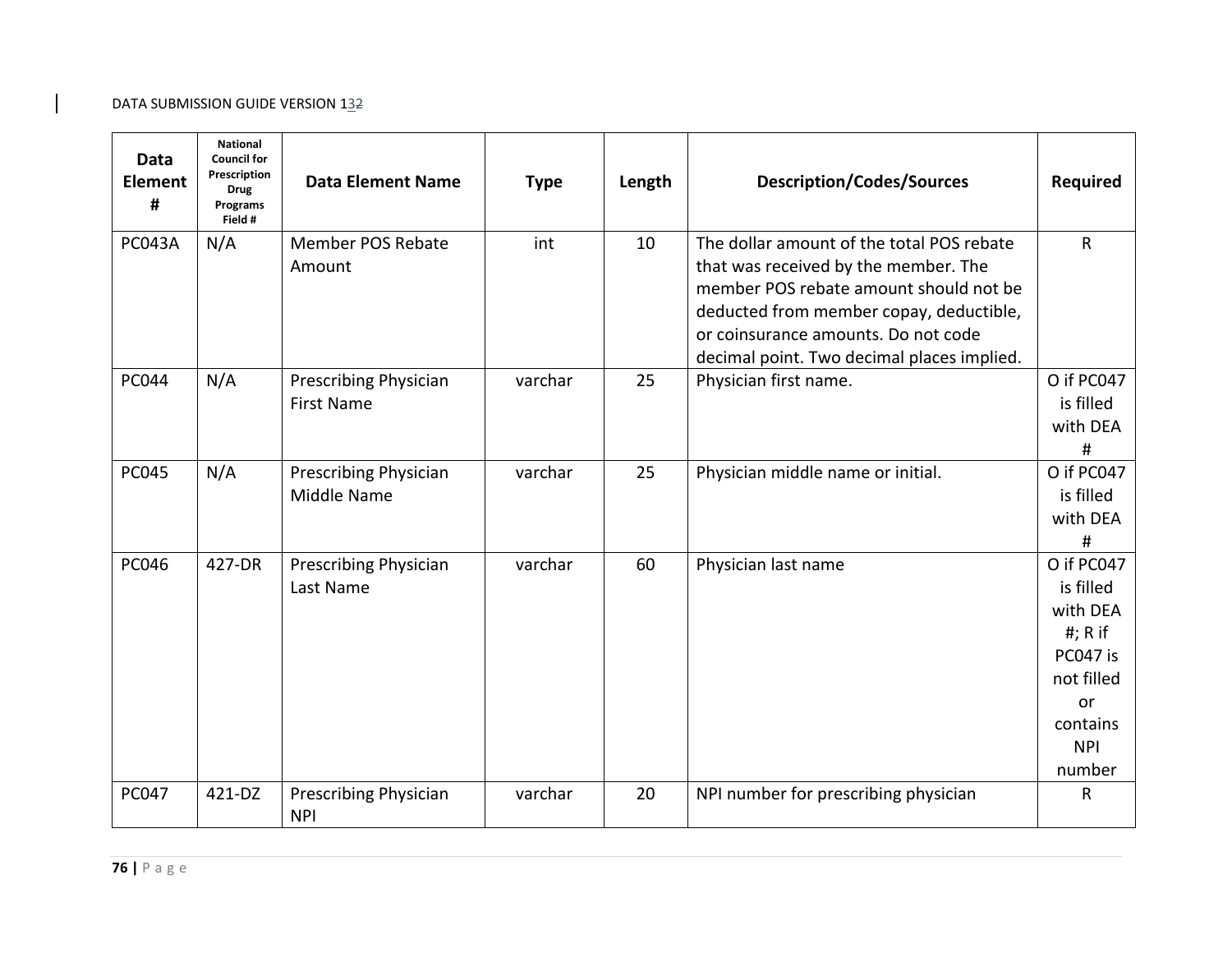| Data Element # | National Council for Prescription Drug Programs Field # | Data Element Name | Type | Length | Description/Codes/Sources | Required |
|---|---|---|---|---|---|---|
| PC043A | N/A | Member POS Rebate Amount | int | 10 | The dollar amount of the total POS rebate that was received by the member. The member POS rebate amount should not be deducted from member copay, deductible, or coinsurance amounts. Do not code decimal point. Two decimal places implied. | R |
| PC044 | N/A | Prescribing Physician First Name | varchar | 25 | Physician first name. | O if PC047 is filled with DEA # |
| PC045 | N/A | Prescribing Physician Middle Name | varchar | 25 | Physician middle name or initial. | O if PC047 is filled with DEA # |
| PC046 | 427-DR | Prescribing Physician Last Name | varchar | 60 | Physician last name | O if PC047 is filled with DEA #; R if PC047 is not filled or contains NPI number |
| PC047 | 421-DZ | Prescribing Physician NPI | varchar | 20 | NPI number for prescribing physician | R |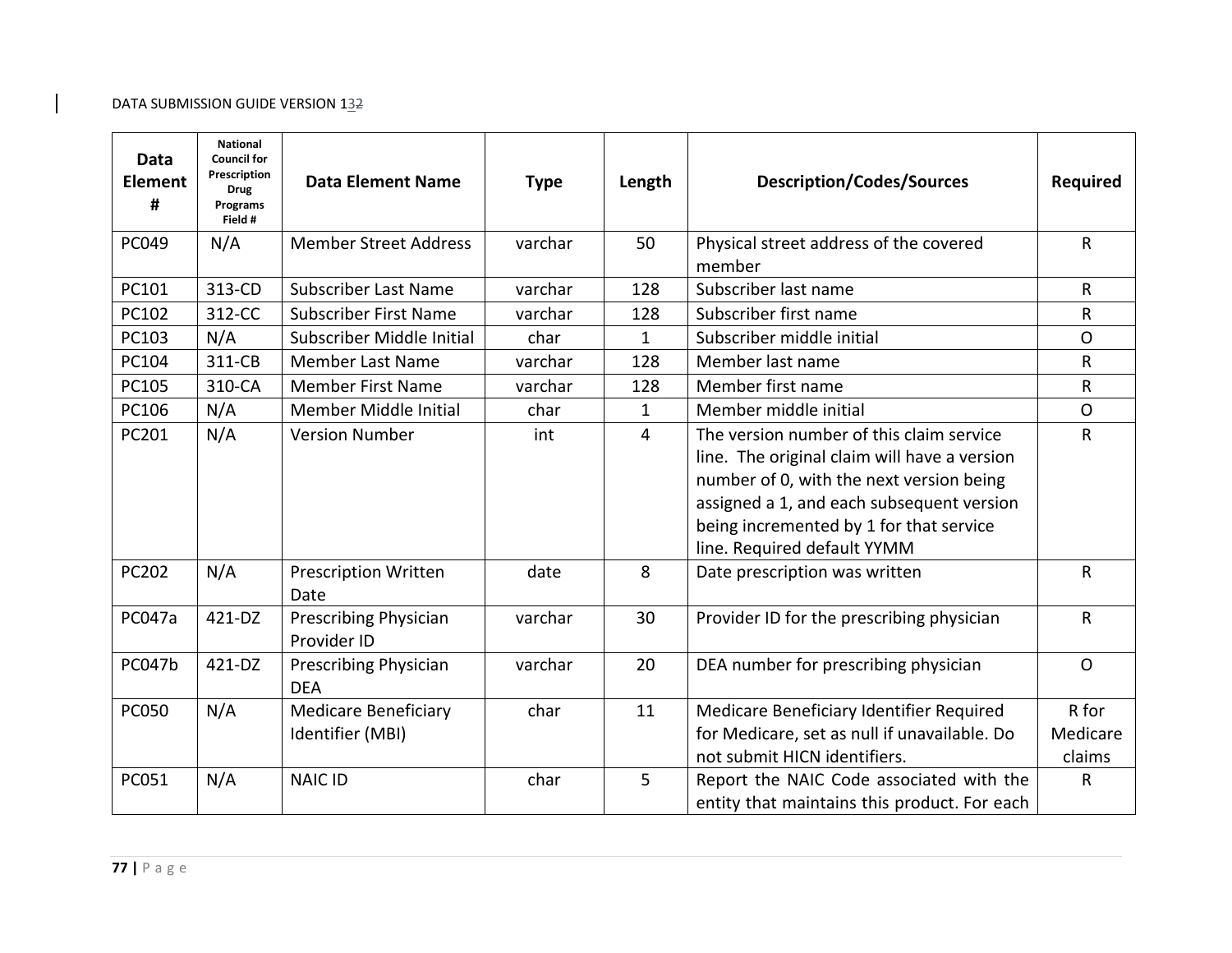| Data Element # | National Council for Prescription Drug Programs Field # | Data Element Name | Type | Length | Description/Codes/Sources | Required |
|---|---|---|---|---|---|---|
| PC049 | N/A | Member Street Address | varchar | 50 | Physical street address of the covered member | R |
| PC101 | 313-CD | Subscriber Last Name | varchar | 128 | Subscriber last name | R |
| PC102 | 312-CC | Subscriber First Name | varchar | 128 | Subscriber first name | R |
| PC103 | N/A | Subscriber Middle Initial | char | 1 | Subscriber middle initial | O |
| PC104 | 311-CB | Member Last Name | varchar | 128 | Member last name | R |
| PC105 | 310-CA | Member First Name | varchar | 128 | Member first name | R |
| PC106 | N/A | Member Middle Initial | char | 1 | Member middle initial | O |
| PC201 | N/A | Version Number | int | 4 | The version number of this claim service line. The original claim will have a version number of 0, with the next version being assigned a 1, and each subsequent version being incremented by 1 for that service line. Required default YYMM | R |
| PC202 | N/A | Prescription Written Date | date | 8 | Date prescription was written | R |
| PC047a | 421-DZ | Prescribing Physician Provider ID | varchar | 30 | Provider ID for the prescribing physician | R |
| PC047b | 421-DZ | Prescribing Physician DEA | varchar | 20 | DEA number for prescribing physician | O |
| PC050 | N/A | Medicare Beneficiary Identifier (MBI) | char | 11 | Medicare Beneficiary Identifier Required for Medicare, set as null if unavailable. Do not submit HICN identifiers. | R for Medicare claims |
| PC051 | N/A | NAIC ID | char | 5 | Report the NAIC Code associated with the entity that maintains this product. For each | R |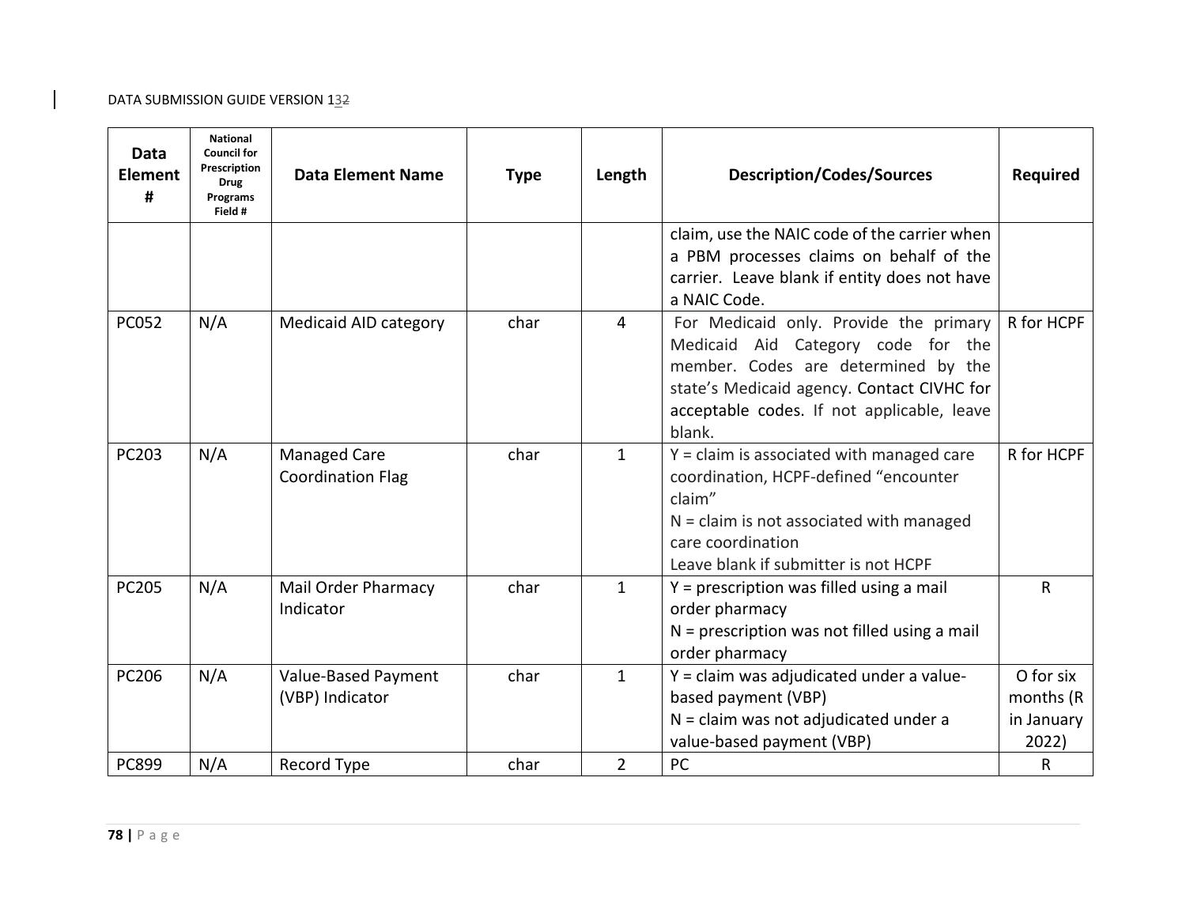| Data Element # | National Council for Prescription Drug Programs Field # | Data Element Name | Type | Length | Description/Codes/Sources | Required |
|---|---|---|---|---|---|---|
| | | | | | claim, use the NAIC code of the carrier when a PBM processes claims on behalf of the carrier. Leave blank if entity does not have a NAIC Code. | |
| PC052 | N/A | Medicaid AID category | char | 4 | For Medicaid only. Provide the primary Medicaid Aid Category code for the member. Codes are determined by the state's Medicaid agency. Contact CIVHC for acceptable codes. If not applicable, leave blank. | R for HCPF |
| PC203 | N/A | Managed Care Coordination Flag | char | 1 | Y = claim is associated with managed care coordination, HCPF-defined "encounter claim"<br>N = claim is not associated with managed care coordination<br>Leave blank if submitter is not HCPF | R for HCPF |
| PC205 | N/A | Mail Order Pharmacy Indicator | char | 1 | Y = prescription was filled using a mail order pharmacy<br>N = prescription was not filled using a mail order pharmacy | R |
| PC206 | N/A | Value-Based Payment (VBP) Indicator | char | 1 | Y = claim was adjudicated under a value-based payment (VBP)<br>N = claim was not adjudicated under a value-based payment (VBP) | O for six months (R in January 2022) |
| PC899 | N/A | Record Type | char | 2 | PC | R |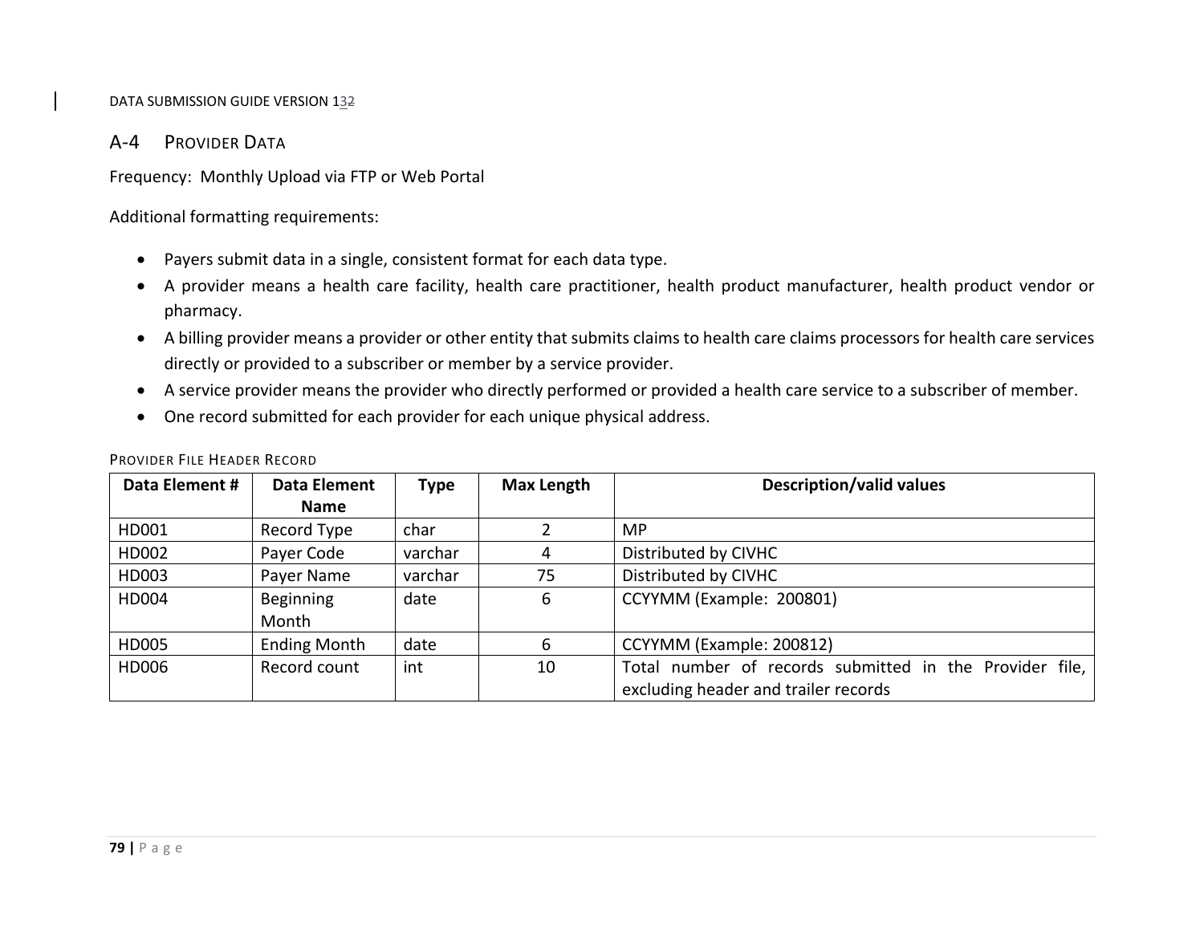## A-4 PROVIDER DATA

Frequency: Monthly Upload via FTP or Web Portal

Additional formatting requirements:

- Payers submit data in a single, consistent format for each data type.
- A provider means a health care facility, health care practitioner, health product manufacturer, health product vendor or pharmacy.
- A billing provider means a provider or other entity that submits claims to health care claims processors for health care services directly or provided to a subscriber or member by a service provider.
- A service provider means the provider who directly performed or provided a health care service to a subscriber of member.
- One record submitted for each provider for each unique physical address.

### PROVIDER FILE HEADER RECORD

| Data Element # | Data Element Name | Type | Max Length | Description/valid values |
|---|---|---|---|---|
| HD001 | Record Type | char | 2 | MP |
| HD002 | Payer Code | varchar | 4 | Distributed by CIVHC |
| HD003 | Payer Name | varchar | 75 | Distributed by CIVHC |
| HD004 | Beginning Month | date | 6 | CCYYMM (Example: 200801) |
| HD005 | Ending Month | date | 6 | CCYYMM (Example: 200812) |
| HD006 | Record count | int | 10 | Total number of records submitted in the Provider file, excluding header and trailer records |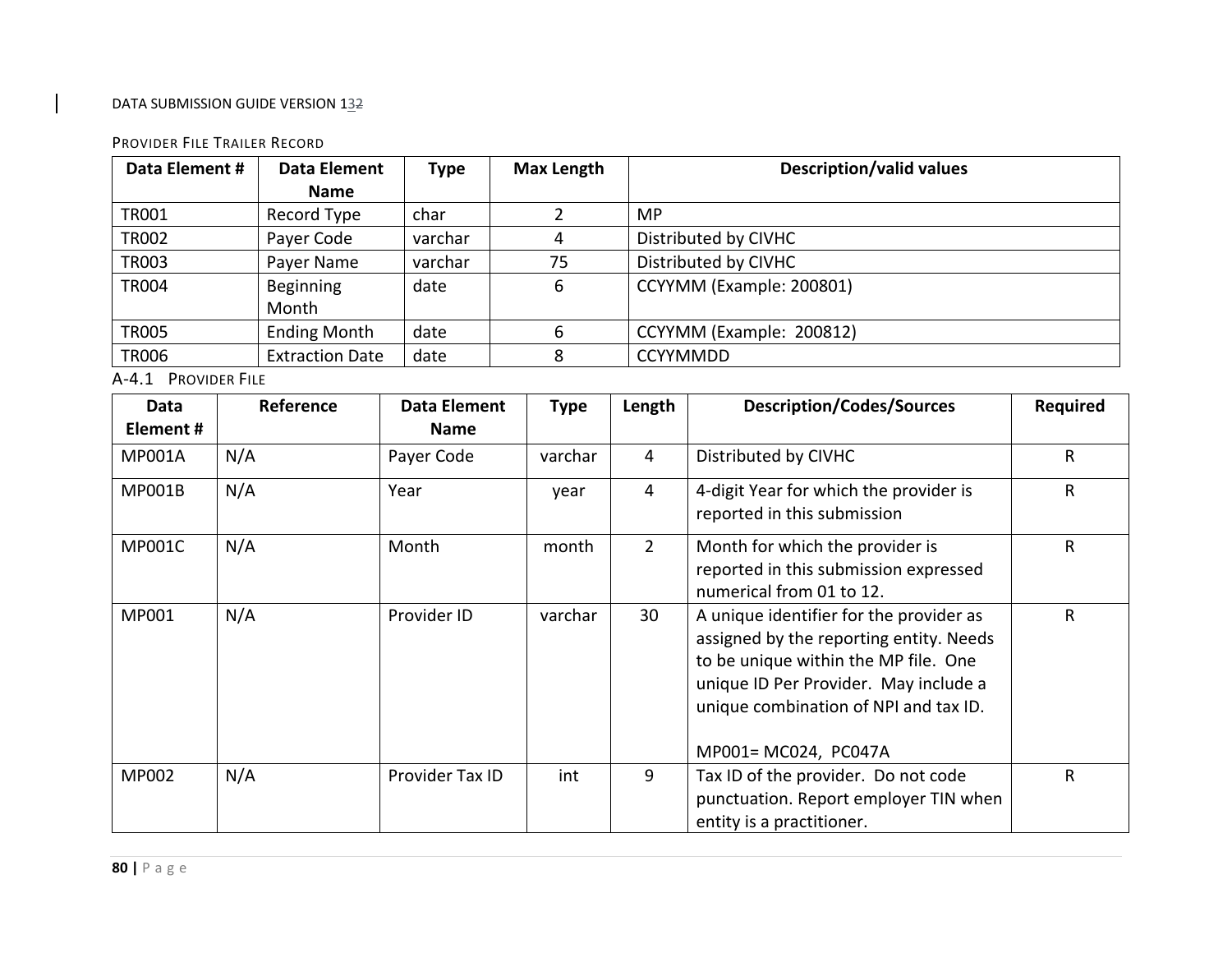### Provider File Trailer Record

| Data Element # | Data Element Name | Type | Max Length | Description/valid values |
|---|---|---|---|---|
| TR001 | Record Type | char | 2 | MP |
| TR002 | Payer Code | varchar | 4 | Distributed by CIVHC |
| TR003 | Payer Name | varchar | 75 | Distributed by CIVHC |
| TR004 | Beginning Month | date | 6 | CCYYMM (Example: 200801) |
| TR005 | Ending Month | date | 6 | CCYYMM (Example: 200812) |
| TR006 | Extraction Date | date | 8 | CCYYMMDD |

### A-4.1 Provider File

| Data Element # | Reference | Data Element Name | Type | Length | Description/Codes/Sources | Required |
|---|---|---|---|---|---|---|
| MP001A | N/A | Payer Code | varchar | 4 | Distributed by CIVHC | R |
| MP001B | N/A | Year | year | 4 | 4-digit Year for which the provider is reported in this submission | R |
| MP001C | N/A | Month | month | 2 | Month for which the provider is reported in this submission expressed numerical from 01 to 12. | R |
| MP001 | N/A | Provider ID | varchar | 30 | A unique identifier for the provider as assigned by the reporting entity. Needs to be unique within the MP file. One unique ID Per Provider. May include a unique combination of NPI and tax ID.<br><br>MP001= MC024, PC047A | R |
| MP002 | N/A | Provider Tax ID | int | 9 | Tax ID of the provider. Do not code punctuation. Report employer TIN when entity is a practitioner. | R |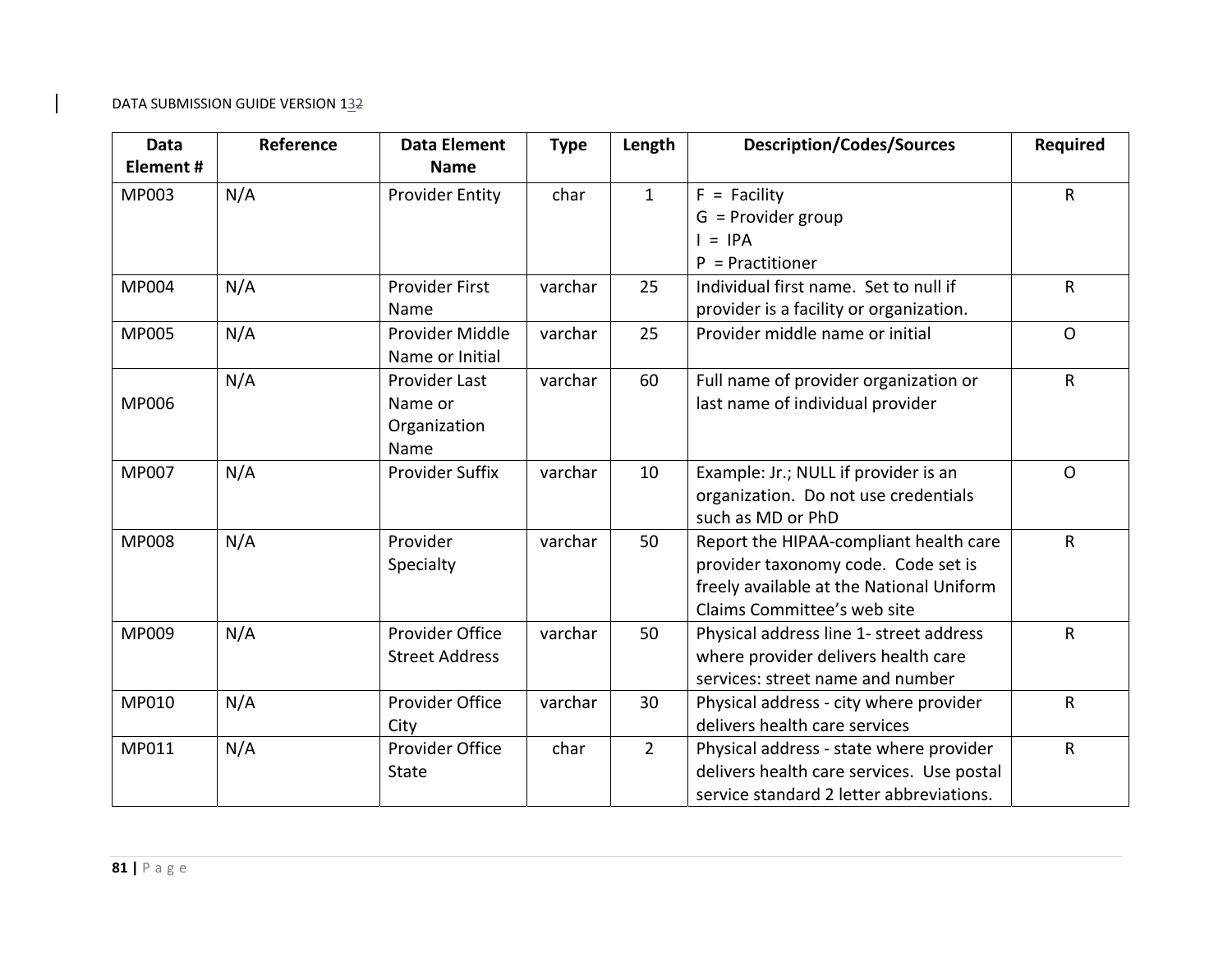| Data Element # | Reference | Data Element Name | Type | Length | Description/Codes/Sources | Required |
|---|---|---|---|---|---|---|
| MP003 | N/A | Provider Entity | char | 1 | F = Facility<br>G = Provider group<br>I = IPA<br>P = Practitioner | R |
| MP004 | N/A | Provider First Name | varchar | 25 | Individual first name. Set to null if provider is a facility or organization. | R |
| MP005 | N/A | Provider Middle Name or Initial | varchar | 25 | Provider middle name or initial | O |
| MP006 | N/A | Provider Last Name or Organization Name | varchar | 60 | Full name of provider organization or last name of individual provider | R |
| MP007 | N/A | Provider Suffix | varchar | 10 | Example: Jr.; NULL if provider is an organization. Do not use credentials such as MD or PhD | O |
| MP008 | N/A | Provider Specialty | varchar | 50 | Report the HIPAA-compliant health care provider taxonomy code. Code set is freely available at the National Uniform Claims Committee's web site | R |
| MP009 | N/A | Provider Office Street Address | varchar | 50 | Physical address line 1- street address where provider delivers health care services: street name and number | R |
| MP010 | N/A | Provider Office City | varchar | 30 | Physical address - city where provider delivers health care services | R |
| MP011 | N/A | Provider Office State | char | 2 | Physical address - state where provider delivers health care services. Use postal service standard 2 letter abbreviations. | R |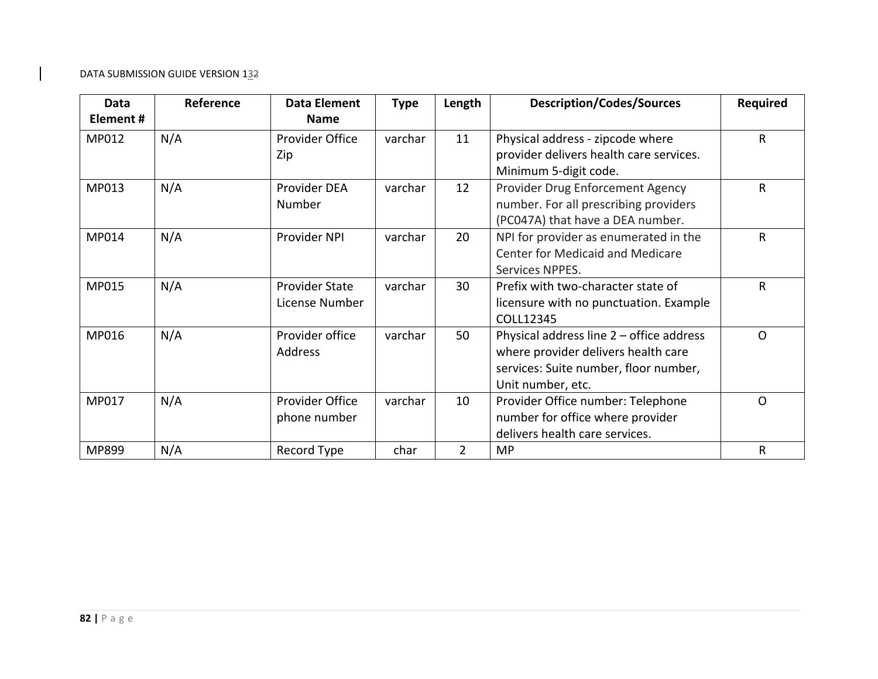| Data Element # | Reference | Data Element Name | Type | Length | Description/Codes/Sources | Required |
|---|---|---|---|---|---|---|
| MP012 | N/A | Provider Office Zip | varchar | 11 | Physical address - zipcode where provider delivers health care services. Minimum 5-digit code. | R |
| MP013 | N/A | Provider DEA Number | varchar | 12 | Provider Drug Enforcement Agency number. For all prescribing providers (PC047A) that have a DEA number. | R |
| MP014 | N/A | Provider NPI | varchar | 20 | NPI for provider as enumerated in the Center for Medicaid and Medicare Services NPPES. | R |
| MP015 | N/A | Provider State License Number | varchar | 30 | Prefix with two-character state of licensure with no punctuation. Example COLL12345 | R |
| MP016 | N/A | Provider office Address | varchar | 50 | Physical address line 2 – office address where provider delivers health care services: Suite number, floor number, Unit number, etc. | O |
| MP017 | N/A | Provider Office phone number | varchar | 10 | Provider Office number: Telephone number for office where provider delivers health care services. | O |
| MP899 | N/A | Record Type | char | 2 | MP | R |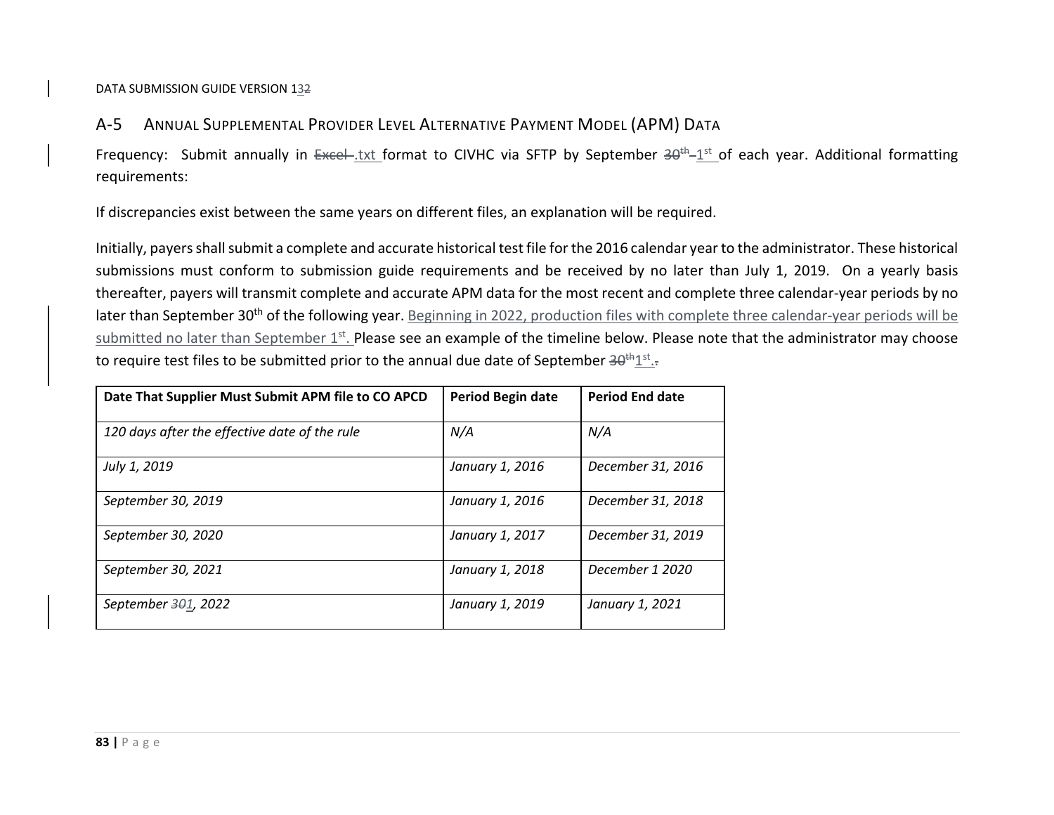## A-5 Annual Supplemental Provider Level Alternative Payment Model (APM) Data

Frequency: Submit annually in ~~Excel~~ .txt format to CIVHC via SFTP by September ~~30th~~ 1st of each year. Additional formatting requirements:

If discrepancies exist between the same years on different files, an explanation will be required.

Initially, payers shall submit a complete and accurate historical test file for the 2016 calendar year to the administrator. These historical submissions must conform to submission guide requirements and be received by no later than July 1, 2019. On a yearly basis thereafter, payers will transmit complete and accurate APM data for the most recent and complete three calendar-year periods by no later than September 30th of the following year. Beginning in 2022, production files with complete three calendar-year periods will be submitted no later than September 1st. Please see an example of the timeline below. Please note that the administrator may choose to require test files to be submitted prior to the annual due date of September ~~30th~~ 1st.

| Date That Supplier Must Submit APM file to CO APCD | Period Begin date | Period End date |
|---|---|---|
| *120 days after the effective date of the rule* | *N/A* | *N/A* |
| *July 1, 2019* | *January 1, 2016* | *December 31, 2016* |
| *September 30, 2019* | *January 1, 2016* | *December 31, 2018* |
| *September 30, 2020* | *January 1, 2017* | *December 31, 2019* |
| *September 30, 2021* | *January 1, 2018* | *December 1 2020* |
| *September ~~30~~1, 2022* | *January 1, 2019* | *January 1, 2021* |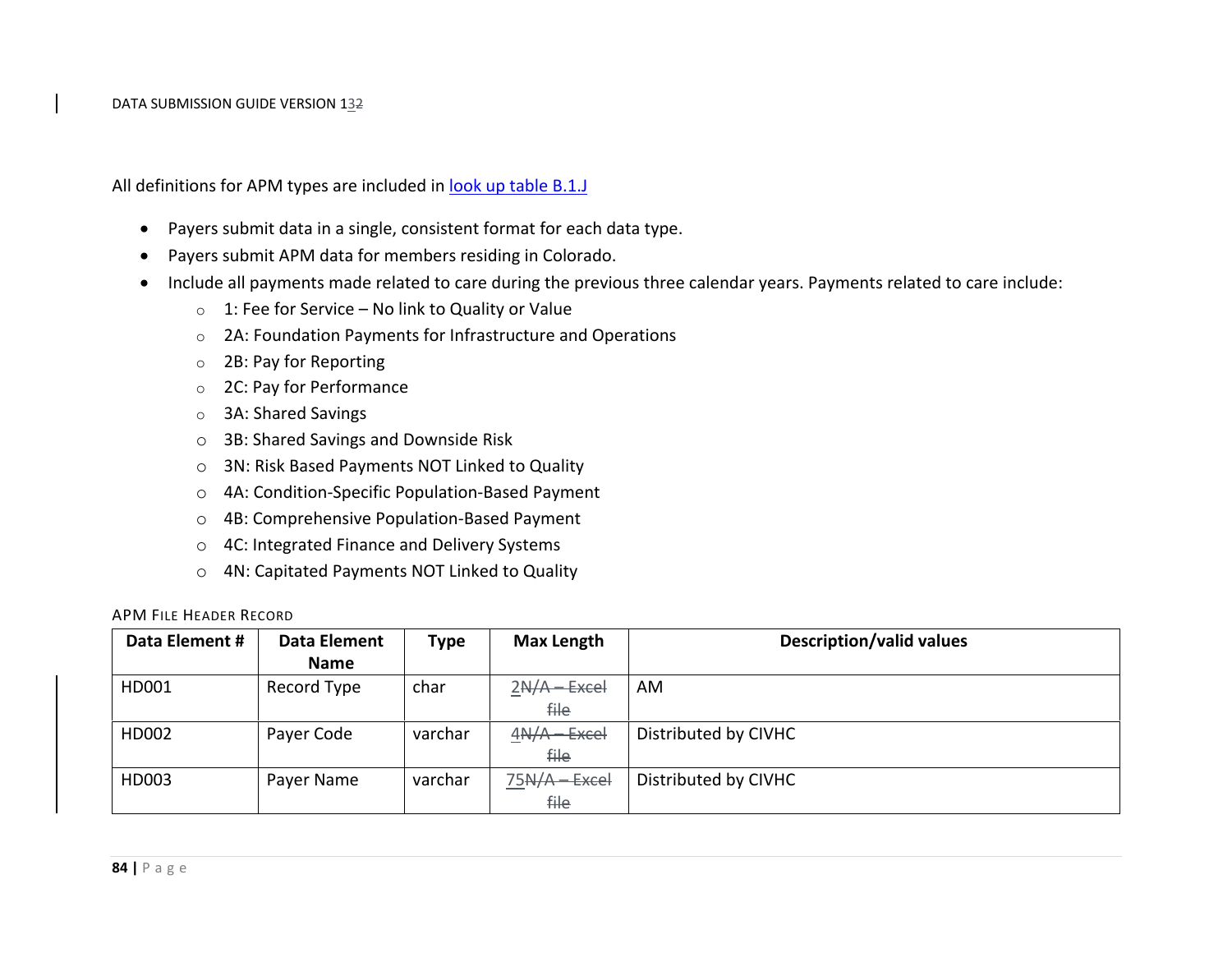All definitions for APM types are included in [look up table B.1.J]

- Payers submit data in a single, consistent format for each data type.
- Payers submit APM data for members residing in Colorado.
- Include all payments made related to care during the previous three calendar years. Payments related to care include:
  - 1: Fee for Service – No link to Quality or Value
  - 2A: Foundation Payments for Infrastructure and Operations
  - 2B: Pay for Reporting
  - 2C: Pay for Performance
  - 3A: Shared Savings
  - 3B: Shared Savings and Downside Risk
  - 3N: Risk Based Payments NOT Linked to Quality
  - 4A: Condition-Specific Population-Based Payment
  - 4B: Comprehensive Population-Based Payment
  - 4C: Integrated Finance and Delivery Systems
  - 4N: Capitated Payments NOT Linked to Quality

### APM File Header Record

| Data Element # | Data Element Name | Type | Max Length | Description/valid values |
|---|---|---|---|---|
| HD001 | Record Type | char | 2~~N/A – Excel file~~ | AM |
| HD002 | Payer Code | varchar | 4~~N/A – Excel file~~ | Distributed by CIVHC |
| HD003 | Payer Name | varchar | 75~~N/A – Excel file~~ | Distributed by CIVHC |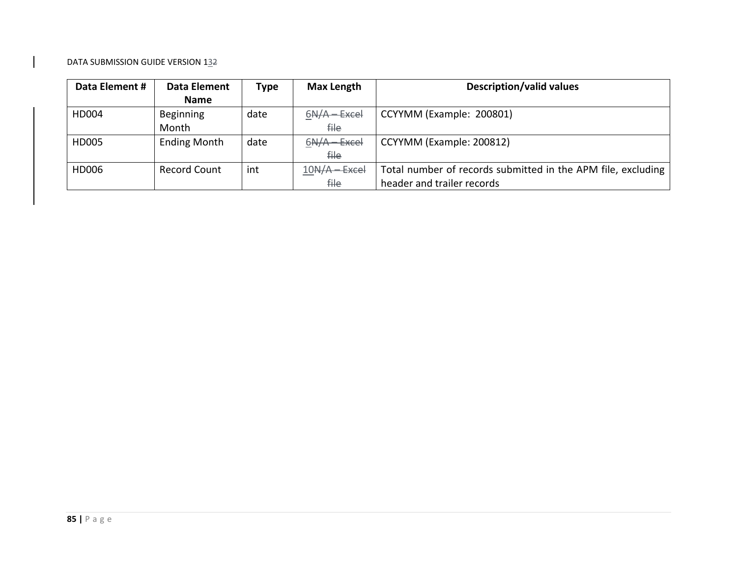| Data Element # | Data Element Name | Type | Max Length | Description/valid values |
| --- | --- | --- | --- | --- |
| HD004 | Beginning Month | date | 6~~N/A – Excel file~~ | CCYYMM (Example: 200801) |
| HD005 | Ending Month | date | 6~~N/A – Excel file~~ | CCYYMM (Example: 200812) |
| HD006 | Record Count | int | 10~~N/A – Excel file~~ | Total number of records submitted in the APM file, excluding header and trailer records |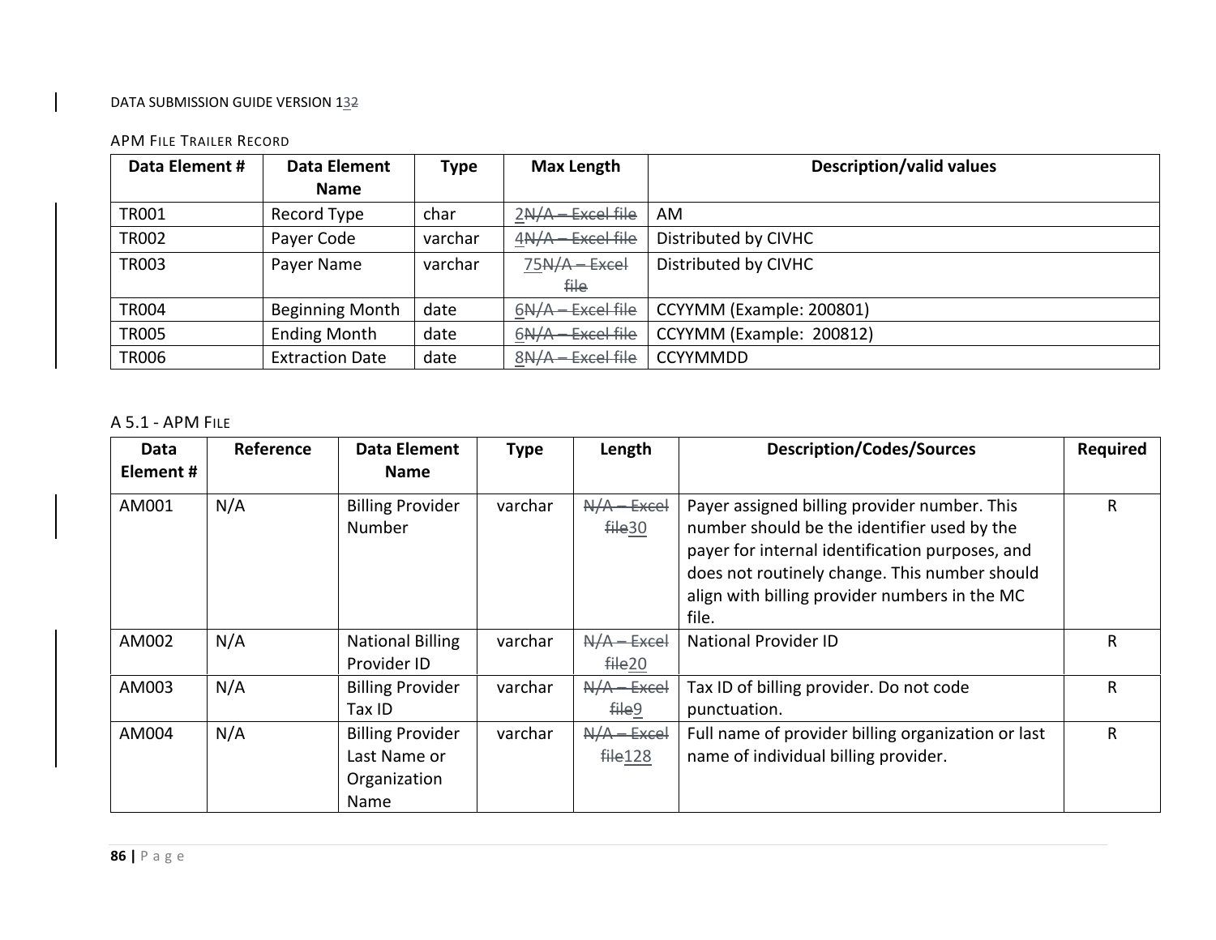### APM File Trailer Record

| Data Element # | Data Element Name | Type | Max Length | Description/valid values |
|---|---|---|---|---|
| TR001 | Record Type | char | 2~~N/A – Excel file~~ | AM |
| TR002 | Payer Code | varchar | 4~~N/A – Excel file~~ | Distributed by CIVHC |
| TR003 | Payer Name | varchar | 75~~N/A – Excel file~~ | Distributed by CIVHC |
| TR004 | Beginning Month | date | 6~~N/A – Excel file~~ | CCYYMM (Example: 200801) |
| TR005 | Ending Month | date | 6~~N/A – Excel file~~ | CCYYMM (Example: 200812) |
| TR006 | Extraction Date | date | 8~~N/A – Excel file~~ | CCYYMMDD |

### A 5.1 - APM File

| Data Element # | Reference | Data Element Name | Type | Length | Description/Codes/Sources | Required |
|---|---|---|---|---|---|---|
| AM001 | N/A | Billing Provider Number | varchar | ~~N/A – Excel file~~30 | Payer assigned billing provider number. This number should be the identifier used by the payer for internal identification purposes, and does not routinely change. This number should align with billing provider numbers in the MC file. | R |
| AM002 | N/A | National Billing Provider ID | varchar | ~~N/A – Excel file~~20 | National Provider ID | R |
| AM003 | N/A | Billing Provider Tax ID | varchar | ~~N/A – Excel file~~9 | Tax ID of billing provider. Do not code punctuation. | R |
| AM004 | N/A | Billing Provider Last Name or Organization Name | varchar | ~~N/A – Excel file~~128 | Full name of provider billing organization or last name of individual billing provider. | R |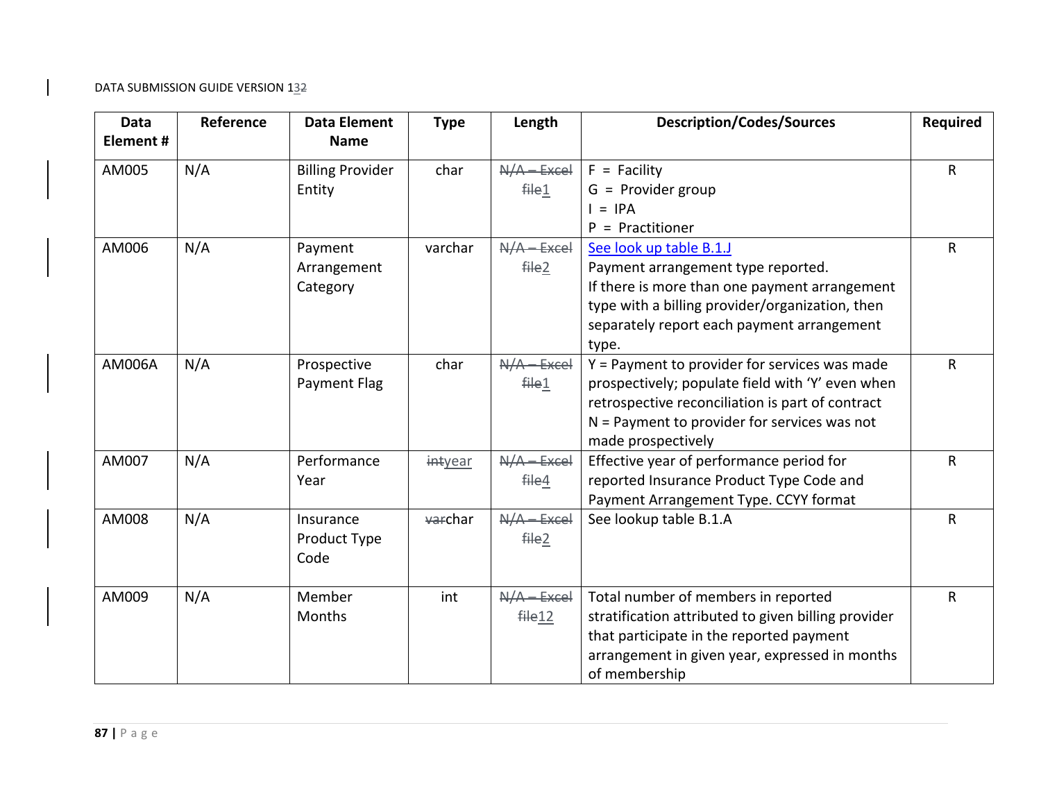| Data Element # | Reference | Data Element Name | Type | Length | Description/Codes/Sources | Required |
|---|---|---|---|---|---|---|
| AM005 | N/A | Billing Provider Entity | char | ~~N/A – Excel file~~1 | F = Facility<br>G = Provider group<br>I = IPA<br>P = Practitioner | R |
| AM006 | N/A | Payment Arrangement Category | varchar | ~~N/A – Excel file~~2 | See look up table B.1.J<br>Payment arrangement type reported.<br>If there is more than one payment arrangement type with a billing provider/organization, then separately report each payment arrangement type. | R |
| AM006A | N/A | Prospective Payment Flag | char | ~~N/A – Excel file~~1 | Y = Payment to provider for services was made prospectively; populate field with 'Y' even when retrospective reconciliation is part of contract<br>N = Payment to provider for services was not made prospectively | R |
| AM007 | N/A | Performance Year | ~~int~~year | ~~N/A – Excel file~~4 | Effective year of performance period for reported Insurance Product Type Code and Payment Arrangement Type. CCYY format | R |
| AM008 | N/A | Insurance Product Type Code | ~~var~~char | ~~N/A – Excel file~~2 | See lookup table B.1.A | R |
| AM009 | N/A | Member Months | int | ~~N/A – Excel file~~12 | Total number of members in reported stratification attributed to given billing provider that participate in the reported payment arrangement in given year, expressed in months of membership | R |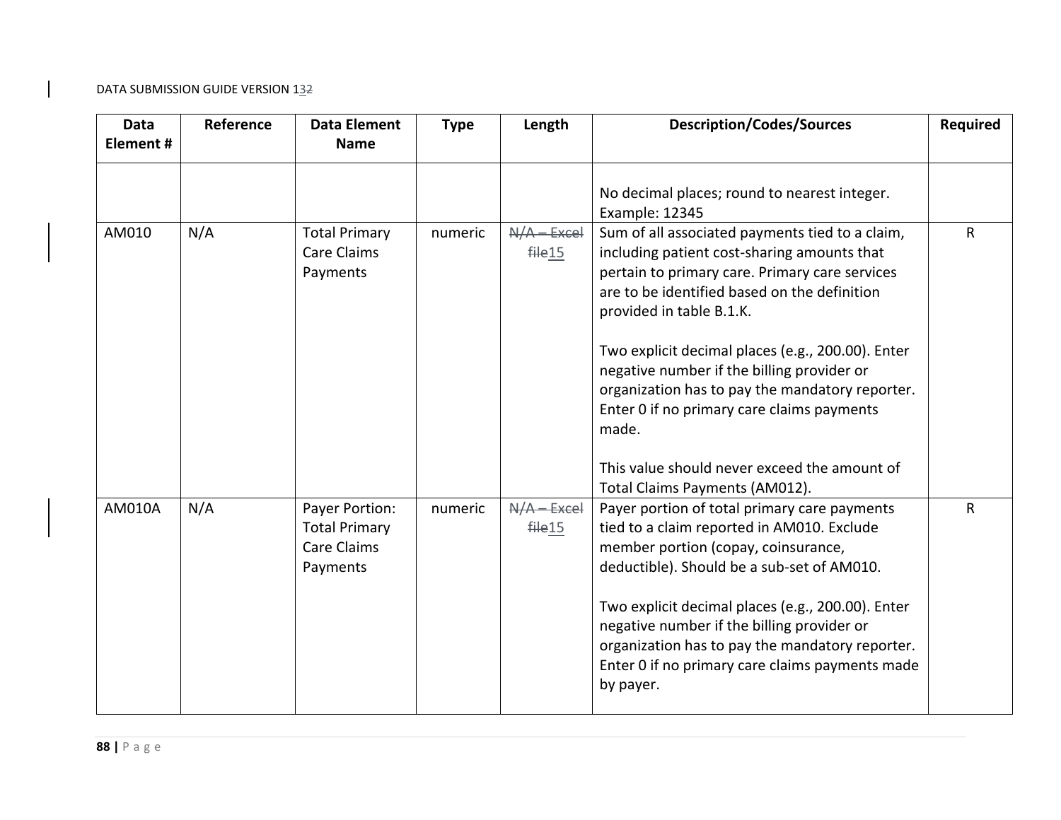| Data Element # | Reference | Data Element Name | Type | Length | Description/Codes/Sources | Required |
|---|---|---|---|---|---|---|
| | | | | | No decimal places; round to nearest integer. Example: 12345 | |
| AM010 | N/A | Total Primary Care Claims Payments | numeric | ~~N/A – Excel file~~15 | Sum of all associated payments tied to a claim, including patient cost-sharing amounts that pertain to primary care. Primary care services are to be identified based on the definition provided in table B.1.K.<br><br>Two explicit decimal places (e.g., 200.00). Enter negative number if the billing provider or organization has to pay the mandatory reporter. Enter 0 if no primary care claims payments made.<br><br>This value should never exceed the amount of Total Claims Payments (AM012). | R |
| AM010A | N/A | Payer Portion: Total Primary Care Claims Payments | numeric | ~~N/A – Excel file~~15 | Payer portion of total primary care payments tied to a claim reported in AM010. Exclude member portion (copay, coinsurance, deductible). Should be a sub-set of AM010.<br><br>Two explicit decimal places (e.g., 200.00). Enter negative number if the billing provider or organization has to pay the mandatory reporter. Enter 0 if no primary care claims payments made by payer. | R |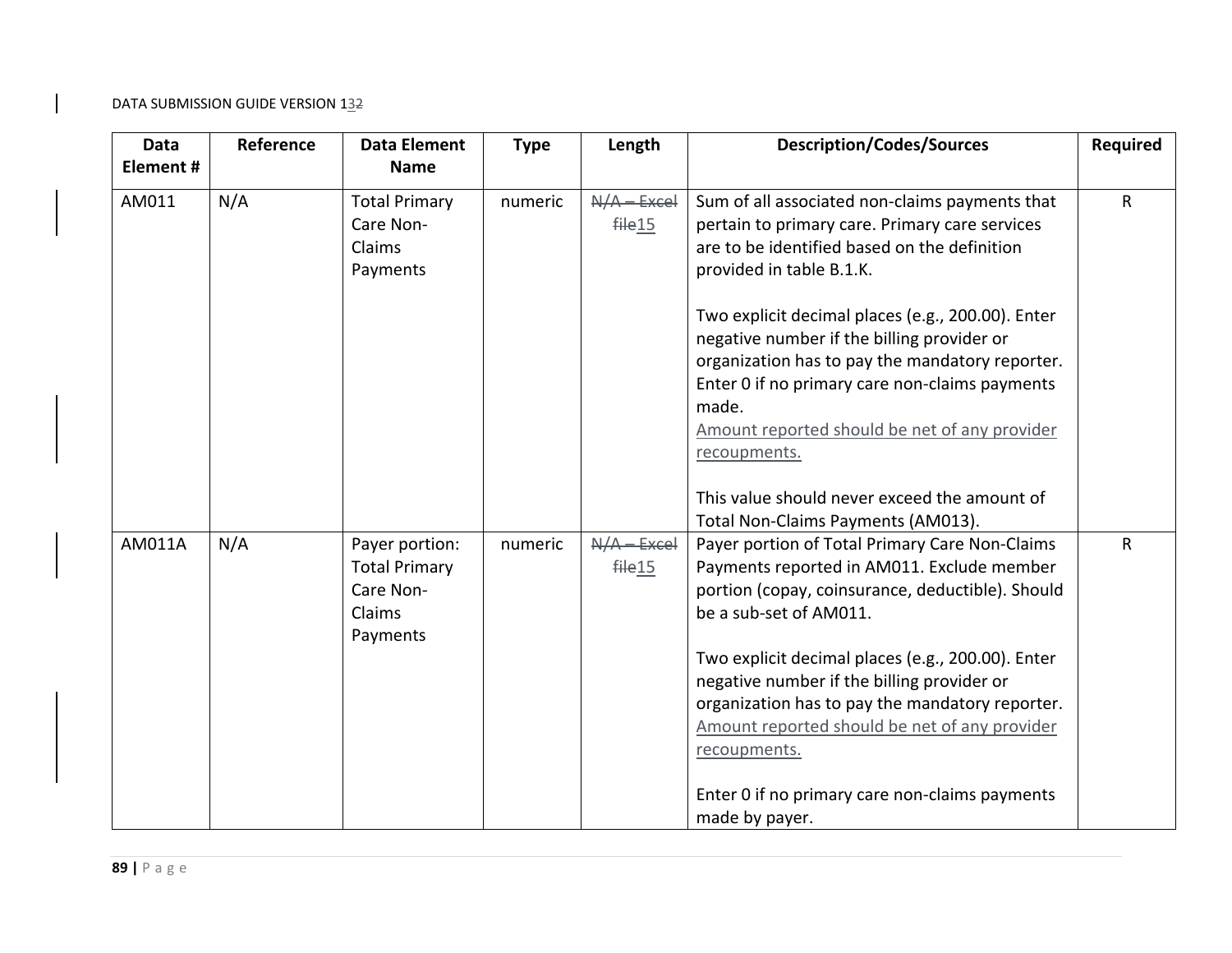| Data Element # | Reference | Data Element Name | Type | Length | Description/Codes/Sources | Required |
|---|---|---|---|---|---|---|
| AM011 | N/A | Total Primary Care Non-Claims Payments | numeric | ~~N/A – Excel file~~15 | Sum of all associated non-claims payments that pertain to primary care. Primary care services are to be identified based on the definition provided in table B.1.K.<br><br>Two explicit decimal places (e.g., 200.00). Enter negative number if the billing provider or organization has to pay the mandatory reporter. Enter 0 if no primary care non-claims payments made.<br>Amount reported should be net of any provider recoupments.<br><br>This value should never exceed the amount of Total Non-Claims Payments (AM013). | R |
| AM011A | N/A | Payer portion: Total Primary Care Non-Claims Payments | numeric | ~~N/A – Excel file~~15 | Payer portion of Total Primary Care Non-Claims Payments reported in AM011. Exclude member portion (copay, coinsurance, deductible). Should be a sub-set of AM011.<br><br>Two explicit decimal places (e.g., 200.00). Enter negative number if the billing provider or organization has to pay the mandatory reporter.<br>Amount reported should be net of any provider recoupments.<br><br>Enter 0 if no primary care non-claims payments made by payer. | R |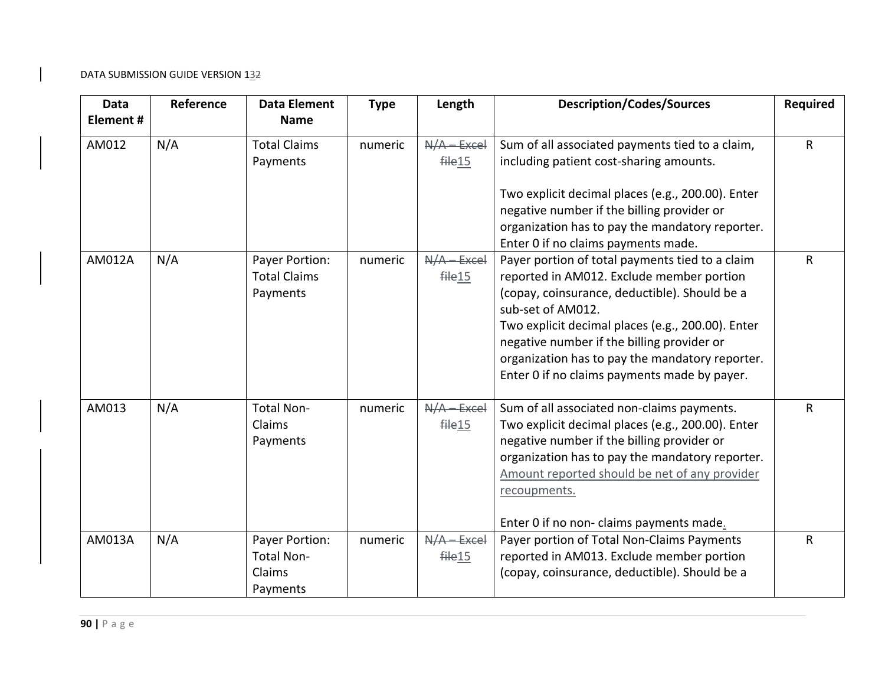| Data Element # | Reference | Data Element Name | Type | Length | Description/Codes/Sources | Required |
|---|---|---|---|---|---|---|
| AM012 | N/A | Total Claims Payments | numeric | ~~N/A – Excel file~~15 | Sum of all associated payments tied to a claim, including patient cost-sharing amounts.<br><br>Two explicit decimal places (e.g., 200.00). Enter negative number if the billing provider or organization has to pay the mandatory reporter. Enter 0 if no claims payments made. | R |
| AM012A | N/A | Payer Portion: Total Claims Payments | numeric | ~~N/A – Excel file~~15 | Payer portion of total payments tied to a claim reported in AM012. Exclude member portion (copay, coinsurance, deductible). Should be a sub-set of AM012.<br>Two explicit decimal places (e.g., 200.00). Enter negative number if the billing provider or organization has to pay the mandatory reporter. Enter 0 if no claims payments made by payer. | R |
| AM013 | N/A | Total Non-Claims Payments | numeric | ~~N/A – Excel file~~15 | Sum of all associated non-claims payments. Two explicit decimal places (e.g., 200.00). Enter negative number if the billing provider or organization has to pay the mandatory reporter. Amount reported should be net of any provider recoupments.<br><br>Enter 0 if no non- claims payments made. | R |
| AM013A | N/A | Payer Portion: Total Non-Claims Payments | numeric | ~~N/A – Excel file~~15 | Payer portion of Total Non-Claims Payments reported in AM013. Exclude member portion (copay, coinsurance, deductible). Should be a | R |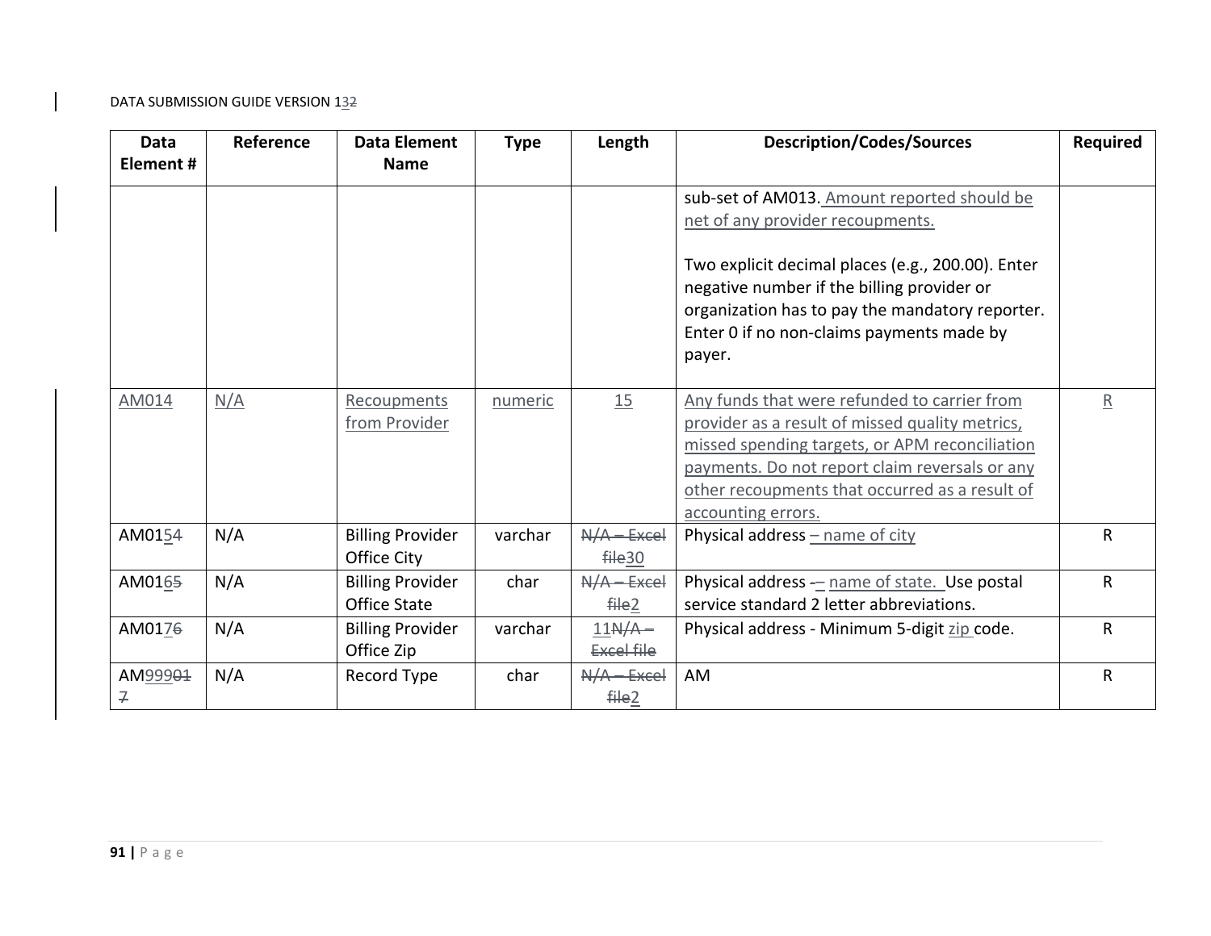| Data Element # | Reference | Data Element Name | Type | Length | Description/Codes/Sources | Required |
|---|---|---|---|---|---|---|
| | | | | | sub-set of AM013. Amount reported should be net of any provider recoupments.<br><br>Two explicit decimal places (e.g., 200.00). Enter negative number if the billing provider or organization has to pay the mandatory reporter. Enter 0 if no non-claims payments made by payer. | |
| AM014 | N/A | Recoupments from Provider | numeric | 15 | Any funds that were refunded to carrier from provider as a result of missed quality metrics, missed spending targets, or APM reconciliation payments. Do not report claim reversals or any other recoupments that occurred as a result of accounting errors. | R |
| AM01~~4~~5 | N/A | Billing Provider Office City | varchar | ~~N/A – Excel file~~30 | Physical address – name of city | R |
| AM01~~5~~6 | N/A | Billing Provider Office State | char | ~~N/A – Excel file~~2 | Physical address ~~-~~– name of state. Use postal service standard 2 letter abbreviations. | R |
| AM01~~6~~7 | N/A | Billing Provider Office Zip | varchar | 11~~N/A – Excel file~~ | Physical address - Minimum 5-digit zip code. | R |
| AM~~017~~999 | N/A | Record Type | char | ~~N/A – Excel file~~2 | AM | R |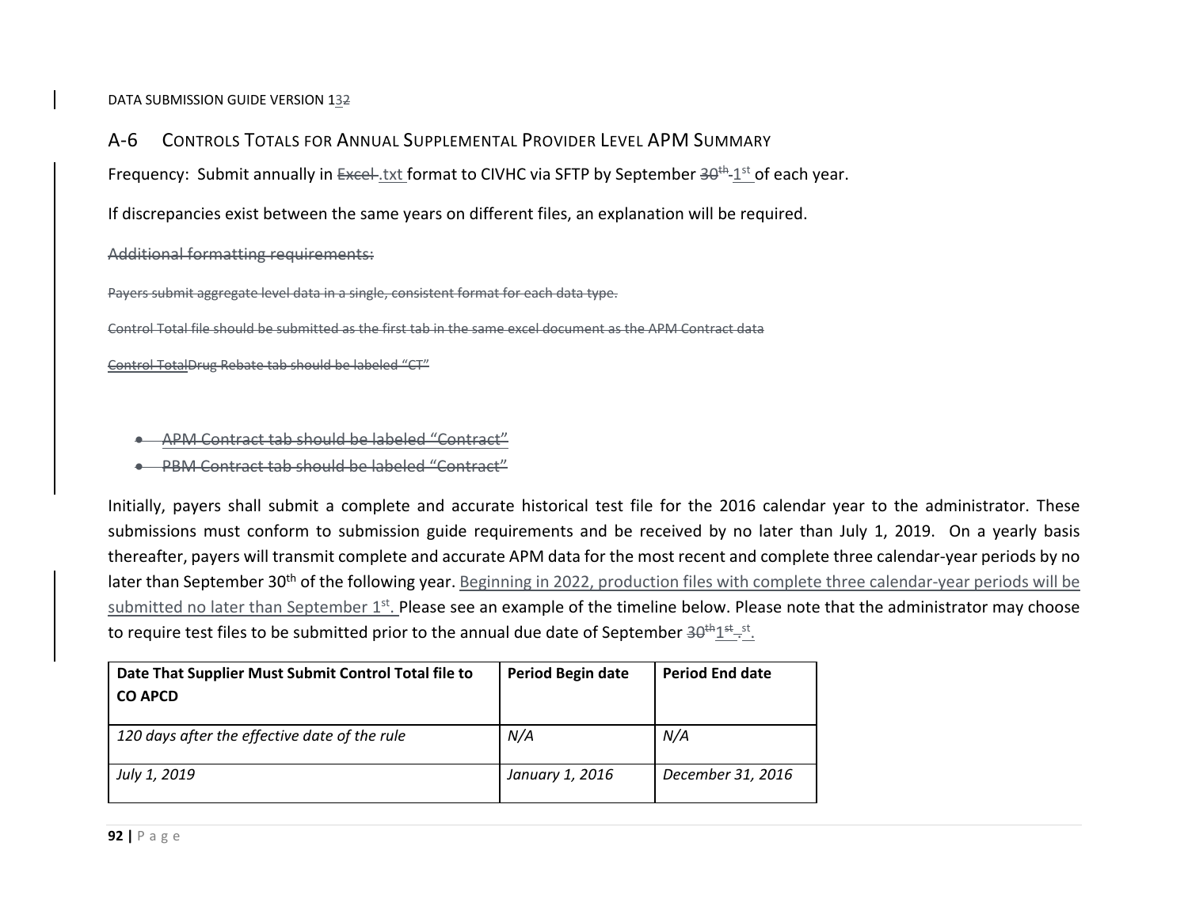## A-6 Controls Totals for Annual Supplemental Provider Level APM Summary

Frequency: Submit annually in ~~Excel~~ .txt format to CIVHC via SFTP by September ~~30th~~ 1st of each year.

If discrepancies exist between the same years on different files, an explanation will be required.

~~Additional formatting requirements:~~

~~Payers submit aggregate level data in a single, consistent format for each data type.~~

~~Control Total file should be submitted as the first tab in the same excel document as the APM Contract data~~

~~Control TotalDrug Rebate tab should be labeled "CT"~~

- ~~APM Contract tab should be labeled "Contract"~~
- ~~PBM Contract tab should be labeled "Contract"~~

Initially, payers shall submit a complete and accurate historical test file for the 2016 calendar year to the administrator. These submissions must conform to submission guide requirements and be received by no later than July 1, 2019. On a yearly basis thereafter, payers will transmit complete and accurate APM data for the most recent and complete three calendar-year periods by no later than September 30th of the following year. Beginning in 2022, production files with complete three calendar-year periods will be submitted no later than September 1st. Please see an example of the timeline below. Please note that the administrator may choose to require test files to be submitted prior to the annual due date of September ~~30th~~ 1st.

| Date That Supplier Must Submit Control Total file to CO APCD | Period Begin date | Period End date |
|---|---|---|
| *120 days after the effective date of the rule* | *N/A* | *N/A* |
| *July 1, 2019* | *January 1, 2016* | *December 31, 2016* |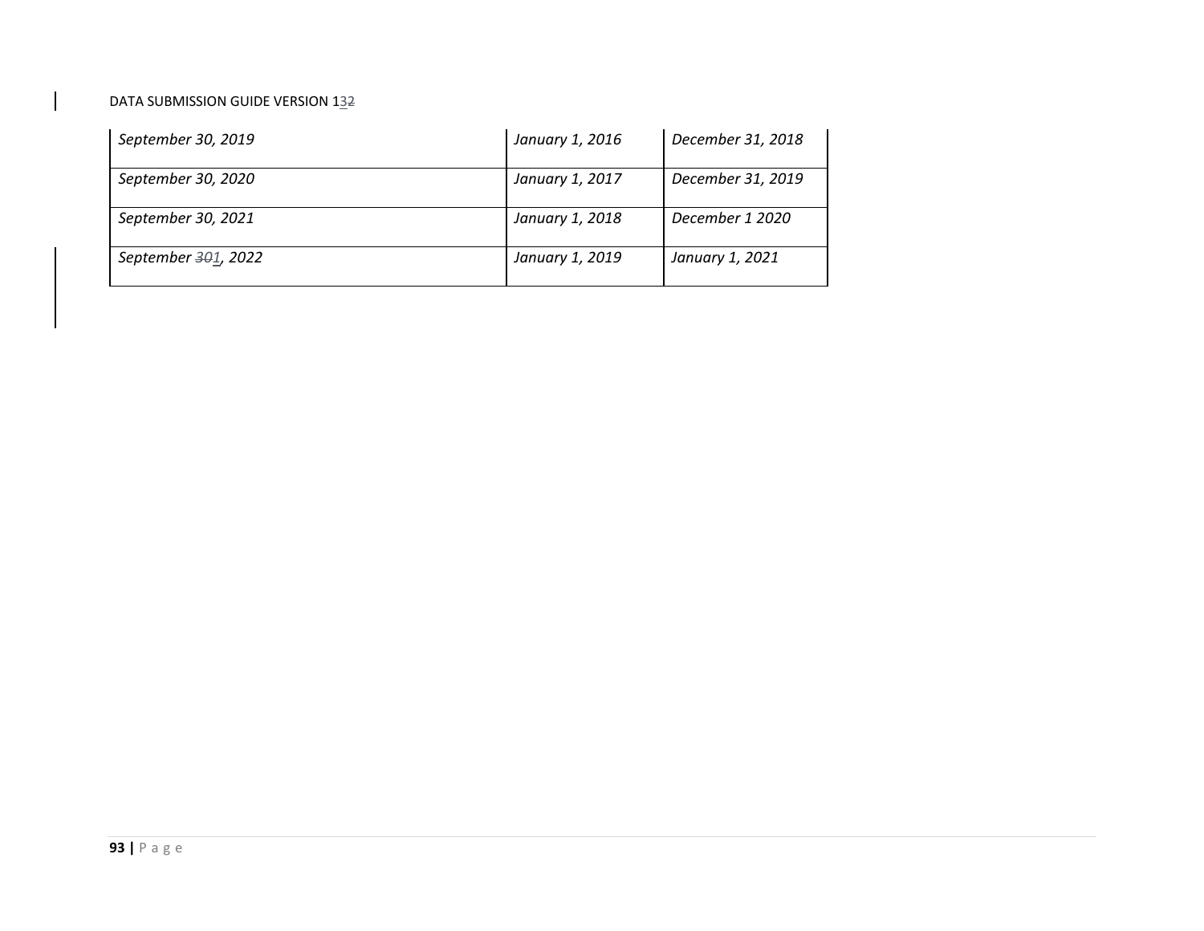| | | |
|---|---|---|
| *September 30, 2019* | *January 1, 2016* | *December 31, 2018* |
| *September 30, 2020* | *January 1, 2017* | *December 31, 2019* |
| *September 30, 2021* | *January 1, 2018* | *December 1 2020* |
| *September ~~30~~1, 2022* | *January 1, 2019* | *January 1, 2021* |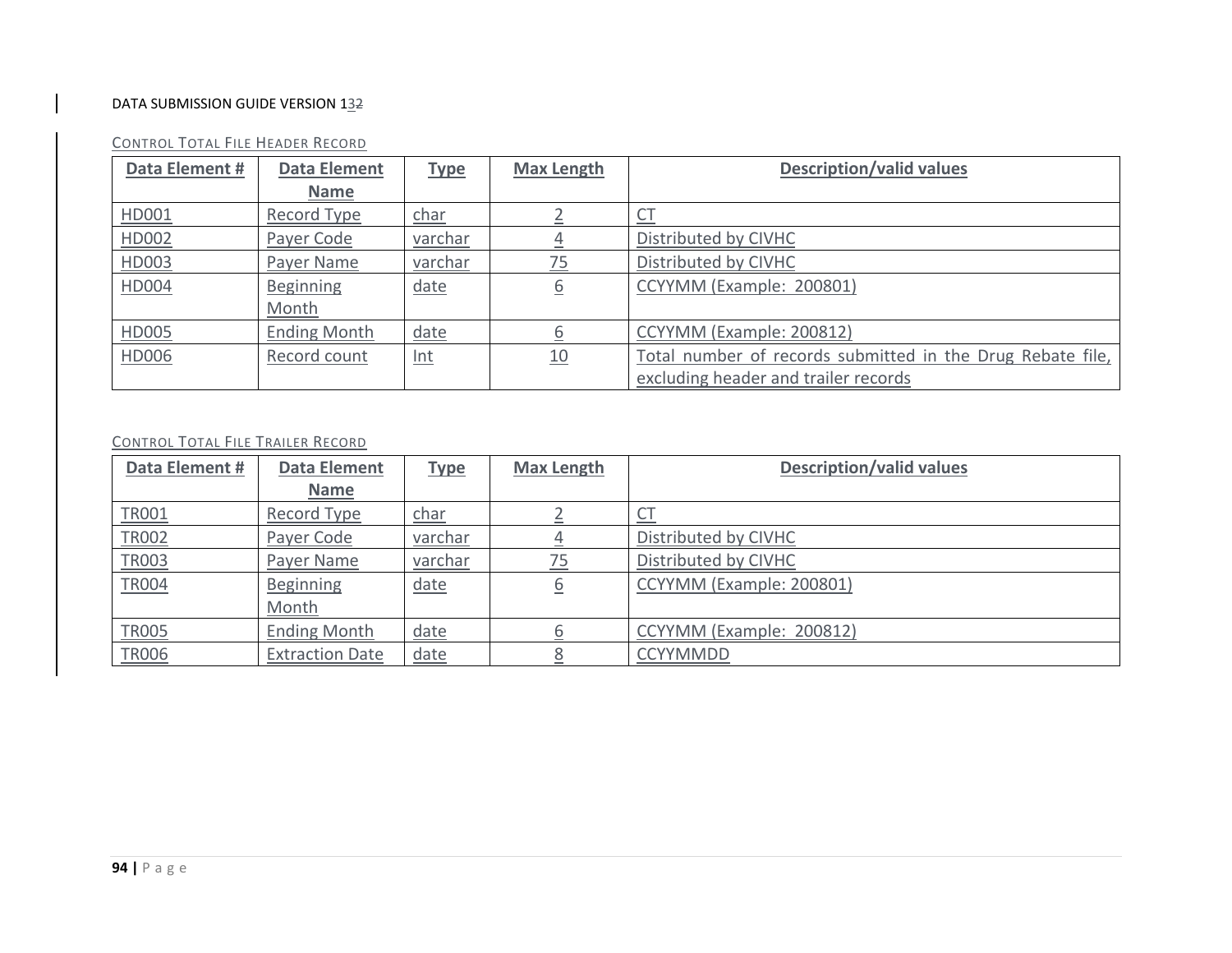CONTROL TOTAL FILE HEADER RECORD

| Data Element # | Data Element Name | Type | Max Length | Description/valid values |
|---|---|---|---|---|
| HD001 | Record Type | char | 2 | CT |
| HD002 | Payer Code | varchar | 4 | Distributed by CIVHC |
| HD003 | Payer Name | varchar | 75 | Distributed by CIVHC |
| HD004 | Beginning Month | date | 6 | CCYYMM (Example: 200801) |
| HD005 | Ending Month | date | 6 | CCYYMM (Example: 200812) |
| HD006 | Record count | Int | 10 | Total number of records submitted in the Drug Rebate file, excluding header and trailer records |

CONTROL TOTAL FILE TRAILER RECORD

| Data Element # | Data Element Name | Type | Max Length | Description/valid values |
|---|---|---|---|---|
| TR001 | Record Type | char | 2 | CT |
| TR002 | Payer Code | varchar | 4 | Distributed by CIVHC |
| TR003 | Payer Name | varchar | 75 | Distributed by CIVHC |
| TR004 | Beginning Month | date | 6 | CCYYMM (Example: 200801) |
| TR005 | Ending Month | date | 6 | CCYYMM (Example: 200812) |
| TR006 | Extraction Date | date | 8 | CCYYMMDD |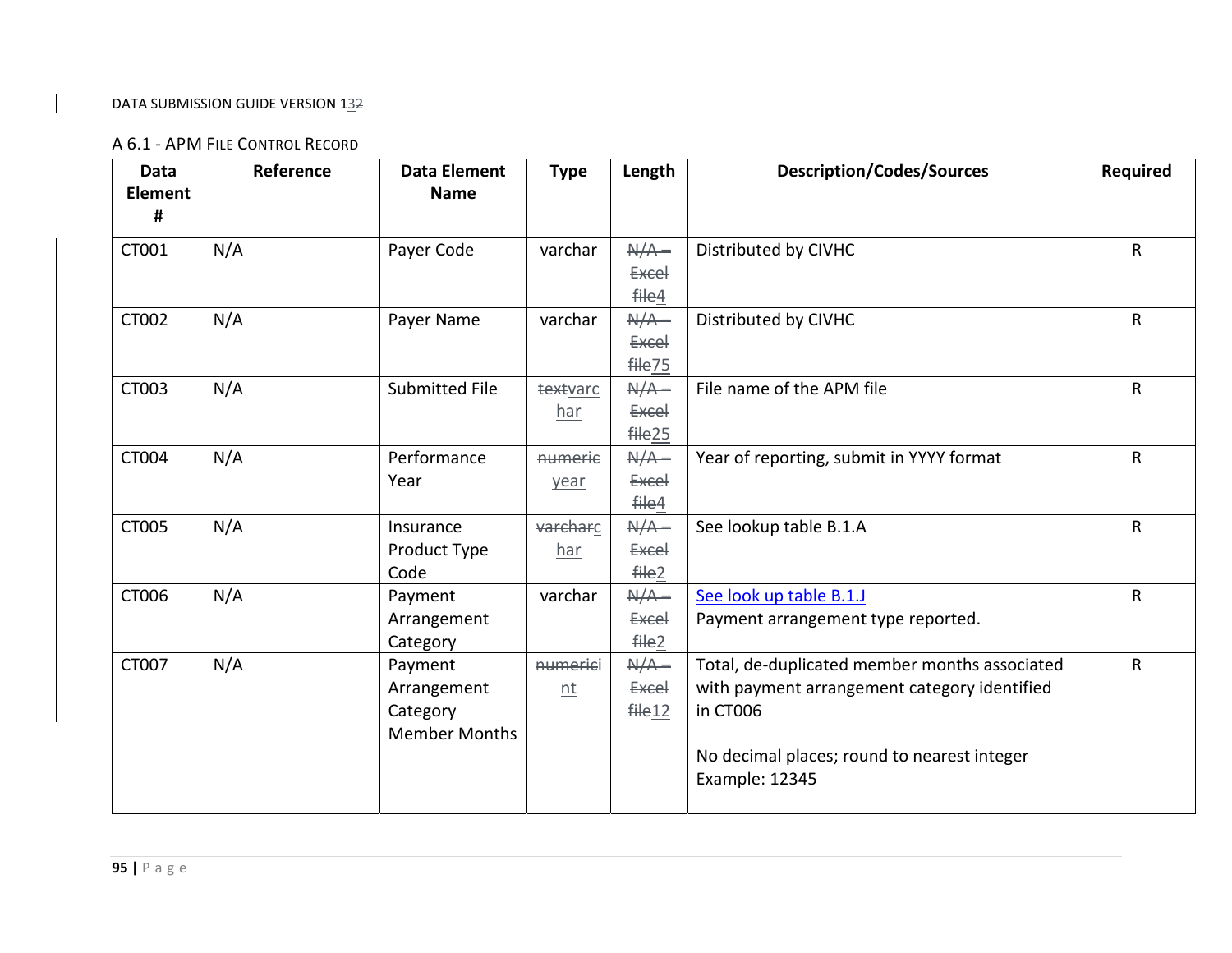## A 6.1 - APM File Control Record

| Data Element # | Reference | Data Element Name | Type | Length | Description/Codes/Sources | Required |
|---|---|---|---|---|---|---|
| CT001 | N/A | Payer Code | varchar | ~~N/A – Excel file~~4 | Distributed by CIVHC | R |
| CT002 | N/A | Payer Name | varchar | ~~N/A – Excel file~~75 | Distributed by CIVHC | R |
| CT003 | N/A | Submitted File | ~~text~~varchar | ~~N/A – Excel file~~25 | File name of the APM file | R |
| CT004 | N/A | Performance Year | ~~numeric~~ year | ~~N/A – Excel file~~4 | Year of reporting, submit in YYYY format | R |
| CT005 | N/A | Insurance Product Type Code | ~~varchar~~char | ~~N/A – Excel file~~2 | See lookup table B.1.A | R |
| CT006 | N/A | Payment Arrangement Category | varchar | ~~N/A – Excel file~~2 | See look up table B.1.J<br>Payment arrangement type reported. | R |
| CT007 | N/A | Payment Arrangement Category Member Months | ~~numeric~~int | ~~N/A – Excel file~~12 | Total, de-duplicated member months associated with payment arrangement category identified in CT006<br><br>No decimal places; round to nearest integer<br>Example: 12345 | R |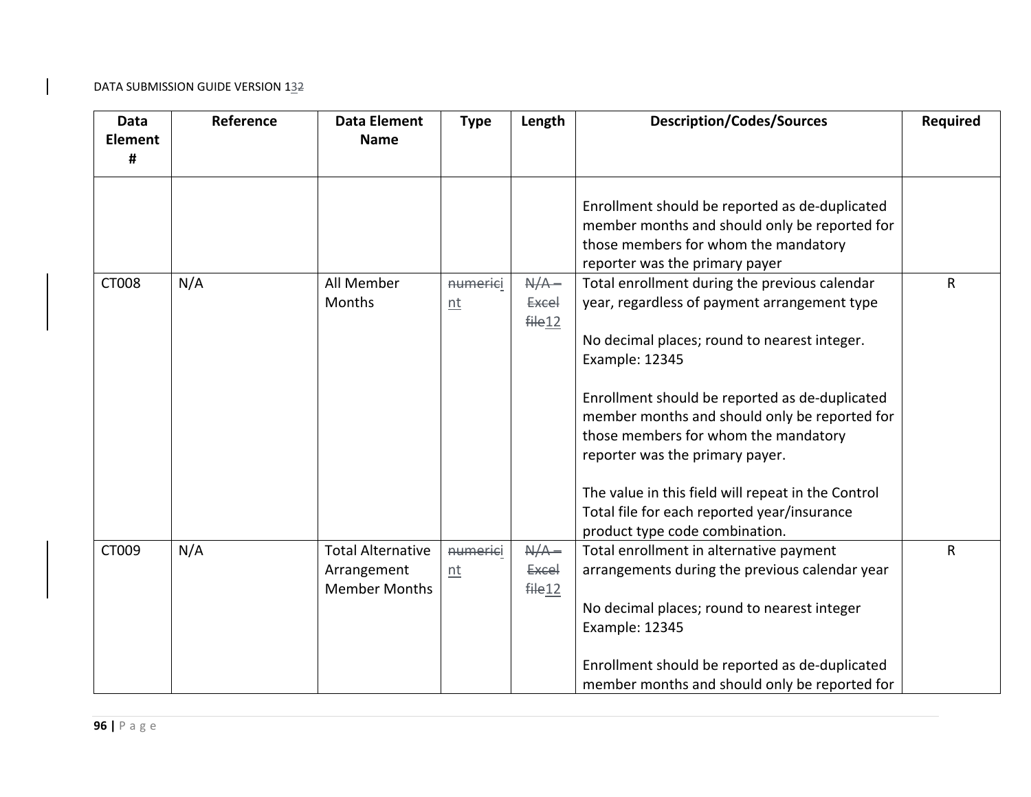| Data Element # | Reference | Data Element Name | Type | Length | Description/Codes/Sources | Required |
|---|---|---|---|---|---|---|
| | | | | | Enrollment should be reported as de-duplicated member months and should only be reported for those members for whom the mandatory reporter was the primary payer | |
| CT008 | N/A | All Member Months | ~~numeric~~int | ~~N/A – Excel file~~12 | Total enrollment during the previous calendar year, regardless of payment arrangement type<br><br>No decimal places; round to nearest integer. Example: 12345<br><br>Enrollment should be reported as de-duplicated member months and should only be reported for those members for whom the mandatory reporter was the primary payer.<br><br>The value in this field will repeat in the Control Total file for each reported year/insurance product type code combination. | R |
| CT009 | N/A | Total Alternative Arrangement Member Months | ~~numeric~~int | ~~N/A – Excel file~~12 | Total enrollment in alternative payment arrangements during the previous calendar year<br><br>No decimal places; round to nearest integer Example: 12345<br><br>Enrollment should be reported as de-duplicated member months and should only be reported for | R |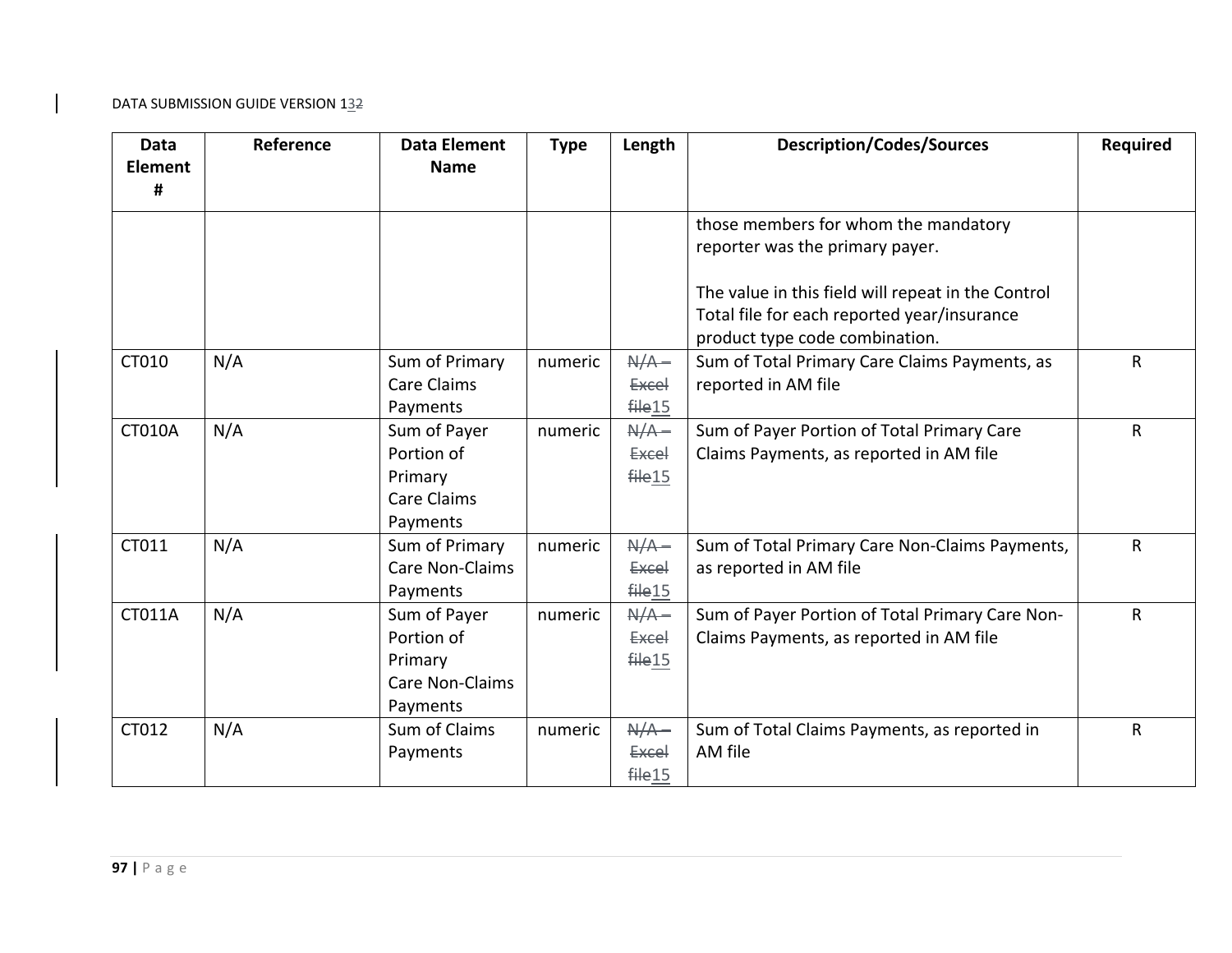| Data Element # | Reference | Data Element Name | Type | Length | Description/Codes/Sources | Required |
|---|---|---|---|---|---|---|
| | | | | | those members for whom the mandatory reporter was the primary payer.<br><br>The value in this field will repeat in the Control Total file for each reported year/insurance product type code combination. | |
| CT010 | N/A | Sum of Primary Care Claims Payments | numeric | ~~N/A – Excel file~~15 | Sum of Total Primary Care Claims Payments, as reported in AM file | R |
| CT010A | N/A | Sum of Payer Portion of Primary Care Claims Payments | numeric | ~~N/A – Excel file~~15 | Sum of Payer Portion of Total Primary Care Claims Payments, as reported in AM file | R |
| CT011 | N/A | Sum of Primary Care Non-Claims Payments | numeric | ~~N/A – Excel file~~15 | Sum of Total Primary Care Non-Claims Payments, as reported in AM file | R |
| CT011A | N/A | Sum of Payer Portion of Primary Care Non-Claims Payments | numeric | ~~N/A – Excel file~~15 | Sum of Payer Portion of Total Primary Care Non-Claims Payments, as reported in AM file | R |
| CT012 | N/A | Sum of Claims Payments | numeric | ~~N/A – Excel file~~15 | Sum of Total Claims Payments, as reported in AM file | R |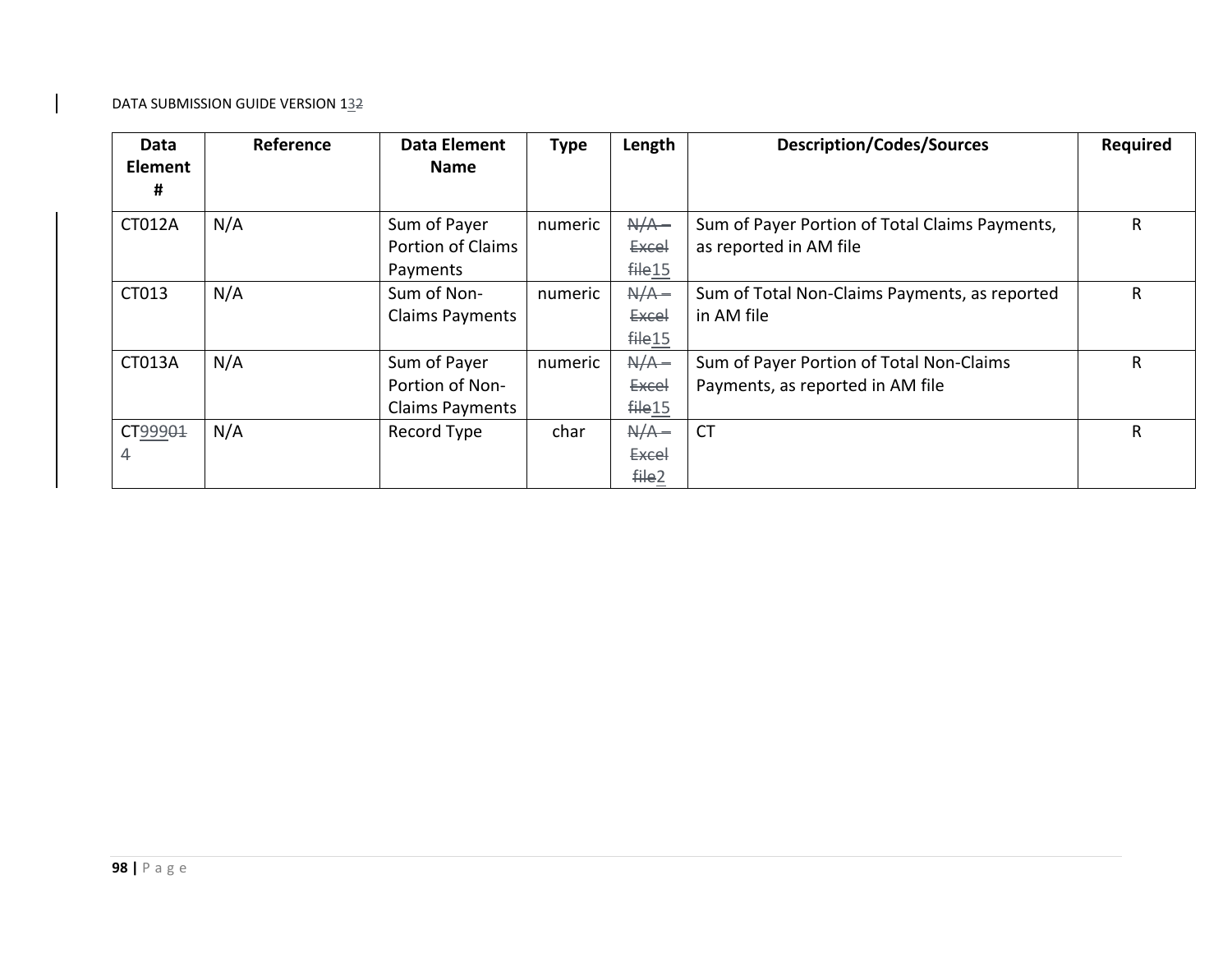| Data Element # | Reference | Data Element Name | Type | Length | Description/Codes/Sources | Required |
|---|---|---|---|---|---|---|
| CT012A | N/A | Sum of Payer Portion of Claims Payments | numeric | ~~N/A – Excel file~~15 | Sum of Payer Portion of Total Claims Payments, as reported in AM file | R |
| CT013 | N/A | Sum of Non-Claims Payments | numeric | ~~N/A – Excel file~~15 | Sum of Total Non-Claims Payments, as reported in AM file | R |
| CT013A | N/A | Sum of Payer Portion of Non-Claims Payments | numeric | ~~N/A – Excel file~~15 | Sum of Payer Portion of Total Non-Claims Payments, as reported in AM file | R |
| CT99900~~1~~4 | N/A | Record Type | char | ~~N/A – Excel file~~2 | CT | R |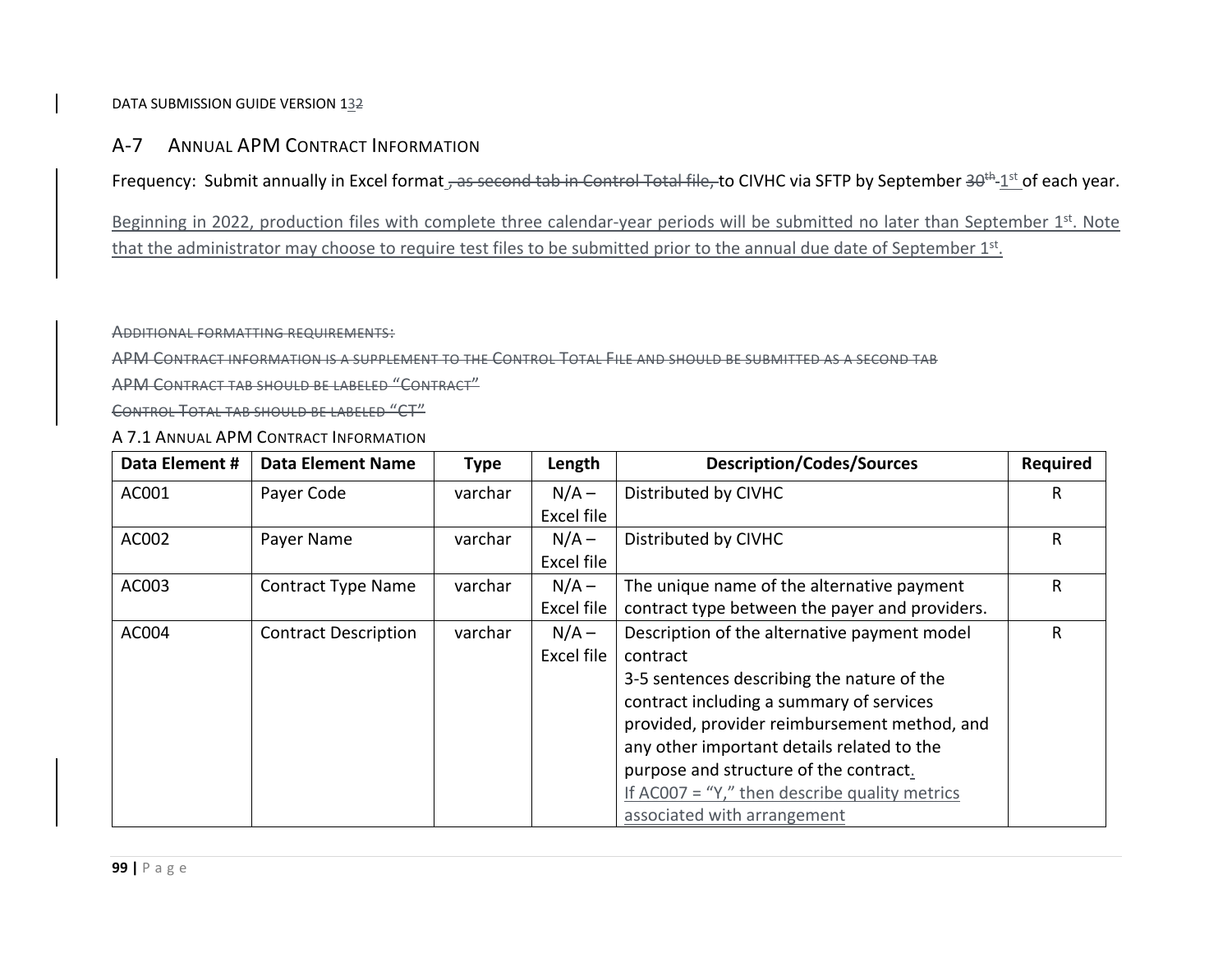## A-7 Annual APM Contract Information

Frequency: Submit annually in Excel format ~~, as second tab in Control Total file,~~ to CIVHC via SFTP by September ~~30th~~-1st of each year.

Beginning in 2022, production files with complete three calendar-year periods will be submitted no later than September 1st. Note that the administrator may choose to require test files to be submitted prior to the annual due date of September 1st.

~~Additional formatting requirements:~~

~~APM Contract information is a supplement to the Control Total File and should be submitted as a second tab~~

~~APM Contract tab should be labeled "Contract"~~

~~Control Total tab should be labeled "CT"~~

### A 7.1 Annual APM Contract Information

| Data Element # | Data Element Name | Type | Length | Description/Codes/Sources | Required |
|---|---|---|---|---|---|
| AC001 | Payer Code | varchar | N/A – Excel file | Distributed by CIVHC | R |
| AC002 | Payer Name | varchar | N/A – Excel file | Distributed by CIVHC | R |
| AC003 | Contract Type Name | varchar | N/A – Excel file | The unique name of the alternative payment contract type between the payer and providers. | R |
| AC004 | Contract Description | varchar | N/A – Excel file | Description of the alternative payment model contract<br>3-5 sentences describing the nature of the contract including a summary of services provided, provider reimbursement method, and any other important details related to the purpose and structure of the contract.<br>If AC007 = "Y," then describe quality metrics associated with arrangement | R |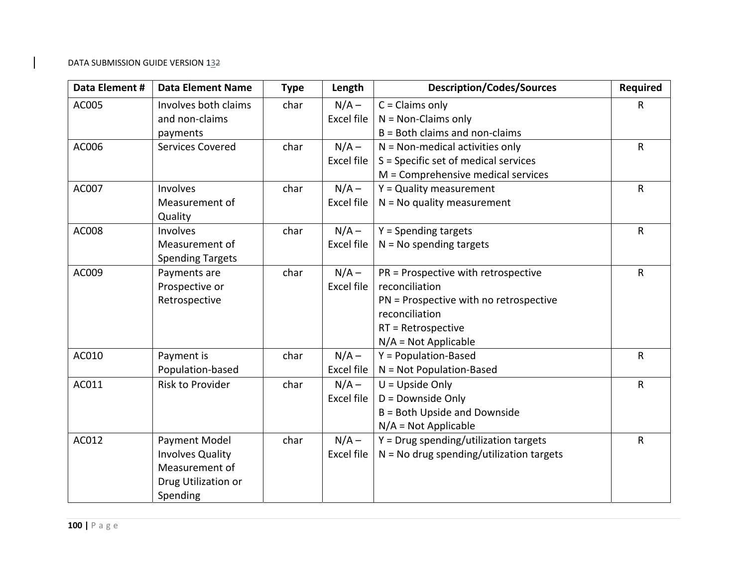| Data Element # | Data Element Name | Type | Length | Description/Codes/Sources | Required |
|---|---|---|---|---|---|
| AC005 | Involves both claims and non-claims payments | char | N/A – Excel file | C = Claims only<br>N = Non-Claims only<br>B = Both claims and non-claims | R |
| AC006 | Services Covered | char | N/A – Excel file | N = Non-medical activities only<br>S = Specific set of medical services<br>M = Comprehensive medical services | R |
| AC007 | Involves Measurement of Quality | char | N/A – Excel file | Y = Quality measurement<br>N = No quality measurement | R |
| AC008 | Involves Measurement of Spending Targets | char | N/A – Excel file | Y = Spending targets<br>N = No spending targets | R |
| AC009 | Payments are Prospective or Retrospective | char | N/A – Excel file | PR = Prospective with retrospective reconciliation<br>PN = Prospective with no retrospective reconciliation<br>RT = Retrospective<br>N/A = Not Applicable | R |
| AC010 | Payment is Population-based | char | N/A – Excel file | Y = Population-Based<br>N = Not Population-Based | R |
| AC011 | Risk to Provider | char | N/A – Excel file | U = Upside Only<br>D = Downside Only<br>B = Both Upside and Downside<br>N/A = Not Applicable | R |
| AC012 | Payment Model Involves Quality Measurement of Drug Utilization or Spending | char | N/A – Excel file | Y = Drug spending/utilization targets<br>N = No drug spending/utilization targets | R |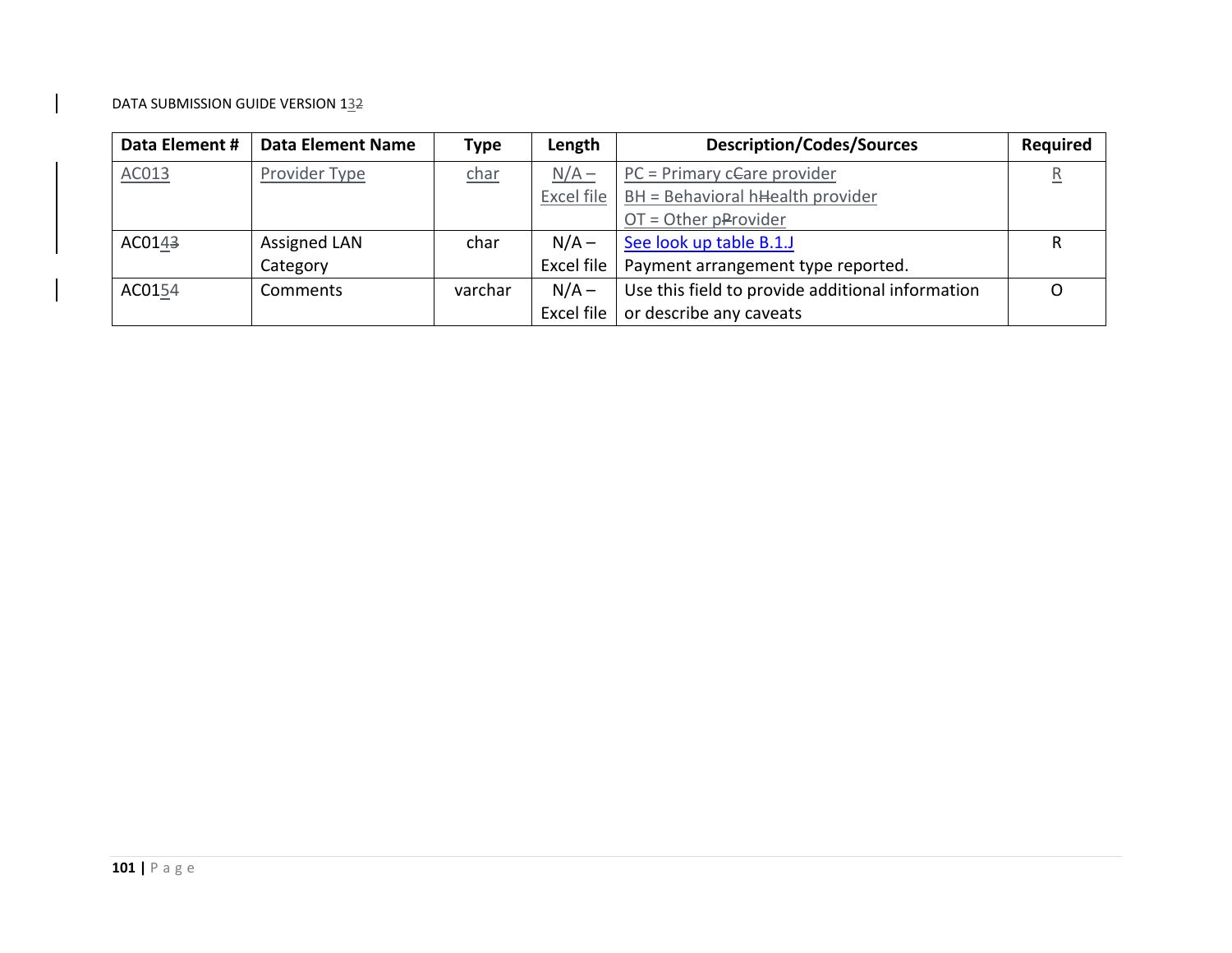| Data Element # | Data Element Name | Type | Length | Description/Codes/Sources | Required |
|---|---|---|---|---|---|
| AC013 | Provider Type | char | N/A – Excel file | PC = Primary care provider<br>BH = Behavioral health provider<br>OT = Other provider | R |
| AC014 | Assigned LAN Category | char | N/A – Excel file | See look up table B.1.J<br>Payment arrangement type reported. | R |
| AC015 | Comments | varchar | N/A – Excel file | Use this field to provide additional information or describe any caveats | O |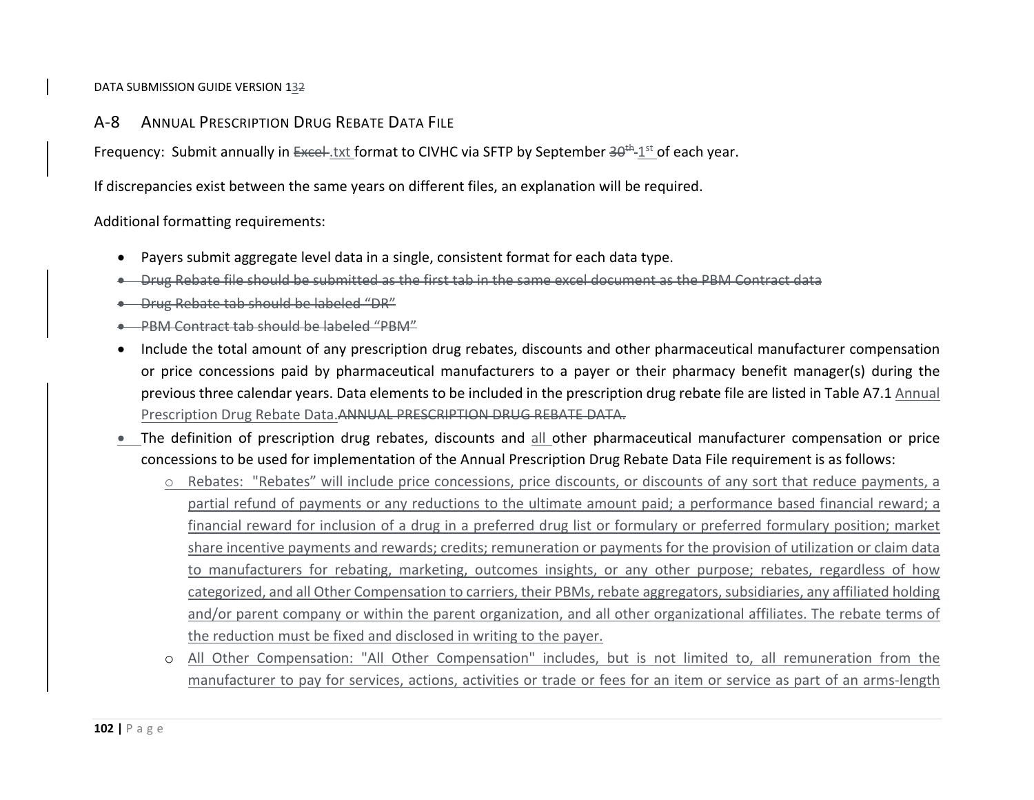## A-8 ANNUAL PRESCRIPTION DRUG REBATE DATA FILE

Frequency: Submit annually in ~~Excel~~ .txt format to CIVHC via SFTP by September ~~30th~~ 1st of each year.

If discrepancies exist between the same years on different files, an explanation will be required.

Additional formatting requirements:

- Payers submit aggregate level data in a single, consistent format for each data type.
- ~~Drug Rebate file should be submitted as the first tab in the same excel document as the PBM Contract data~~
- ~~Drug Rebate tab should be labeled "DR"~~
- ~~PBM Contract tab should be labeled "PBM"~~
- Include the total amount of any prescription drug rebates, discounts and other pharmaceutical manufacturer compensation or price concessions paid by pharmaceutical manufacturers to a payer or their pharmacy benefit manager(s) during the previous three calendar years. Data elements to be included in the prescription drug rebate file are listed in Table A7.1 Annual Prescription Drug Rebate Data.~~ANNUAL PRESCRIPTION DRUG REBATE DATA.~~
- The definition of prescription drug rebates, discounts and all other pharmaceutical manufacturer compensation or price concessions to be used for implementation of the Annual Prescription Drug Rebate Data File requirement is as follows:
  - Rebates: "Rebates" will include price concessions, price discounts, or discounts of any sort that reduce payments, a partial refund of payments or any reductions to the ultimate amount paid; a performance based financial reward; a financial reward for inclusion of a drug in a preferred drug list or formulary or preferred formulary position; market share incentive payments and rewards; credits; remuneration or payments for the provision of utilization or claim data to manufacturers for rebating, marketing, outcomes insights, or any other purpose; rebates, regardless of how categorized, and all Other Compensation to carriers, their PBMs, rebate aggregators, subsidiaries, any affiliated holding and/or parent company or within the parent organization, and all other organizational affiliates. The rebate terms of the reduction must be fixed and disclosed in writing to the payer.
  - All Other Compensation: "All Other Compensation" includes, but is not limited to, all remuneration from the manufacturer to pay for services, actions, activities or trade or fees for an item or service as part of an arms-length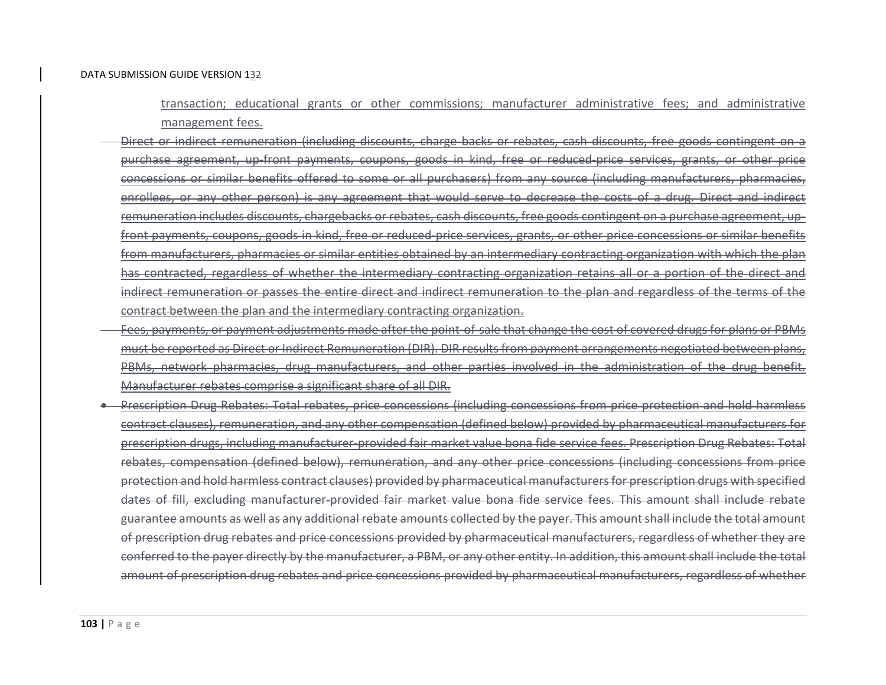transaction; educational grants or other commissions; manufacturer administrative fees; and administrative management fees.

~~Direct or indirect remuneration (including discounts, charge backs or rebates, cash discounts, free goods contingent on a purchase agreement, up-front payments, coupons, goods in kind, free or reduced-price services, grants, or other price concessions or similar benefits offered to some or all purchasers) from any source (including manufacturers, pharmacies, enrollees, or any other person) is any agreement that would serve to decrease the costs of a drug. Direct and indirect remuneration includes discounts, chargebacks or rebates, cash discounts, free goods contingent on a purchase agreement, up-front payments, coupons, goods in kind, free or reduced-price services, grants, or other price concessions or similar benefits from manufacturers, pharmacies or similar entities obtained by an intermediary contracting organization with which the plan has contracted, regardless of whether the intermediary contracting organization retains all or a portion of the direct and indirect remuneration or passes the entire direct and indirect remuneration to the plan and regardless of the terms of the contract between the plan and the intermediary contracting organization.~~

~~Fees, payments, or payment adjustments made after the point-of-sale that change the cost of covered drugs for plans or PBMs must be reported as Direct or Indirect Remuneration (DIR). DIR results from payment arrangements negotiated between plans, PBMs, network pharmacies, drug manufacturers, and other parties involved in the administration of the drug benefit. Manufacturer rebates comprise a significant share of all DIR.~~

- ~~Prescription Drug Rebates: Total rebates, price concessions (including concessions from price protection and hold harmless contract clauses), remuneration, and any other compensation (defined below) provided by pharmaceutical manufacturers for prescription drugs, including manufacturer-provided fair market value bona fide service fees. Prescription Drug Rebates: Total rebates, compensation (defined below), remuneration, and any other price concessions (including concessions from price protection and hold harmless contract clauses) provided by pharmaceutical manufacturers for prescription drugs with specified dates of fill, excluding manufacturer-provided fair market value bona fide service fees. This amount shall include rebate guarantee amounts as well as any additional rebate amounts collected by the payer. This amount shall include the total amount of prescription drug rebates and price concessions provided by pharmaceutical manufacturers, regardless of whether they are conferred to the payer directly by the manufacturer, a PBM, or any other entity. In addition, this amount shall include the total amount of prescription drug rebates and price concessions provided by pharmaceutical manufacturers, regardless of whether~~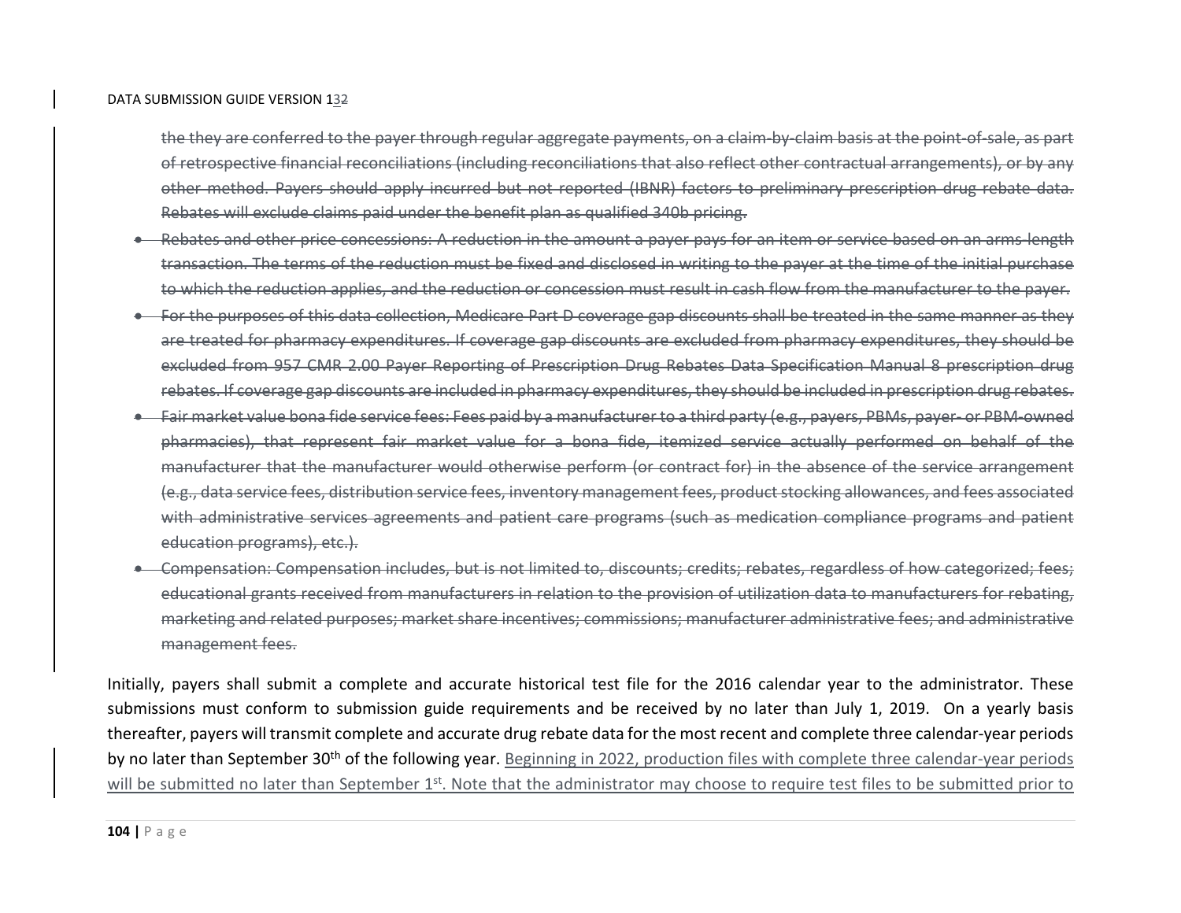~~the they are conferred to the payer through regular aggregate payments, on a claim-by-claim basis at the point-of-sale, as part of retrospective financial reconciliations (including reconciliations that also reflect other contractual arrangements), or by any other method. Payers should apply incurred but not reported (IBNR) factors to preliminary prescription drug rebate data. Rebates will exclude claims paid under the benefit plan as qualified 340b pricing.~~

- ~~Rebates and other price concessions: A reduction in the amount a payer pays for an item or service based on an arms-length transaction. The terms of the reduction must be fixed and disclosed in writing to the payer at the time of the initial purchase to which the reduction applies, and the reduction or concession must result in cash flow from the manufacturer to the payer.~~
- ~~For the purposes of this data collection, Medicare Part D coverage gap discounts shall be treated in the same manner as they are treated for pharmacy expenditures. If coverage gap discounts are excluded from pharmacy expenditures, they should be excluded from 957 CMR 2.00 Payer Reporting of Prescription Drug Rebates Data Specification Manual 8 prescription drug rebates. If coverage gap discounts are included in pharmacy expenditures, they should be included in prescription drug rebates.~~
- ~~Fair market value bona fide service fees: Fees paid by a manufacturer to a third party (e.g., payers, PBMs, payer- or PBM-owned pharmacies), that represent fair market value for a bona fide, itemized service actually performed on behalf of the manufacturer that the manufacturer would otherwise perform (or contract for) in the absence of the service arrangement (e.g., data service fees, distribution service fees, inventory management fees, product stocking allowances, and fees associated with administrative services agreements and patient care programs (such as medication compliance programs and patient education programs), etc.).~~
- ~~Compensation: Compensation includes, but is not limited to, discounts; credits; rebates, regardless of how categorized; fees; educational grants received from manufacturers in relation to the provision of utilization data to manufacturers for rebating, marketing and related purposes; market share incentives; commissions; manufacturer administrative fees; and administrative management fees.~~

Initially, payers shall submit a complete and accurate historical test file for the 2016 calendar year to the administrator. These submissions must conform to submission guide requirements and be received by no later than July 1, 2019. On a yearly basis thereafter, payers will transmit complete and accurate drug rebate data for the most recent and complete three calendar-year periods by no later than September 30th of the following year. <u>Beginning in 2022, production files with complete three calendar-year periods will be submitted no later than September 1st. Note that the administrator may choose to require test files to be submitted prior to</u>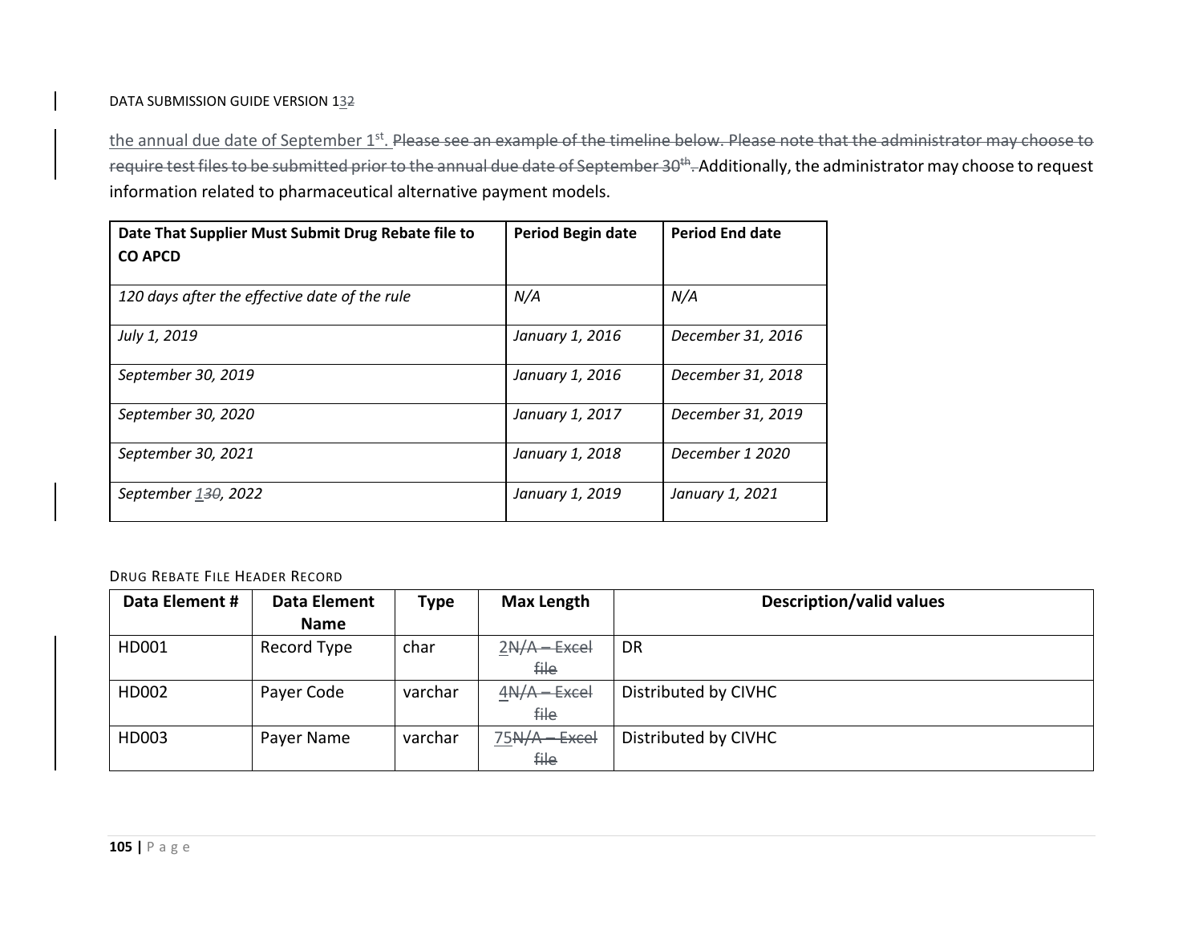the annual due date of September 1st. ~~Please see an example of the timeline below. Please note that the administrator may choose to require test files to be submitted prior to the annual due date of September 30th.~~ Additionally, the administrator may choose to request information related to pharmaceutical alternative payment models.

| Date That Supplier Must Submit Drug Rebate file to CO APCD | Period Begin date | Period End date |
| --- | --- | --- |
| *120 days after the effective date of the rule* | *N/A* | *N/A* |
| *July 1, 2019* | *January 1, 2016* | *December 31, 2016* |
| *September 30, 2019* | *January 1, 2016* | *December 31, 2018* |
| *September 30, 2020* | *January 1, 2017* | *December 31, 2019* |
| *September 30, 2021* | *January 1, 2018* | *December 1 2020* |
| *September 1~~30~~, 2022* | *January 1, 2019* | *January 1, 2021* |

Drug Rebate File Header Record

| Data Element # | Data Element Name | Type | Max Length | Description/valid values |
| --- | --- | --- | --- | --- |
| HD001 | Record Type | char | 2~~N/A – Excel file~~ | DR |
| HD002 | Payer Code | varchar | 4~~N/A – Excel file~~ | Distributed by CIVHC |
| HD003 | Payer Name | varchar | 75~~N/A – Excel file~~ | Distributed by CIVHC |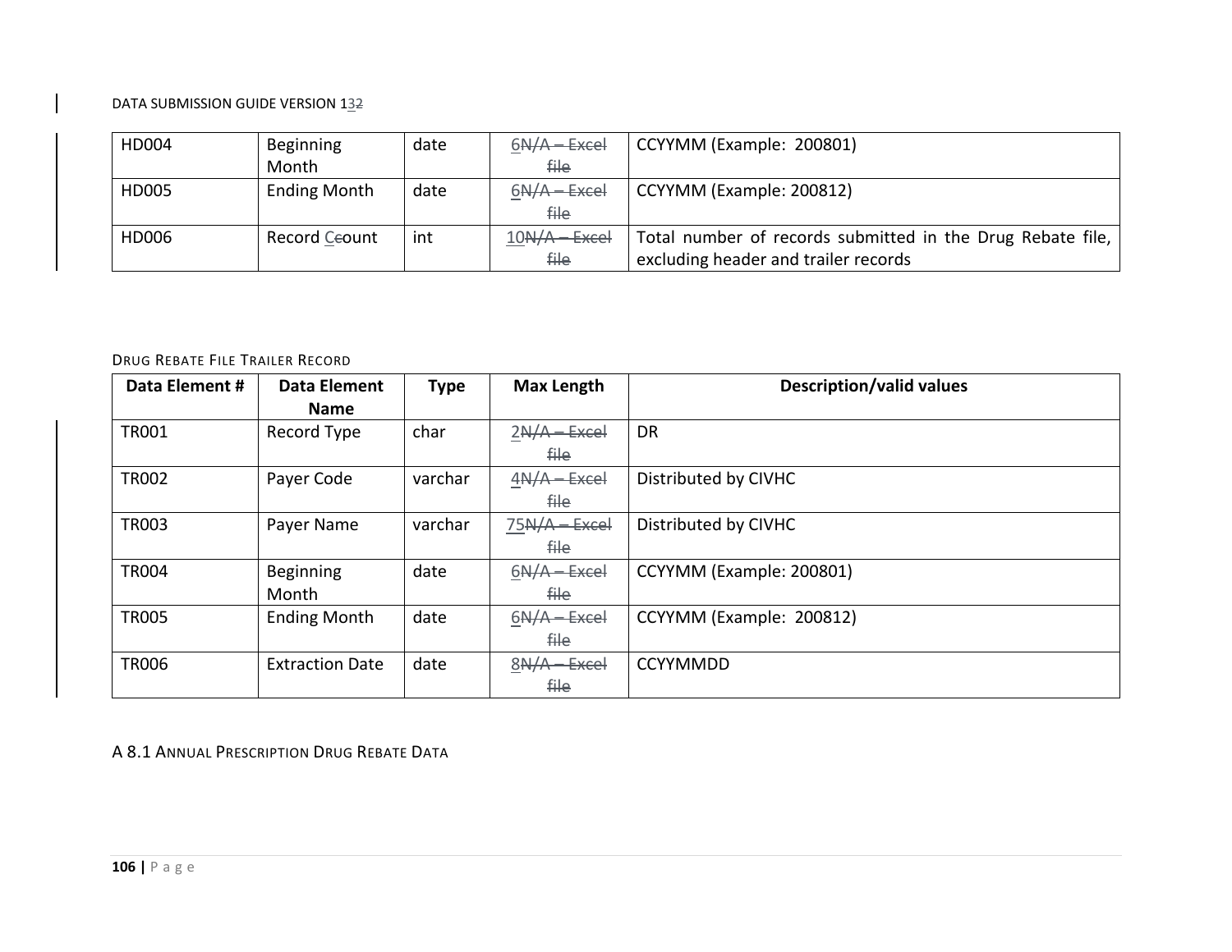| HD004 | Beginning Month | date | 6~~N/A – Excel file~~ | CCYYMM (Example: 200801) |
|---|---|---|---|---|
| HD005 | Ending Month | date | 6~~N/A – Excel file~~ | CCYYMM (Example: 200812) |
| HD006 | Record Ccount | int | 10~~N/A – Excel file~~ | Total number of records submitted in the Drug Rebate file, excluding header and trailer records |

DRUG REBATE FILE TRAILER RECORD

| Data Element # | Data Element Name | Type | Max Length | Description/valid values |
|---|---|---|---|---|
| TR001 | Record Type | char | 2~~N/A – Excel file~~ | DR |
| TR002 | Payer Code | varchar | 4~~N/A – Excel file~~ | Distributed by CIVHC |
| TR003 | Payer Name | varchar | 75~~N/A – Excel file~~ | Distributed by CIVHC |
| TR004 | Beginning Month | date | 6~~N/A – Excel file~~ | CCYYMM (Example: 200801) |
| TR005 | Ending Month | date | 6~~N/A – Excel file~~ | CCYYMM (Example: 200812) |
| TR006 | Extraction Date | date | 8~~N/A – Excel file~~ | CCYYMMDD |

A 8.1 ANNUAL PRESCRIPTION DRUG REBATE DATA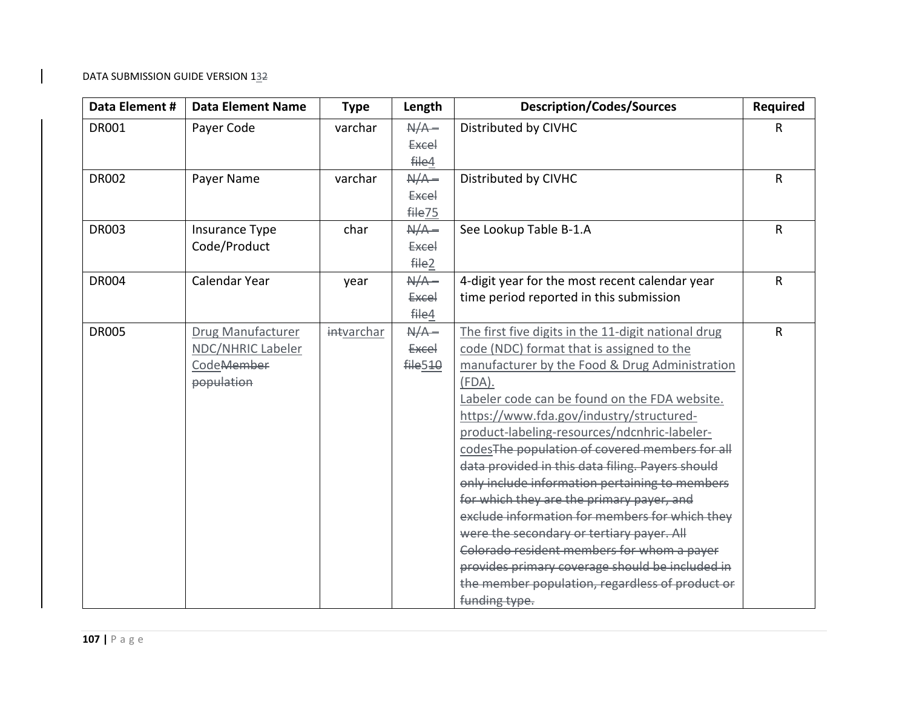| Data Element # | Data Element Name | Type | Length | Description/Codes/Sources | Required |
|---|---|---|---|---|---|
| DR001 | Payer Code | varchar | ~~N/A – Excel file~~4 | Distributed by CIVHC | R |
| DR002 | Payer Name | varchar | ~~N/A – Excel file~~75 | Distributed by CIVHC | R |
| DR003 | Insurance Type Code/Product | char | ~~N/A – Excel file~~2 | See Lookup Table B-1.A | R |
| DR004 | Calendar Year | year | ~~N/A – Excel file~~4 | 4-digit year for the most recent calendar year time period reported in this submission | R |
| DR005 | Drug Manufacturer NDC/NHRIC Labeler Code~~Member population~~ | ~~int~~varchar | ~~N/A – Excel file~~510 | The first five digits in the 11-digit national drug code (NDC) format that is assigned to the manufacturer by the Food & Drug Administration (FDA).<br>Labeler code can be found on the FDA website. https://www.fda.gov/industry/structured-product-labeling-resources/ndcnhric-labeler-codes~~The population of covered members for all data provided in this data filing. Payers should only include information pertaining to members for which they are the primary payer, and exclude information for members for which they were the secondary or tertiary payer. All Colorado resident members for whom a payer provides primary coverage should be included in the member population, regardless of product or funding type.~~ | R |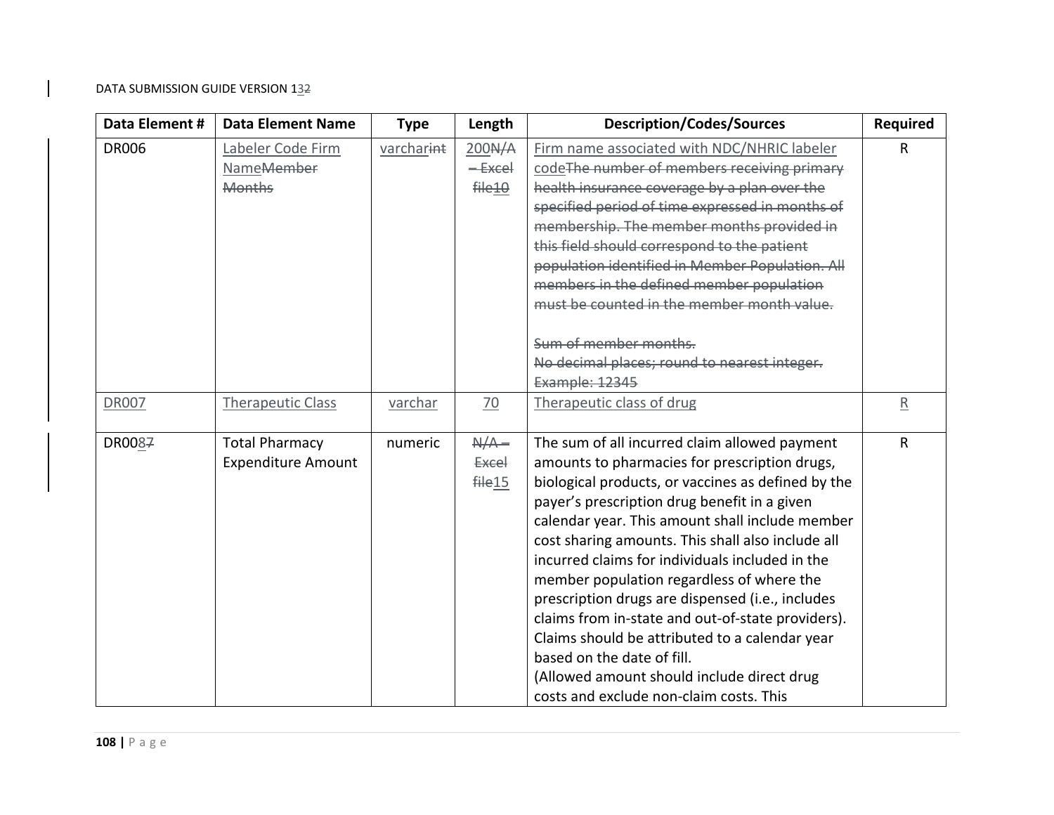| Data Element # | Data Element Name | Type | Length | Description/Codes/Sources | Required |
|---|---|---|---|---|---|
| DR006 | Labeler Code Firm NameMember Months | varcharint | 200N/A – Excel file10 | Firm name associated with NDC/NHRIC labeler codeThe number of members receiving primary health insurance coverage by a plan over the specified period of time expressed in months of membership. The member months provided in this field should correspond to the patient population identified in Member Population. All members in the defined member population must be counted in the member month value.<br><br>Sum of member months.<br>No decimal places; round to nearest integer.<br>Example: 12345 | R |
| DR007 | Therapeutic Class | varchar | 70 | Therapeutic class of drug | R |
| DR0087 | Total Pharmacy Expenditure Amount | numeric | N/A – Excel file15 | The sum of all incurred claim allowed payment amounts to pharmacies for prescription drugs, biological products, or vaccines as defined by the payer's prescription drug benefit in a given calendar year. This amount shall include member cost sharing amounts. This shall also include all incurred claims for individuals included in the member population regardless of where the prescription drugs are dispensed (i.e., includes claims from in-state and out-of-state providers). Claims should be attributed to a calendar year based on the date of fill.<br>(Allowed amount should include direct drug costs and exclude non-claim costs. This | R |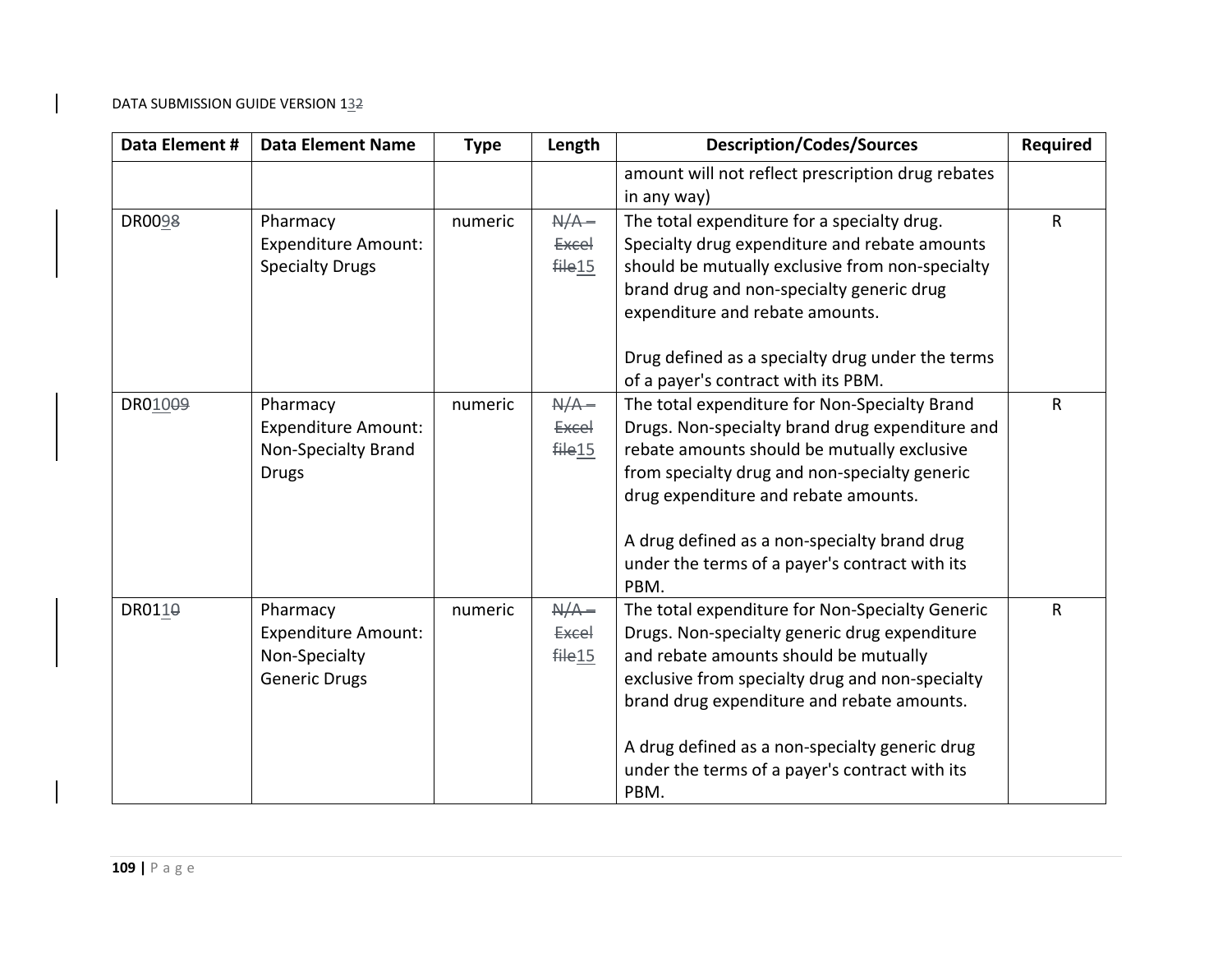| Data Element # | Data Element Name | Type | Length | Description/Codes/Sources | Required |
|---|---|---|---|---|---|
| | | | | amount will not reflect prescription drug rebates in any way) | |
| DR00~~9~~8 | Pharmacy Expenditure Amount: Specialty Drugs | numeric | ~~N/A – Excel file~~15 | The total expenditure for a specialty drug. Specialty drug expenditure and rebate amounts should be mutually exclusive from non-specialty brand drug and non-specialty generic drug expenditure and rebate amounts.<br><br>Drug defined as a specialty drug under the terms of a payer's contract with its PBM. | R |
| DR01~~00~~9 | Pharmacy Expenditure Amount: Non-Specialty Brand Drugs | numeric | ~~N/A – Excel file~~15 | The total expenditure for Non-Specialty Brand Drugs. Non-specialty brand drug expenditure and rebate amounts should be mutually exclusive from specialty drug and non-specialty generic drug expenditure and rebate amounts.<br><br>A drug defined as a non-specialty brand drug under the terms of a payer's contract with its PBM. | R |
| DR011~~0~~ | Pharmacy Expenditure Amount: Non-Specialty Generic Drugs | numeric | ~~N/A – Excel file~~15 | The total expenditure for Non-Specialty Generic Drugs. Non-specialty generic drug expenditure and rebate amounts should be mutually exclusive from specialty drug and non-specialty brand drug expenditure and rebate amounts.<br><br>A drug defined as a non-specialty generic drug under the terms of a payer's contract with its PBM. | R |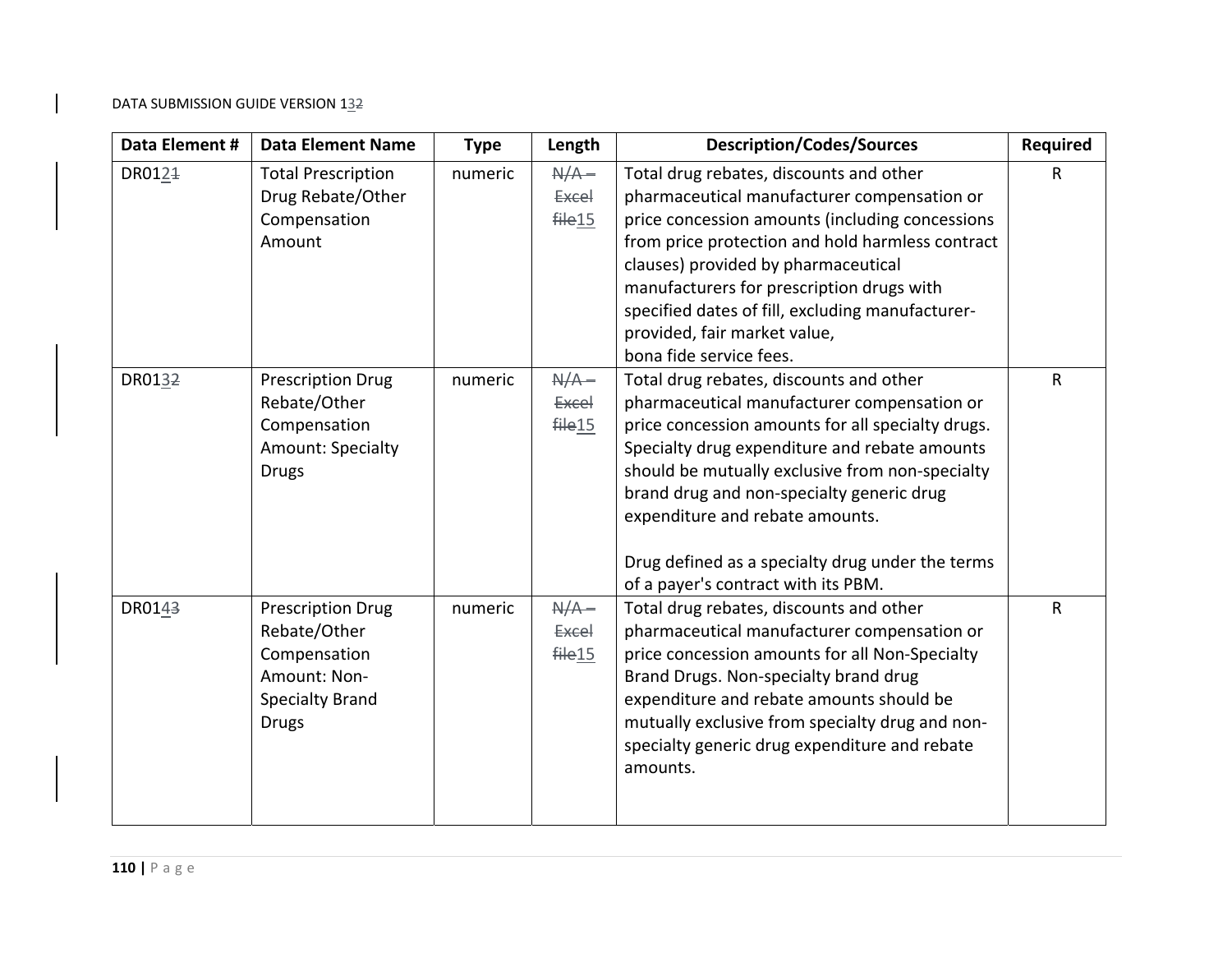| Data Element # | Data Element Name | Type | Length | Description/Codes/Sources | Required |
| --- | --- | --- | --- | --- | --- |
| DR0121 | Total Prescription Drug Rebate/Other Compensation Amount | numeric | N/A – Excel file15 | Total drug rebates, discounts and other pharmaceutical manufacturer compensation or price concession amounts (including concessions from price protection and hold harmless contract clauses) provided by pharmaceutical manufacturers for prescription drugs with specified dates of fill, excluding manufacturer-provided, fair market value, bona fide service fees. | R |
| DR0132 | Prescription Drug Rebate/Other Compensation Amount: Specialty Drugs | numeric | N/A – Excel file15 | Total drug rebates, discounts and other pharmaceutical manufacturer compensation or price concession amounts for all specialty drugs. Specialty drug expenditure and rebate amounts should be mutually exclusive from non-specialty brand drug and non-specialty generic drug expenditure and rebate amounts.<br><br>Drug defined as a specialty drug under the terms of a payer's contract with its PBM. | R |
| DR0143 | Prescription Drug Rebate/Other Compensation Amount: Non-Specialty Brand Drugs | numeric | N/A – Excel file15 | Total drug rebates, discounts and other pharmaceutical manufacturer compensation or price concession amounts for all Non-Specialty Brand Drugs. Non-specialty brand drug expenditure and rebate amounts should be mutually exclusive from specialty drug and non-specialty generic drug expenditure and rebate amounts. | R |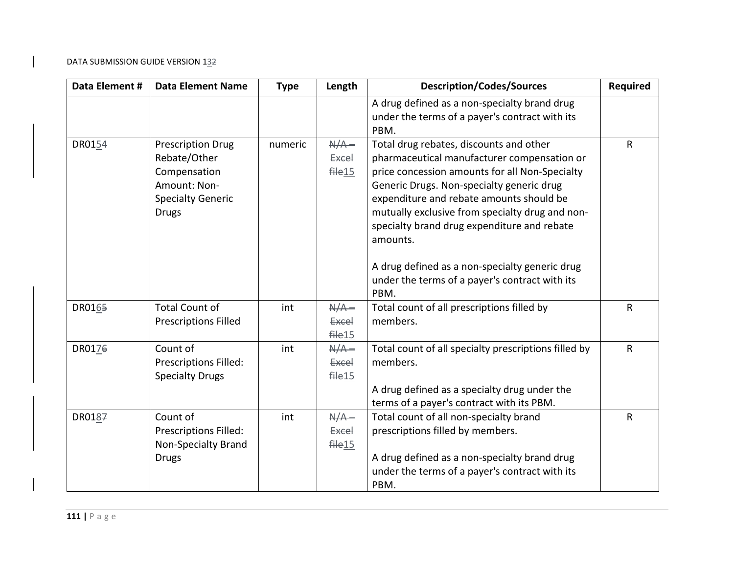| Data Element # | Data Element Name | Type | Length | Description/Codes/Sources | Required |
|---|---|---|---|---|---|
| | | | | A drug defined as a non-specialty brand drug under the terms of a payer's contract with its PBM. | |
| DR0154 | Prescription Drug Rebate/Other Compensation Amount: Non-Specialty Generic Drugs | numeric | ~~N/A – Excel file~~15 | Total drug rebates, discounts and other pharmaceutical manufacturer compensation or price concession amounts for all Non-Specialty Generic Drugs. Non-specialty generic drug expenditure and rebate amounts should be mutually exclusive from specialty drug and non-specialty brand drug expenditure and rebate amounts.<br><br>A drug defined as a non-specialty generic drug under the terms of a payer's contract with its PBM. | R |
| DR0165 | Total Count of Prescriptions Filled | int | ~~N/A – Excel file~~15 | Total count of all prescriptions filled by members. | R |
| DR0176 | Count of Prescriptions Filled: Specialty Drugs | int | ~~N/A – Excel file~~15 | Total count of all specialty prescriptions filled by members.<br><br>A drug defined as a specialty drug under the terms of a payer's contract with its PBM. | R |
| DR0187 | Count of Prescriptions Filled: Non-Specialty Brand Drugs | int | ~~N/A – Excel file~~15 | Total count of all non-specialty brand prescriptions filled by members.<br><br>A drug defined as a non-specialty brand drug under the terms of a payer's contract with its PBM. | R |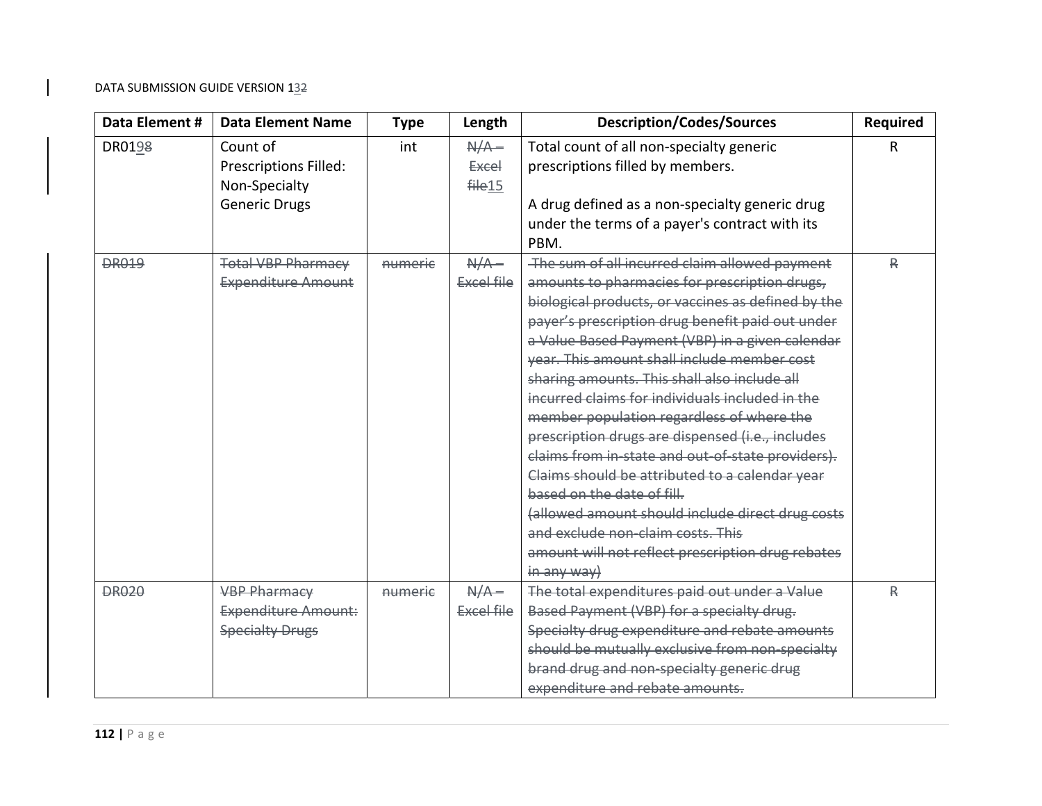| Data Element # | Data Element Name | Type | Length | Description/Codes/Sources | Required |
| --- | --- | --- | --- | --- | --- |
| DR0198 | Count of Prescriptions Filled: Non-Specialty Generic Drugs | int | N/A – Excel file15 | Total count of all non-specialty generic prescriptions filled by members.<br><br>A drug defined as a non-specialty generic drug under the terms of a payer's contract with its PBM. | R |
| ~~DR019~~ | ~~Total VBP Pharmacy Expenditure Amount~~ | ~~numeric~~ | ~~N/A – Excel file~~ | ~~The sum of all incurred claim allowed payment amounts to pharmacies for prescription drugs, biological products, or vaccines as defined by the payer's prescription drug benefit paid out under a Value Based Payment (VBP) in a given calendar year. This amount shall include member cost sharing amounts. This shall also include all incurred claims for individuals included in the member population regardless of where the prescription drugs are dispensed (i.e., includes claims from in-state and out-of-state providers). Claims should be attributed to a calendar year based on the date of fill.~~<br>~~(allowed amount should include direct drug costs and exclude non-claim costs. This amount will not reflect prescription drug rebates in any way)~~ | ~~R~~ |
| ~~DR020~~ | ~~VBP Pharmacy Expenditure Amount: Specialty Drugs~~ | ~~numeric~~ | ~~N/A – Excel file~~ | ~~The total expenditures paid out under a Value Based Payment (VBP) for a specialty drug. Specialty drug expenditure and rebate amounts should be mutually exclusive from non-specialty brand drug and non-specialty generic drug expenditure and rebate amounts.~~ | ~~R~~ |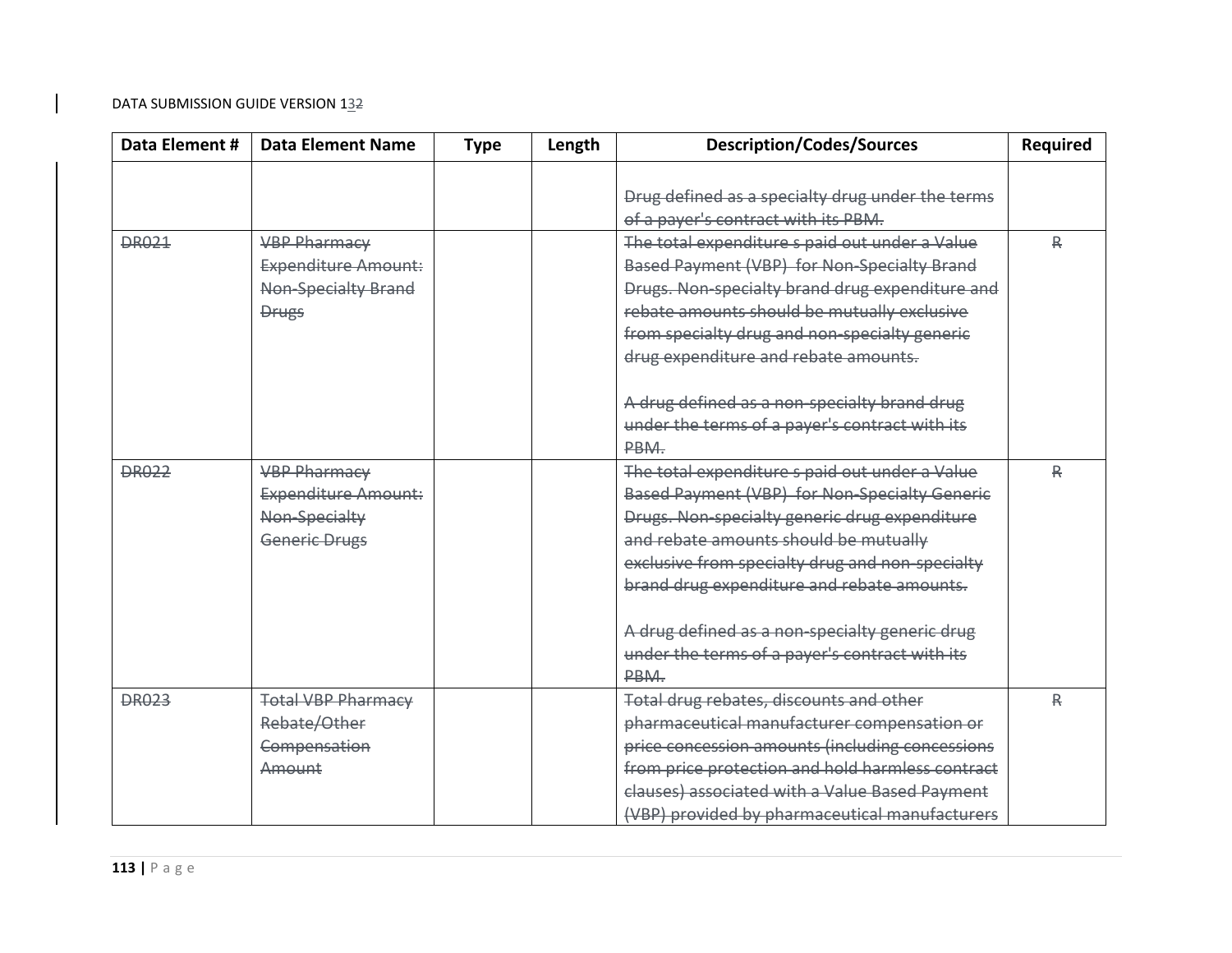| Data Element # | Data Element Name | Type | Length | Description/Codes/Sources | Required |
|---|---|---|---|---|---|
| | | | | ~~Drug defined as a specialty drug under the terms of a payer's contract with its PBM.~~ | |
| ~~DR021~~ | ~~VBP Pharmacy Expenditure Amount: Non-Specialty Brand Drugs~~ | | | ~~The total expenditure s paid out under a Value Based Payment (VBP) for Non-Specialty Brand Drugs. Non-specialty brand drug expenditure and rebate amounts should be mutually exclusive from specialty drug and non-specialty generic drug expenditure and rebate amounts.~~<br><br>~~A drug defined as a non-specialty brand drug under the terms of a payer's contract with its PBM.~~ | ~~R~~ |
| ~~DR022~~ | ~~VBP Pharmacy Expenditure Amount: Non-Specialty Generic Drugs~~ | | | ~~The total expenditure s paid out under a Value Based Payment (VBP) for Non-Specialty Generic Drugs. Non-specialty generic drug expenditure and rebate amounts should be mutually exclusive from specialty drug and non-specialty brand drug expenditure and rebate amounts.~~<br><br>~~A drug defined as a non-specialty generic drug under the terms of a payer's contract with its PBM.~~ | ~~R~~ |
| ~~DR023~~ | ~~Total VBP Pharmacy Rebate/Other Compensation Amount~~ | | | ~~Total drug rebates, discounts and other pharmaceutical manufacturer compensation or price concession amounts (including concessions from price protection and hold harmless contract clauses) associated with a Value Based Payment (VBP) provided by pharmaceutical manufacturers~~ | ~~R~~ |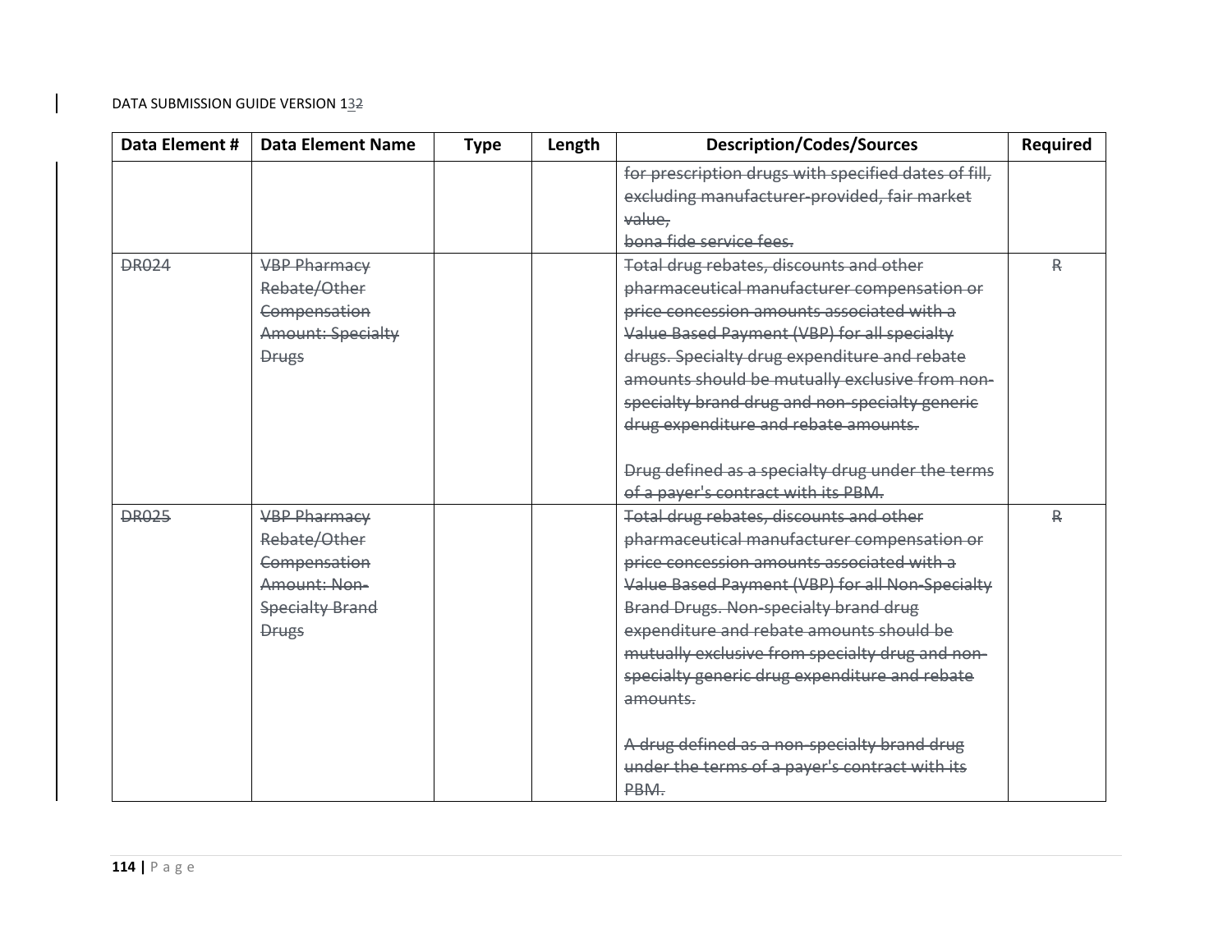| Data Element # | Data Element Name | Type | Length | Description/Codes/Sources | Required |
|---|---|---|---|---|---|
| | | | | ~~for prescription drugs with specified dates of fill, excluding manufacturer-provided, fair market value, bona fide service fees.~~ | |
| ~~DR024~~ | ~~VBP Pharmacy Rebate/Other Compensation Amount: Specialty Drugs~~ | | | ~~Total drug rebates, discounts and other pharmaceutical manufacturer compensation or price concession amounts associated with a Value Based Payment (VBP) for all specialty drugs. Specialty drug expenditure and rebate amounts should be mutually exclusive from non-specialty brand drug and non-specialty generic drug expenditure and rebate amounts.~~<br><br>~~Drug defined as a specialty drug under the terms of a payer's contract with its PBM.~~ | ~~R~~ |
| ~~DR025~~ | ~~VBP Pharmacy Rebate/Other Compensation Amount: Non-Specialty Brand Drugs~~ | | | ~~Total drug rebates, discounts and other pharmaceutical manufacturer compensation or price concession amounts associated with a Value Based Payment (VBP) for all Non-Specialty Brand Drugs. Non-specialty brand drug expenditure and rebate amounts should be mutually exclusive from specialty drug and non-specialty generic drug expenditure and rebate amounts.~~<br><br>~~A drug defined as a non-specialty brand drug under the terms of a payer's contract with its PBM.~~ | ~~R~~ |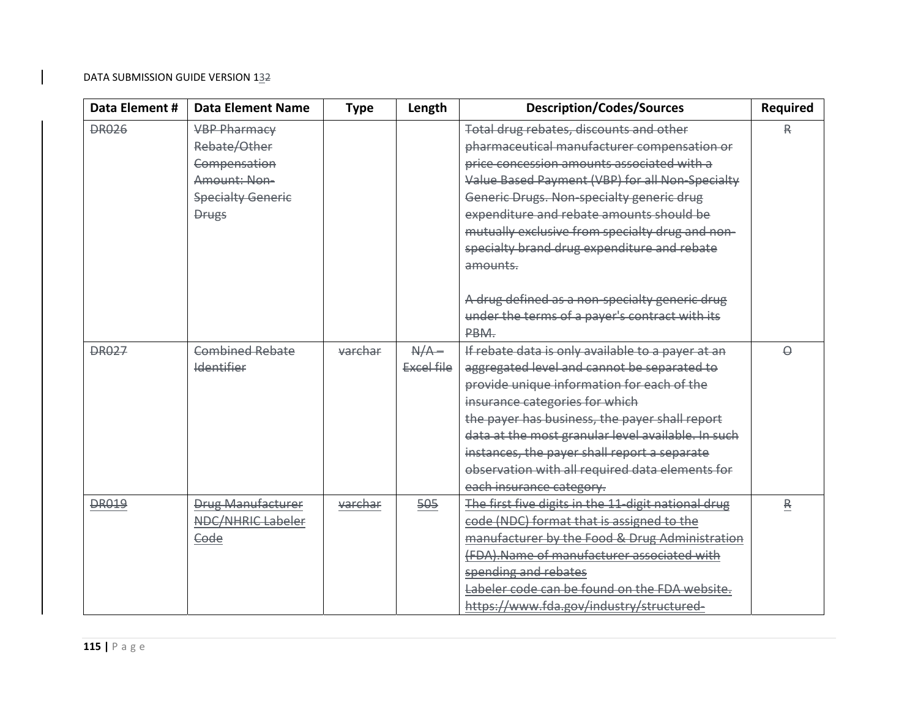| Data Element # | Data Element Name | Type | Length | Description/Codes/Sources | Required |
|---|---|---|---|---|---|
| ~~DR026~~ | ~~VBP Pharmacy Rebate/Other Compensation Amount: Non-Specialty Generic Drugs~~ | | | ~~Total drug rebates, discounts and other pharmaceutical manufacturer compensation or price concession amounts associated with a Value Based Payment (VBP) for all Non-Specialty Generic Drugs. Non-specialty generic drug expenditure and rebate amounts should be mutually exclusive from specialty drug and non-specialty brand drug expenditure and rebate amounts.~~<br><br>~~A drug defined as a non-specialty generic drug under the terms of a payer's contract with its PBM.~~ | ~~R~~ |
| ~~DR027~~ | ~~Combined Rebate Identifier~~ | ~~varchar~~ | ~~N/A – Excel file~~ | ~~If rebate data is only available to a payer at an aggregated level and cannot be separated to provide unique information for each of the insurance categories for which the payer has business, the payer shall report data at the most granular level available. In such instances, the payer shall report a separate observation with all required data elements for each insurance category.~~ | ~~O~~ |
| ~~DR019~~ | ~~Drug Manufacturer NDC/NHRIC Labeler Code~~ | ~~varchar~~ | ~~505~~ | ~~The first five digits in the 11-digit national drug code (NDC) format that is assigned to the manufacturer by the Food & Drug Administration (FDA).Name of manufacturer associated with spending and rebates~~<br>~~Labeler code can be found on the FDA website. https://www.fda.gov/industry/structured-~~ | ~~R~~ |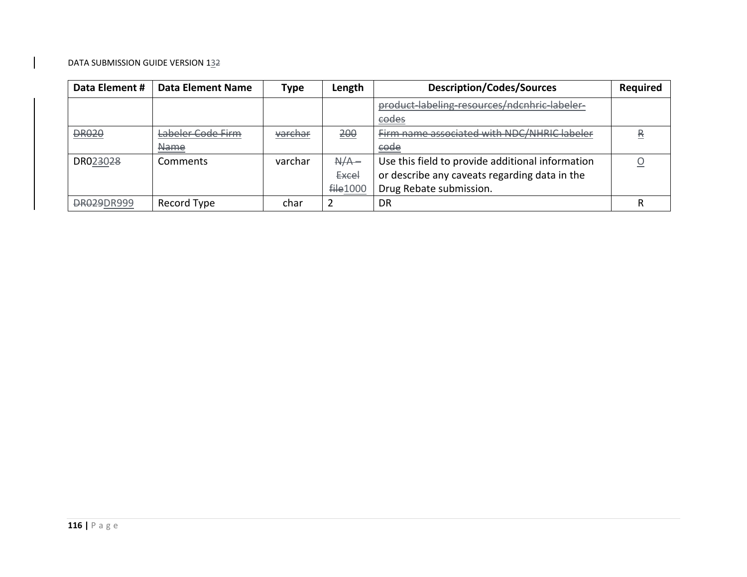| Data Element # | Data Element Name | Type | Length | Description/Codes/Sources | Required |
|---|---|---|---|---|---|
| | | | | ~~product-labeling-resources/ndcnhric-labeler-codes~~ | |
| ~~DR020~~ | ~~Labeler Code Firm Name~~ | ~~varchar~~ | ~~200~~ | ~~Firm name associated with NDC/NHRIC labeler code~~ | ~~R~~ |
| DR023~~028~~ | Comments | varchar | ~~N/A – Excel file~~1000 | Use this field to provide additional information or describe any caveats regarding data in the Drug Rebate submission. | O |
| ~~DR029~~DR999 | Record Type | char | 2 | DR | R |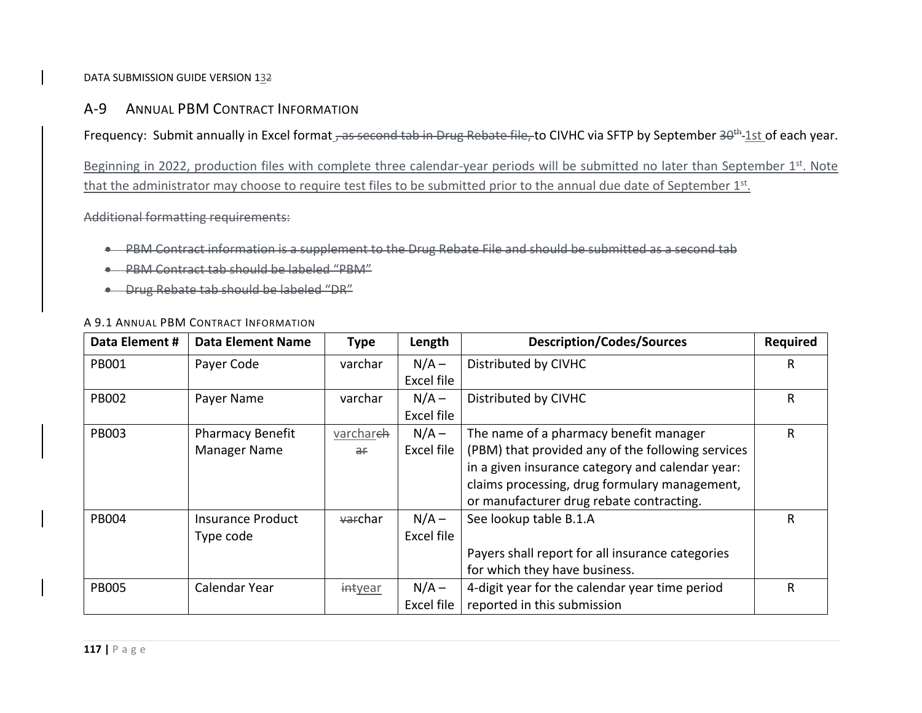## A-9 Annual PBM Contract Information

Frequency: Submit annually in Excel format ~~, as second tab in Drug Rebate file,~~ to CIVHC via SFTP by September ~~30th~~ 1st of each year.

Beginning in 2022, production files with complete three calendar-year periods will be submitted no later than September 1st. Note that the administrator may choose to require test files to be submitted prior to the annual due date of September 1st.

~~Additional formatting requirements:~~

- ~~PBM Contract information is a supplement to the Drug Rebate File and should be submitted as a second tab~~
- ~~PBM Contract tab should be labeled "PBM"~~
- ~~Drug Rebate tab should be labeled "DR"~~

### A 9.1 Annual PBM Contract Information

| Data Element # | Data Element Name | Type | Length | Description/Codes/Sources | Required |
|---|---|---|---|---|---|
| PB001 | Payer Code | varchar | N/A – Excel file | Distributed by CIVHC | R |
| PB002 | Payer Name | varchar | N/A – Excel file | Distributed by CIVHC | R |
| PB003 | Pharmacy Benefit Manager Name | varchar~~char~~ | N/A – Excel file | The name of a pharmacy benefit manager (PBM) that provided any of the following services in a given insurance category and calendar year: claims processing, drug formulary management, or manufacturer drug rebate contracting. | R |
| PB004 | Insurance Product Type code | ~~var~~char | N/A – Excel file | See lookup table B.1.A<br><br>Payers shall report for all insurance categories for which they have business. | R |
| PB005 | Calendar Year | ~~int~~year | N/A – Excel file | 4-digit year for the calendar year time period reported in this submission | R |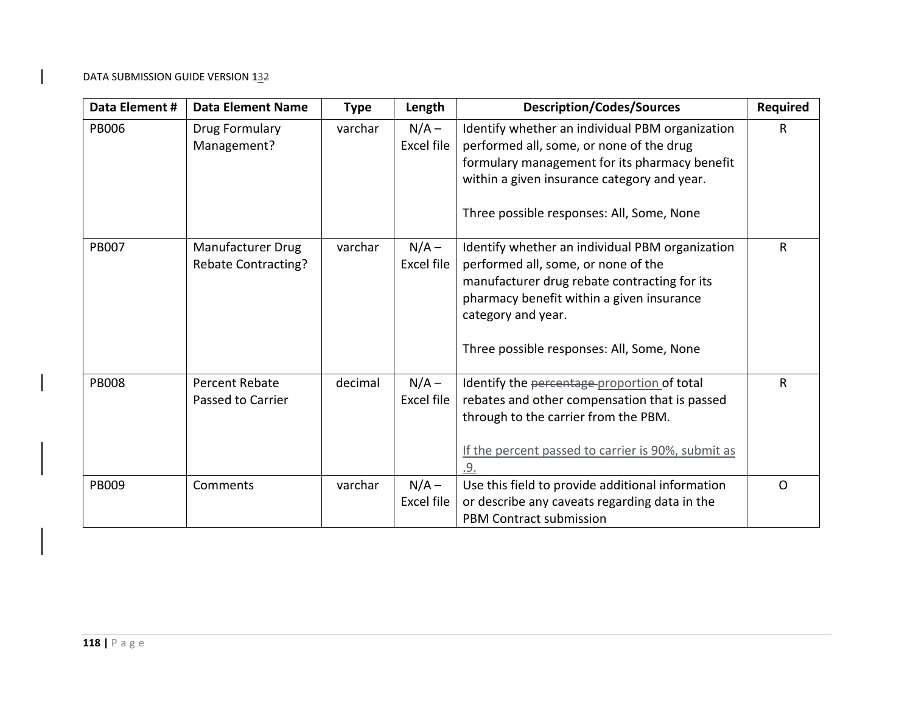| Data Element # | Data Element Name | Type | Length | Description/Codes/Sources | Required |
|---|---|---|---|---|---|
| PB006 | Drug Formulary Management? | varchar | N/A – Excel file | Identify whether an individual PBM organization performed all, some, or none of the drug formulary management for its pharmacy benefit within a given insurance category and year.<br><br>Three possible responses: All, Some, None | R |
| PB007 | Manufacturer Drug Rebate Contracting? | varchar | N/A – Excel file | Identify whether an individual PBM organization performed all, some, or none of the manufacturer drug rebate contracting for its pharmacy benefit within a given insurance category and year.<br><br>Three possible responses: All, Some, None | R |
| PB008 | Percent Rebate Passed to Carrier | decimal | N/A – Excel file | Identify the ~~percentage~~ proportion of total rebates and other compensation that is passed through to the carrier from the PBM.<br><br>If the percent passed to carrier is 90%, submit as .9. | R |
| PB009 | Comments | varchar | N/A – Excel file | Use this field to provide additional information or describe any caveats regarding data in the PBM Contract submission | O |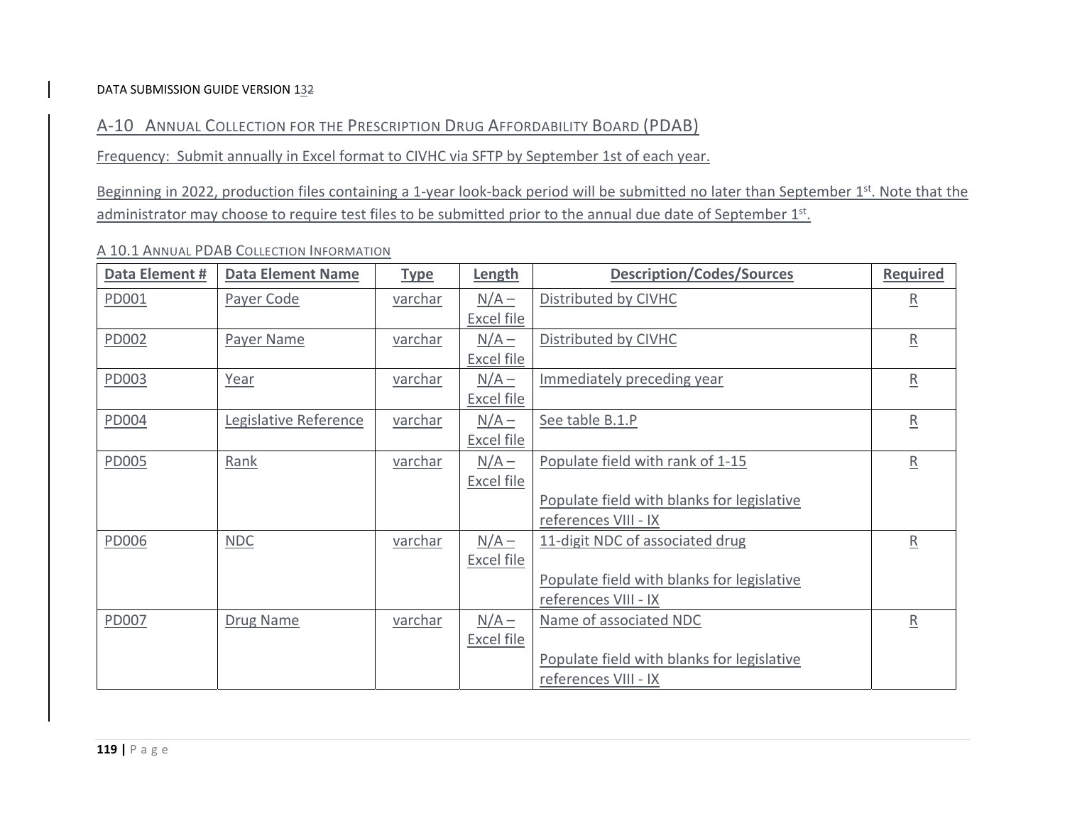## A-10 Annual Collection for the Prescription Drug Affordability Board (PDAB)

Frequency: Submit annually in Excel format to CIVHC via SFTP by September 1st of each year.

Beginning in 2022, production files containing a 1-year look-back period will be submitted no later than September 1st. Note that the administrator may choose to require test files to be submitted prior to the annual due date of September 1st.

### A 10.1 Annual PDAB Collection Information

| Data Element # | Data Element Name | Type | Length | Description/Codes/Sources | Required |
| --- | --- | --- | --- | --- | --- |
| PD001 | Payer Code | varchar | N/A – Excel file | Distributed by CIVHC | R |
| PD002 | Payer Name | varchar | N/A – Excel file | Distributed by CIVHC | R |
| PD003 | Year | varchar | N/A – Excel file | Immediately preceding year | R |
| PD004 | Legislative Reference | varchar | N/A – Excel file | See table B.1.P | R |
| PD005 | Rank | varchar | N/A – Excel file | Populate field with rank of 1-15<br><br>Populate field with blanks for legislative references VIII - IX | R |
| PD006 | NDC | varchar | N/A – Excel file | 11-digit NDC of associated drug<br><br>Populate field with blanks for legislative references VIII - IX | R |
| PD007 | Drug Name | varchar | N/A – Excel file | Name of associated NDC<br><br>Populate field with blanks for legislative references VIII - IX | R |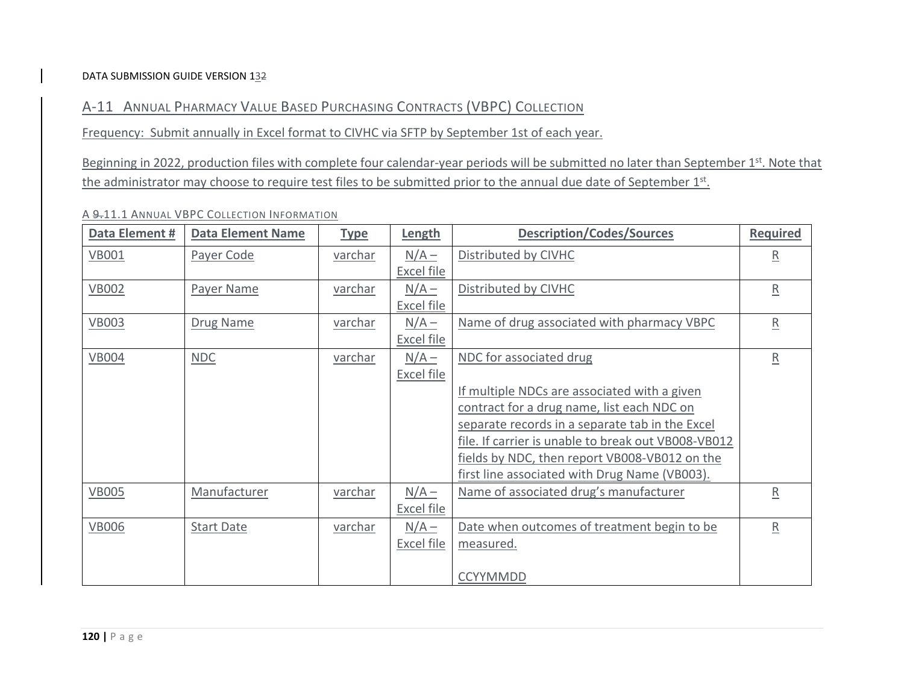## A-11 Annual Pharmacy Value Based Purchasing Contracts (VBPC) Collection

Frequency: Submit annually in Excel format to CIVHC via SFTP by September 1st of each year.

Beginning in 2022, production files with complete four calendar-year periods will be submitted no later than September 1st. Note that the administrator may choose to require test files to be submitted prior to the annual due date of September 1st.

### A 11.1 Annual VBPC Collection Information

| Data Element # | Data Element Name | Type | Length | Description/Codes/Sources | Required |
|---|---|---|---|---|---|
| VB001 | Payer Code | varchar | N/A – Excel file | Distributed by CIVHC | R |
| VB002 | Payer Name | varchar | N/A – Excel file | Distributed by CIVHC | R |
| VB003 | Drug Name | varchar | N/A – Excel file | Name of drug associated with pharmacy VBPC | R |
| VB004 | NDC | varchar | N/A – Excel file | NDC for associated drug<br><br>If multiple NDCs are associated with a given contract for a drug name, list each NDC on separate records in a separate tab in the Excel file. If carrier is unable to break out VB008-VB012 fields by NDC, then report VB008-VB012 on the first line associated with Drug Name (VB003). | R |
| VB005 | Manufacturer | varchar | N/A – Excel file | Name of associated drug's manufacturer | R |
| VB006 | Start Date | varchar | N/A – Excel file | Date when outcomes of treatment begin to be measured.<br><br>CCYYMMDD | R |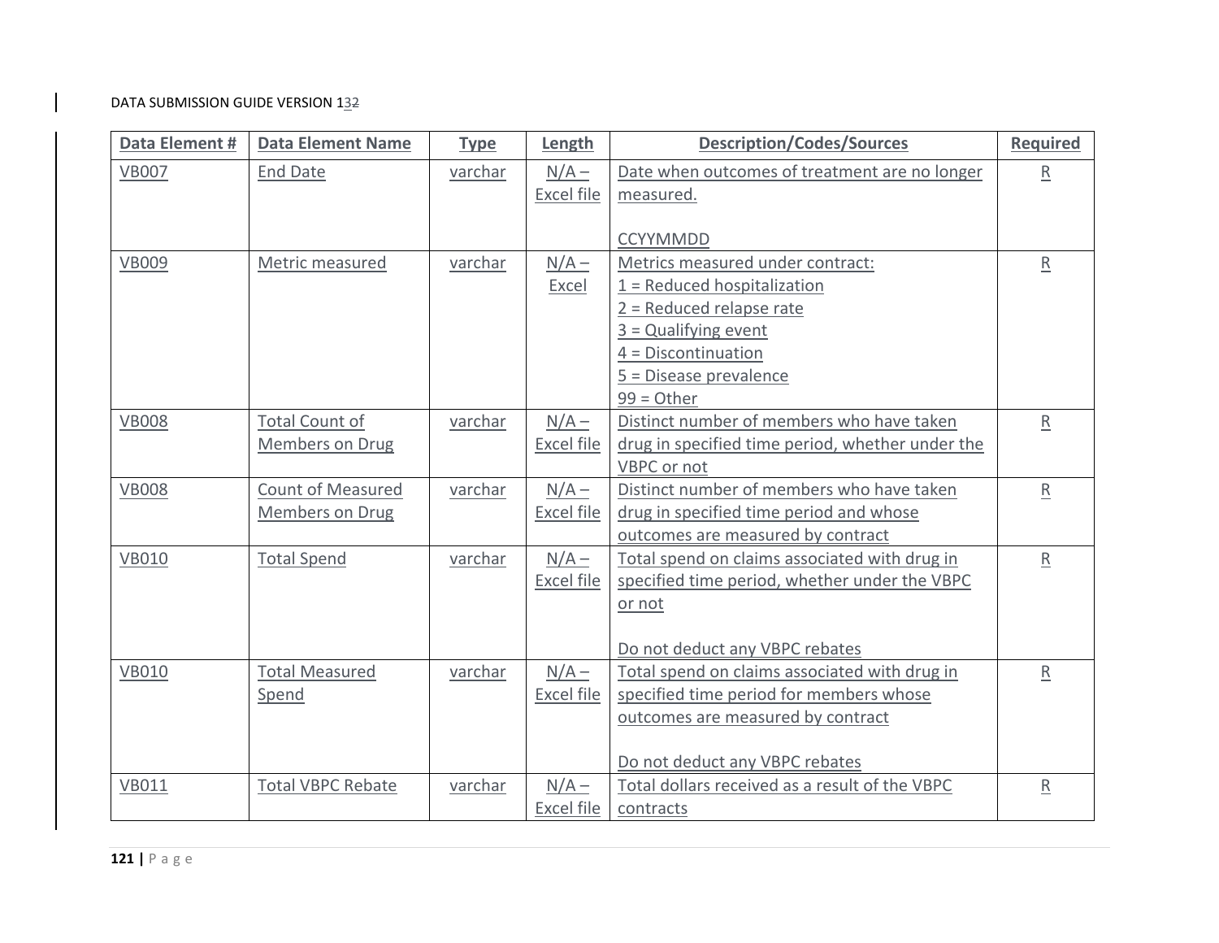| Data Element # | Data Element Name | Type | Length | Description/Codes/Sources | Required |
|---|---|---|---|---|---|
| VB007 | End Date | varchar | N/A – Excel file | Date when outcomes of treatment are no longer measured.<br><br>CCYYMMDD | R |
| VB009 | Metric measured | varchar | N/A – Excel | Metrics measured under contract:<br>1 = Reduced hospitalization<br>2 = Reduced relapse rate<br>3 = Qualifying event<br>4 = Discontinuation<br>5 = Disease prevalence<br>99 = Other | R |
| VB008 | Total Count of Members on Drug | varchar | N/A – Excel file | Distinct number of members who have taken drug in specified time period, whether under the VBPC or not | R |
| VB008 | Count of Measured Members on Drug | varchar | N/A – Excel file | Distinct number of members who have taken drug in specified time period and whose outcomes are measured by contract | R |
| VB010 | Total Spend | varchar | N/A – Excel file | Total spend on claims associated with drug in specified time period, whether under the VBPC or not<br><br>Do not deduct any VBPC rebates | R |
| VB010 | Total Measured Spend | varchar | N/A – Excel file | Total spend on claims associated with drug in specified time period for members whose outcomes are measured by contract<br><br>Do not deduct any VBPC rebates | R |
| VB011 | Total VBPC Rebate | varchar | N/A – Excel file | Total dollars received as a result of the VBPC contracts | R |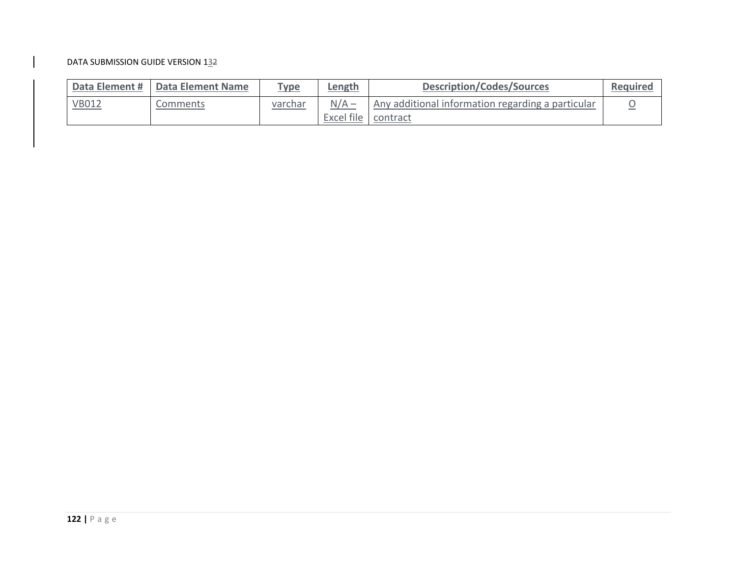| Data Element # | Data Element Name | Type | Length | Description/Codes/Sources | Required |
|---|---|---|---|---|---|
| VB012 | Comments | varchar | N/A – Excel file | Any additional information regarding a particular contract | O |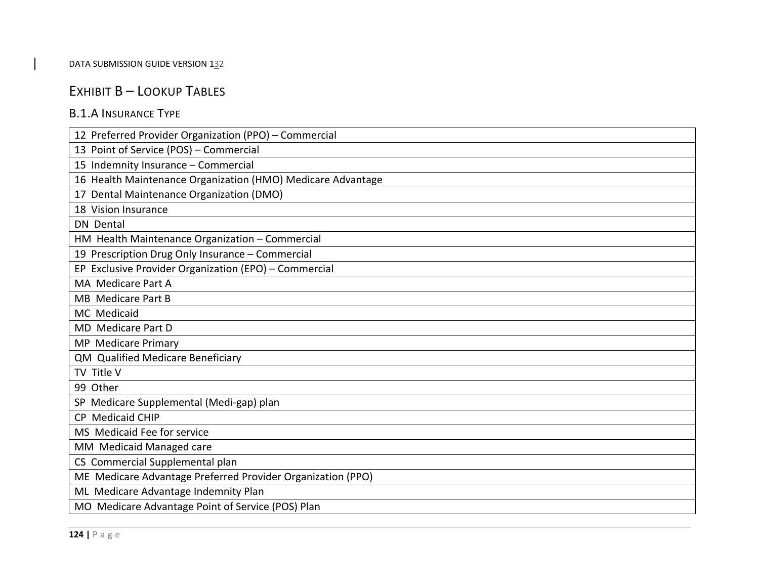# Exhibit B – Lookup Tables

## B.1.A Insurance Type

| |
|---|
| 12 Preferred Provider Organization (PPO) – Commercial |
| 13 Point of Service (POS) – Commercial |
| 15 Indemnity Insurance – Commercial |
| 16 Health Maintenance Organization (HMO) Medicare Advantage |
| 17 Dental Maintenance Organization (DMO) |
| 18 Vision Insurance |
| DN Dental |
| HM Health Maintenance Organization – Commercial |
| 19 Prescription Drug Only Insurance – Commercial |
| EP Exclusive Provider Organization (EPO) – Commercial |
| MA Medicare Part A |
| MB Medicare Part B |
| MC Medicaid |
| MD Medicare Part D |
| MP Medicare Primary |
| QM Qualified Medicare Beneficiary |
| TV Title V |
| 99 Other |
| SP Medicare Supplemental (Medi-gap) plan |
| CP Medicaid CHIP |
| MS Medicaid Fee for service |
| MM Medicaid Managed care |
| CS Commercial Supplemental plan |
| ME Medicare Advantage Preferred Provider Organization (PPO) |
| ML Medicare Advantage Indemnity Plan |
| MO Medicare Advantage Point of Service (POS) Plan |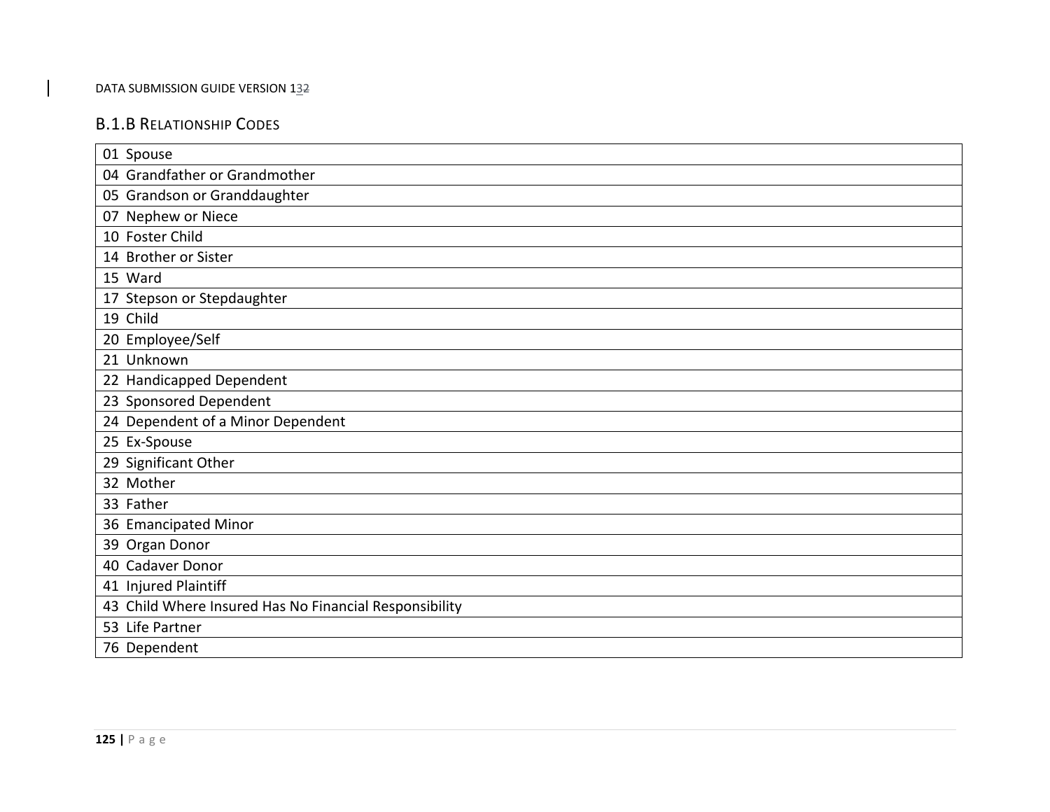### B.1.B Relationship Codes

| 01 Spouse |
|---|
| 04 Grandfather or Grandmother |
| 05 Grandson or Granddaughter |
| 07 Nephew or Niece |
| 10 Foster Child |
| 14 Brother or Sister |
| 15 Ward |
| 17 Stepson or Stepdaughter |
| 19 Child |
| 20 Employee/Self |
| 21 Unknown |
| 22 Handicapped Dependent |
| 23 Sponsored Dependent |
| 24 Dependent of a Minor Dependent |
| 25 Ex-Spouse |
| 29 Significant Other |
| 32 Mother |
| 33 Father |
| 36 Emancipated Minor |
| 39 Organ Donor |
| 40 Cadaver Donor |
| 41 Injured Plaintiff |
| 43 Child Where Insured Has No Financial Responsibility |
| 53 Life Partner |
| 76 Dependent |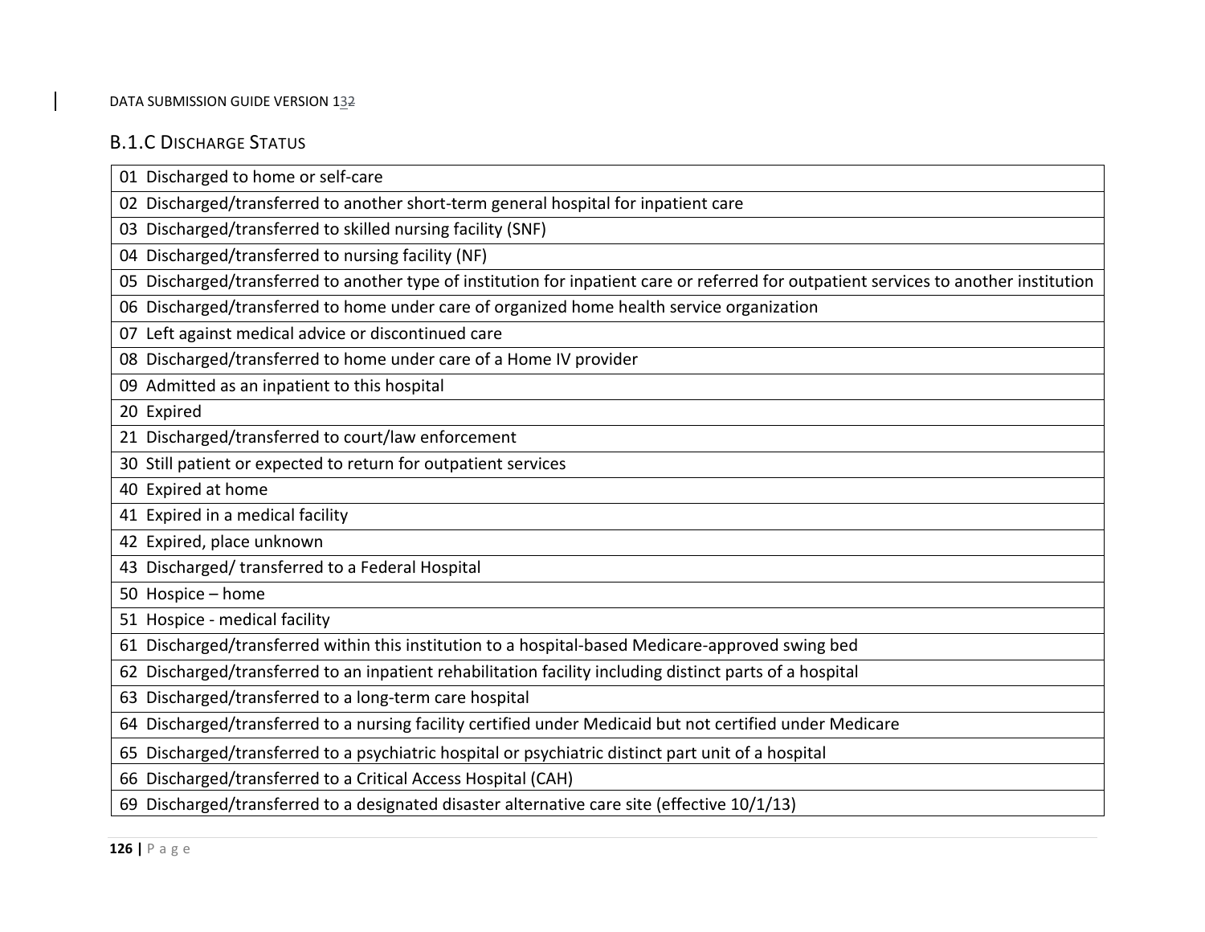### B.1.C Discharge Status

| |
|---|
| 01 Discharged to home or self-care |
| 02 Discharged/transferred to another short-term general hospital for inpatient care |
| 03 Discharged/transferred to skilled nursing facility (SNF) |
| 04 Discharged/transferred to nursing facility (NF) |
| 05 Discharged/transferred to another type of institution for inpatient care or referred for outpatient services to another institution |
| 06 Discharged/transferred to home under care of organized home health service organization |
| 07 Left against medical advice or discontinued care |
| 08 Discharged/transferred to home under care of a Home IV provider |
| 09 Admitted as an inpatient to this hospital |
| 20 Expired |
| 21 Discharged/transferred to court/law enforcement |
| 30 Still patient or expected to return for outpatient services |
| 40 Expired at home |
| 41 Expired in a medical facility |
| 42 Expired, place unknown |
| 43 Discharged/ transferred to a Federal Hospital |
| 50 Hospice – home |
| 51 Hospice - medical facility |
| 61 Discharged/transferred within this institution to a hospital-based Medicare-approved swing bed |
| 62 Discharged/transferred to an inpatient rehabilitation facility including distinct parts of a hospital |
| 63 Discharged/transferred to a long-term care hospital |
| 64 Discharged/transferred to a nursing facility certified under Medicaid but not certified under Medicare |
| 65 Discharged/transferred to a psychiatric hospital or psychiatric distinct part unit of a hospital |
| 66 Discharged/transferred to a Critical Access Hospital (CAH) |
| 69 Discharged/transferred to a designated disaster alternative care site (effective 10/1/13) |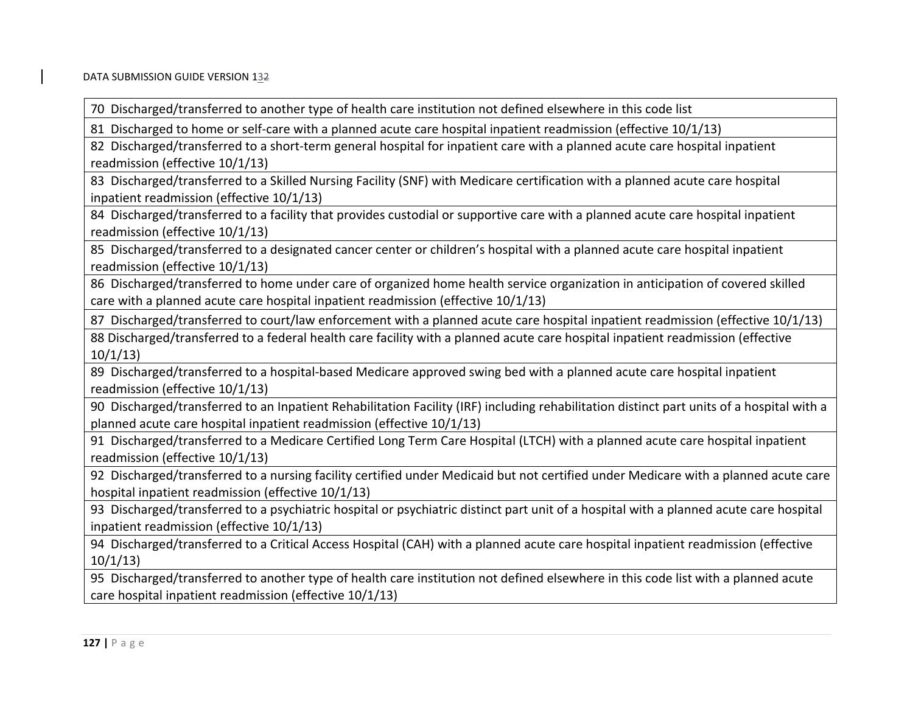| |
|---|
| 70  Discharged/transferred to another type of health care institution not defined elsewhere in this code list |
| 81  Discharged to home or self-care with a planned acute care hospital inpatient readmission (effective 10/1/13) |
| 82  Discharged/transferred to a short-term general hospital for inpatient care with a planned acute care hospital inpatient readmission (effective 10/1/13) |
| 83  Discharged/transferred to a Skilled Nursing Facility (SNF) with Medicare certification with a planned acute care hospital inpatient readmission (effective 10/1/13) |
| 84  Discharged/transferred to a facility that provides custodial or supportive care with a planned acute care hospital inpatient readmission (effective 10/1/13) |
| 85  Discharged/transferred to a designated cancer center or children's hospital with a planned acute care hospital inpatient readmission (effective 10/1/13) |
| 86  Discharged/transferred to home under care of organized home health service organization in anticipation of covered skilled care with a planned acute care hospital inpatient readmission (effective 10/1/13) |
| 87  Discharged/transferred to court/law enforcement with a planned acute care hospital inpatient readmission (effective 10/1/13) |
| 88 Discharged/transferred to a federal health care facility with a planned acute care hospital inpatient readmission (effective 10/1/13) |
| 89  Discharged/transferred to a hospital-based Medicare approved swing bed with a planned acute care hospital inpatient readmission (effective 10/1/13) |
| 90  Discharged/transferred to an Inpatient Rehabilitation Facility (IRF) including rehabilitation distinct part units of a hospital with a planned acute care hospital inpatient readmission (effective 10/1/13) |
| 91  Discharged/transferred to a Medicare Certified Long Term Care Hospital (LTCH) with a planned acute care hospital inpatient readmission (effective 10/1/13) |
| 92  Discharged/transferred to a nursing facility certified under Medicaid but not certified under Medicare with a planned acute care hospital inpatient readmission (effective 10/1/13) |
| 93  Discharged/transferred to a psychiatric hospital or psychiatric distinct part unit of a hospital with a planned acute care hospital inpatient readmission (effective 10/1/13) |
| 94  Discharged/transferred to a Critical Access Hospital (CAH) with a planned acute care hospital inpatient readmission (effective 10/1/13) |
| 95  Discharged/transferred to another type of health care institution not defined elsewhere in this code list with a planned acute care hospital inpatient readmission (effective 10/1/13) |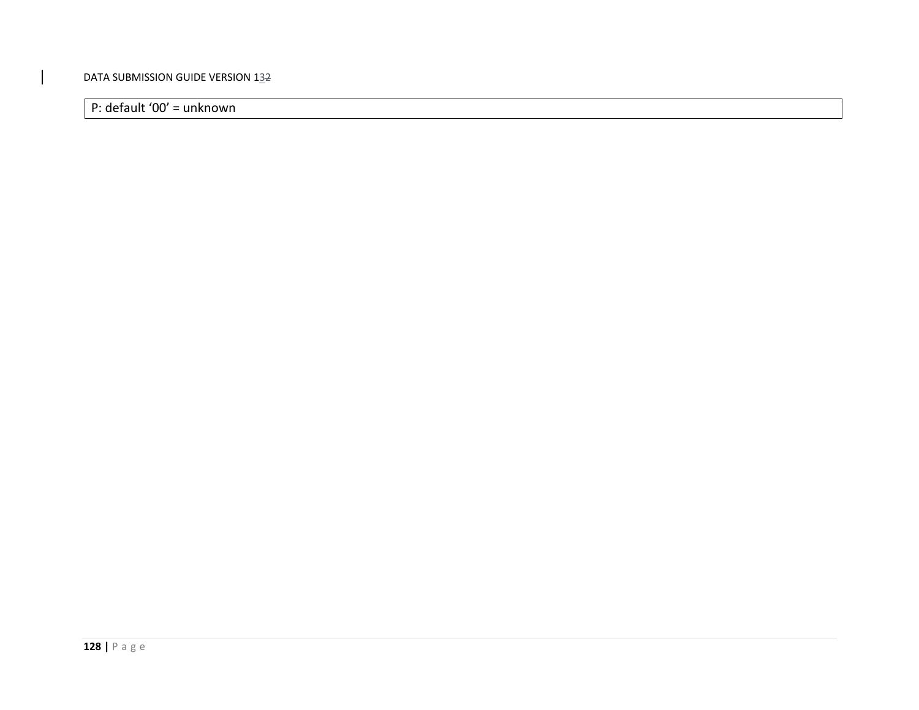| P: default ‘00’ = unknown |
|---|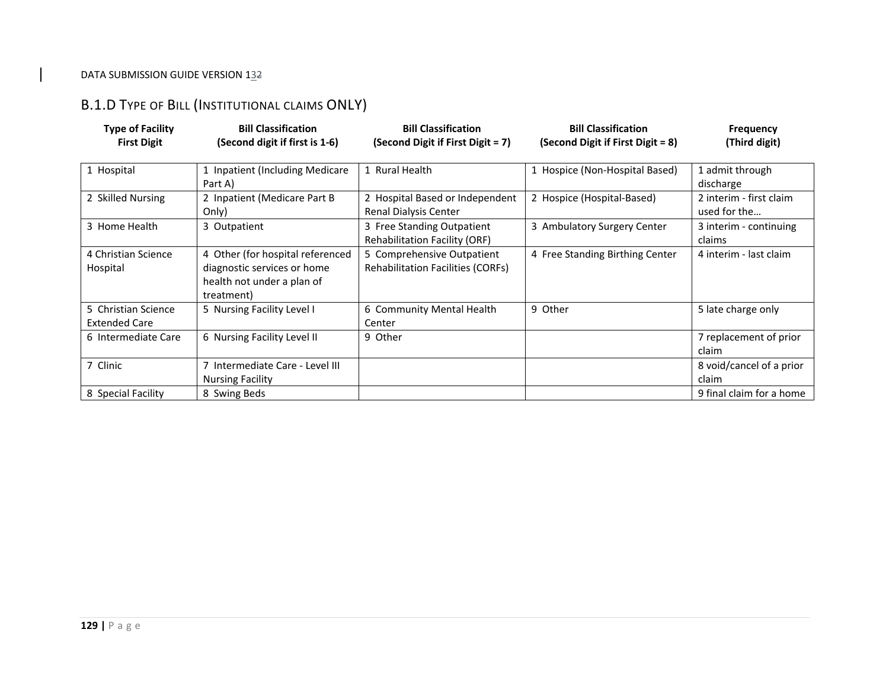## B.1.D Type of Bill (Institutional claims ONLY)

| Type of Facility First Digit | Bill Classification (Second digit if first is 1-6) | Bill Classification (Second Digit if First Digit = 7) | Bill Classification (Second Digit if First Digit = 8) | Frequency (Third digit) |
|---|---|---|---|---|
| 1 Hospital | 1 Inpatient (Including Medicare Part A) | 1 Rural Health | 1 Hospice (Non-Hospital Based) | 1 admit through discharge |
| 2 Skilled Nursing | 2 Inpatient (Medicare Part B Only) | 2 Hospital Based or Independent Renal Dialysis Center | 2 Hospice (Hospital-Based) | 2 interim - first claim used for the… |
| 3 Home Health | 3 Outpatient | 3 Free Standing Outpatient Rehabilitation Facility (ORF) | 3 Ambulatory Surgery Center | 3 interim - continuing claims |
| 4 Christian Science Hospital | 4 Other (for hospital referenced diagnostic services or home health not under a plan of treatment) | 5 Comprehensive Outpatient Rehabilitation Facilities (CORFs) | 4 Free Standing Birthing Center | 4 interim - last claim |
| 5 Christian Science Extended Care | 5 Nursing Facility Level I | 6 Community Mental Health Center | 9 Other | 5 late charge only |
| 6 Intermediate Care | 6 Nursing Facility Level II | 9 Other | | 7 replacement of prior claim |
| 7 Clinic | 7 Intermediate Care - Level III Nursing Facility | | | 8 void/cancel of a prior claim |
| 8 Special Facility | 8 Swing Beds | | | 9 final claim for a home |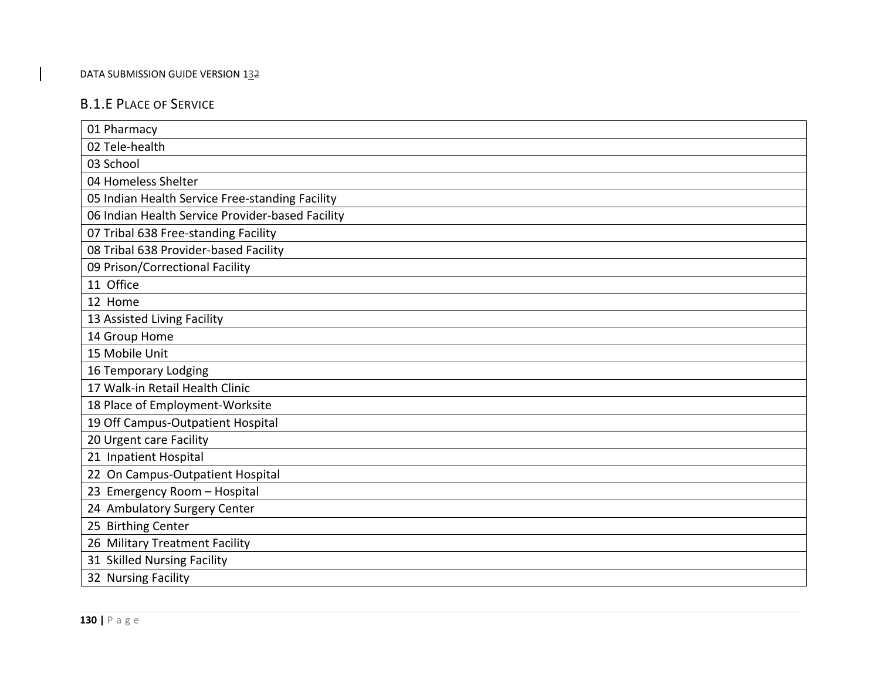### B.1.E Place of Service

| 01 Pharmacy |
|---|
| 02 Tele-health |
| 03 School |
| 04 Homeless Shelter |
| 05 Indian Health Service Free-standing Facility |
| 06 Indian Health Service Provider-based Facility |
| 07 Tribal 638 Free-standing Facility |
| 08 Tribal 638 Provider-based Facility |
| 09 Prison/Correctional Facility |
| 11 Office |
| 12 Home |
| 13 Assisted Living Facility |
| 14 Group Home |
| 15 Mobile Unit |
| 16 Temporary Lodging |
| 17 Walk-in Retail Health Clinic |
| 18 Place of Employment-Worksite |
| 19 Off Campus-Outpatient Hospital |
| 20 Urgent care Facility |
| 21 Inpatient Hospital |
| 22 On Campus-Outpatient Hospital |
| 23 Emergency Room – Hospital |
| 24 Ambulatory Surgery Center |
| 25 Birthing Center |
| 26 Military Treatment Facility |
| 31 Skilled Nursing Facility |
| 32 Nursing Facility |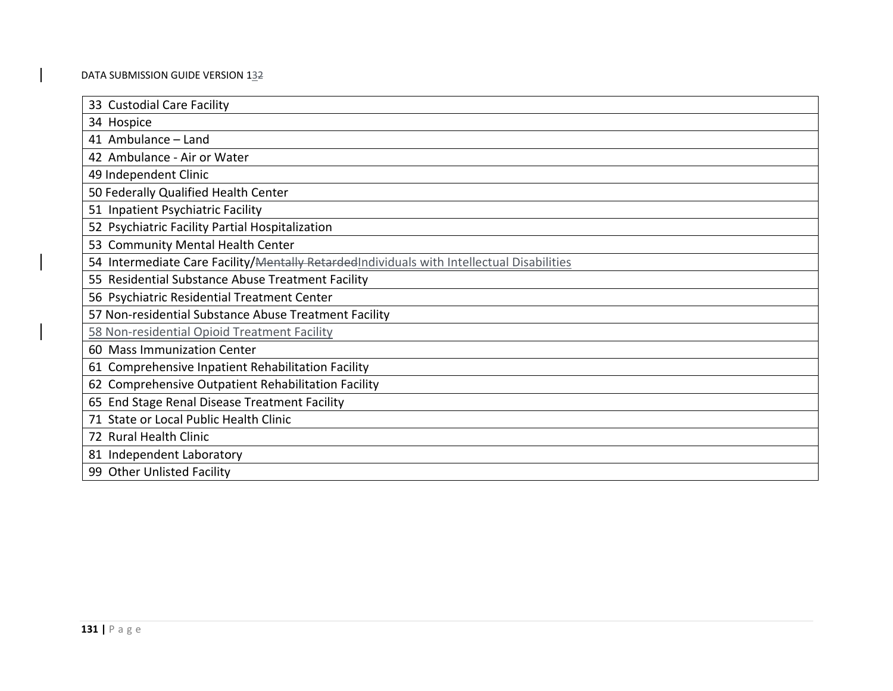| |
|---|
| 33  Custodial Care Facility |
| 34  Hospice |
| 41  Ambulance – Land |
| 42  Ambulance - Air or Water |
| 49 Independent Clinic |
| 50 Federally Qualified Health Center |
| 51  Inpatient Psychiatric Facility |
| 52  Psychiatric Facility Partial Hospitalization |
| 53  Community Mental Health Center |
| 54  Intermediate Care Facility/~~Mentally Retarded~~Individuals with Intellectual Disabilities |
| 55  Residential Substance Abuse Treatment Facility |
| 56  Psychiatric Residential Treatment Center |
| 57 Non-residential Substance Abuse Treatment Facility |
| 58 Non-residential Opioid Treatment Facility |
| 60  Mass Immunization Center |
| 61  Comprehensive Inpatient Rehabilitation Facility |
| 62  Comprehensive Outpatient Rehabilitation Facility |
| 65  End Stage Renal Disease Treatment Facility |
| 71  State or Local Public Health Clinic |
| 72  Rural Health Clinic |
| 81  Independent Laboratory |
| 99  Other Unlisted Facility |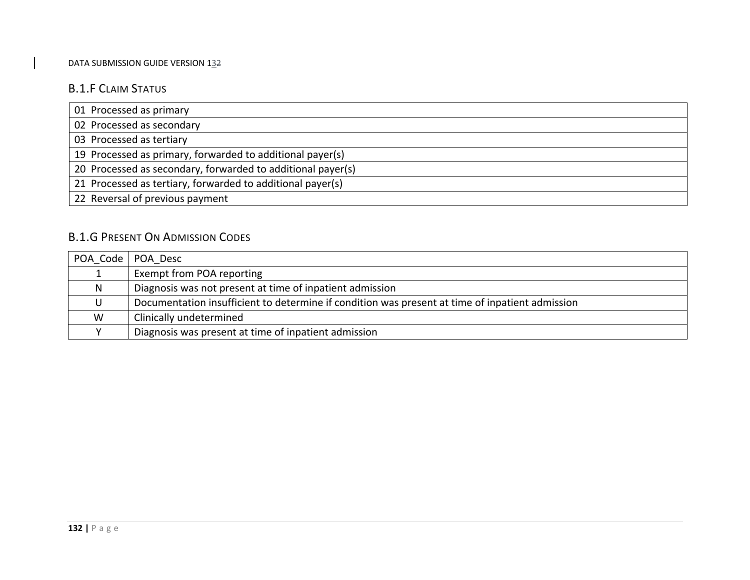## B.1.F Claim Status

| 01 Processed as primary |
|---|
| 02 Processed as secondary |
| 03 Processed as tertiary |
| 19 Processed as primary, forwarded to additional payer(s) |
| 20 Processed as secondary, forwarded to additional payer(s) |
| 21 Processed as tertiary, forwarded to additional payer(s) |
| 22 Reversal of previous payment |

## B.1.G Present On Admission Codes

| POA_Code | POA_Desc |
|---|---|
| 1 | Exempt from POA reporting |
| N | Diagnosis was not present at time of inpatient admission |
| U | Documentation insufficient to determine if condition was present at time of inpatient admission |
| W | Clinically undetermined |
| Y | Diagnosis was present at time of inpatient admission |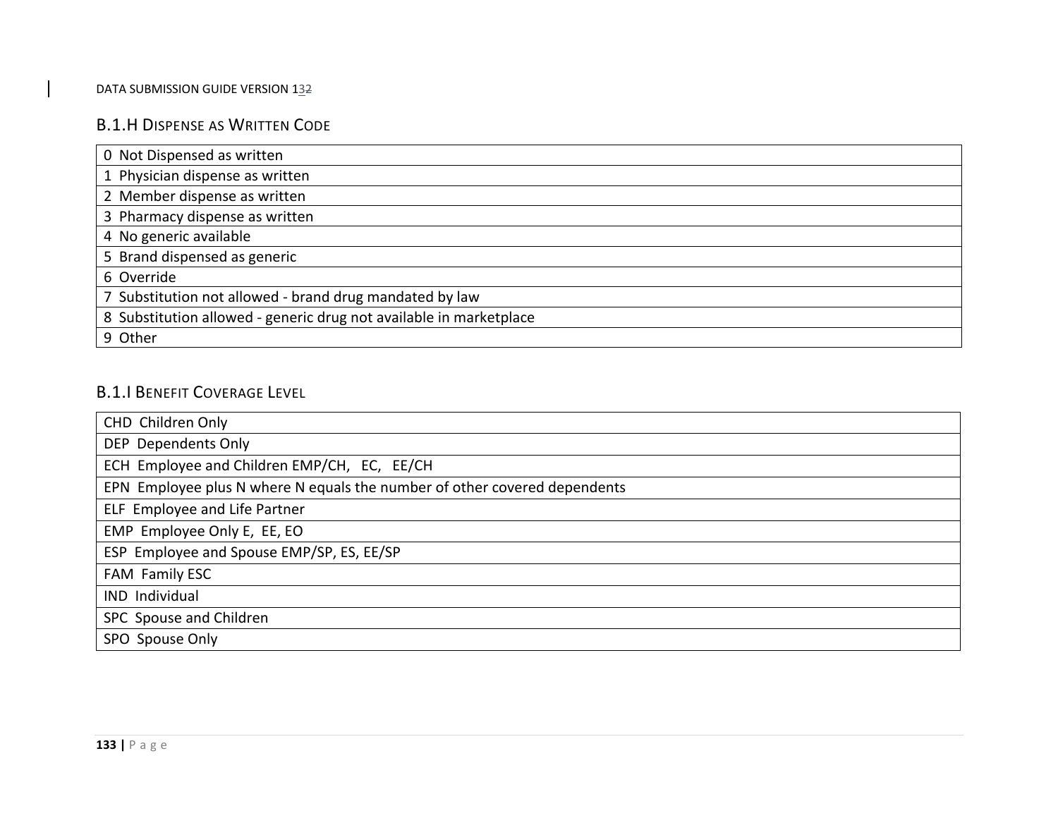### B.1.H Dispense as Written Code

| |
|---|
| 0 Not Dispensed as written |
| 1 Physician dispense as written |
| 2 Member dispense as written |
| 3 Pharmacy dispense as written |
| 4 No generic available |
| 5 Brand dispensed as generic |
| 6 Override |
| 7 Substitution not allowed - brand drug mandated by law |
| 8 Substitution allowed - generic drug not available in marketplace |
| 9 Other |

### B.1.I Benefit Coverage Level

| |
|---|
| CHD Children Only |
| DEP Dependents Only |
| ECH Employee and Children EMP/CH, EC, EE/CH |
| EPN Employee plus N where N equals the number of other covered dependents |
| ELF Employee and Life Partner |
| EMP Employee Only E, EE, EO |
| ESP Employee and Spouse EMP/SP, ES, EE/SP |
| FAM Family ESC |
| IND Individual |
| SPC Spouse and Children |
| SPO Spouse Only |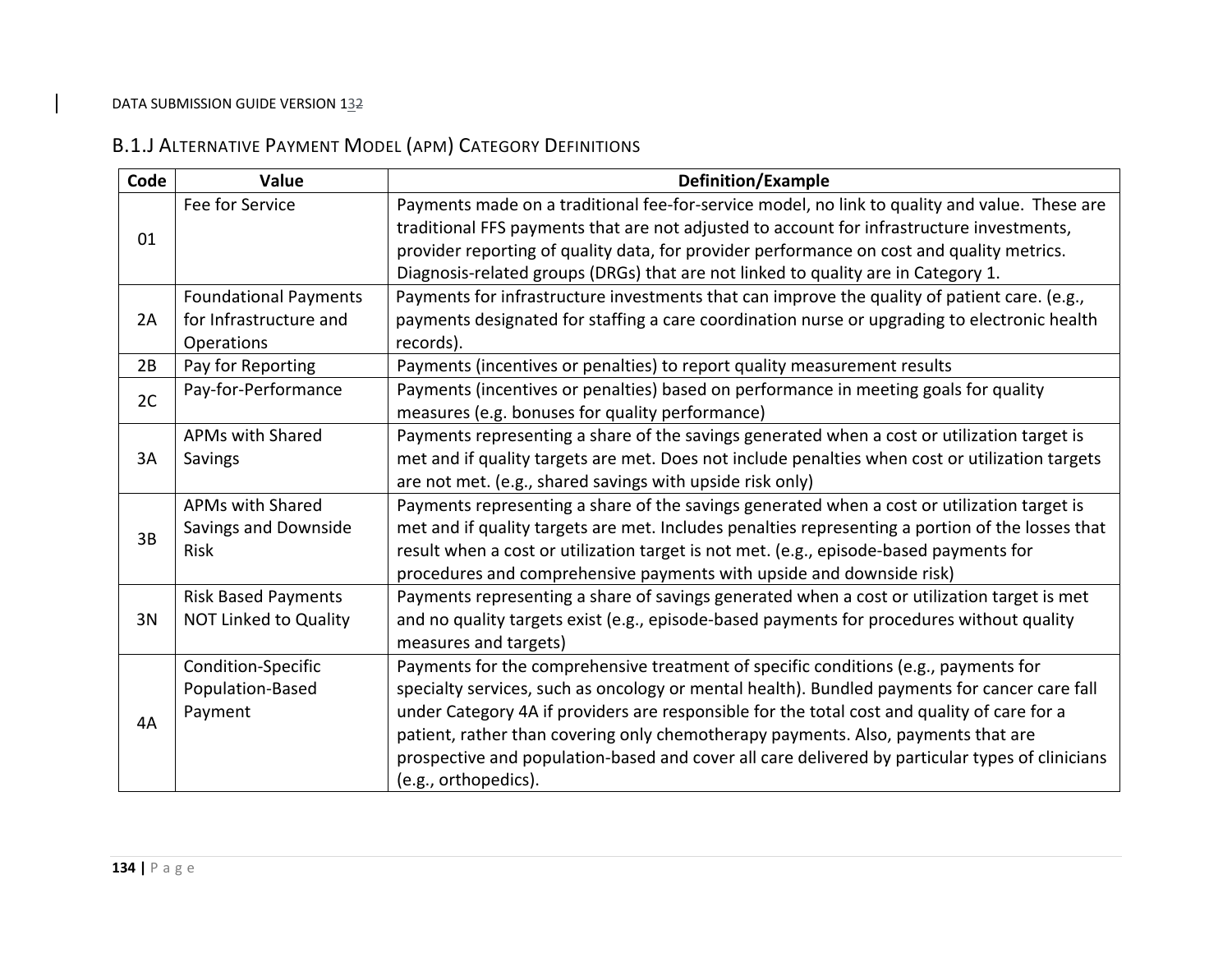## B.1.J Alternative Payment Model (APM) Category Definitions

| Code | Value | Definition/Example |
|---|---|---|
| 01 | Fee for Service | Payments made on a traditional fee-for-service model, no link to quality and value. These are traditional FFS payments that are not adjusted to account for infrastructure investments, provider reporting of quality data, for provider performance on cost and quality metrics. Diagnosis-related groups (DRGs) that are not linked to quality are in Category 1. |
| 2A | Foundational Payments for Infrastructure and Operations | Payments for infrastructure investments that can improve the quality of patient care. (e.g., payments designated for staffing a care coordination nurse or upgrading to electronic health records). |
| 2B | Pay for Reporting | Payments (incentives or penalties) to report quality measurement results |
| 2C | Pay-for-Performance | Payments (incentives or penalties) based on performance in meeting goals for quality measures (e.g. bonuses for quality performance) |
| 3A | APMs with Shared Savings | Payments representing a share of the savings generated when a cost or utilization target is met and if quality targets are met. Does not include penalties when cost or utilization targets are not met. (e.g., shared savings with upside risk only) |
| 3B | APMs with Shared Savings and Downside Risk | Payments representing a share of the savings generated when a cost or utilization target is met and if quality targets are met. Includes penalties representing a portion of the losses that result when a cost or utilization target is not met. (e.g., episode-based payments for procedures and comprehensive payments with upside and downside risk) |
| 3N | Risk Based Payments NOT Linked to Quality | Payments representing a share of savings generated when a cost or utilization target is met and no quality targets exist (e.g., episode-based payments for procedures without quality measures and targets) |
| 4A | Condition-Specific Population-Based Payment | Payments for the comprehensive treatment of specific conditions (e.g., payments for specialty services, such as oncology or mental health). Bundled payments for cancer care fall under Category 4A if providers are responsible for the total cost and quality of care for a patient, rather than covering only chemotherapy payments. Also, payments that are prospective and population-based and cover all care delivered by particular types of clinicians (e.g., orthopedics). |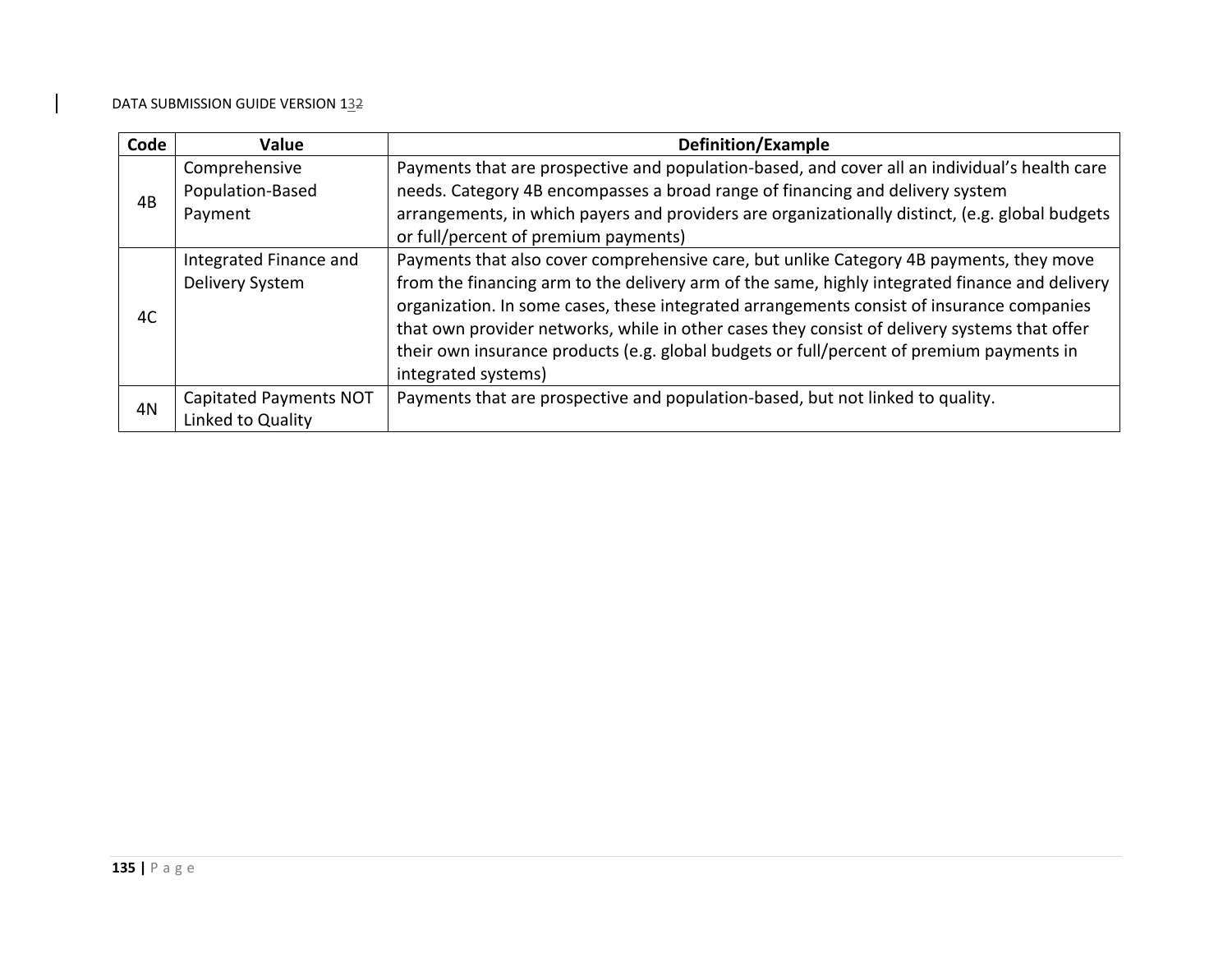| Code | Value | Definition/Example |
|---|---|---|
| 4B | Comprehensive Population-Based Payment | Payments that are prospective and population-based, and cover all an individual's health care needs. Category 4B encompasses a broad range of financing and delivery system arrangements, in which payers and providers are organizationally distinct, (e.g. global budgets or full/percent of premium payments) |
| 4C | Integrated Finance and Delivery System | Payments that also cover comprehensive care, but unlike Category 4B payments, they move from the financing arm to the delivery arm of the same, highly integrated finance and delivery organization. In some cases, these integrated arrangements consist of insurance companies that own provider networks, while in other cases they consist of delivery systems that offer their own insurance products (e.g. global budgets or full/percent of premium payments in integrated systems) |
| 4N | Capitated Payments NOT Linked to Quality | Payments that are prospective and population-based, but not linked to quality. |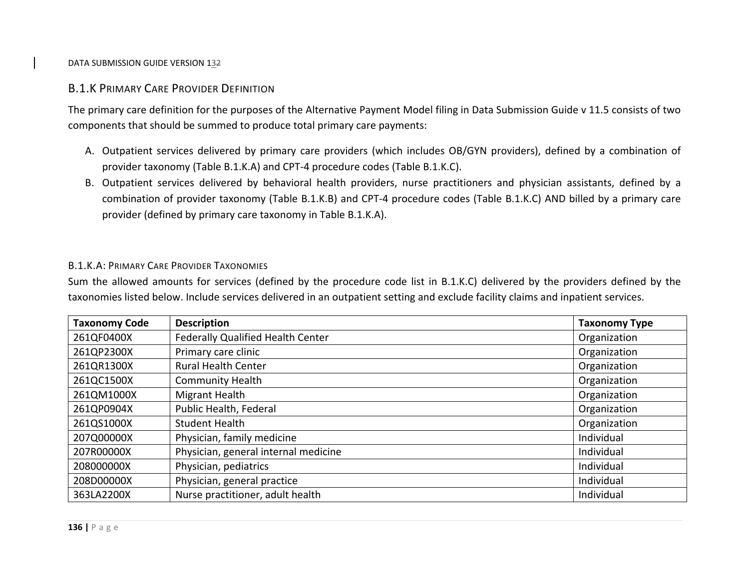## B.1.K Primary Care Provider Definition

The primary care definition for the purposes of the Alternative Payment Model filing in Data Submission Guide v 11.5 consists of two components that should be summed to produce total primary care payments:

A. Outpatient services delivered by primary care providers (which includes OB/GYN providers), defined by a combination of provider taxonomy (Table B.1.K.A) and CPT-4 procedure codes (Table B.1.K.C).
B. Outpatient services delivered by behavioral health providers, nurse practitioners and physician assistants, defined by a combination of provider taxonomy (Table B.1.K.B) and CPT-4 procedure codes (Table B.1.K.C) AND billed by a primary care provider (defined by primary care taxonomy in Table B.1.K.A).

### B.1.K.A: Primary Care Provider Taxonomies

Sum the allowed amounts for services (defined by the procedure code list in B.1.K.C) delivered by the providers defined by the taxonomies listed below. Include services delivered in an outpatient setting and exclude facility claims and inpatient services.

| Taxonomy Code | Description | Taxonomy Type |
|---|---|---|
| 261QF0400X | Federally Qualified Health Center | Organization |
| 261QP2300X | Primary care clinic | Organization |
| 261QR1300X | Rural Health Center | Organization |
| 261QC1500X | Community Health | Organization |
| 261QM1000X | Migrant Health | Organization |
| 261QP0904X | Public Health, Federal | Organization |
| 261QS1000X | Student Health | Organization |
| 207Q00000X | Physician, family medicine | Individual |
| 207R00000X | Physician, general internal medicine | Individual |
| 208000000X | Physician, pediatrics | Individual |
| 208D00000X | Physician, general practice | Individual |
| 363LA2200X | Nurse practitioner, adult health | Individual |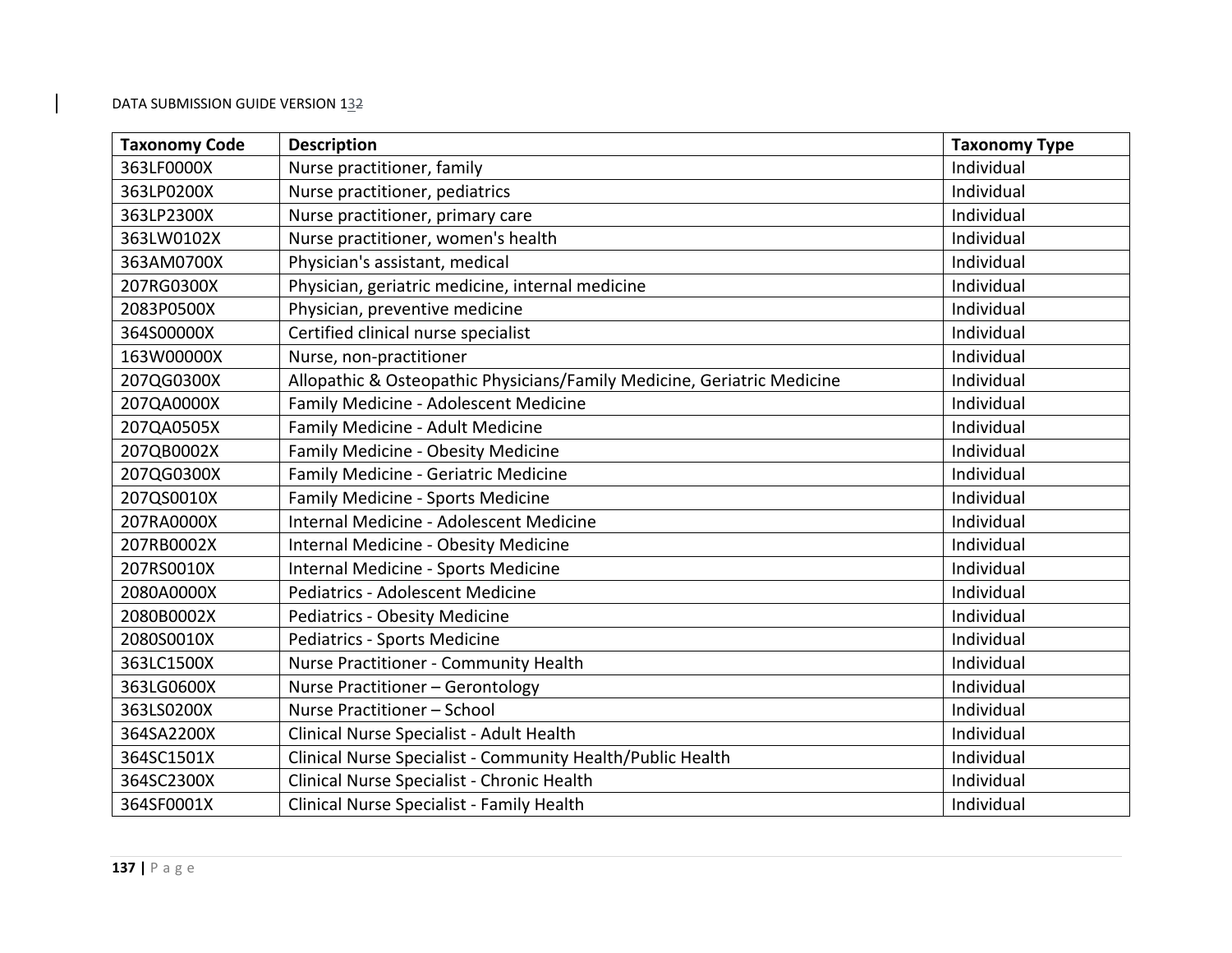| Taxonomy Code | Description | Taxonomy Type |
|---|---|---|
| 363LF0000X | Nurse practitioner, family | Individual |
| 363LP0200X | Nurse practitioner, pediatrics | Individual |
| 363LP2300X | Nurse practitioner, primary care | Individual |
| 363LW0102X | Nurse practitioner, women's health | Individual |
| 363AM0700X | Physician's assistant, medical | Individual |
| 207RG0300X | Physician, geriatric medicine, internal medicine | Individual |
| 2083P0500X | Physician, preventive medicine | Individual |
| 364S00000X | Certified clinical nurse specialist | Individual |
| 163W00000X | Nurse, non-practitioner | Individual |
| 207QG0300X | Allopathic & Osteopathic Physicians/Family Medicine, Geriatric Medicine | Individual |
| 207QA0000X | Family Medicine - Adolescent Medicine | Individual |
| 207QA0505X | Family Medicine - Adult Medicine | Individual |
| 207QB0002X | Family Medicine - Obesity Medicine | Individual |
| 207QG0300X | Family Medicine - Geriatric Medicine | Individual |
| 207QS0010X | Family Medicine - Sports Medicine | Individual |
| 207RA0000X | Internal Medicine - Adolescent Medicine | Individual |
| 207RB0002X | Internal Medicine - Obesity Medicine | Individual |
| 207RS0010X | Internal Medicine - Sports Medicine | Individual |
| 2080A0000X | Pediatrics - Adolescent Medicine | Individual |
| 2080B0002X | Pediatrics - Obesity Medicine | Individual |
| 2080S0010X | Pediatrics - Sports Medicine | Individual |
| 363LC1500X | Nurse Practitioner - Community Health | Individual |
| 363LG0600X | Nurse Practitioner – Gerontology | Individual |
| 363LS0200X | Nurse Practitioner – School | Individual |
| 364SA2200X | Clinical Nurse Specialist - Adult Health | Individual |
| 364SC1501X | Clinical Nurse Specialist - Community Health/Public Health | Individual |
| 364SC2300X | Clinical Nurse Specialist - Chronic Health | Individual |
| 364SF0001X | Clinical Nurse Specialist - Family Health | Individual |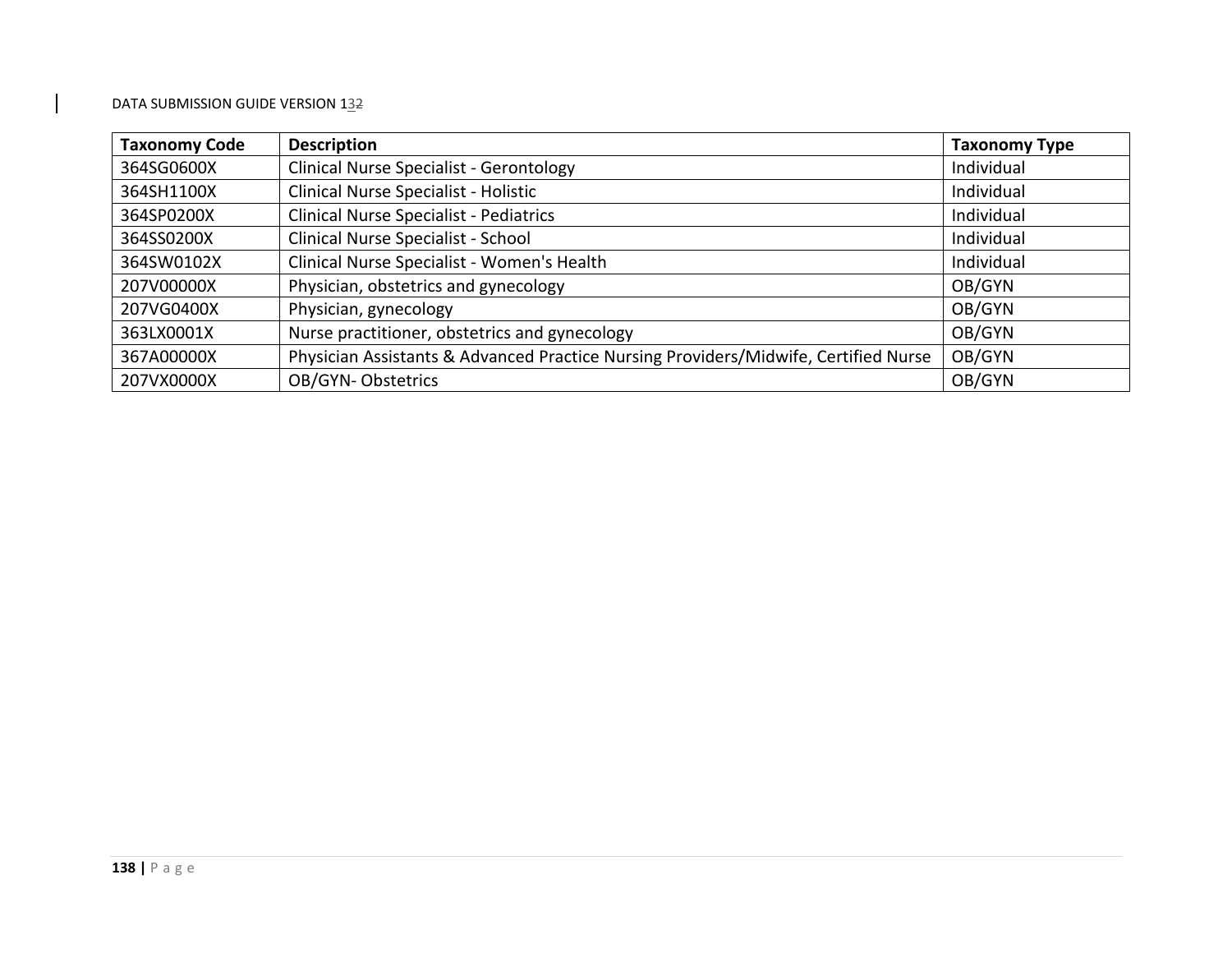| Taxonomy Code | Description | Taxonomy Type |
| --- | --- | --- |
| 364SG0600X | Clinical Nurse Specialist - Gerontology | Individual |
| 364SH1100X | Clinical Nurse Specialist - Holistic | Individual |
| 364SP0200X | Clinical Nurse Specialist - Pediatrics | Individual |
| 364SS0200X | Clinical Nurse Specialist - School | Individual |
| 364SW0102X | Clinical Nurse Specialist - Women's Health | Individual |
| 207V00000X | Physician, obstetrics and gynecology | OB/GYN |
| 207VG0400X | Physician, gynecology | OB/GYN |
| 363LX0001X | Nurse practitioner, obstetrics and gynecology | OB/GYN |
| 367A00000X | Physician Assistants & Advanced Practice Nursing Providers/Midwife, Certified Nurse | OB/GYN |
| 207VX0000X | OB/GYN- Obstetrics | OB/GYN |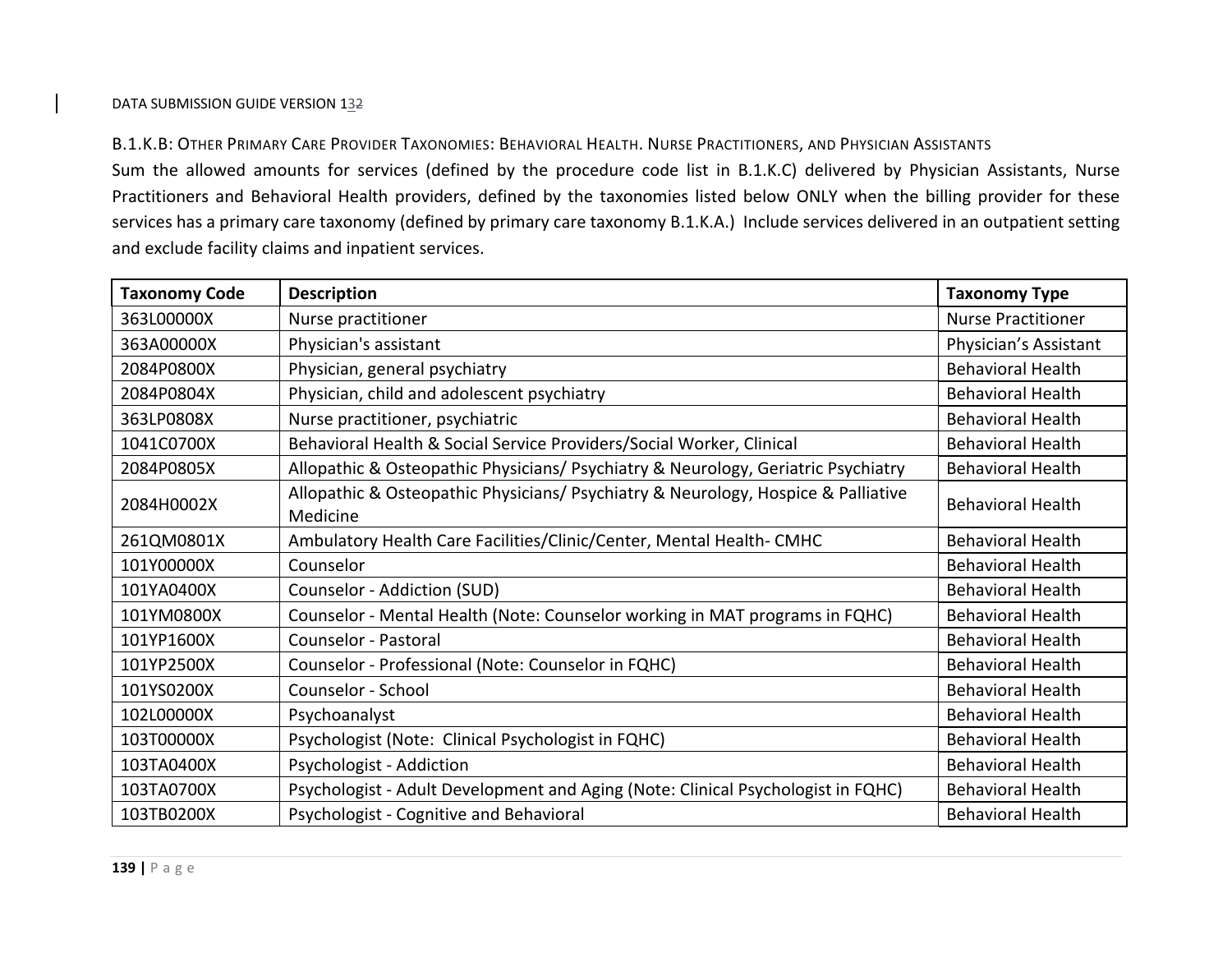### B.1.K.B: Other Primary Care Provider Taxonomies: Behavioral Health. Nurse Practitioners, and Physician Assistants

Sum the allowed amounts for services (defined by the procedure code list in B.1.K.C) delivered by Physician Assistants, Nurse Practitioners and Behavioral Health providers, defined by the taxonomies listed below ONLY when the billing provider for these services has a primary care taxonomy (defined by primary care taxonomy B.1.K.A.) Include services delivered in an outpatient setting and exclude facility claims and inpatient services.

| Taxonomy Code | Description | Taxonomy Type |
|---|---|---|
| 363L00000X | Nurse practitioner | Nurse Practitioner |
| 363A00000X | Physician's assistant | Physician's Assistant |
| 2084P0800X | Physician, general psychiatry | Behavioral Health |
| 2084P0804X | Physician, child and adolescent psychiatry | Behavioral Health |
| 363LP0808X | Nurse practitioner, psychiatric | Behavioral Health |
| 1041C0700X | Behavioral Health & Social Service Providers/Social Worker, Clinical | Behavioral Health |
| 2084P0805X | Allopathic & Osteopathic Physicians/ Psychiatry & Neurology, Geriatric Psychiatry | Behavioral Health |
| 2084H0002X | Allopathic & Osteopathic Physicians/ Psychiatry & Neurology, Hospice & Palliative Medicine | Behavioral Health |
| 261QM0801X | Ambulatory Health Care Facilities/Clinic/Center, Mental Health- CMHC | Behavioral Health |
| 101Y00000X | Counselor | Behavioral Health |
| 101YA0400X | Counselor - Addiction (SUD) | Behavioral Health |
| 101YM0800X | Counselor - Mental Health (Note: Counselor working in MAT programs in FQHC) | Behavioral Health |
| 101YP1600X | Counselor - Pastoral | Behavioral Health |
| 101YP2500X | Counselor - Professional (Note: Counselor in FQHC) | Behavioral Health |
| 101YS0200X | Counselor - School | Behavioral Health |
| 102L00000X | Psychoanalyst | Behavioral Health |
| 103T00000X | Psychologist (Note: Clinical Psychologist in FQHC) | Behavioral Health |
| 103TA0400X | Psychologist - Addiction | Behavioral Health |
| 103TA0700X | Psychologist - Adult Development and Aging (Note: Clinical Psychologist in FQHC) | Behavioral Health |
| 103TB0200X | Psychologist - Cognitive and Behavioral | Behavioral Health |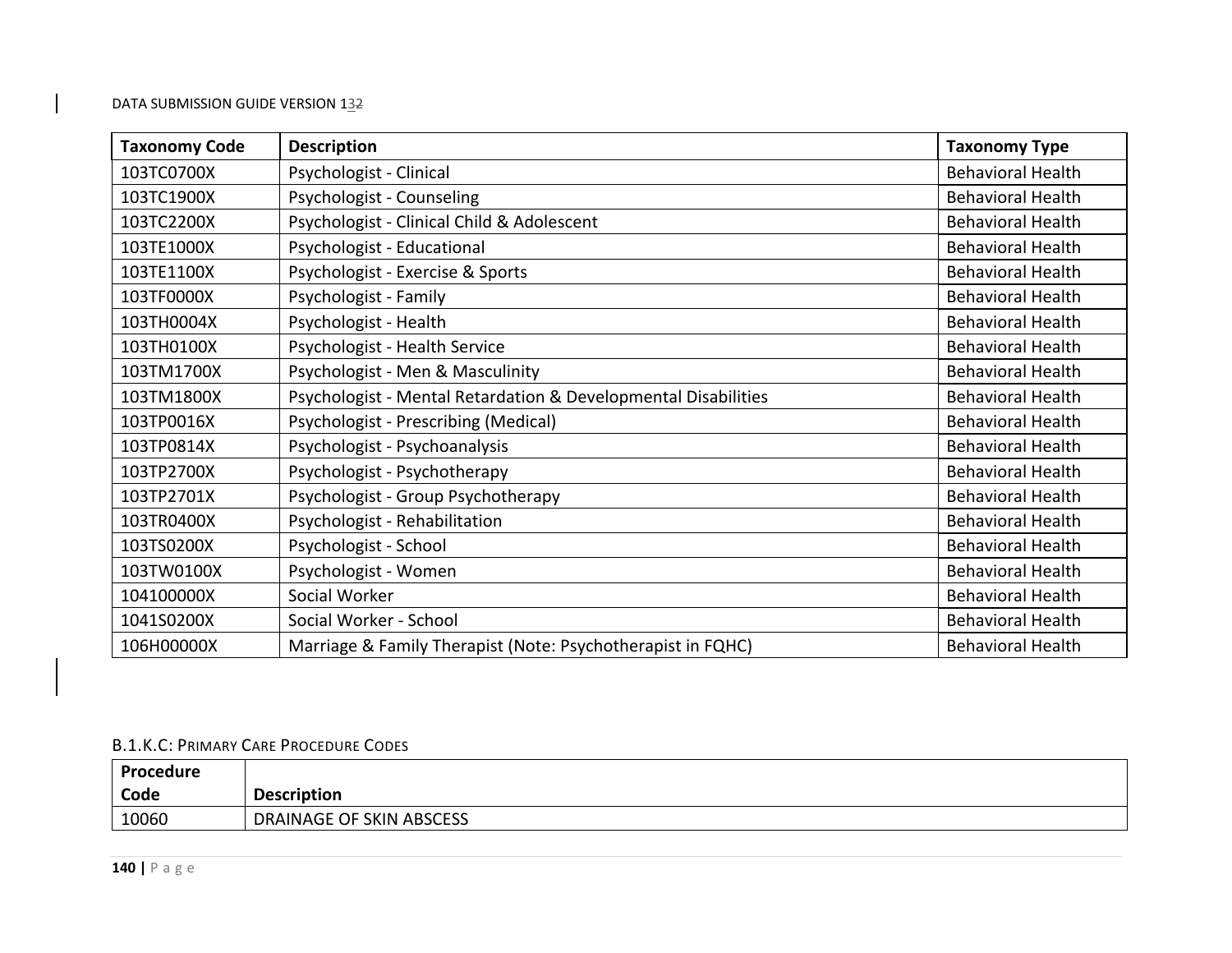| Taxonomy Code | Description | Taxonomy Type |
|---|---|---|
| 103TC0700X | Psychologist - Clinical | Behavioral Health |
| 103TC1900X | Psychologist - Counseling | Behavioral Health |
| 103TC2200X | Psychologist - Clinical Child & Adolescent | Behavioral Health |
| 103TE1000X | Psychologist - Educational | Behavioral Health |
| 103TE1100X | Psychologist - Exercise & Sports | Behavioral Health |
| 103TF0000X | Psychologist - Family | Behavioral Health |
| 103TH0004X | Psychologist - Health | Behavioral Health |
| 103TH0100X | Psychologist - Health Service | Behavioral Health |
| 103TM1700X | Psychologist - Men & Masculinity | Behavioral Health |
| 103TM1800X | Psychologist - Mental Retardation & Developmental Disabilities | Behavioral Health |
| 103TP0016X | Psychologist - Prescribing (Medical) | Behavioral Health |
| 103TP0814X | Psychologist - Psychoanalysis | Behavioral Health |
| 103TP2700X | Psychologist - Psychotherapy | Behavioral Health |
| 103TP2701X | Psychologist - Group Psychotherapy | Behavioral Health |
| 103TR0400X | Psychologist - Rehabilitation | Behavioral Health |
| 103TS0200X | Psychologist - School | Behavioral Health |
| 103TW0100X | Psychologist - Women | Behavioral Health |
| 104100000X | Social Worker | Behavioral Health |
| 1041S0200X | Social Worker - School | Behavioral Health |
| 106H00000X | Marriage & Family Therapist (Note: Psychotherapist in FQHC) | Behavioral Health |

### B.1.K.C: Primary Care Procedure Codes

| Procedure Code | Description |
|---|---|
| 10060 | DRAINAGE OF SKIN ABSCESS |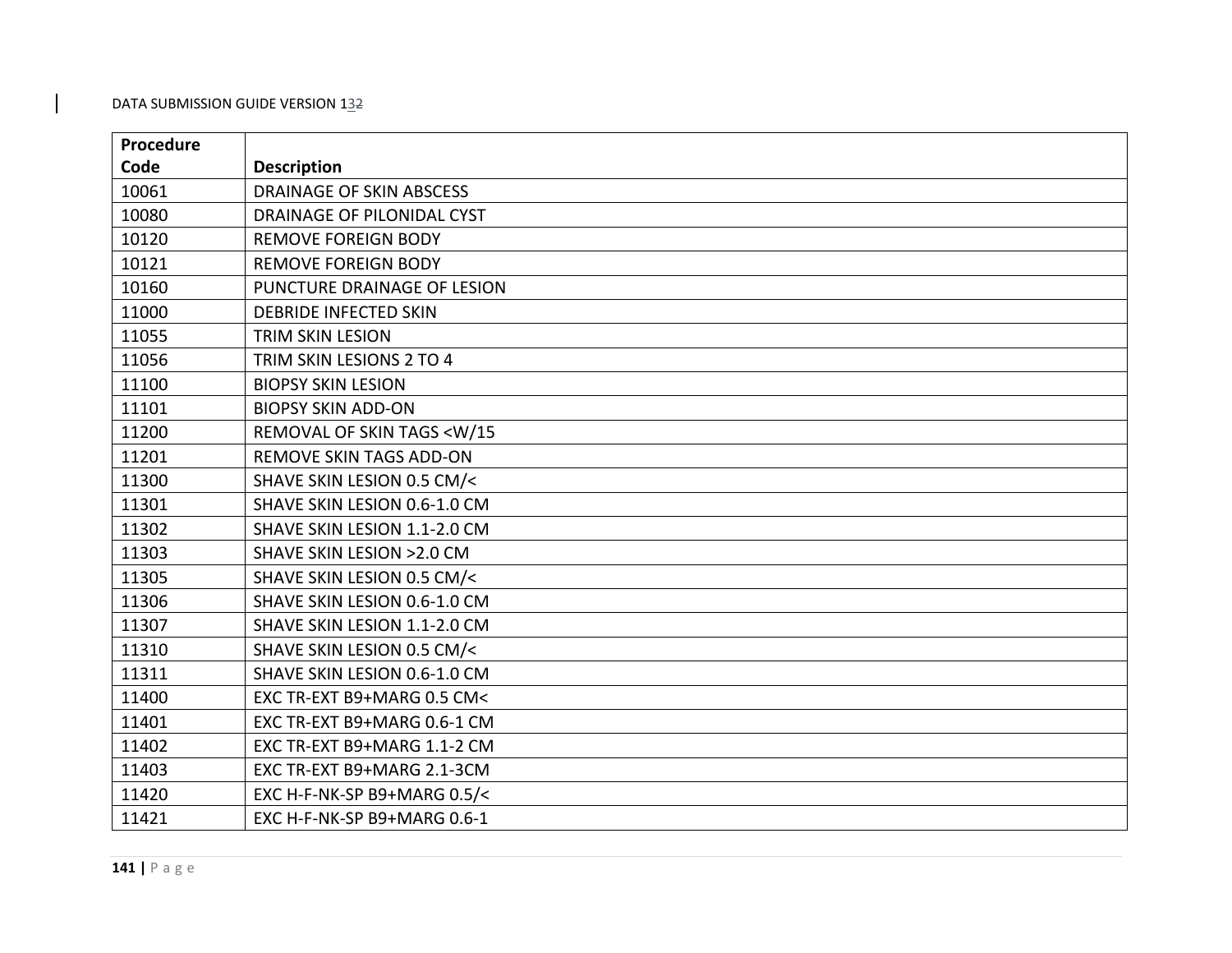| Procedure Code | Description |
|---|---|
| 10061 | DRAINAGE OF SKIN ABSCESS |
| 10080 | DRAINAGE OF PILONIDAL CYST |
| 10120 | REMOVE FOREIGN BODY |
| 10121 | REMOVE FOREIGN BODY |
| 10160 | PUNCTURE DRAINAGE OF LESION |
| 11000 | DEBRIDE INFECTED SKIN |
| 11055 | TRIM SKIN LESION |
| 11056 | TRIM SKIN LESIONS 2 TO 4 |
| 11100 | BIOPSY SKIN LESION |
| 11101 | BIOPSY SKIN ADD-ON |
| 11200 | REMOVAL OF SKIN TAGS <W/15 |
| 11201 | REMOVE SKIN TAGS ADD-ON |
| 11300 | SHAVE SKIN LESION 0.5 CM/< |
| 11301 | SHAVE SKIN LESION 0.6-1.0 CM |
| 11302 | SHAVE SKIN LESION 1.1-2.0 CM |
| 11303 | SHAVE SKIN LESION >2.0 CM |
| 11305 | SHAVE SKIN LESION 0.5 CM/< |
| 11306 | SHAVE SKIN LESION 0.6-1.0 CM |
| 11307 | SHAVE SKIN LESION 1.1-2.0 CM |
| 11310 | SHAVE SKIN LESION 0.5 CM/< |
| 11311 | SHAVE SKIN LESION 0.6-1.0 CM |
| 11400 | EXC TR-EXT B9+MARG 0.5 CM< |
| 11401 | EXC TR-EXT B9+MARG 0.6-1 CM |
| 11402 | EXC TR-EXT B9+MARG 1.1-2 CM |
| 11403 | EXC TR-EXT B9+MARG 2.1-3CM |
| 11420 | EXC H-F-NK-SP B9+MARG 0.5/< |
| 11421 | EXC H-F-NK-SP B9+MARG 0.6-1 |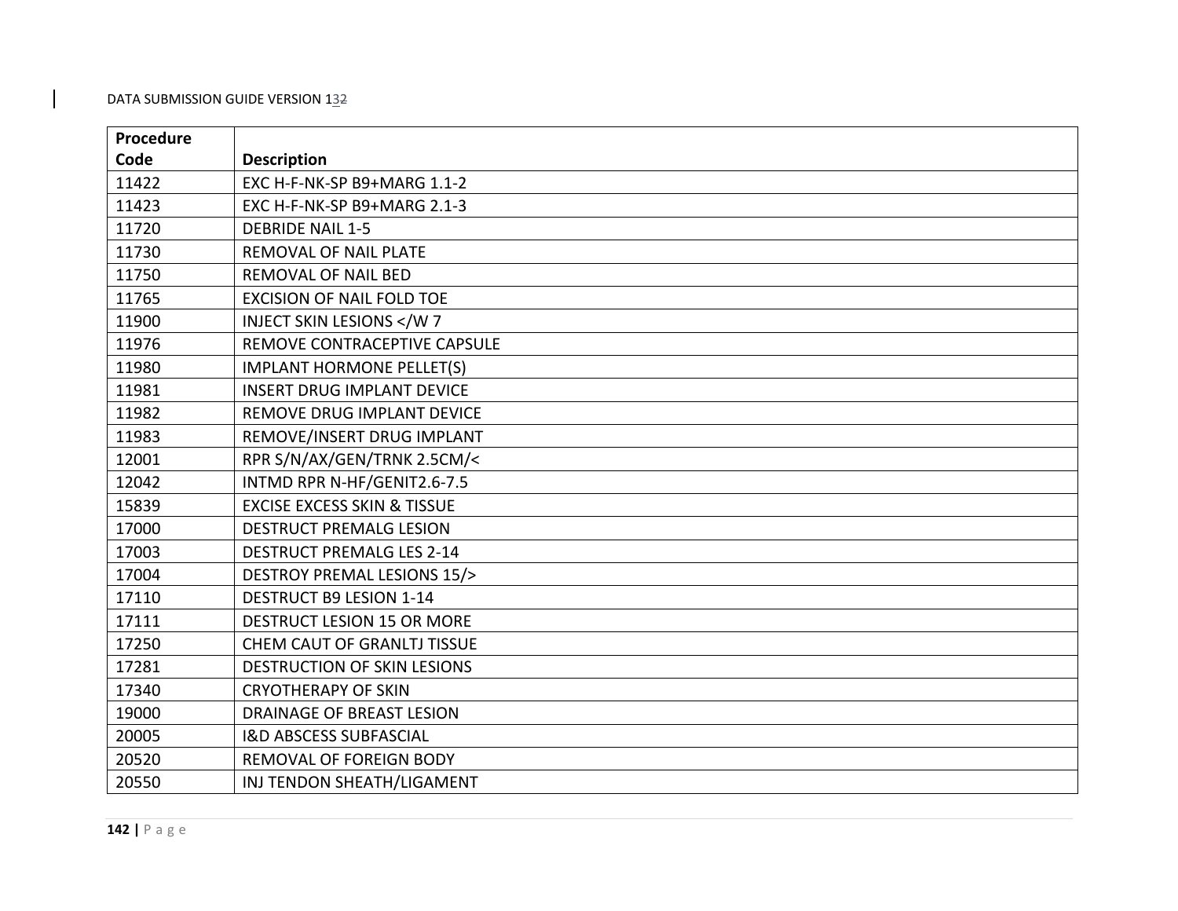| Procedure Code | Description |
|---|---|
| 11422 | EXC H-F-NK-SP B9+MARG 1.1-2 |
| 11423 | EXC H-F-NK-SP B9+MARG 2.1-3 |
| 11720 | DEBRIDE NAIL 1-5 |
| 11730 | REMOVAL OF NAIL PLATE |
| 11750 | REMOVAL OF NAIL BED |
| 11765 | EXCISION OF NAIL FOLD TOE |
| 11900 | INJECT SKIN LESIONS </W 7 |
| 11976 | REMOVE CONTRACEPTIVE CAPSULE |
| 11980 | IMPLANT HORMONE PELLET(S) |
| 11981 | INSERT DRUG IMPLANT DEVICE |
| 11982 | REMOVE DRUG IMPLANT DEVICE |
| 11983 | REMOVE/INSERT DRUG IMPLANT |
| 12001 | RPR S/N/AX/GEN/TRNK 2.5CM/< |
| 12042 | INTMD RPR N-HF/GENIT2.6-7.5 |
| 15839 | EXCISE EXCESS SKIN & TISSUE |
| 17000 | DESTRUCT PREMALG LESION |
| 17003 | DESTRUCT PREMALG LES 2-14 |
| 17004 | DESTROY PREMAL LESIONS 15/> |
| 17110 | DESTRUCT B9 LESION 1-14 |
| 17111 | DESTRUCT LESION 15 OR MORE |
| 17250 | CHEM CAUT OF GRANLTJ TISSUE |
| 17281 | DESTRUCTION OF SKIN LESIONS |
| 17340 | CRYOTHERAPY OF SKIN |
| 19000 | DRAINAGE OF BREAST LESION |
| 20005 | I&D ABSCESS SUBFASCIAL |
| 20520 | REMOVAL OF FOREIGN BODY |
| 20550 | INJ TENDON SHEATH/LIGAMENT |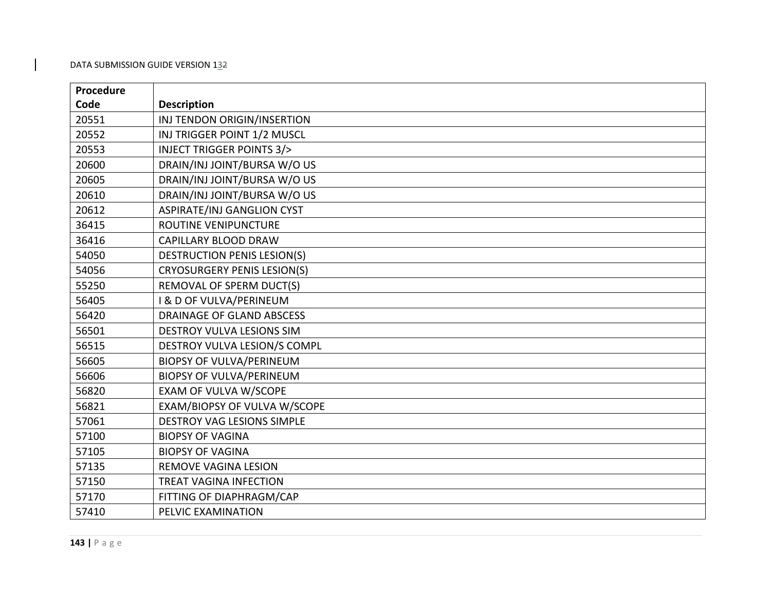| Procedure Code | Description |
|---|---|
| 20551 | INJ TENDON ORIGIN/INSERTION |
| 20552 | INJ TRIGGER POINT 1/2 MUSCL |
| 20553 | INJECT TRIGGER POINTS 3/> |
| 20600 | DRAIN/INJ JOINT/BURSA W/O US |
| 20605 | DRAIN/INJ JOINT/BURSA W/O US |
| 20610 | DRAIN/INJ JOINT/BURSA W/O US |
| 20612 | ASPIRATE/INJ GANGLION CYST |
| 36415 | ROUTINE VENIPUNCTURE |
| 36416 | CAPILLARY BLOOD DRAW |
| 54050 | DESTRUCTION PENIS LESION(S) |
| 54056 | CRYOSURGERY PENIS LESION(S) |
| 55250 | REMOVAL OF SPERM DUCT(S) |
| 56405 | I & D OF VULVA/PERINEUM |
| 56420 | DRAINAGE OF GLAND ABSCESS |
| 56501 | DESTROY VULVA LESIONS SIM |
| 56515 | DESTROY VULVA LESION/S COMPL |
| 56605 | BIOPSY OF VULVA/PERINEUM |
| 56606 | BIOPSY OF VULVA/PERINEUM |
| 56820 | EXAM OF VULVA W/SCOPE |
| 56821 | EXAM/BIOPSY OF VULVA W/SCOPE |
| 57061 | DESTROY VAG LESIONS SIMPLE |
| 57100 | BIOPSY OF VAGINA |
| 57105 | BIOPSY OF VAGINA |
| 57135 | REMOVE VAGINA LESION |
| 57150 | TREAT VAGINA INFECTION |
| 57170 | FITTING OF DIAPHRAGM/CAP |
| 57410 | PELVIC EXAMINATION |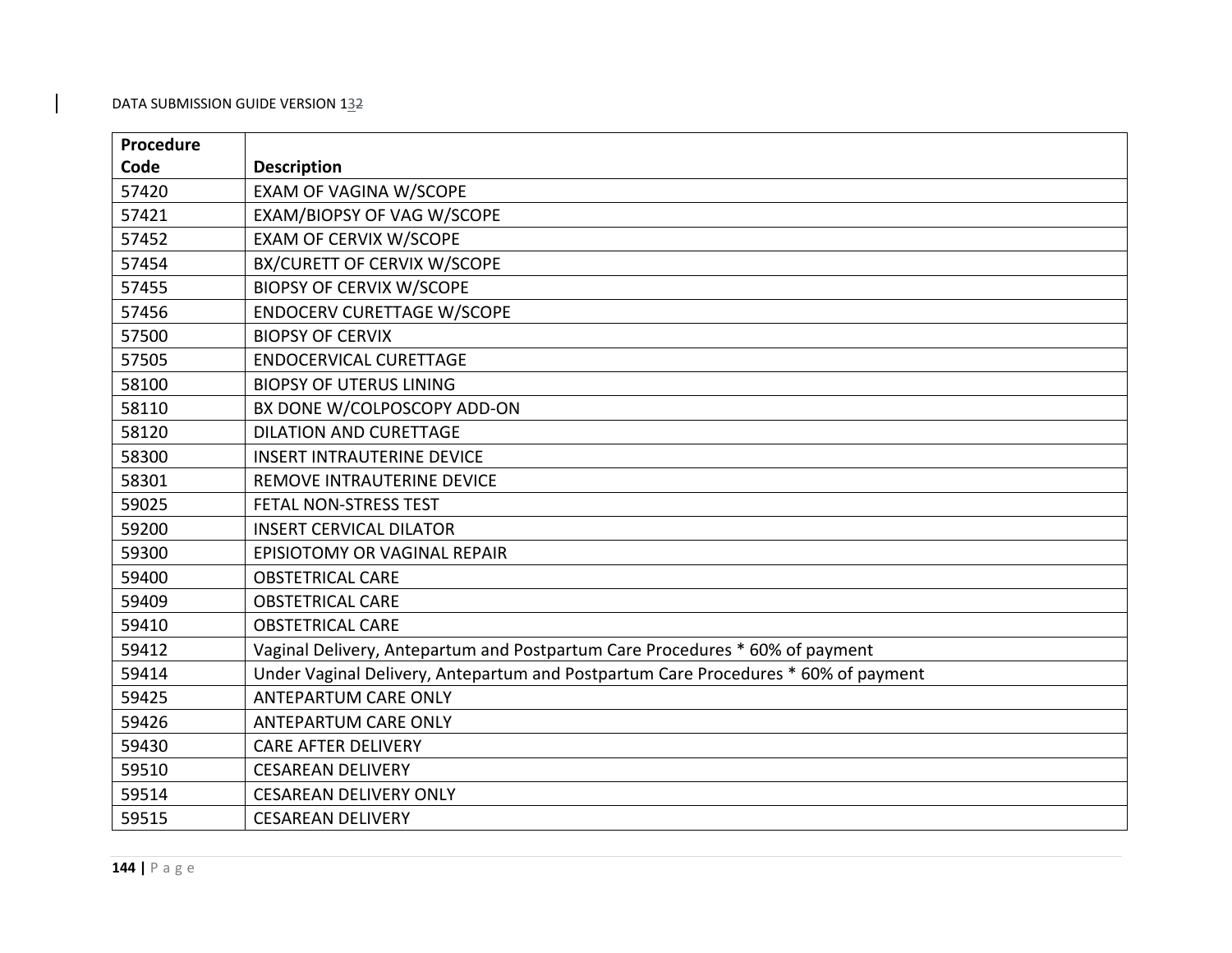| Procedure Code | Description |
|---|---|
| 57420 | EXAM OF VAGINA W/SCOPE |
| 57421 | EXAM/BIOPSY OF VAG W/SCOPE |
| 57452 | EXAM OF CERVIX W/SCOPE |
| 57454 | BX/CURETT OF CERVIX W/SCOPE |
| 57455 | BIOPSY OF CERVIX W/SCOPE |
| 57456 | ENDOCERV CURETTAGE W/SCOPE |
| 57500 | BIOPSY OF CERVIX |
| 57505 | ENDOCERVICAL CURETTAGE |
| 58100 | BIOPSY OF UTERUS LINING |
| 58110 | BX DONE W/COLPOSCOPY ADD-ON |
| 58120 | DILATION AND CURETTAGE |
| 58300 | INSERT INTRAUTERINE DEVICE |
| 58301 | REMOVE INTRAUTERINE DEVICE |
| 59025 | FETAL NON-STRESS TEST |
| 59200 | INSERT CERVICAL DILATOR |
| 59300 | EPISIOTOMY OR VAGINAL REPAIR |
| 59400 | OBSTETRICAL CARE |
| 59409 | OBSTETRICAL CARE |
| 59410 | OBSTETRICAL CARE |
| 59412 | Vaginal Delivery, Antepartum and Postpartum Care Procedures * 60% of payment |
| 59414 | Under Vaginal Delivery, Antepartum and Postpartum Care Procedures * 60% of payment |
| 59425 | ANTEPARTUM CARE ONLY |
| 59426 | ANTEPARTUM CARE ONLY |
| 59430 | CARE AFTER DELIVERY |
| 59510 | CESAREAN DELIVERY |
| 59514 | CESAREAN DELIVERY ONLY |
| 59515 | CESAREAN DELIVERY |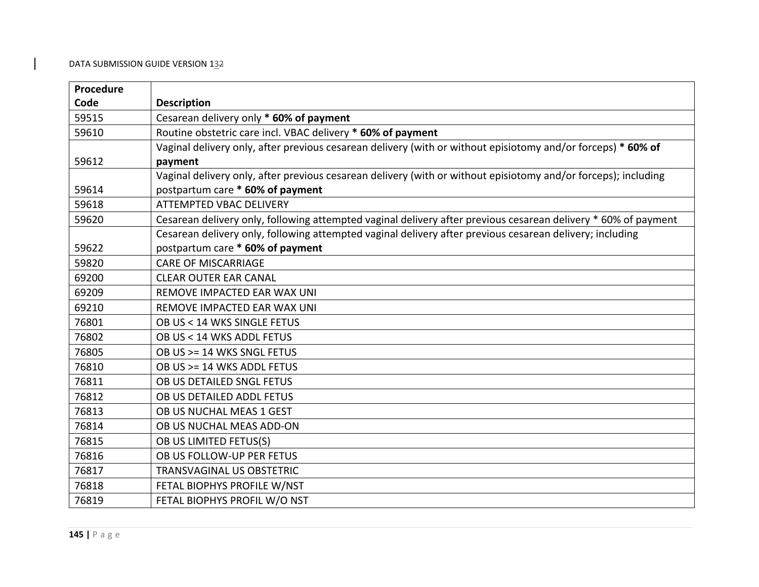| Procedure Code | Description |
|---|---|
| 59515 | Cesarean delivery only *** 60% of payment** |
| 59610 | Routine obstetric care incl. VBAC delivery *** 60% of payment** |
| 59612 | Vaginal delivery only, after previous cesarean delivery (with or without episiotomy and/or forceps) *** 60% of payment** |
| 59614 | Vaginal delivery only, after previous cesarean delivery (with or without episiotomy and/or forceps); including postpartum care *** 60% of payment** |
| 59618 | ATTEMPTED VBAC DELIVERY |
| 59620 | Cesarean delivery only, following attempted vaginal delivery after previous cesarean delivery * 60% of payment |
| 59622 | Cesarean delivery only, following attempted vaginal delivery after previous cesarean delivery; including postpartum care *** 60% of payment** |
| 59820 | CARE OF MISCARRIAGE |
| 69200 | CLEAR OUTER EAR CANAL |
| 69209 | REMOVE IMPACTED EAR WAX UNI |
| 69210 | REMOVE IMPACTED EAR WAX UNI |
| 76801 | OB US < 14 WKS SINGLE FETUS |
| 76802 | OB US < 14 WKS ADDL FETUS |
| 76805 | OB US >= 14 WKS SNGL FETUS |
| 76810 | OB US >= 14 WKS ADDL FETUS |
| 76811 | OB US DETAILED SNGL FETUS |
| 76812 | OB US DETAILED ADDL FETUS |
| 76813 | OB US NUCHAL MEAS 1 GEST |
| 76814 | OB US NUCHAL MEAS ADD-ON |
| 76815 | OB US LIMITED FETUS(S) |
| 76816 | OB US FOLLOW-UP PER FETUS |
| 76817 | TRANSVAGINAL US OBSTETRIC |
| 76818 | FETAL BIOPHYS PROFILE W/NST |
| 76819 | FETAL BIOPHYS PROFIL W/O NST |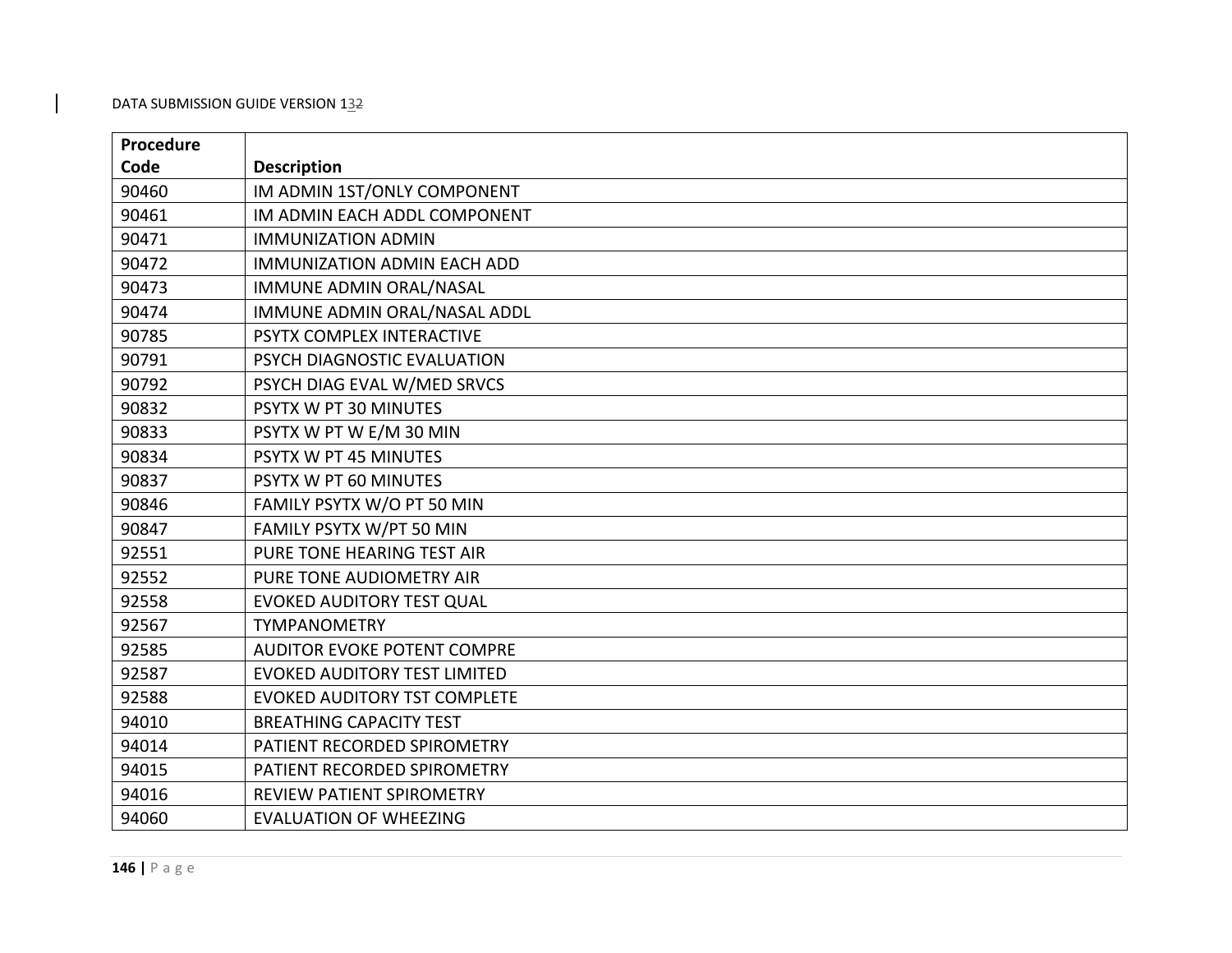| Procedure Code | Description |
|---|---|
| 90460 | IM ADMIN 1ST/ONLY COMPONENT |
| 90461 | IM ADMIN EACH ADDL COMPONENT |
| 90471 | IMMUNIZATION ADMIN |
| 90472 | IMMUNIZATION ADMIN EACH ADD |
| 90473 | IMMUNE ADMIN ORAL/NASAL |
| 90474 | IMMUNE ADMIN ORAL/NASAL ADDL |
| 90785 | PSYTX COMPLEX INTERACTIVE |
| 90791 | PSYCH DIAGNOSTIC EVALUATION |
| 90792 | PSYCH DIAG EVAL W/MED SRVCS |
| 90832 | PSYTX W PT 30 MINUTES |
| 90833 | PSYTX W PT W E/M 30 MIN |
| 90834 | PSYTX W PT 45 MINUTES |
| 90837 | PSYTX W PT 60 MINUTES |
| 90846 | FAMILY PSYTX W/O PT 50 MIN |
| 90847 | FAMILY PSYTX W/PT 50 MIN |
| 92551 | PURE TONE HEARING TEST AIR |
| 92552 | PURE TONE AUDIOMETRY AIR |
| 92558 | EVOKED AUDITORY TEST QUAL |
| 92567 | TYMPANOMETRY |
| 92585 | AUDITOR EVOKE POTENT COMPRE |
| 92587 | EVOKED AUDITORY TEST LIMITED |
| 92588 | EVOKED AUDITORY TST COMPLETE |
| 94010 | BREATHING CAPACITY TEST |
| 94014 | PATIENT RECORDED SPIROMETRY |
| 94015 | PATIENT RECORDED SPIROMETRY |
| 94016 | REVIEW PATIENT SPIROMETRY |
| 94060 | EVALUATION OF WHEEZING |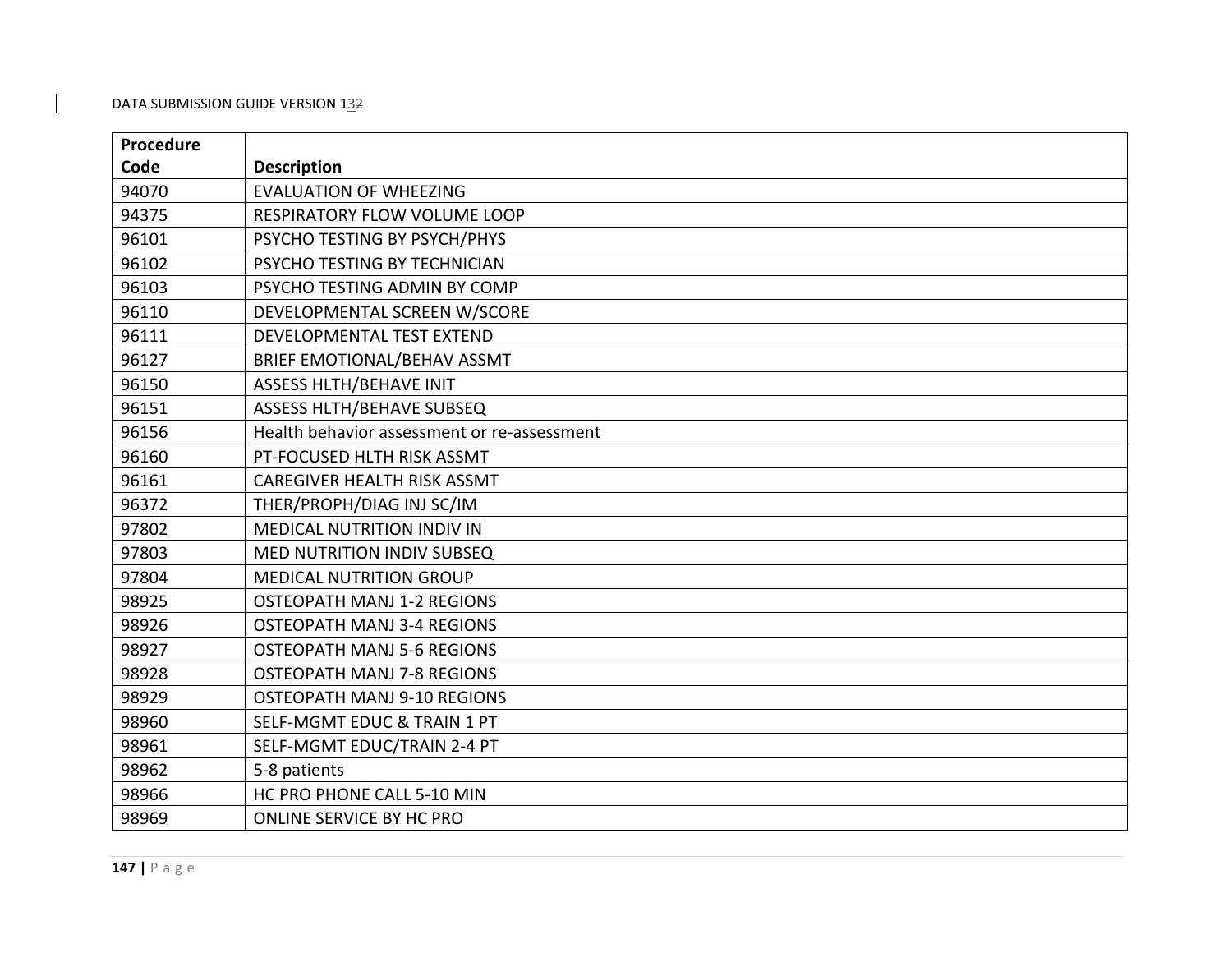| Procedure Code | Description |
|---|---|
| 94070 | EVALUATION OF WHEEZING |
| 94375 | RESPIRATORY FLOW VOLUME LOOP |
| 96101 | PSYCHO TESTING BY PSYCH/PHYS |
| 96102 | PSYCHO TESTING BY TECHNICIAN |
| 96103 | PSYCHO TESTING ADMIN BY COMP |
| 96110 | DEVELOPMENTAL SCREEN W/SCORE |
| 96111 | DEVELOPMENTAL TEST EXTEND |
| 96127 | BRIEF EMOTIONAL/BEHAV ASSMT |
| 96150 | ASSESS HLTH/BEHAVE INIT |
| 96151 | ASSESS HLTH/BEHAVE SUBSEQ |
| 96156 | Health behavior assessment or re-assessment |
| 96160 | PT-FOCUSED HLTH RISK ASSMT |
| 96161 | CAREGIVER HEALTH RISK ASSMT |
| 96372 | THER/PROPH/DIAG INJ SC/IM |
| 97802 | MEDICAL NUTRITION INDIV IN |
| 97803 | MED NUTRITION INDIV SUBSEQ |
| 97804 | MEDICAL NUTRITION GROUP |
| 98925 | OSTEOPATH MANJ 1-2 REGIONS |
| 98926 | OSTEOPATH MANJ 3-4 REGIONS |
| 98927 | OSTEOPATH MANJ 5-6 REGIONS |
| 98928 | OSTEOPATH MANJ 7-8 REGIONS |
| 98929 | OSTEOPATH MANJ 9-10 REGIONS |
| 98960 | SELF-MGMT EDUC & TRAIN 1 PT |
| 98961 | SELF-MGMT EDUC/TRAIN 2-4 PT |
| 98962 | 5-8 patients |
| 98966 | HC PRO PHONE CALL 5-10 MIN |
| 98969 | ONLINE SERVICE BY HC PRO |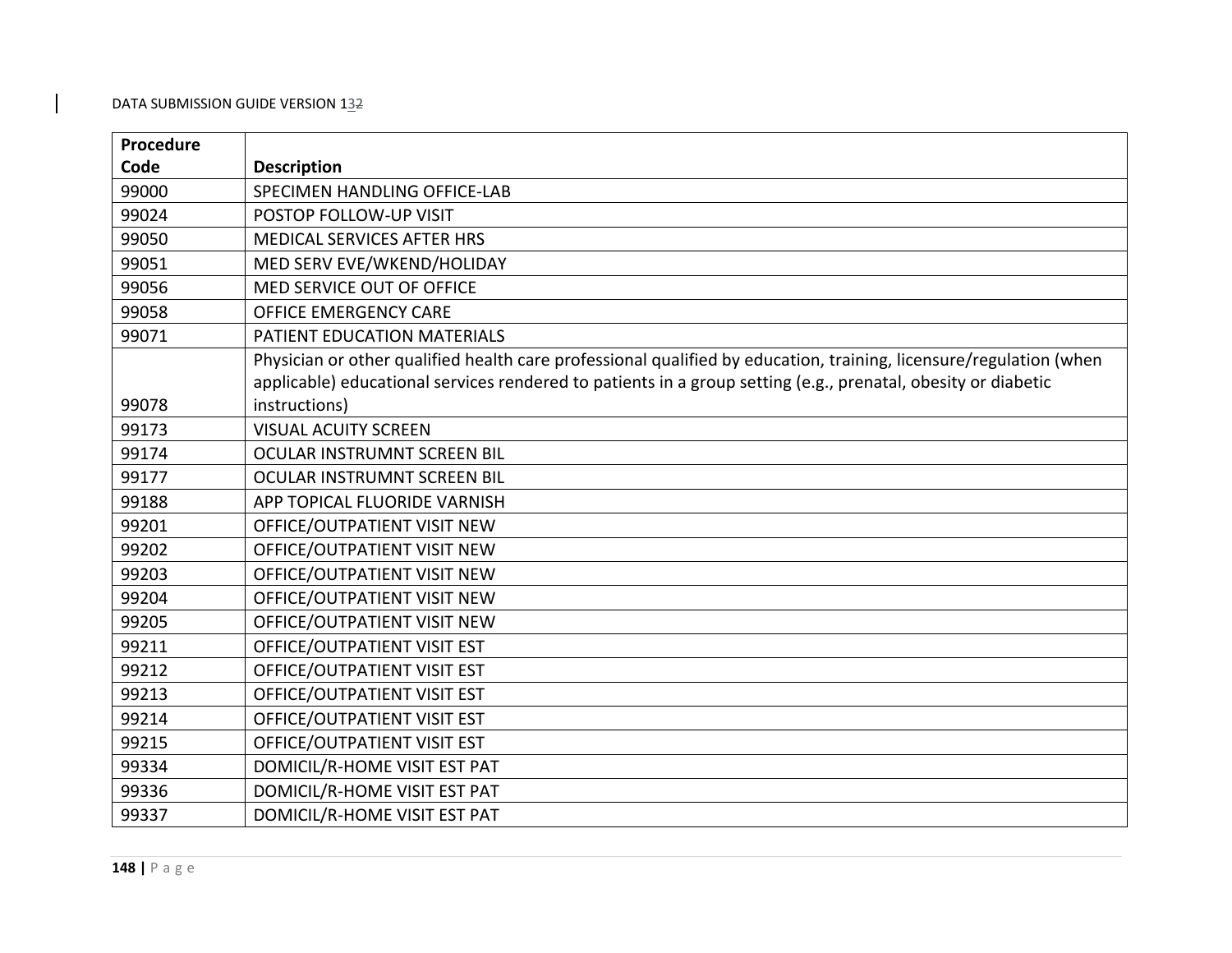| Procedure Code | Description |
|---|---|
| 99000 | SPECIMEN HANDLING OFFICE-LAB |
| 99024 | POSTOP FOLLOW-UP VISIT |
| 99050 | MEDICAL SERVICES AFTER HRS |
| 99051 | MED SERV EVE/WKEND/HOLIDAY |
| 99056 | MED SERVICE OUT OF OFFICE |
| 99058 | OFFICE EMERGENCY CARE |
| 99071 | PATIENT EDUCATION MATERIALS |
| 99078 | Physician or other qualified health care professional qualified by education, training, licensure/regulation (when applicable) educational services rendered to patients in a group setting (e.g., prenatal, obesity or diabetic instructions) |
| 99173 | VISUAL ACUITY SCREEN |
| 99174 | OCULAR INSTRUMNT SCREEN BIL |
| 99177 | OCULAR INSTRUMNT SCREEN BIL |
| 99188 | APP TOPICAL FLUORIDE VARNISH |
| 99201 | OFFICE/OUTPATIENT VISIT NEW |
| 99202 | OFFICE/OUTPATIENT VISIT NEW |
| 99203 | OFFICE/OUTPATIENT VISIT NEW |
| 99204 | OFFICE/OUTPATIENT VISIT NEW |
| 99205 | OFFICE/OUTPATIENT VISIT NEW |
| 99211 | OFFICE/OUTPATIENT VISIT EST |
| 99212 | OFFICE/OUTPATIENT VISIT EST |
| 99213 | OFFICE/OUTPATIENT VISIT EST |
| 99214 | OFFICE/OUTPATIENT VISIT EST |
| 99215 | OFFICE/OUTPATIENT VISIT EST |
| 99334 | DOMICIL/R-HOME VISIT EST PAT |
| 99336 | DOMICIL/R-HOME VISIT EST PAT |
| 99337 | DOMICIL/R-HOME VISIT EST PAT |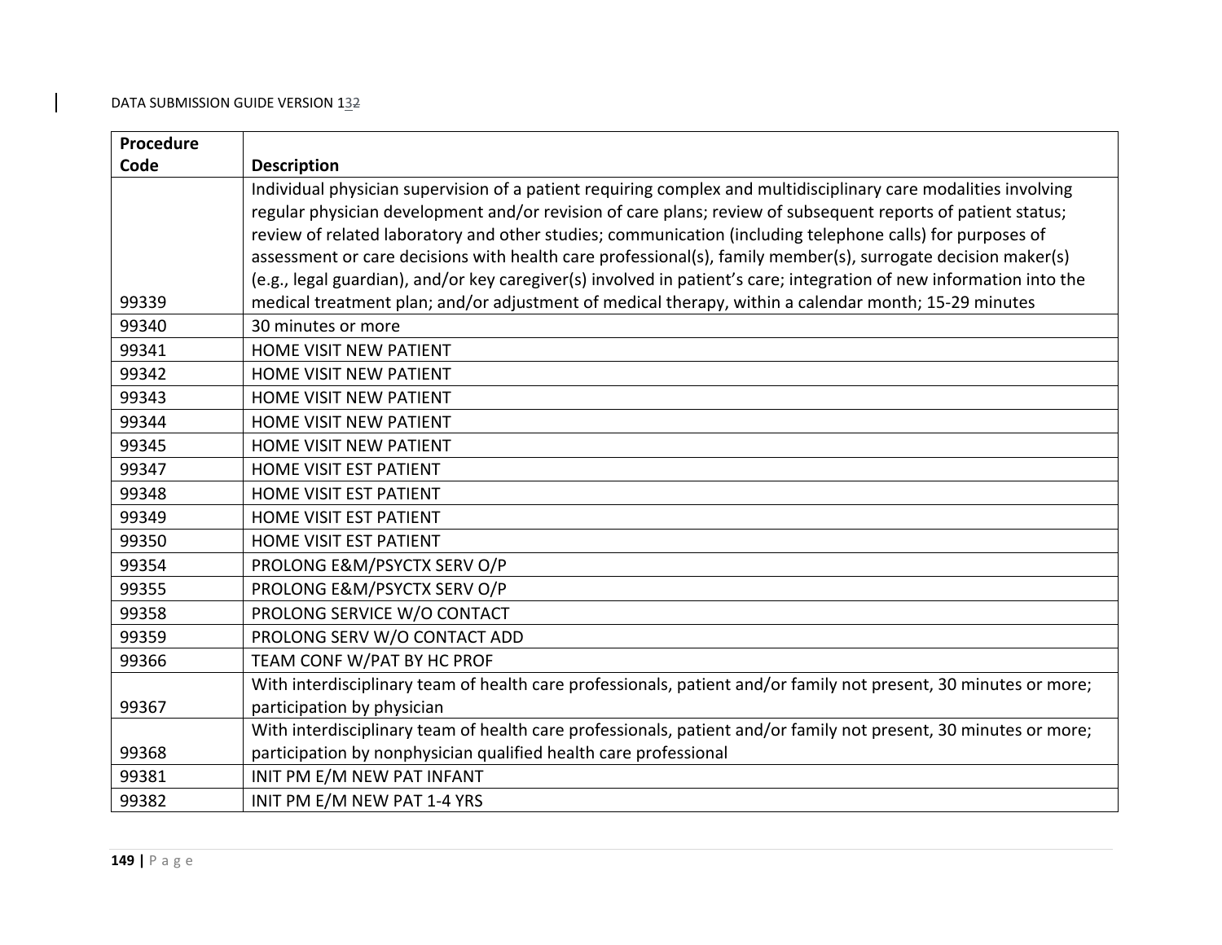| Procedure Code | Description |
| --- | --- |
| 99339 | Individual physician supervision of a patient requiring complex and multidisciplinary care modalities involving regular physician development and/or revision of care plans; review of subsequent reports of patient status; review of related laboratory and other studies; communication (including telephone calls) for purposes of assessment or care decisions with health care professional(s), family member(s), surrogate decision maker(s) (e.g., legal guardian), and/or key caregiver(s) involved in patient's care; integration of new information into the medical treatment plan; and/or adjustment of medical therapy, within a calendar month; 15-29 minutes |
| 99340 | 30 minutes or more |
| 99341 | HOME VISIT NEW PATIENT |
| 99342 | HOME VISIT NEW PATIENT |
| 99343 | HOME VISIT NEW PATIENT |
| 99344 | HOME VISIT NEW PATIENT |
| 99345 | HOME VISIT NEW PATIENT |
| 99347 | HOME VISIT EST PATIENT |
| 99348 | HOME VISIT EST PATIENT |
| 99349 | HOME VISIT EST PATIENT |
| 99350 | HOME VISIT EST PATIENT |
| 99354 | PROLONG E&M/PSYCTX SERV O/P |
| 99355 | PROLONG E&M/PSYCTX SERV O/P |
| 99358 | PROLONG SERVICE W/O CONTACT |
| 99359 | PROLONG SERV W/O CONTACT ADD |
| 99366 | TEAM CONF W/PAT BY HC PROF |
| 99367 | With interdisciplinary team of health care professionals, patient and/or family not present, 30 minutes or more; participation by physician |
| 99368 | With interdisciplinary team of health care professionals, patient and/or family not present, 30 minutes or more; participation by nonphysician qualified health care professional |
| 99381 | INIT PM E/M NEW PAT INFANT |
| 99382 | INIT PM E/M NEW PAT 1-4 YRS |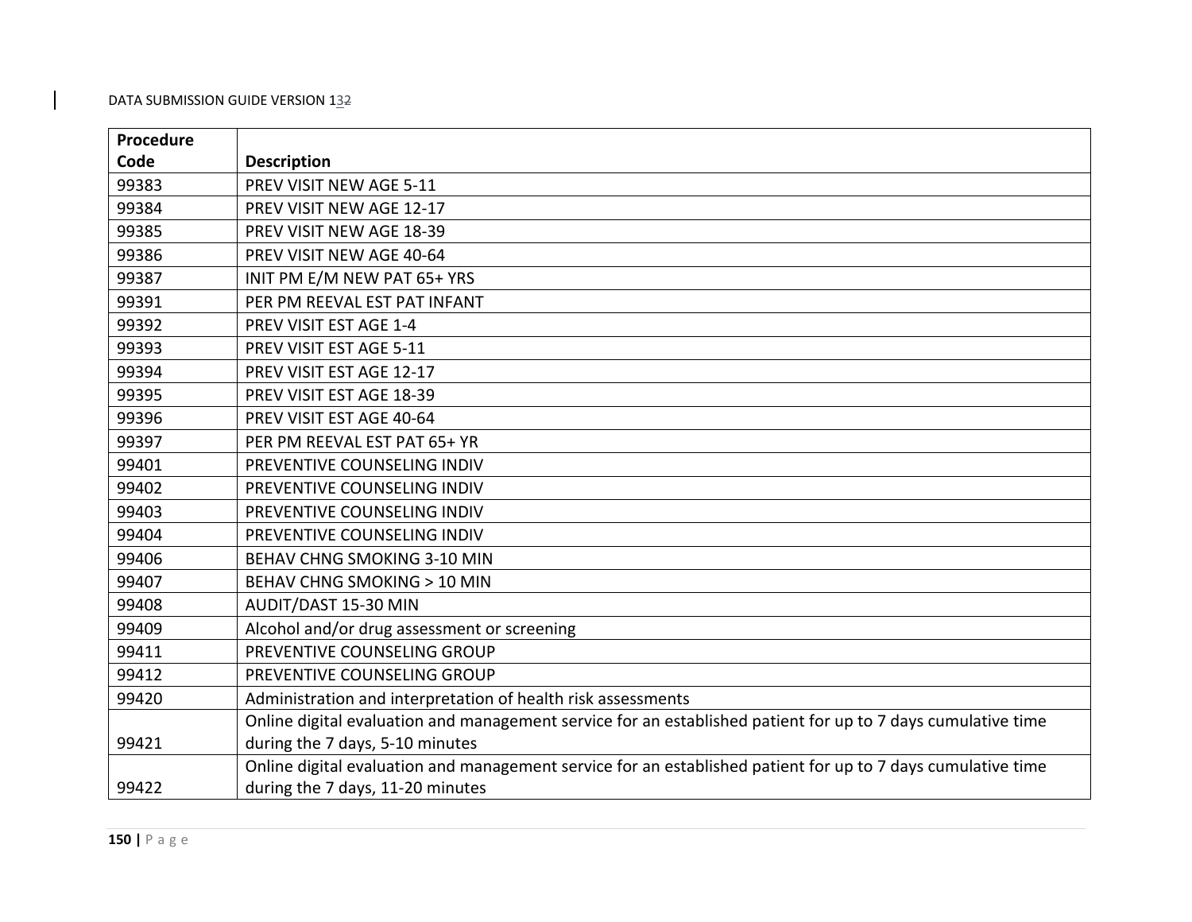| Procedure Code | Description |
|---|---|
| 99383 | PREV VISIT NEW AGE 5-11 |
| 99384 | PREV VISIT NEW AGE 12-17 |
| 99385 | PREV VISIT NEW AGE 18-39 |
| 99386 | PREV VISIT NEW AGE 40-64 |
| 99387 | INIT PM E/M NEW PAT 65+ YRS |
| 99391 | PER PM REEVAL EST PAT INFANT |
| 99392 | PREV VISIT EST AGE 1-4 |
| 99393 | PREV VISIT EST AGE 5-11 |
| 99394 | PREV VISIT EST AGE 12-17 |
| 99395 | PREV VISIT EST AGE 18-39 |
| 99396 | PREV VISIT EST AGE 40-64 |
| 99397 | PER PM REEVAL EST PAT 65+ YR |
| 99401 | PREVENTIVE COUNSELING INDIV |
| 99402 | PREVENTIVE COUNSELING INDIV |
| 99403 | PREVENTIVE COUNSELING INDIV |
| 99404 | PREVENTIVE COUNSELING INDIV |
| 99406 | BEHAV CHNG SMOKING 3-10 MIN |
| 99407 | BEHAV CHNG SMOKING > 10 MIN |
| 99408 | AUDIT/DAST 15-30 MIN |
| 99409 | Alcohol and/or drug assessment or screening |
| 99411 | PREVENTIVE COUNSELING GROUP |
| 99412 | PREVENTIVE COUNSELING GROUP |
| 99420 | Administration and interpretation of health risk assessments |
| 99421 | Online digital evaluation and management service for an established patient for up to 7 days cumulative time during the 7 days, 5-10 minutes |
| 99422 | Online digital evaluation and management service for an established patient for up to 7 days cumulative time during the 7 days, 11-20 minutes |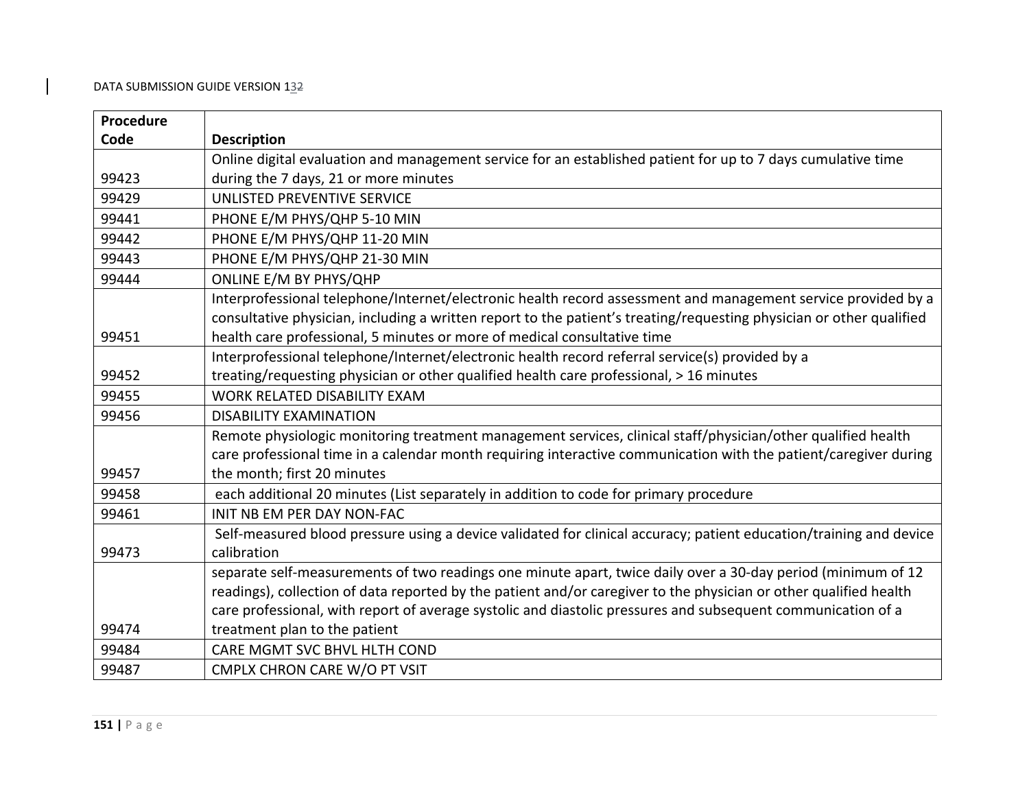| Procedure Code | Description |
|---|---|
| 99423 | Online digital evaluation and management service for an established patient for up to 7 days cumulative time during the 7 days, 21 or more minutes |
| 99429 | UNLISTED PREVENTIVE SERVICE |
| 99441 | PHONE E/M PHYS/QHP 5-10 MIN |
| 99442 | PHONE E/M PHYS/QHP 11-20 MIN |
| 99443 | PHONE E/M PHYS/QHP 21-30 MIN |
| 99444 | ONLINE E/M BY PHYS/QHP |
| 99451 | Interprofessional telephone/Internet/electronic health record assessment and management service provided by a consultative physician, including a written report to the patient's treating/requesting physician or other qualified health care professional, 5 minutes or more of medical consultative time |
| 99452 | Interprofessional telephone/Internet/electronic health record referral service(s) provided by a treating/requesting physician or other qualified health care professional, > 16 minutes |
| 99455 | WORK RELATED DISABILITY EXAM |
| 99456 | DISABILITY EXAMINATION |
| 99457 | Remote physiologic monitoring treatment management services, clinical staff/physician/other qualified health care professional time in a calendar month requiring interactive communication with the patient/caregiver during the month; first 20 minutes |
| 99458 | each additional 20 minutes (List separately in addition to code for primary procedure |
| 99461 | INIT NB EM PER DAY NON-FAC |
| 99473 | Self-measured blood pressure using a device validated for clinical accuracy; patient education/training and device calibration |
| 99474 | separate self-measurements of two readings one minute apart, twice daily over a 30-day period (minimum of 12 readings), collection of data reported by the patient and/or caregiver to the physician or other qualified health care professional, with report of average systolic and diastolic pressures and subsequent communication of a treatment plan to the patient |
| 99484 | CARE MGMT SVC BHVL HLTH COND |
| 99487 | CMPLX CHRON CARE W/O PT VSIT |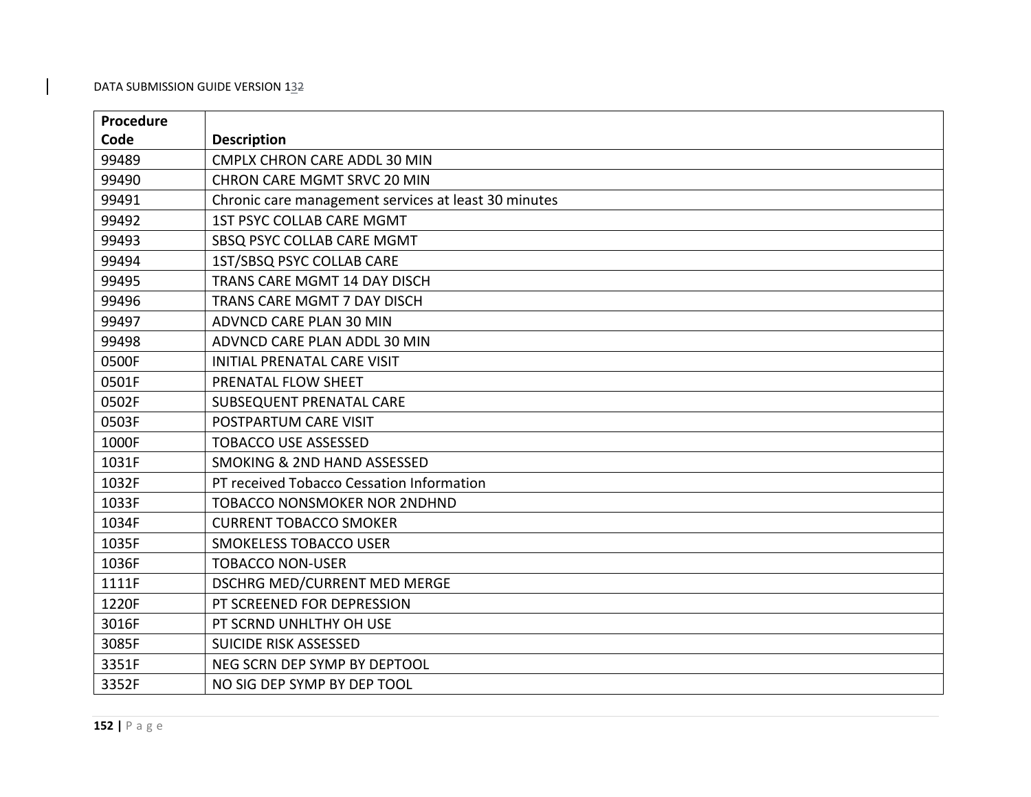| Procedure Code | Description |
|---|---|
| 99489 | CMPLX CHRON CARE ADDL 30 MIN |
| 99490 | CHRON CARE MGMT SRVC 20 MIN |
| 99491 | Chronic care management services at least 30 minutes |
| 99492 | 1ST PSYC COLLAB CARE MGMT |
| 99493 | SBSQ PSYC COLLAB CARE MGMT |
| 99494 | 1ST/SBSQ PSYC COLLAB CARE |
| 99495 | TRANS CARE MGMT 14 DAY DISCH |
| 99496 | TRANS CARE MGMT 7 DAY DISCH |
| 99497 | ADVNCD CARE PLAN 30 MIN |
| 99498 | ADVNCD CARE PLAN ADDL 30 MIN |
| 0500F | INITIAL PRENATAL CARE VISIT |
| 0501F | PRENATAL FLOW SHEET |
| 0502F | SUBSEQUENT PRENATAL CARE |
| 0503F | POSTPARTUM CARE VISIT |
| 1000F | TOBACCO USE ASSESSED |
| 1031F | SMOKING & 2ND HAND ASSESSED |
| 1032F | PT received Tobacco Cessation Information |
| 1033F | TOBACCO NONSMOKER NOR 2NDHND |
| 1034F | CURRENT TOBACCO SMOKER |
| 1035F | SMOKELESS TOBACCO USER |
| 1036F | TOBACCO NON-USER |
| 1111F | DSCHRG MED/CURRENT MED MERGE |
| 1220F | PT SCREENED FOR DEPRESSION |
| 3016F | PT SCRND UNHLTHY OH USE |
| 3085F | SUICIDE RISK ASSESSED |
| 3351F | NEG SCRN DEP SYMP BY DEPTOOL |
| 3352F | NO SIG DEP SYMP BY DEP TOOL |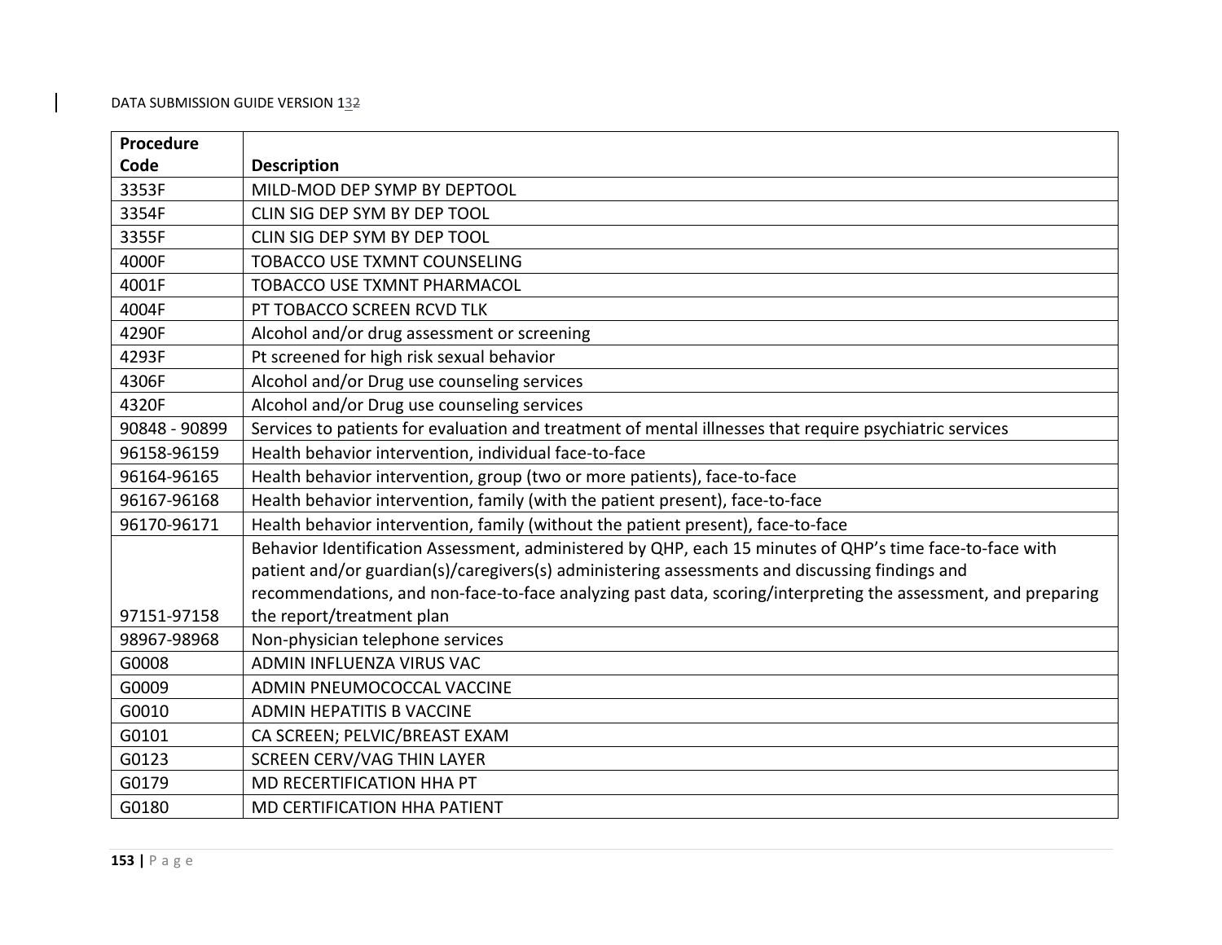| Procedure Code | Description |
|---|---|
| 3353F | MILD-MOD DEP SYMP BY DEPTOOL |
| 3354F | CLIN SIG DEP SYM BY DEP TOOL |
| 3355F | CLIN SIG DEP SYM BY DEP TOOL |
| 4000F | TOBACCO USE TXMNT COUNSELING |
| 4001F | TOBACCO USE TXMNT PHARMACOL |
| 4004F | PT TOBACCO SCREEN RCVD TLK |
| 4290F | Alcohol and/or drug assessment or screening |
| 4293F | Pt screened for high risk sexual behavior |
| 4306F | Alcohol and/or Drug use counseling services |
| 4320F | Alcohol and/or Drug use counseling services |
| 90848 - 90899 | Services to patients for evaluation and treatment of mental illnesses that require psychiatric services |
| 96158-96159 | Health behavior intervention, individual face-to-face |
| 96164-96165 | Health behavior intervention, group (two or more patients), face-to-face |
| 96167-96168 | Health behavior intervention, family (with the patient present), face-to-face |
| 96170-96171 | Health behavior intervention, family (without the patient present), face-to-face |
| 97151-97158 | Behavior Identification Assessment, administered by QHP, each 15 minutes of QHP's time face-to-face with patient and/or guardian(s)/caregivers(s) administering assessments and discussing findings and recommendations, and non-face-to-face analyzing past data, scoring/interpreting the assessment, and preparing the report/treatment plan |
| 98967-98968 | Non-physician telephone services |
| G0008 | ADMIN INFLUENZA VIRUS VAC |
| G0009 | ADMIN PNEUMOCOCCAL VACCINE |
| G0010 | ADMIN HEPATITIS B VACCINE |
| G0101 | CA SCREEN; PELVIC/BREAST EXAM |
| G0123 | SCREEN CERV/VAG THIN LAYER |
| G0179 | MD RECERTIFICATION HHA PT |
| G0180 | MD CERTIFICATION HHA PATIENT |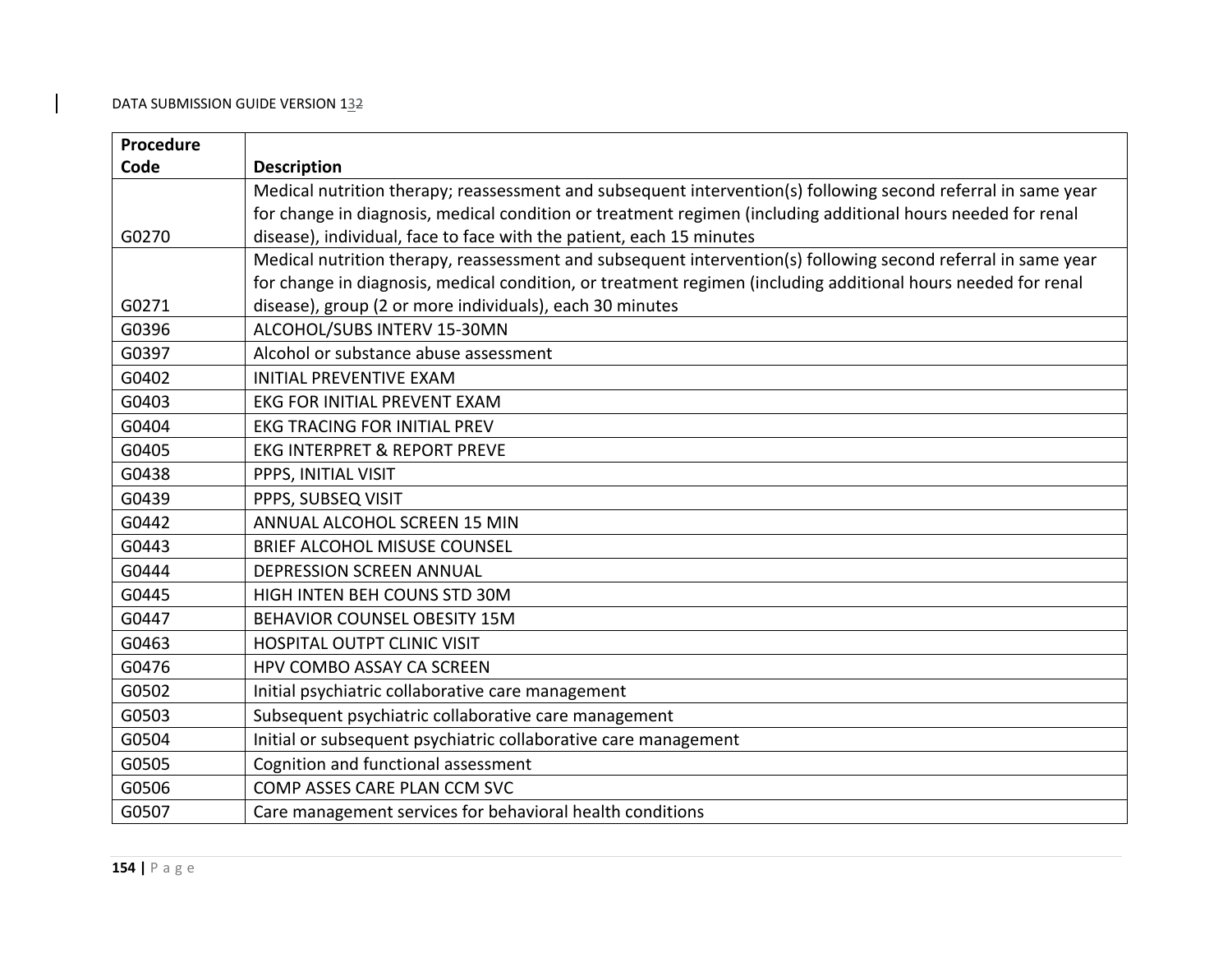| Procedure Code | Description |
|---|---|
| G0270 | Medical nutrition therapy; reassessment and subsequent intervention(s) following second referral in same year for change in diagnosis, medical condition or treatment regimen (including additional hours needed for renal disease), individual, face to face with the patient, each 15 minutes |
| G0271 | Medical nutrition therapy, reassessment and subsequent intervention(s) following second referral in same year for change in diagnosis, medical condition, or treatment regimen (including additional hours needed for renal disease), group (2 or more individuals), each 30 minutes |
| G0396 | ALCOHOL/SUBS INTERV 15-30MN |
| G0397 | Alcohol or substance abuse assessment |
| G0402 | INITIAL PREVENTIVE EXAM |
| G0403 | EKG FOR INITIAL PREVENT EXAM |
| G0404 | EKG TRACING FOR INITIAL PREV |
| G0405 | EKG INTERPRET & REPORT PREVE |
| G0438 | PPPS, INITIAL VISIT |
| G0439 | PPPS, SUBSEQ VISIT |
| G0442 | ANNUAL ALCOHOL SCREEN 15 MIN |
| G0443 | BRIEF ALCOHOL MISUSE COUNSEL |
| G0444 | DEPRESSION SCREEN ANNUAL |
| G0445 | HIGH INTEN BEH COUNS STD 30M |
| G0447 | BEHAVIOR COUNSEL OBESITY 15M |
| G0463 | HOSPITAL OUTPT CLINIC VISIT |
| G0476 | HPV COMBO ASSAY CA SCREEN |
| G0502 | Initial psychiatric collaborative care management |
| G0503 | Subsequent psychiatric collaborative care management |
| G0504 | Initial or subsequent psychiatric collaborative care management |
| G0505 | Cognition and functional assessment |
| G0506 | COMP ASSES CARE PLAN CCM SVC |
| G0507 | Care management services for behavioral health conditions |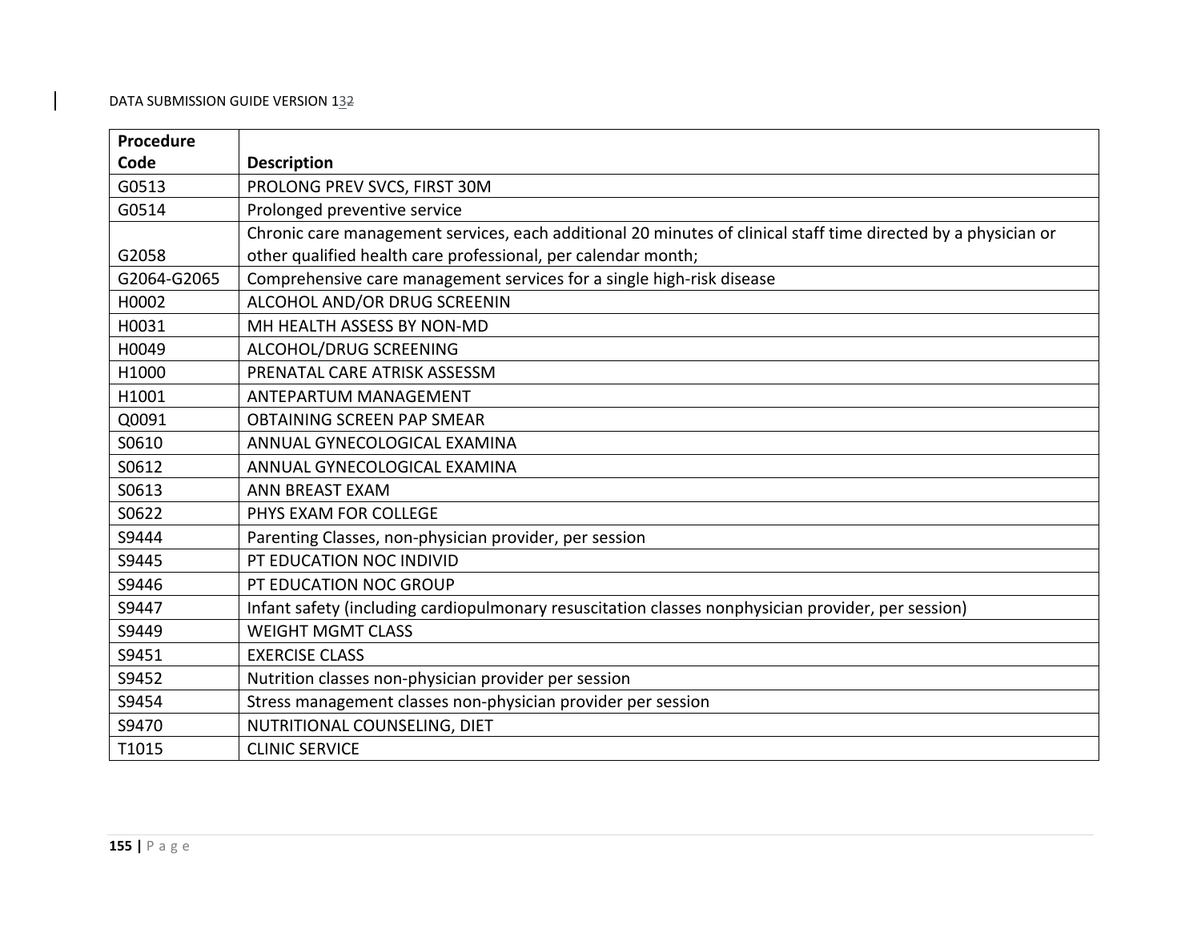| Procedure Code | Description |
|---|---|
| G0513 | PROLONG PREV SVCS, FIRST 30M |
| G0514 | Prolonged preventive service |
| G2058 | Chronic care management services, each additional 20 minutes of clinical staff time directed by a physician or other qualified health care professional, per calendar month; |
| G2064-G2065 | Comprehensive care management services for a single high-risk disease |
| H0002 | ALCOHOL AND/OR DRUG SCREENIN |
| H0031 | MH HEALTH ASSESS BY NON-MD |
| H0049 | ALCOHOL/DRUG SCREENING |
| H1000 | PRENATAL CARE ATRISK ASSESSM |
| H1001 | ANTEPARTUM MANAGEMENT |
| Q0091 | OBTAINING SCREEN PAP SMEAR |
| S0610 | ANNUAL GYNECOLOGICAL EXAMINA |
| S0612 | ANNUAL GYNECOLOGICAL EXAMINA |
| S0613 | ANN BREAST EXAM |
| S0622 | PHYS EXAM FOR COLLEGE |
| S9444 | Parenting Classes, non-physician provider, per session |
| S9445 | PT EDUCATION NOC INDIVID |
| S9446 | PT EDUCATION NOC GROUP |
| S9447 | Infant safety (including cardiopulmonary resuscitation classes nonphysician provider, per session) |
| S9449 | WEIGHT MGMT CLASS |
| S9451 | EXERCISE CLASS |
| S9452 | Nutrition classes non-physician provider per session |
| S9454 | Stress management classes non-physician provider per session |
| S9470 | NUTRITIONAL COUNSELING, DIET |
| T1015 | CLINIC SERVICE |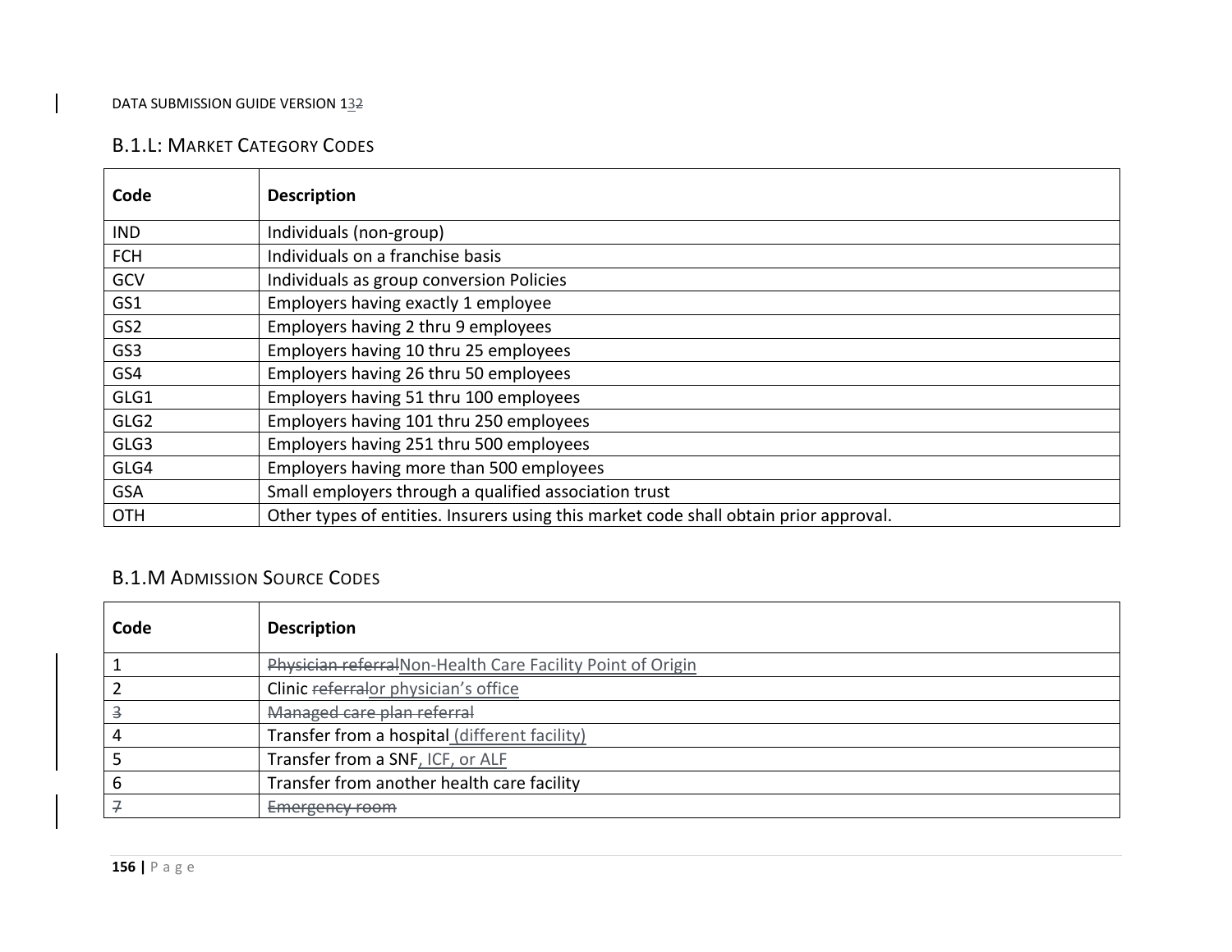### B.1.L: Market Category Codes

| Code | Description |
|---|---|
| IND | Individuals (non-group) |
| FCH | Individuals on a franchise basis |
| GCV | Individuals as group conversion Policies |
| GS1 | Employers having exactly 1 employee |
| GS2 | Employers having 2 thru 9 employees |
| GS3 | Employers having 10 thru 25 employees |
| GS4 | Employers having 26 thru 50 employees |
| GLG1 | Employers having 51 thru 100 employees |
| GLG2 | Employers having 101 thru 250 employees |
| GLG3 | Employers having 251 thru 500 employees |
| GLG4 | Employers having more than 500 employees |
| GSA | Small employers through a qualified association trust |
| OTH | Other types of entities. Insurers using this market code shall obtain prior approval. |

### B.1.M Admission Source Codes

| Code | Description |
|---|---|
| 1 | ~~Physician referral~~Non-Health Care Facility Point of Origin |
| 2 | Clinic ~~referral~~or physician's office |
| ~~3~~ | ~~Managed care plan referral~~ |
| 4 | Transfer from a hospital (different facility) |
| 5 | Transfer from a SNF, ICF, or ALF |
| 6 | Transfer from another health care facility |
| ~~7~~ | ~~Emergency room~~ |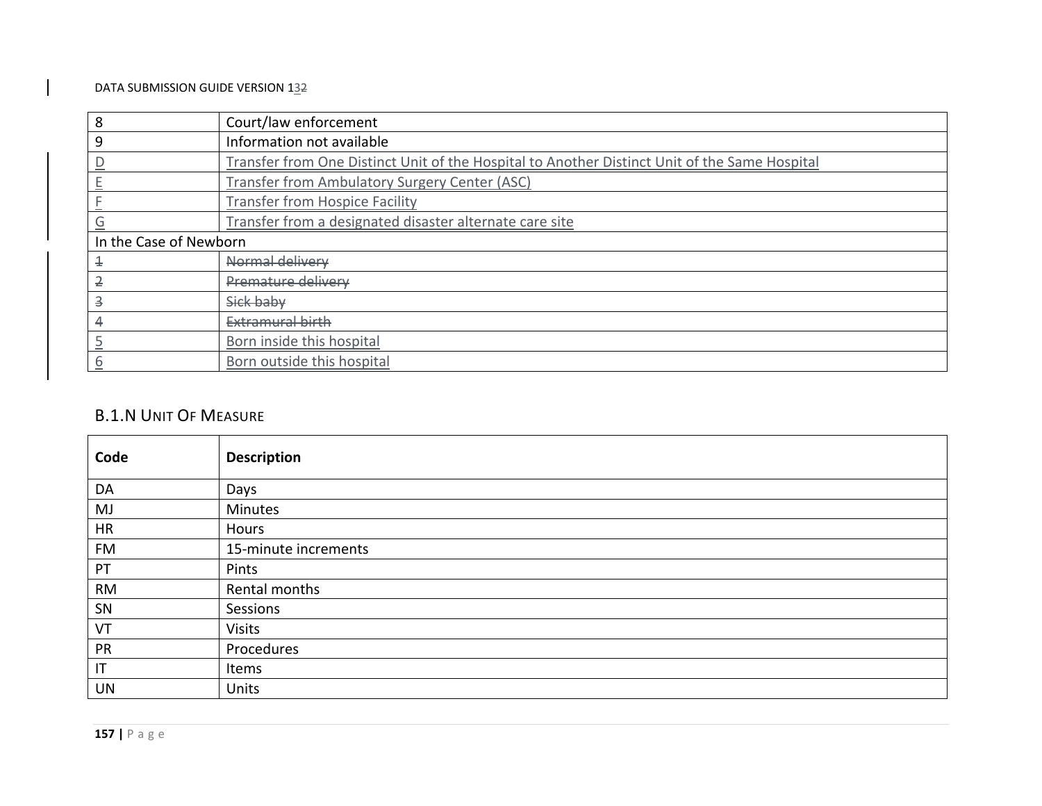| | |
|---|---|
| 8 | Court/law enforcement |
| 9 | Information not available |
| D | Transfer from One Distinct Unit of the Hospital to Another Distinct Unit of the Same Hospital |
| E | Transfer from Ambulatory Surgery Center (ASC) |
| F | Transfer from Hospice Facility |
| G | Transfer from a designated disaster alternate care site |
| In the Case of Newborn | |
| ~~1~~ | ~~Normal delivery~~ |
| ~~2~~ | ~~Premature delivery~~ |
| ~~3~~ | ~~Sick baby~~ |
| ~~4~~ | ~~Extramural birth~~ |
| 5 | Born inside this hospital |
| 6 | Born outside this hospital |

### B.1.N Unit Of Measure

| Code | Description |
|---|---|
| DA | Days |
| MJ | Minutes |
| HR | Hours |
| FM | 15-minute increments |
| PT | Pints |
| RM | Rental months |
| SN | Sessions |
| VT | Visits |
| PR | Procedures |
| IT | Items |
| UN | Units |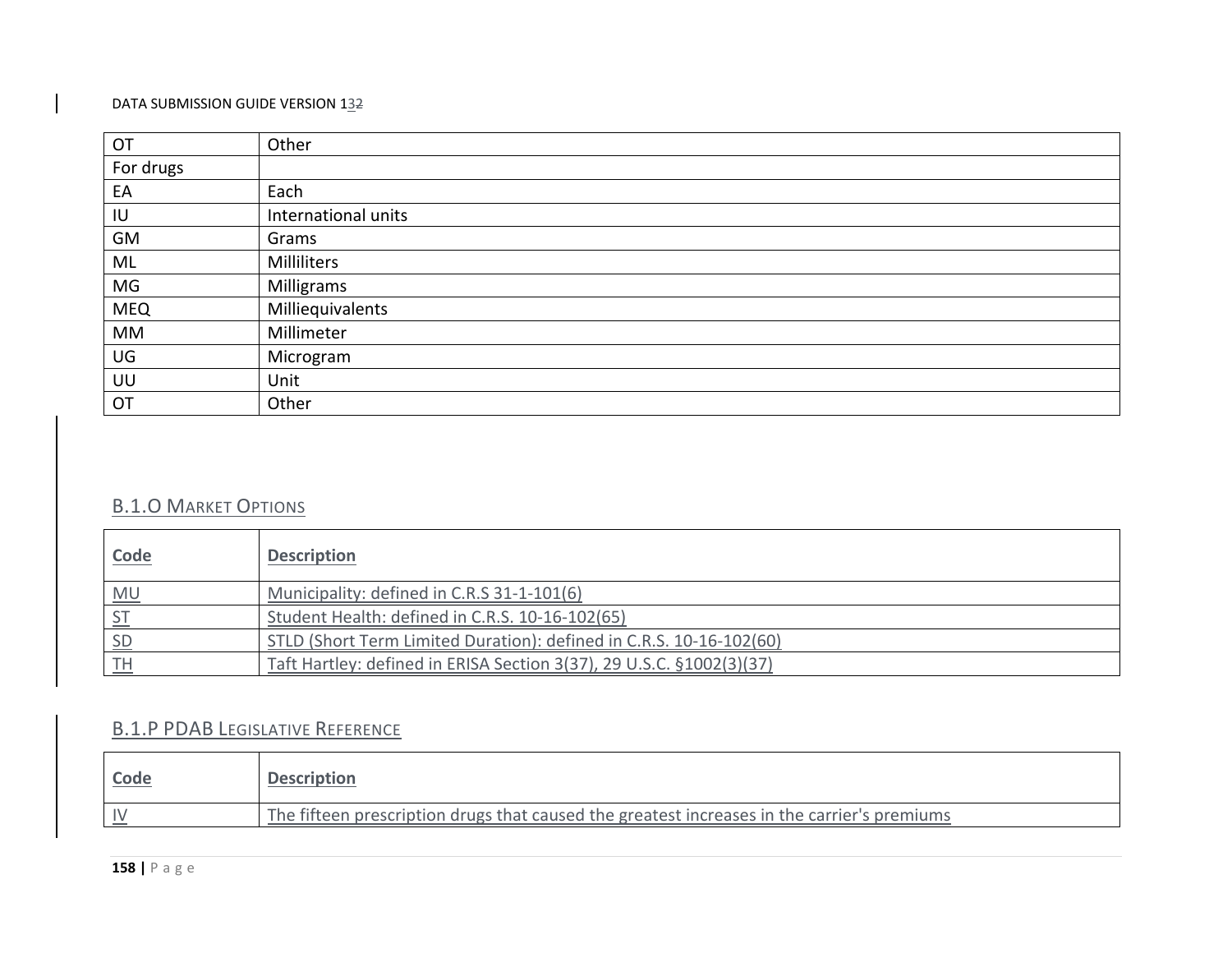| OT | Other |
| --- | --- |
| For drugs | |
| EA | Each |
| IU | International units |
| GM | Grams |
| ML | Milliliters |
| MG | Milligrams |
| MEQ | Milliequivalents |
| MM | Millimeter |
| UG | Microgram |
| UU | Unit |
| OT | Other |

### B.1.O Market Options

| Code | Description |
| --- | --- |
| MU | Municipality: defined in C.R.S 31-1-101(6) |
| ST | Student Health: defined in C.R.S. 10-16-102(65) |
| SD | STLD (Short Term Limited Duration): defined in C.R.S. 10-16-102(60) |
| TH | Taft Hartley: defined in ERISA Section 3(37), 29 U.S.C. §1002(3)(37) |

### B.1.P PDAB Legislative Reference

| Code | Description |
| --- | --- |
| IV | The fifteen prescription drugs that caused the greatest increases in the carrier's premiums |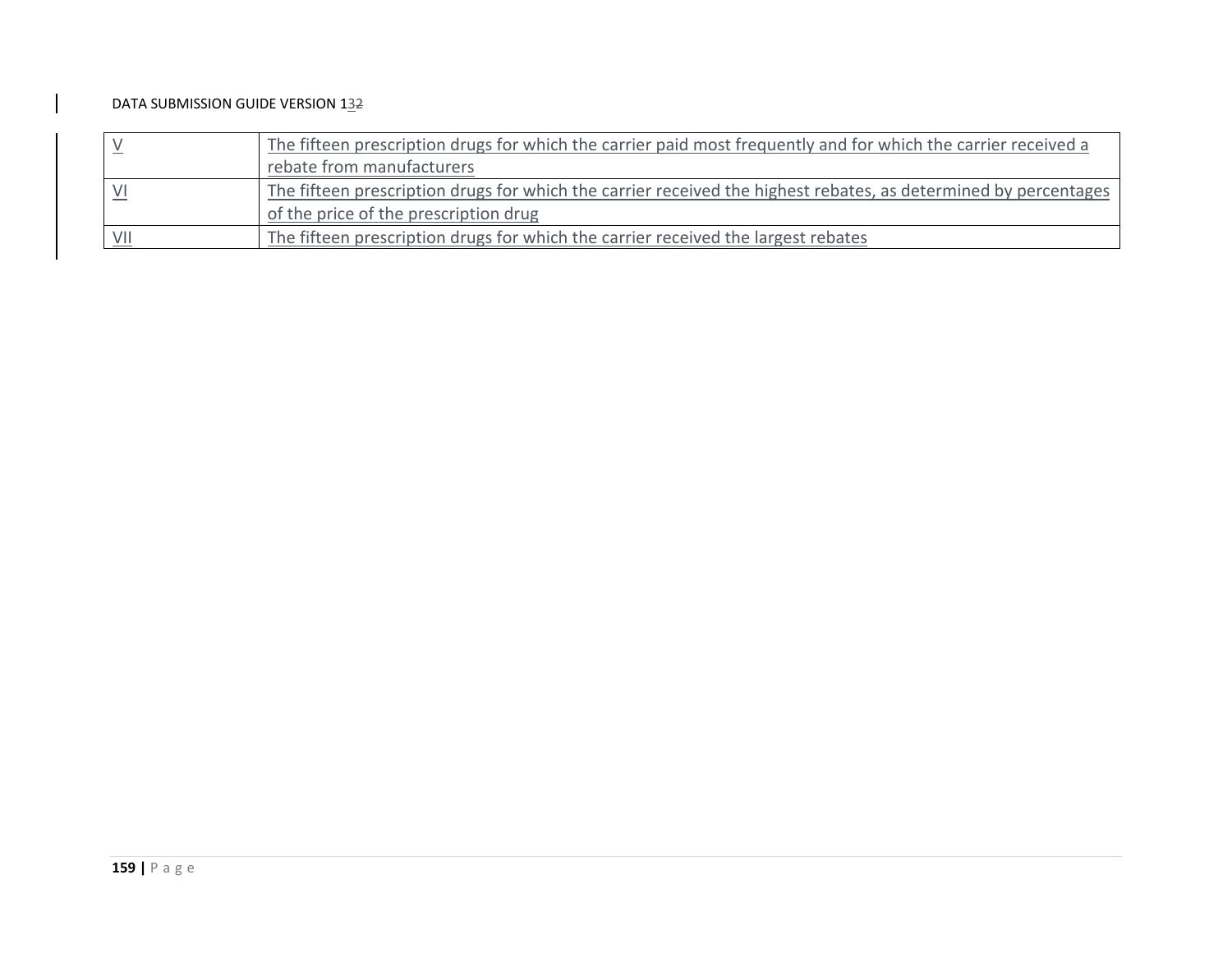| | |
|---|---|
| V | The fifteen prescription drugs for which the carrier paid most frequently and for which the carrier received a rebate from manufacturers |
| VI | The fifteen prescription drugs for which the carrier received the highest rebates, as determined by percentages of the price of the prescription drug |
| VII | The fifteen prescription drugs for which the carrier received the largest rebates |